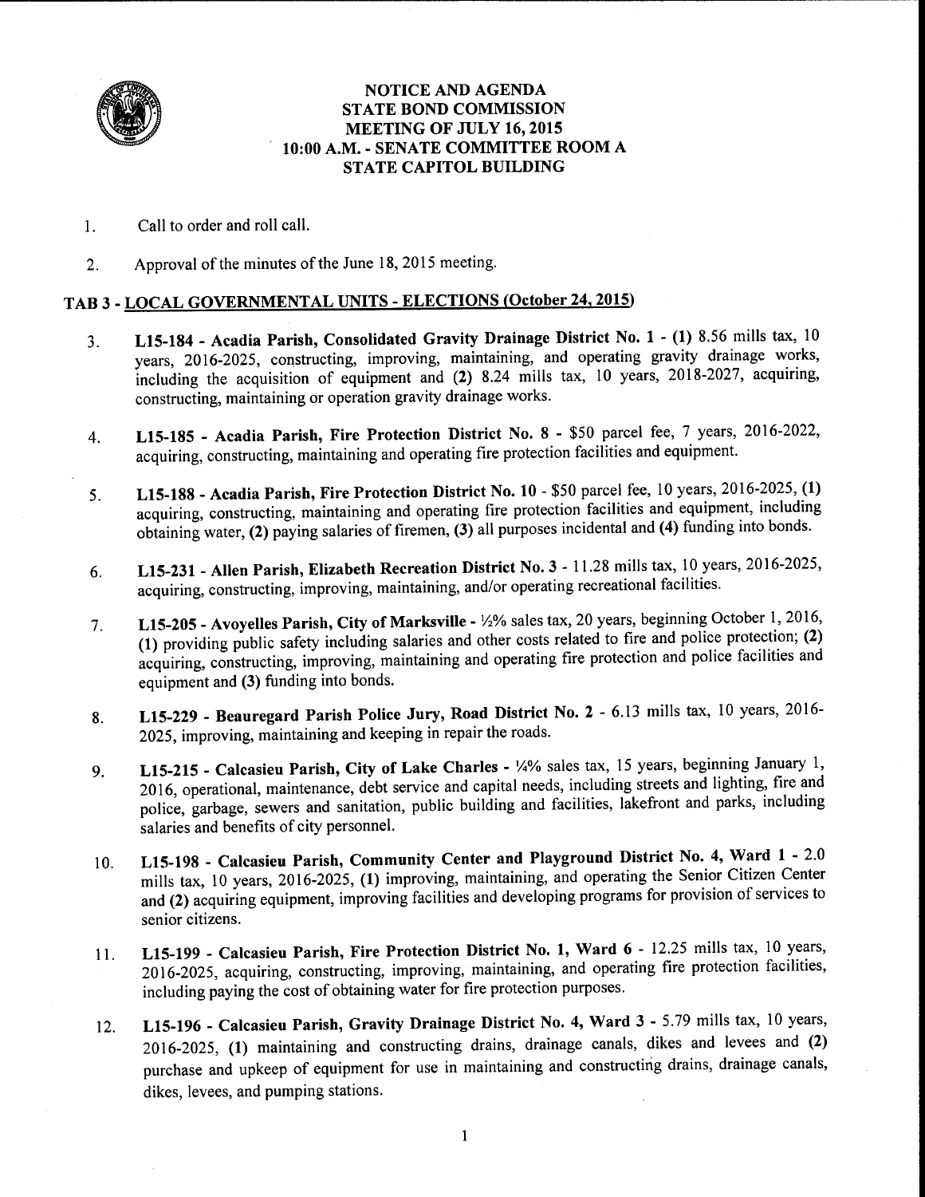# NOTICE AND AGENDA
# STATE BOND COMMISSION
# MEETING OF JULY 16, 2015
# 10:00 A.M. - SENATE COMMITTEE ROOM A
# STATE CAPITOL BUILDING

1. Call to order and roll call.

2. Approval of the minutes of the June 18, 2015 meeting.

## TAB 3 - LOCAL GOVERNMENTAL UNITS - ELECTIONS (October 24, 2015)

3. **L15-184 - Acadia Parish, Consolidated Gravity Drainage District No. 1 - (1)** 8.56 mills tax, 10 years, 2016-2025, constructing, improving, maintaining, and operating gravity drainage works, including the acquisition of equipment and **(2)** 8.24 mills tax, 10 years, 2018-2027, acquiring, constructing, maintaining or operation gravity drainage works.

4. **L15-185 - Acadia Parish, Fire Protection District No. 8** - $50 parcel fee, 7 years, 2016-2022, acquiring, constructing, maintaining and operating fire protection facilities and equipment.

5. **L15-188 - Acadia Parish, Fire Protection District No. 10** - $50 parcel fee, 10 years, 2016-2025, **(1)** acquiring, constructing, maintaining and operating fire protection facilities and equipment, including obtaining water, **(2)** paying salaries of firemen, **(3)** all purposes incidental and **(4)** funding into bonds.

6. **L15-231 - Allen Parish, Elizabeth Recreation District No. 3** - 11.28 mills tax, 10 years, 2016-2025, acquiring, constructing, improving, maintaining, and/or operating recreational facilities.

7. **L15-205 - Avoyelles Parish, City of Marksville** - ½% sales tax, 20 years, beginning October 1, 2016, **(1)** providing public safety including salaries and other costs related to fire and police protection; **(2)** acquiring, constructing, improving, maintaining and operating fire protection and police facilities and equipment and **(3)** funding into bonds.

8. **L15-229 - Beauregard Parish Police Jury, Road District No. 2** - 6.13 mills tax, 10 years, 2016-2025, improving, maintaining and keeping in repair the roads.

9. **L15-215 - Calcasieu Parish, City of Lake Charles** - ¼% sales tax, 15 years, beginning January 1, 2016, operational, maintenance, debt service and capital needs, including streets and lighting, fire and police, garbage, sewers and sanitation, public building and facilities, lakefront and parks, including salaries and benefits of city personnel.

10. **L15-198 - Calcasieu Parish, Community Center and Playground District No. 4, Ward 1** - 2.0 mills tax, 10 years, 2016-2025, **(1)** improving, maintaining, and operating the Senior Citizen Center and **(2)** acquiring equipment, improving facilities and developing programs for provision of services to senior citizens.

11. **L15-199 - Calcasieu Parish, Fire Protection District No. 1, Ward 6** - 12.25 mills tax, 10 years, 2016-2025, acquiring, constructing, improving, maintaining, and operating fire protection facilities, including paying the cost of obtaining water for fire protection purposes.

12. **L15-196 - Calcasieu Parish, Gravity Drainage District No. 4, Ward 3** - 5.79 mills tax, 10 years, 2016-2025, **(1)** maintaining and constructing drains, drainage canals, dikes and levees and **(2)** purchase and upkeep of equipment for use in maintaining and constructing drains, drainage canals, dikes, levees, and pumping stations.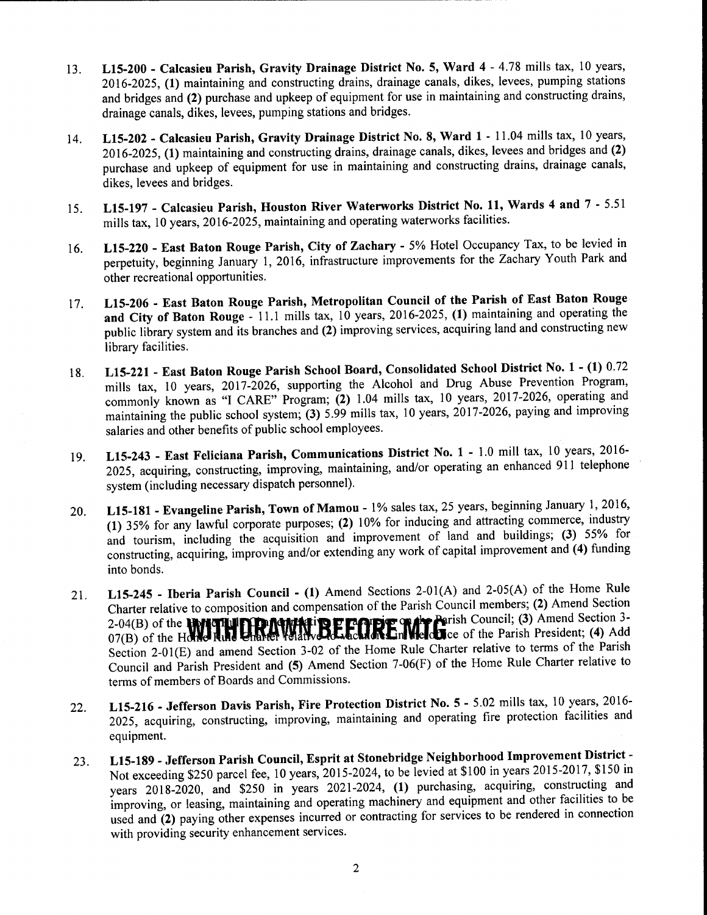13. **L15-200 - Calcasieu Parish, Gravity Drainage District No. 5, Ward 4** - 4.78 mills tax, 10 years, 2016-2025, **(1)** maintaining and constructing drains, drainage canals, dikes, levees, pumping stations and bridges and **(2)** purchase and upkeep of equipment for use in maintaining and constructing drains, drainage canals, dikes, levees, pumping stations and bridges.

14. **L15-202 - Calcasieu Parish, Gravity Drainage District No. 8, Ward 1** - 11.04 mills tax, 10 years, 2016-2025, **(1)** maintaining and constructing drains, drainage canals, dikes, levees and bridges and **(2)** purchase and upkeep of equipment for use in maintaining and constructing drains, drainage canals, dikes, levees and bridges.

15. **L15-197 - Calcasieu Parish, Houston River Waterworks District No. 11, Wards 4 and 7** - 5.51 mills tax, 10 years, 2016-2025, maintaining and operating waterworks facilities.

16. **L15-220 - East Baton Rouge Parish, City of Zachary** - 5% Hotel Occupancy Tax, to be levied in perpetuity, beginning January 1, 2016, infrastructure improvements for the Zachary Youth Park and other recreational opportunities.

17. **L15-206 - East Baton Rouge Parish, Metropolitan Council of the Parish of East Baton Rouge and City of Baton Rouge** - 11.1 mills tax, 10 years, 2016-2025, **(1)** maintaining and operating the public library system and its branches and **(2)** improving services, acquiring land and constructing new library facilities.

18. **L15-221 - East Baton Rouge Parish School Board, Consolidated School District No. 1 - (1)** 0.72 mills tax, 10 years, 2017-2026, supporting the Alcohol and Drug Abuse Prevention Program, commonly known as "I CARE" Program; **(2)** 1.04 mills tax, 10 years, 2017-2026, operating and maintaining the public school system; **(3)** 5.99 mills tax, 10 years, 2017-2026, paying and improving salaries and other benefits of public school employees.

19. **L15-243 - East Feliciana Parish, Communications District No. 1** - 1.0 mill tax, 10 years, 2016-2025, acquiring, constructing, improving, maintaining, and/or operating an enhanced 911 telephone system (including necessary dispatch personnel).

20. **L15-181 - Evangeline Parish, Town of Mamou** - 1% sales tax, 25 years, beginning January 1, 2016, **(1)** 35% for any lawful corporate purposes; **(2)** 10% for inducing and attracting commerce, industry and tourism, including the acquisition and improvement of land and buildings; **(3)** 55% for constructing, acquiring, improving and/or extending any work of capital improvement and **(4)** funding into bonds.

21. **L15-245 - Iberia Parish Council - (1)** Amend Sections 2-01(A) and 2-05(A) of the Home Rule Charter relative to composition and compensation of the Parish Council members; **(2)** Amend Section 2-04(B) of the Home Rule Charter relative to vacancies on the Parish Council; **(3)** Amend Section 3-07(B) of the Home Rule Charter relative to vacancies in the office of the Parish President; **(4)** Add Section 2-01(E) and amend Section 3-02 of the Home Rule Charter relative to terms of the Parish Council and Parish President and **(5)** Amend Section 7-06(F) of the Home Rule Charter relative to terms of members of Boards and Commissions. **WITHDRAWN BEFORE MTG**

22. **L15-216 - Jefferson Davis Parish, Fire Protection District No. 5** - 5.02 mills tax, 10 years, 2016-2025, acquiring, constructing, improving, maintaining and operating fire protection facilities and equipment.

23. **L15-189 - Jefferson Parish Council, Esprit at Stonebridge Neighborhood Improvement District** - Not exceeding $250 parcel fee, 10 years, 2015-2024, to be levied at $100 in years 2015-2017, $150 in years 2018-2020, and $250 in years 2021-2024, **(1)** purchasing, acquiring, constructing and improving, or leasing, maintaining and operating machinery and equipment and other facilities to be used and **(2)** paying other expenses incurred or contracting for services to be rendered in connection with providing security enhancement services.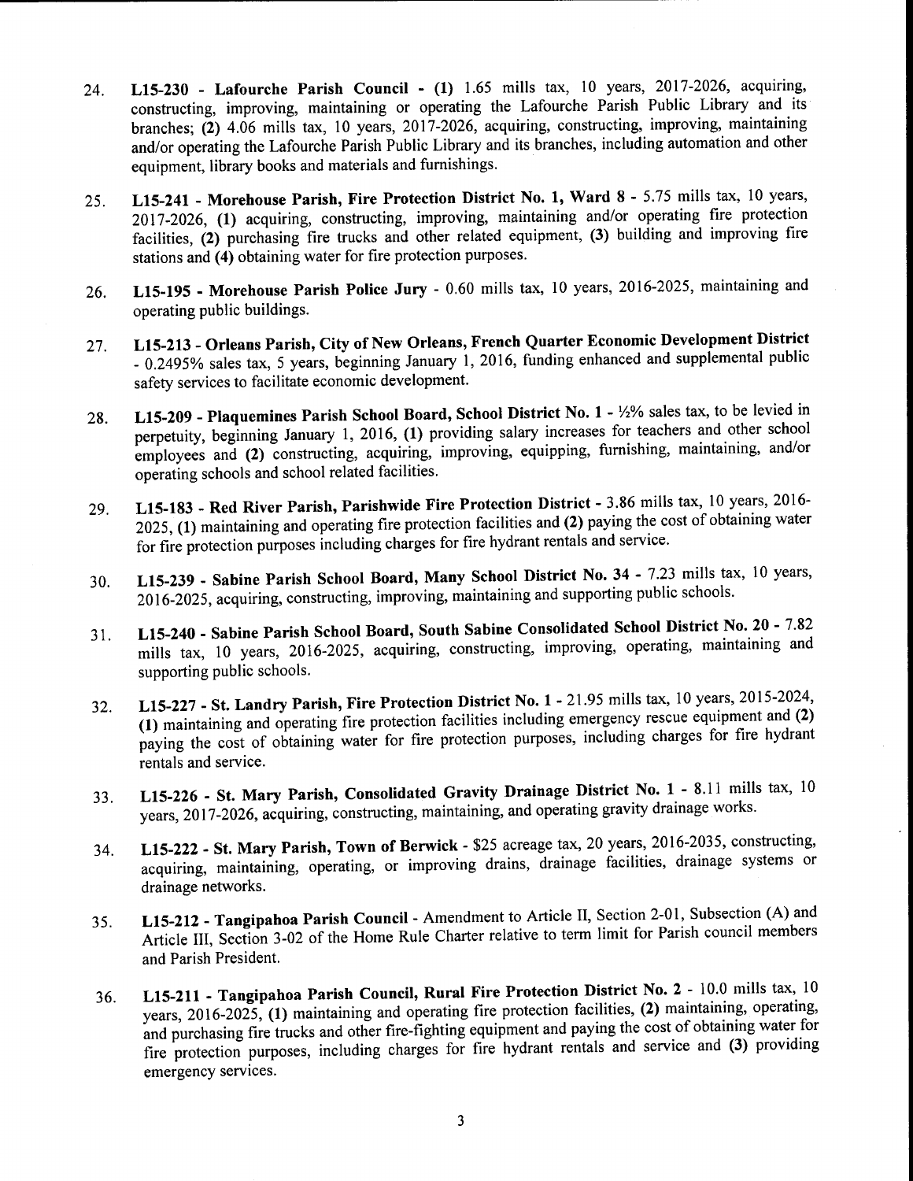24. **L15-230 - Lafourche Parish Council - (1)** 1.65 mills tax, 10 years, 2017-2026, acquiring, constructing, improving, maintaining or operating the Lafourche Parish Public Library and its branches; **(2)** 4.06 mills tax, 10 years, 2017-2026, acquiring, constructing, improving, maintaining and/or operating the Lafourche Parish Public Library and its branches, including automation and other equipment, library books and materials and furnishings.

25. **L15-241 - Morehouse Parish, Fire Protection District No. 1, Ward 8 -** 5.75 mills tax, 10 years, 2017-2026, **(1)** acquiring, constructing, improving, maintaining and/or operating fire protection facilities, **(2)** purchasing fire trucks and other related equipment, **(3)** building and improving fire stations and **(4)** obtaining water for fire protection purposes.

26. **L15-195 - Morehouse Parish Police Jury** - 0.60 mills tax, 10 years, 2016-2025, maintaining and operating public buildings.

27. **L15-213 - Orleans Parish, City of New Orleans, French Quarter Economic Development District** - 0.2495% sales tax, 5 years, beginning January 1, 2016, funding enhanced and supplemental public safety services to facilitate economic development.

28. **L15-209 - Plaquemines Parish School Board, School District No. 1 -** ½% sales tax, to be levied in perpetuity, beginning January 1, 2016, **(1)** providing salary increases for teachers and other school employees and **(2)** constructing, acquiring, improving, equipping, furnishing, maintaining, and/or operating schools and school related facilities.

29. **L15-183 - Red River Parish, Parishwide Fire Protection District -** 3.86 mills tax, 10 years, 2016-2025, **(1)** maintaining and operating fire protection facilities and **(2)** paying the cost of obtaining water for fire protection purposes including charges for fire hydrant rentals and service.

30. **L15-239 - Sabine Parish School Board, Many School District No. 34 -** 7.23 mills tax, 10 years, 2016-2025, acquiring, constructing, improving, maintaining and supporting public schools.

31. **L15-240 - Sabine Parish School Board, South Sabine Consolidated School District No. 20 -** 7.82 mills tax, 10 years, 2016-2025, acquiring, constructing, improving, operating, maintaining and supporting public schools.

32. **L15-227 - St. Landry Parish, Fire Protection District No. 1 -** 21.95 mills tax, 10 years, 2015-2024, **(1)** maintaining and operating fire protection facilities including emergency rescue equipment and **(2)** paying the cost of obtaining water for fire protection purposes, including charges for fire hydrant rentals and service.

33. **L15-226 - St. Mary Parish, Consolidated Gravity Drainage District No. 1 -** 8.11 mills tax, 10 years, 2017-2026, acquiring, constructing, maintaining, and operating gravity drainage works.

34. **L15-222 - St. Mary Parish, Town of Berwick -** $25 acreage tax, 20 years, 2016-2035, constructing, acquiring, maintaining, operating, or improving drains, drainage facilities, drainage systems or drainage networks.

35. **L15-212 - Tangipahoa Parish Council** - Amendment to Article II, Section 2-01, Subsection (A) and Article III, Section 3-02 of the Home Rule Charter relative to term limit for Parish council members and Parish President.

36. **L15-211 - Tangipahoa Parish Council, Rural Fire Protection District No. 2 -** 10.0 mills tax, 10 years, 2016-2025, **(1)** maintaining and operating fire protection facilities, **(2)** maintaining, operating, and purchasing fire trucks and other fire-fighting equipment and paying the cost of obtaining water for fire protection purposes, including charges for fire hydrant rentals and service and **(3)** providing emergency services.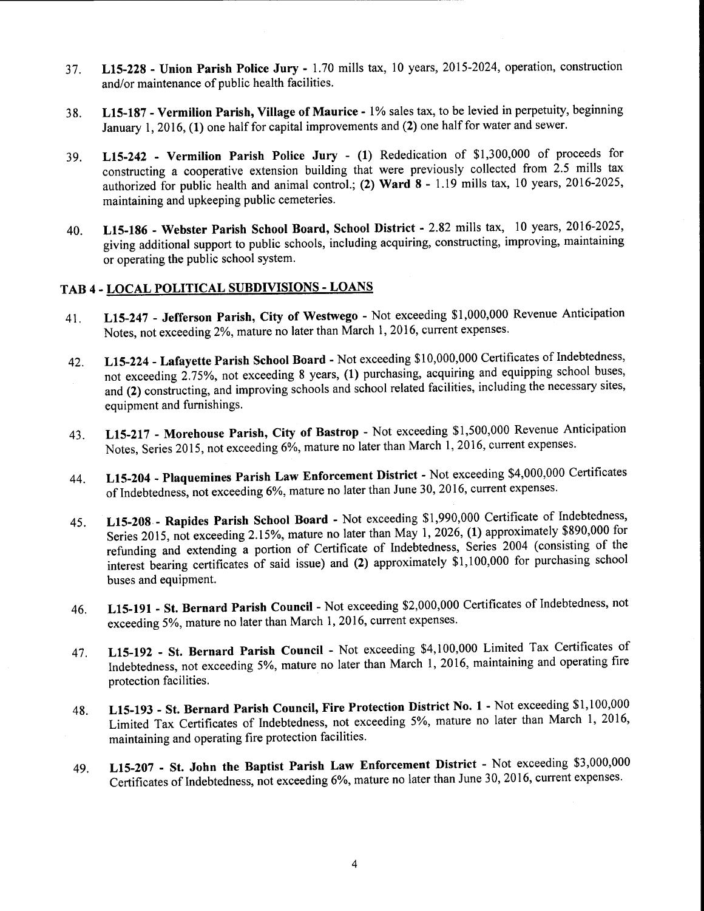37. **L15-228 - Union Parish Police Jury -** 1.70 mills tax, 10 years, 2015-2024, operation, construction and/or maintenance of public health facilities.

38. **L15-187 - Vermilion Parish, Village of Maurice -** 1% sales tax, to be levied in perpetuity, beginning January 1, 2016, **(1)** one half for capital improvements and **(2)** one half for water and sewer.

39. **L15-242 - Vermilion Parish Police Jury -** **(1)** Rededication of $1,300,000 of proceeds for constructing a cooperative extension building that were previously collected from 2.5 mills tax authorized for public health and animal control.; **(2) Ward 8 -** 1.19 mills tax, 10 years, 2016-2025, maintaining and upkeeping public cemeteries.

40. **L15-186 - Webster Parish School Board, School District -** 2.82 mills tax, 10 years, 2016-2025, giving additional support to public schools, including acquiring, constructing, improving, maintaining or operating the public school system.

## TAB 4 - LOCAL POLITICAL SUBDIVISIONS - LOANS

41. **L15-247 - Jefferson Parish, City of Westwego -** Not exceeding $1,000,000 Revenue Anticipation Notes, not exceeding 2%, mature no later than March 1, 2016, current expenses.

42. **L15-224 - Lafayette Parish School Board -** Not exceeding $10,000,000 Certificates of Indebtedness, not exceeding 2.75%, not exceeding 8 years, **(1)** purchasing, acquiring and equipping school buses, and **(2)** constructing, and improving schools and school related facilities, including the necessary sites, equipment and furnishings.

43. **L15-217 - Morehouse Parish, City of Bastrop -** Not exceeding $1,500,000 Revenue Anticipation Notes, Series 2015, not exceeding 6%, mature no later than March 1, 2016, current expenses.

44. **L15-204 - Plaquemines Parish Law Enforcement District -** Not exceeding $4,000,000 Certificates of Indebtedness, not exceeding 6%, mature no later than June 30, 2016, current expenses.

45. **L15-208 - Rapides Parish School Board -** Not exceeding $1,990,000 Certificate of Indebtedness, Series 2015, not exceeding 2.15%, mature no later than May 1, 2026, **(1)** approximately $890,000 for refunding and extending a portion of Certificate of Indebtedness, Series 2004 (consisting of the interest bearing certificates of said issue) and **(2)** approximately $1,100,000 for purchasing school buses and equipment.

46. **L15-191 - St. Bernard Parish Council -** Not exceeding $2,000,000 Certificates of Indebtedness, not exceeding 5%, mature no later than March 1, 2016, current expenses.

47. **L15-192 - St. Bernard Parish Council -** Not exceeding $4,100,000 Limited Tax Certificates of Indebtedness, not exceeding 5%, mature no later than March 1, 2016, maintaining and operating fire protection facilities.

48. **L15-193 - St. Bernard Parish Council, Fire Protection District No. 1 -** Not exceeding $1,100,000 Limited Tax Certificates of Indebtedness, not exceeding 5%, mature no later than March 1, 2016, maintaining and operating fire protection facilities.

49. **L15-207 - St. John the Baptist Parish Law Enforcement District -** Not exceeding $3,000,000 Certificates of Indebtedness, not exceeding 6%, mature no later than June 30, 2016, current expenses.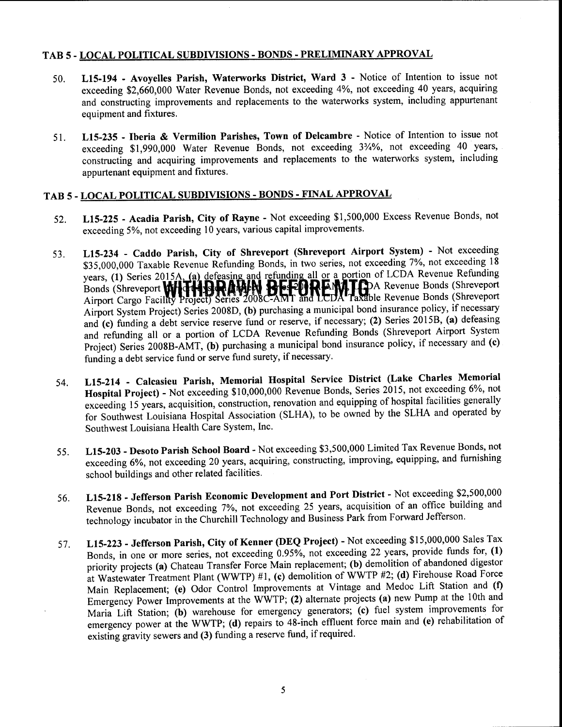## TAB 5 - LOCAL POLITICAL SUBDIVISIONS - BONDS - PRELIMINARY APPROVAL

50. **L15-194 - Avoyelles Parish, Waterworks District, Ward 3** - Notice of Intention to issue not exceeding $2,660,000 Water Revenue Bonds, not exceeding 4%, not exceeding 40 years, acquiring and constructing improvements and replacements to the waterworks system, including appurtenant equipment and fixtures.

51. **L15-235 - Iberia & Vermilion Parishes, Town of Delcambre** - Notice of Intention to issue not exceeding $1,990,000 Water Revenue Bonds, not exceeding 3¾%, not exceeding 40 years, constructing and acquiring improvements and replacements to the waterworks system, including appurtenant equipment and fixtures.

## TAB 5 - LOCAL POLITICAL SUBDIVISIONS - BONDS - FINAL APPROVAL

52. **L15-225 - Acadia Parish, City of Rayne** - Not exceeding $1,500,000 Excess Revenue Bonds, not exceeding 5%, not exceeding 10 years, various capital improvements.

53. **L15-234 - Caddo Parish, City of Shreveport (Shreveport Airport System)** - Not exceeding $35,000,000 Taxable Revenue Refunding Bonds, in two series, not exceeding 7%, not exceeding 18 years, **(1)** Series 2015A, **(a)** defeasing and refunding all or a portion of LCDA Revenue Refunding Bonds (Shreveport Airport System Project) Series 2008A-AMT, LCDA Revenue Bonds (Shreveport Airport Cargo Facility Project) Series 2008C-AMT and LCDA Taxable Revenue Bonds (Shreveport Airport System Project) Series 2008D, **(b)** purchasing a municipal bond insurance policy, if necessary and **(c)** funding a debt service reserve fund or reserve, if necessary; **(2)** Series 2015B, **(a)** defeasing and refunding all or a portion of LCDA Revenue Refunding Bonds (Shreveport Airport System Project) Series 2008B-AMT, **(b)** purchasing a municipal bond insurance policy, if necessary and **(c)** funding a debt service fund or serve fund surety, if necessary.

    **WITHDRAWN BEFORE MTG**

54. **L15-214 - Calcasieu Parish, Memorial Hospital Service District (Lake Charles Memorial Hospital Project)** - Not exceeding $10,000,000 Revenue Bonds, Series 2015, not exceeding 6%, not exceeding 15 years, acquisition, construction, renovation and equipping of hospital facilities generally for Southwest Louisiana Hospital Association (SLHA), to be owned by the SLHA and operated by Southwest Louisiana Health Care System, Inc.

55. **L15-203 - Desoto Parish School Board** - Not exceeding $3,500,000 Limited Tax Revenue Bonds, not exceeding 6%, not exceeding 20 years, acquiring, constructing, improving, equipping, and furnishing school buildings and other related facilities.

56. **L15-218 - Jefferson Parish Economic Development and Port District** - Not exceeding $2,500,000 Revenue Bonds, not exceeding 7%, not exceeding 25 years, acquisition of an office building and technology incubator in the Churchill Technology and Business Park from Forward Jefferson.

57. **L15-223 - Jefferson Parish, City of Kenner (DEQ Project)** - Not exceeding $15,000,000 Sales Tax Bonds, in one or more series, not exceeding 0.95%, not exceeding 22 years, provide funds for, **(1)** priority projects **(a)** Chateau Transfer Force Main replacement; **(b)** demolition of abandoned digestor at Wastewater Treatment Plant (WWTP) #1, **(c)** demolition of WWTP #2; **(d)** Firehouse Road Force Main Replacement; **(e)** Odor Control Improvements at Vintage and Medoc Lift Station and **(f)** Emergency Power Improvements at the WWTP; **(2)** alternate projects **(a)** new Pump at the 10th and Maria Lift Station; **(b)** warehouse for emergency generators; **(c)** fuel system improvements for emergency power at the WWTP; **(d)** repairs to 48-inch effluent force main and **(e)** rehabilitation of existing gravity sewers and **(3)** funding a reserve fund, if required.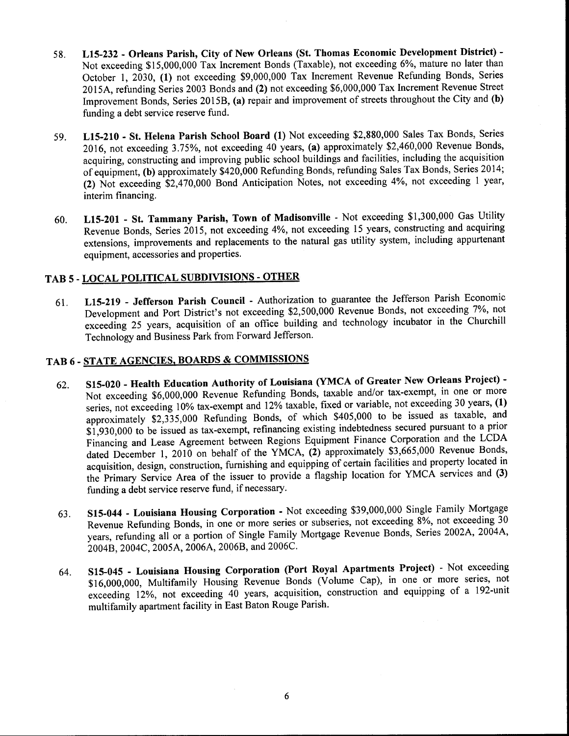58. **L15-232 - Orleans Parish, City of New Orleans (St. Thomas Economic Development District)** - Not exceeding $15,000,000 Tax Increment Bonds (Taxable), not exceeding 6%, mature no later than October 1, 2030, **(1)** not exceeding $9,000,000 Tax Increment Revenue Refunding Bonds, Series 2015A, refunding Series 2003 Bonds and **(2)** not exceeding $6,000,000 Tax Increment Revenue Street Improvement Bonds, Series 2015B, **(a)** repair and improvement of streets throughout the City and **(b)** funding a debt service reserve fund.

59. **L15-210 - St. Helena Parish School Board (1)** Not exceeding $2,880,000 Sales Tax Bonds, Series 2016, not exceeding 3.75%, not exceeding 40 years, **(a)** approximately $2,460,000 Revenue Bonds, acquiring, constructing and improving public school buildings and facilities, including the acquisition of equipment, **(b)** approximately $420,000 Refunding Bonds, refunding Sales Tax Bonds, Series 2014; **(2)** Not exceeding $2,470,000 Bond Anticipation Notes, not exceeding 4%, not exceeding 1 year, interim financing.

60. **L15-201 - St. Tammany Parish, Town of Madisonville** - Not exceeding $1,300,000 Gas Utility Revenue Bonds, Series 2015, not exceeding 4%, not exceeding 15 years, constructing and acquiring extensions, improvements and replacements to the natural gas utility system, including appurtenant equipment, accessories and properties.

## TAB 5 - LOCAL POLITICAL SUBDIVISIONS - OTHER

61. **L15-219 - Jefferson Parish Council** - Authorization to guarantee the Jefferson Parish Economic Development and Port District's not exceeding $2,500,000 Revenue Bonds, not exceeding 7%, not exceeding 25 years, acquisition of an office building and technology incubator in the Churchill Technology and Business Park from Forward Jefferson.

## TAB 6 - STATE AGENCIES, BOARDS & COMMISSIONS

62. **S15-020 - Health Education Authority of Louisiana (YMCA of Greater New Orleans Project)** - Not exceeding $6,000,000 Revenue Refunding Bonds, taxable and/or tax-exempt, in one or more series, not exceeding 10% tax-exempt and 12% taxable, fixed or variable, not exceeding 30 years, **(1)** approximately $2,335,000 Refunding Bonds, of which $405,000 to be issued as taxable, and $1,930,000 to be issued as tax-exempt, refinancing existing indebtedness secured pursuant to a prior Financing and Lease Agreement between Regions Equipment Finance Corporation and the LCDA dated December 1, 2010 on behalf of the YMCA, **(2)** approximately $3,665,000 Revenue Bonds, acquisition, design, construction, furnishing and equipping of certain facilities and property located in the Primary Service Area of the issuer to provide a flagship location for YMCA services and **(3)** funding a debt service reserve fund, if necessary.

63. **S15-044 - Louisiana Housing Corporation** - Not exceeding $39,000,000 Single Family Mortgage Revenue Refunding Bonds, in one or more series or subseries, not exceeding 8%, not exceeding 30 years, refunding all or a portion of Single Family Mortgage Revenue Bonds, Series 2002A, 2004A, 2004B, 2004C, 2005A, 2006A, 2006B, and 2006C.

64. **S15-045 - Louisiana Housing Corporation (Port Royal Apartments Project)** - Not exceeding $16,000,000, Multifamily Housing Revenue Bonds (Volume Cap), in one or more series, not exceeding 12%, not exceeding 40 years, acquisition, construction and equipping of a 192-unit multifamily apartment facility in East Baton Rouge Parish.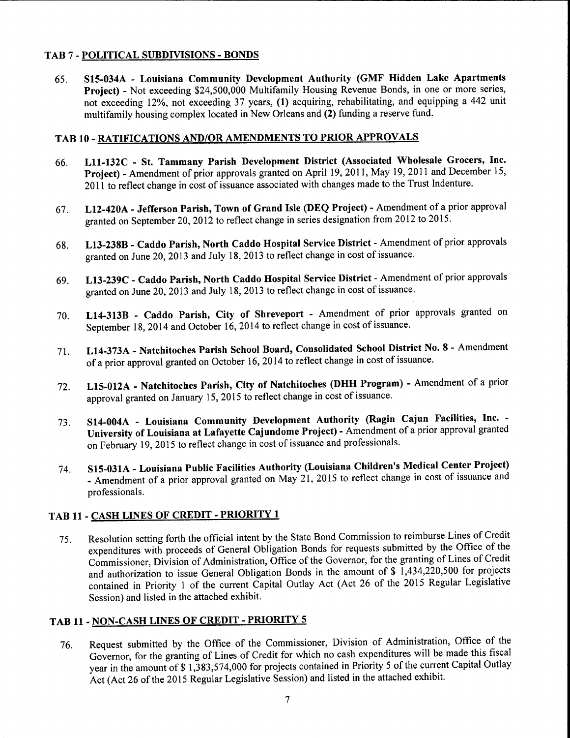## TAB 7 - POLITICAL SUBDIVISIONS - BONDS

65. **S15-034A - Louisiana Community Development Authority (GMF Hidden Lake Apartments Project)** - Not exceeding $24,500,000 Multifamily Housing Revenue Bonds, in one or more series, not exceeding 12%, not exceeding 37 years, **(1)** acquiring, rehabilitating, and equipping a 442 unit multifamily housing complex located in New Orleans and **(2)** funding a reserve fund.

## TAB 10 - RATIFICATIONS AND/OR AMENDMENTS TO PRIOR APPROVALS

66. **L11-132C - St. Tammany Parish Development District (Associated Wholesale Grocers, Inc. Project)** - Amendment of prior approvals granted on April 19, 2011, May 19, 2011 and December 15, 2011 to reflect change in cost of issuance associated with changes made to the Trust Indenture.

67. **L12-420A - Jefferson Parish, Town of Grand Isle (DEQ Project)** - Amendment of a prior approval granted on September 20, 2012 to reflect change in series designation from 2012 to 2015.

68. **L13-238B - Caddo Parish, North Caddo Hospital Service District** - Amendment of prior approvals granted on June 20, 2013 and July 18, 2013 to reflect change in cost of issuance.

69. **L13-239C - Caddo Parish, North Caddo Hospital Service District** - Amendment of prior approvals granted on June 20, 2013 and July 18, 2013 to reflect change in cost of issuance.

70. **L14-313B - Caddo Parish, City of Shreveport** - Amendment of prior approvals granted on September 18, 2014 and October 16, 2014 to reflect change in cost of issuance.

71. **L14-373A - Natchitoches Parish School Board, Consolidated School District No. 8** - Amendment of a prior approval granted on October 16, 2014 to reflect change in cost of issuance.

72. **L15-012A - Natchitoches Parish, City of Natchitoches (DHH Program)** - Amendment of a prior approval granted on January 15, 2015 to reflect change in cost of issuance.

73. **S14-004A - Louisiana Community Development Authority (Ragin Cajun Facilities, Inc. - University of Louisiana at Lafayette Cajundome Project)** - Amendment of a prior approval granted on February 19, 2015 to reflect change in cost of issuance and professionals.

74. **S15-031A - Louisiana Public Facilities Authority (Louisiana Children's Medical Center Project)** - Amendment of a prior approval granted on May 21, 2015 to reflect change in cost of issuance and professionals.

## TAB 11 - CASH LINES OF CREDIT - PRIORITY 1

75. Resolution setting forth the official intent by the State Bond Commission to reimburse Lines of Credit expenditures with proceeds of General Obligation Bonds for requests submitted by the Office of the Commissioner, Division of Administration, Office of the Governor, for the granting of Lines of Credit and authorization to issue General Obligation Bonds in the amount of $ 1,434,220,500 for projects contained in Priority 1 of the current Capital Outlay Act (Act 26 of the 2015 Regular Legislative Session) and listed in the attached exhibit.

## TAB 11 - NON-CASH LINES OF CREDIT - PRIORITY 5

76. Request submitted by the Office of the Commissioner, Division of Administration, Office of the Governor, for the granting of Lines of Credit for which no cash expenditures will be made this fiscal year in the amount of $ 1,383,574,000 for projects contained in Priority 5 of the current Capital Outlay Act (Act 26 of the 2015 Regular Legislative Session) and listed in the attached exhibit.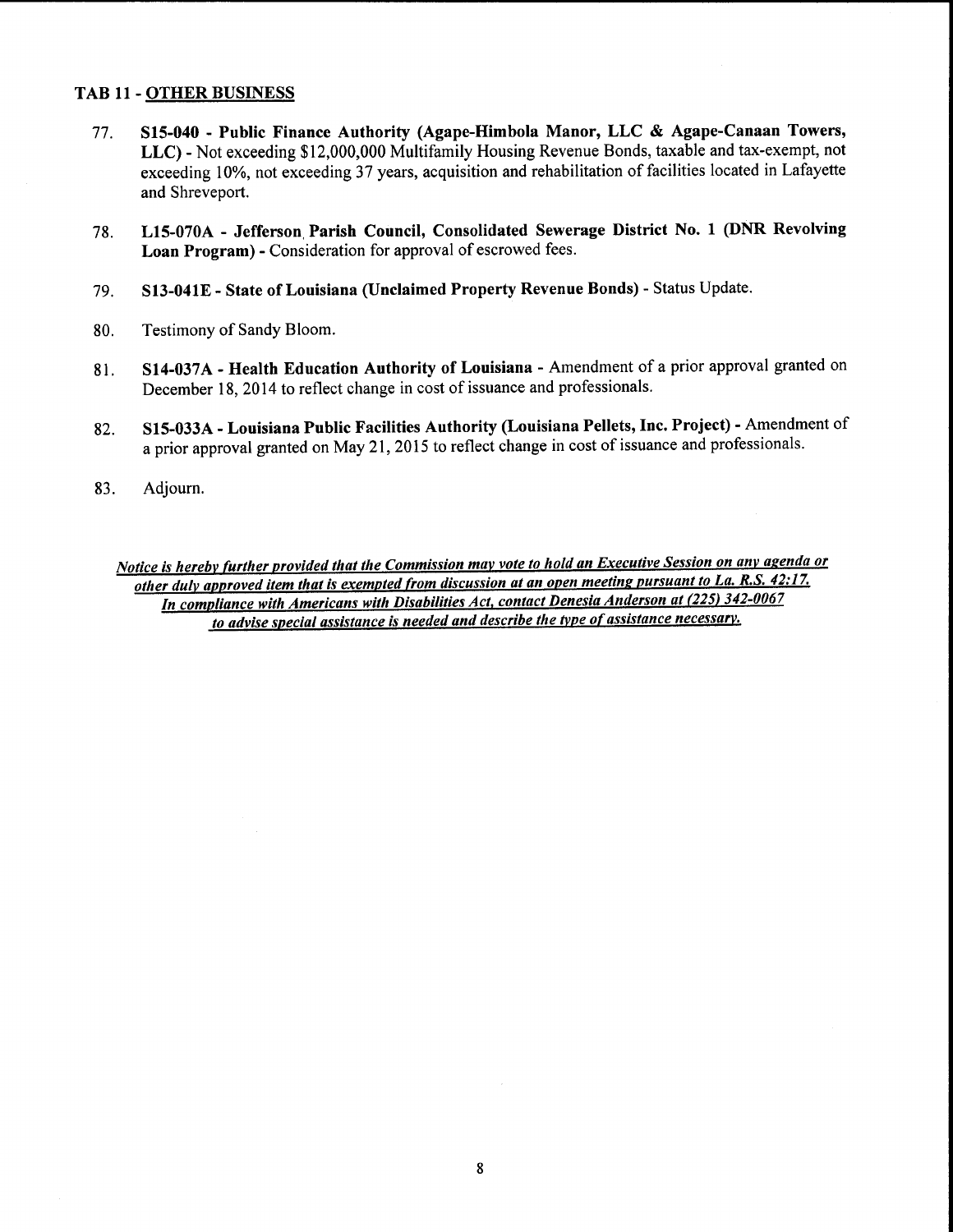## TAB 11 - OTHER BUSINESS

77. **S15-040 - Public Finance Authority (Agape-Himbola Manor, LLC & Agape-Canaan Towers, LLC)** - Not exceeding $12,000,000 Multifamily Housing Revenue Bonds, taxable and tax-exempt, not exceeding 10%, not exceeding 37 years, acquisition and rehabilitation of facilities located in Lafayette and Shreveport.

78. **L15-070A - Jefferson Parish Council, Consolidated Sewerage District No. 1 (DNR Revolving Loan Program)** - Consideration for approval of escrowed fees.

79. **S13-041E - State of Louisiana (Unclaimed Property Revenue Bonds)** - Status Update.

80. Testimony of Sandy Bloom.

81. **S14-037A - Health Education Authority of Louisiana** - Amendment of a prior approval granted on December 18, 2014 to reflect change in cost of issuance and professionals.

82. **S15-033A - Louisiana Public Facilities Authority (Louisiana Pellets, Inc. Project)** - Amendment of a prior approval granted on May 21, 2015 to reflect change in cost of issuance and professionals.

83. Adjourn.

***Notice is hereby further provided that the Commission may vote to hold an Executive Session on any agenda or other duly approved item that is exempted from discussion at an open meeting pursuant to La. R.S. 42:17. In compliance with Americans with Disabilities Act, contact Denesia Anderson at (225) 342-0067 to advise special assistance is needed and describe the type of assistance necessary.***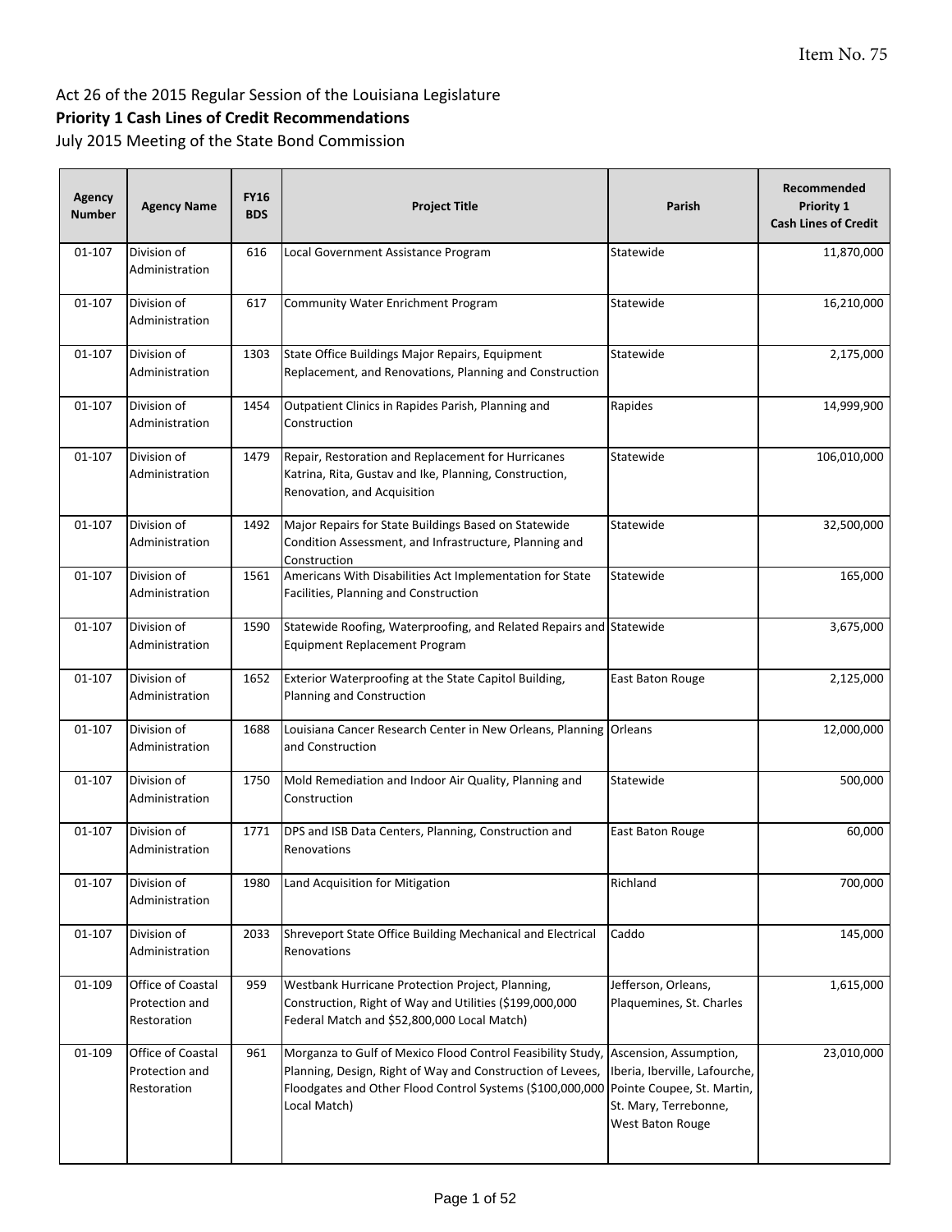Item No. 75

Act 26 of the 2015 Regular Session of the Louisiana Legislature

**Priority 1 Cash Lines of Credit Recommendations**

July 2015 Meeting of the State Bond Commission

| Agency Number | Agency Name | FY16 BDS | Project Title | Parish | Recommended Priority 1 Cash Lines of Credit |
|---|---|---|---|---|---|
| 01-107 | Division of Administration | 616 | Local Government Assistance Program | Statewide | 11,870,000 |
| 01-107 | Division of Administration | 617 | Community Water Enrichment Program | Statewide | 16,210,000 |
| 01-107 | Division of Administration | 1303 | State Office Buildings Major Repairs, Equipment Replacement, and Renovations, Planning and Construction | Statewide | 2,175,000 |
| 01-107 | Division of Administration | 1454 | Outpatient Clinics in Rapides Parish, Planning and Construction | Rapides | 14,999,900 |
| 01-107 | Division of Administration | 1479 | Repair, Restoration and Replacement for Hurricanes Katrina, Rita, Gustav and Ike, Planning, Construction, Renovation, and Acquisition | Statewide | 106,010,000 |
| 01-107 | Division of Administration | 1492 | Major Repairs for State Buildings Based on Statewide Condition Assessment, and Infrastructure, Planning and Construction | Statewide | 32,500,000 |
| 01-107 | Division of Administration | 1561 | Americans With Disabilities Act Implementation for State Facilities, Planning and Construction | Statewide | 165,000 |
| 01-107 | Division of Administration | 1590 | Statewide Roofing, Waterproofing, and Related Repairs and Equipment Replacement Program | Statewide | 3,675,000 |
| 01-107 | Division of Administration | 1652 | Exterior Waterproofing at the State Capitol Building, Planning and Construction | East Baton Rouge | 2,125,000 |
| 01-107 | Division of Administration | 1688 | Louisiana Cancer Research Center in New Orleans, Planning and Construction | Orleans | 12,000,000 |
| 01-107 | Division of Administration | 1750 | Mold Remediation and Indoor Air Quality, Planning and Construction | Statewide | 500,000 |
| 01-107 | Division of Administration | 1771 | DPS and ISB Data Centers, Planning, Construction and Renovations | East Baton Rouge | 60,000 |
| 01-107 | Division of Administration | 1980 | Land Acquisition for Mitigation | Richland | 700,000 |
| 01-107 | Division of Administration | 2033 | Shreveport State Office Building Mechanical and Electrical Renovations | Caddo | 145,000 |
| 01-109 | Office of Coastal Protection and Restoration | 959 | Westbank Hurricane Protection Project, Planning, Construction, Right of Way and Utilities ($199,000,000 Federal Match and $52,800,000 Local Match) | Jefferson, Orleans, Plaquemines, St. Charles | 1,615,000 |
| 01-109 | Office of Coastal Protection and Restoration | 961 | Morganza to Gulf of Mexico Flood Control Feasibility Study, Planning, Design, Right of Way and Construction of Levees, Floodgates and Other Flood Control Systems ($100,000,000 Local Match) | Ascension, Assumption, Iberia, Iberville, Lafourche, Pointe Coupee, St. Martin, St. Mary, Terrebonne, West Baton Rouge | 23,010,000 |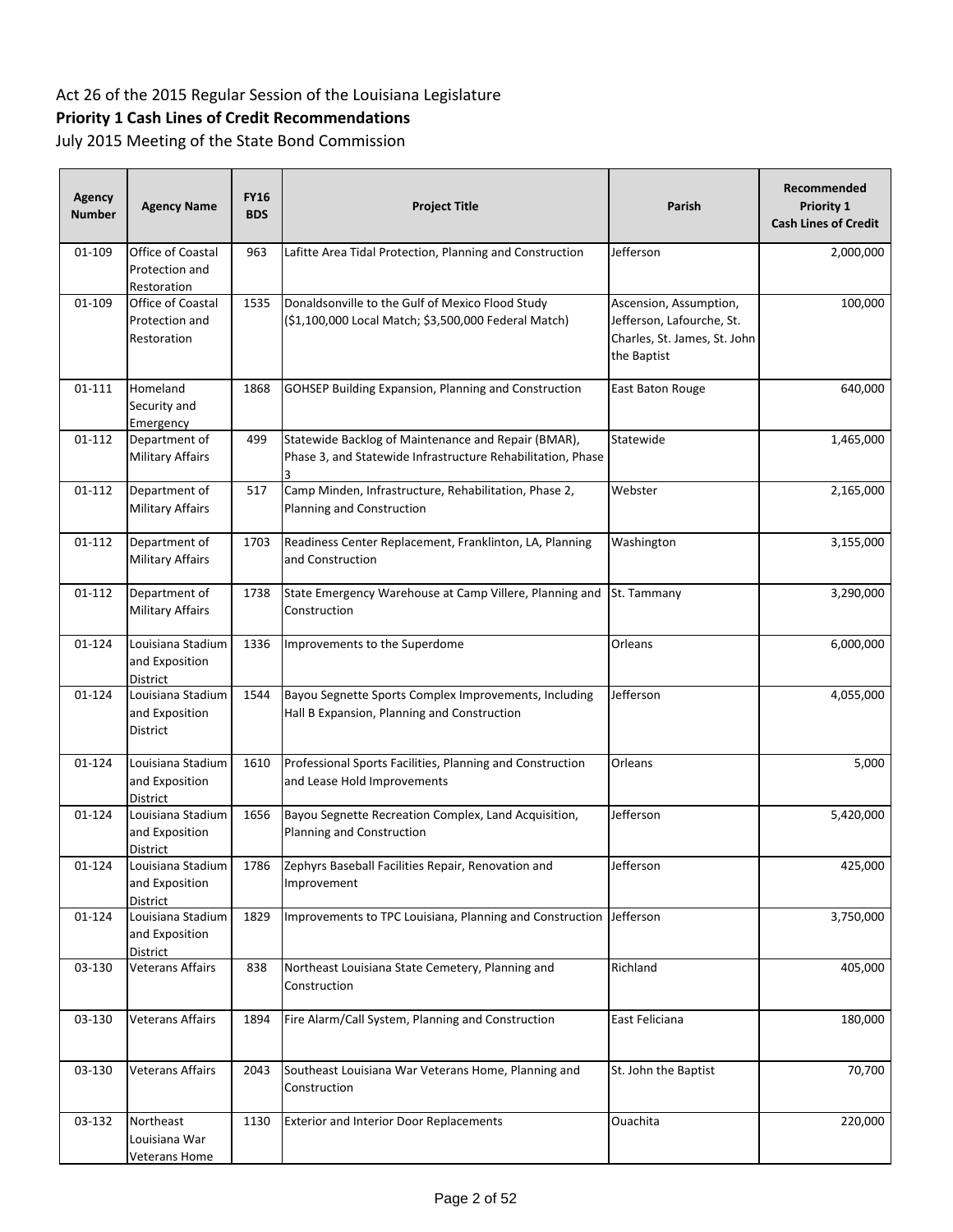Act 26 of the 2015 Regular Session of the Louisiana Legislature

**Priority 1 Cash Lines of Credit Recommendations**

July 2015 Meeting of the State Bond Commission

| Agency Number | Agency Name | FY16 BDS | Project Title | Parish | Recommended Priority 1 Cash Lines of Credit |
|---|---|---|---|---|---|
| 01-109 | Office of Coastal Protection and Restoration | 963 | Lafitte Area Tidal Protection, Planning and Construction | Jefferson | 2,000,000 |
| 01-109 | Office of Coastal Protection and Restoration | 1535 | Donaldsonville to the Gulf of Mexico Flood Study ($1,100,000 Local Match; $3,500,000 Federal Match) | Ascension, Assumption, Jefferson, Lafourche, St. Charles, St. James, St. John the Baptist | 100,000 |
| 01-111 | Homeland Security and Emergency | 1868 | GOHSEP Building Expansion, Planning and Construction | East Baton Rouge | 640,000 |
| 01-112 | Department of Military Affairs | 499 | Statewide Backlog of Maintenance and Repair (BMAR), Phase 3, and Statewide Infrastructure Rehabilitation, Phase 3 | Statewide | 1,465,000 |
| 01-112 | Department of Military Affairs | 517 | Camp Minden, Infrastructure, Rehabilitation, Phase 2, Planning and Construction | Webster | 2,165,000 |
| 01-112 | Department of Military Affairs | 1703 | Readiness Center Replacement, Franklinton, LA, Planning and Construction | Washington | 3,155,000 |
| 01-112 | Department of Military Affairs | 1738 | State Emergency Warehouse at Camp Villere, Planning and Construction | St. Tammany | 3,290,000 |
| 01-124 | Louisiana Stadium and Exposition District | 1336 | Improvements to the Superdome | Orleans | 6,000,000 |
| 01-124 | Louisiana Stadium and Exposition District | 1544 | Bayou Segnette Sports Complex Improvements, Including Hall B Expansion, Planning and Construction | Jefferson | 4,055,000 |
| 01-124 | Louisiana Stadium and Exposition District | 1610 | Professional Sports Facilities, Planning and Construction and Lease Hold Improvements | Orleans | 5,000 |
| 01-124 | Louisiana Stadium and Exposition District | 1656 | Bayou Segnette Recreation Complex, Land Acquisition, Planning and Construction | Jefferson | 5,420,000 |
| 01-124 | Louisiana Stadium and Exposition District | 1786 | Zephyrs Baseball Facilities Repair, Renovation and Improvement | Jefferson | 425,000 |
| 01-124 | Louisiana Stadium and Exposition District | 1829 | Improvements to TPC Louisiana, Planning and Construction | Jefferson | 3,750,000 |
| 03-130 | Veterans Affairs | 838 | Northeast Louisiana State Cemetery, Planning and Construction | Richland | 405,000 |
| 03-130 | Veterans Affairs | 1894 | Fire Alarm/Call System, Planning and Construction | East Feliciana | 180,000 |
| 03-130 | Veterans Affairs | 2043 | Southeast Louisiana War Veterans Home, Planning and Construction | St. John the Baptist | 70,700 |
| 03-132 | Northeast Louisiana War Veterans Home | 1130 | Exterior and Interior Door Replacements | Ouachita | 220,000 |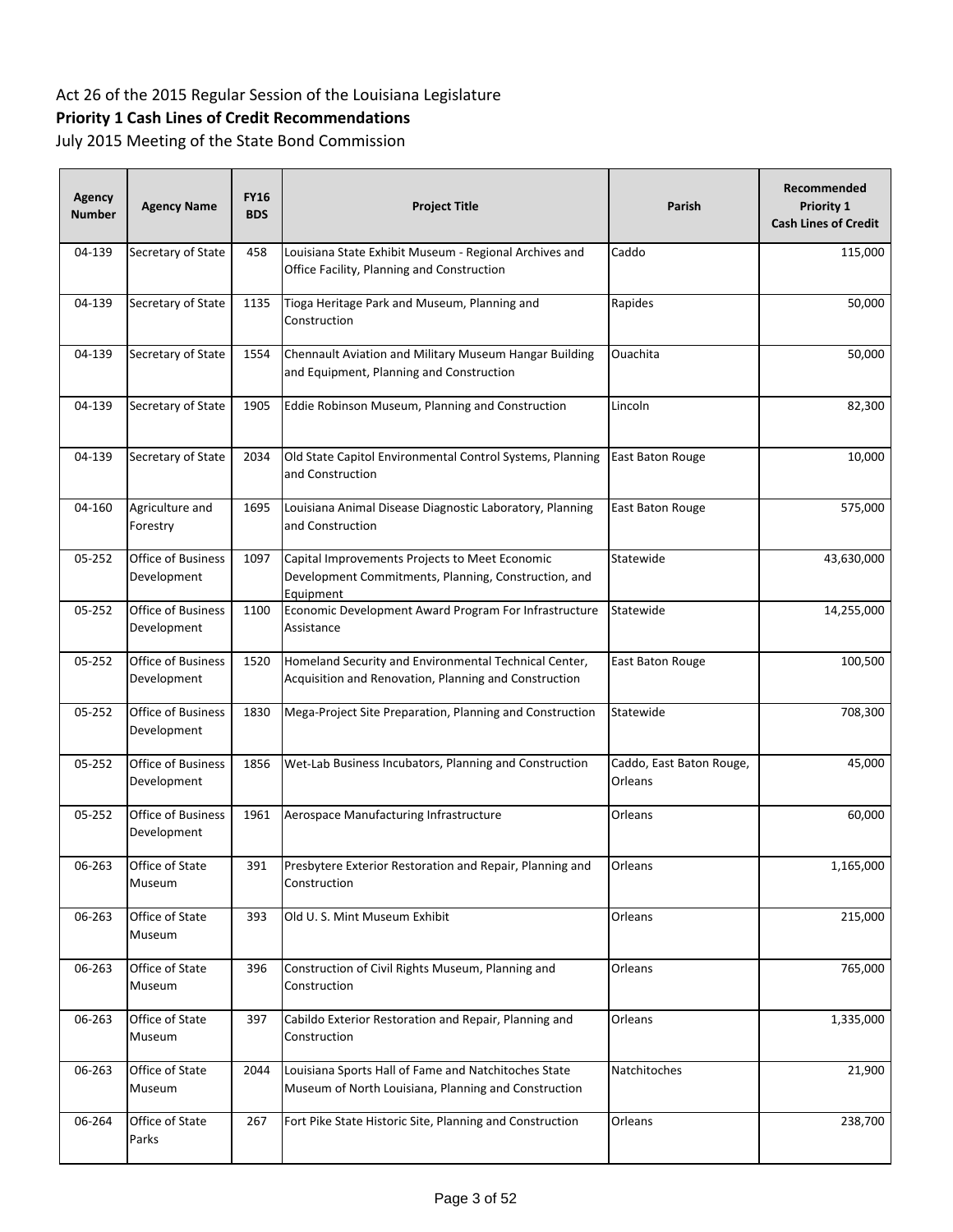Act 26 of the 2015 Regular Session of the Louisiana Legislature

**Priority 1 Cash Lines of Credit Recommendations**

July 2015 Meeting of the State Bond Commission

| Agency Number | Agency Name | FY16 BDS | Project Title | Parish | Recommended Priority 1 Cash Lines of Credit |
|---|---|---|---|---|---|
| 04-139 | Secretary of State | 458 | Louisiana State Exhibit Museum - Regional Archives and Office Facility, Planning and Construction | Caddo | 115,000 |
| 04-139 | Secretary of State | 1135 | Tioga Heritage Park and Museum, Planning and Construction | Rapides | 50,000 |
| 04-139 | Secretary of State | 1554 | Chennault Aviation and Military Museum Hangar Building and Equipment, Planning and Construction | Ouachita | 50,000 |
| 04-139 | Secretary of State | 1905 | Eddie Robinson Museum, Planning and Construction | Lincoln | 82,300 |
| 04-139 | Secretary of State | 2034 | Old State Capitol Environmental Control Systems, Planning and Construction | East Baton Rouge | 10,000 |
| 04-160 | Agriculture and Forestry | 1695 | Louisiana Animal Disease Diagnostic Laboratory, Planning and Construction | East Baton Rouge | 575,000 |
| 05-252 | Office of Business Development | 1097 | Capital Improvements Projects to Meet Economic Development Commitments, Planning, Construction, and Equipment | Statewide | 43,630,000 |
| 05-252 | Office of Business Development | 1100 | Economic Development Award Program For Infrastructure Assistance | Statewide | 14,255,000 |
| 05-252 | Office of Business Development | 1520 | Homeland Security and Environmental Technical Center, Acquisition and Renovation, Planning and Construction | East Baton Rouge | 100,500 |
| 05-252 | Office of Business Development | 1830 | Mega-Project Site Preparation, Planning and Construction | Statewide | 708,300 |
| 05-252 | Office of Business Development | 1856 | Wet-Lab Business Incubators, Planning and Construction | Caddo, East Baton Rouge, Orleans | 45,000 |
| 05-252 | Office of Business Development | 1961 | Aerospace Manufacturing Infrastructure | Orleans | 60,000 |
| 06-263 | Office of State Museum | 391 | Presbytere Exterior Restoration and Repair, Planning and Construction | Orleans | 1,165,000 |
| 06-263 | Office of State Museum | 393 | Old U. S. Mint Museum Exhibit | Orleans | 215,000 |
| 06-263 | Office of State Museum | 396 | Construction of Civil Rights Museum, Planning and Construction | Orleans | 765,000 |
| 06-263 | Office of State Museum | 397 | Cabildo Exterior Restoration and Repair, Planning and Construction | Orleans | 1,335,000 |
| 06-263 | Office of State Museum | 2044 | Louisiana Sports Hall of Fame and Natchitoches State Museum of North Louisiana, Planning and Construction | Natchitoches | 21,900 |
| 06-264 | Office of State Parks | 267 | Fort Pike State Historic Site, Planning and Construction | Orleans | 238,700 |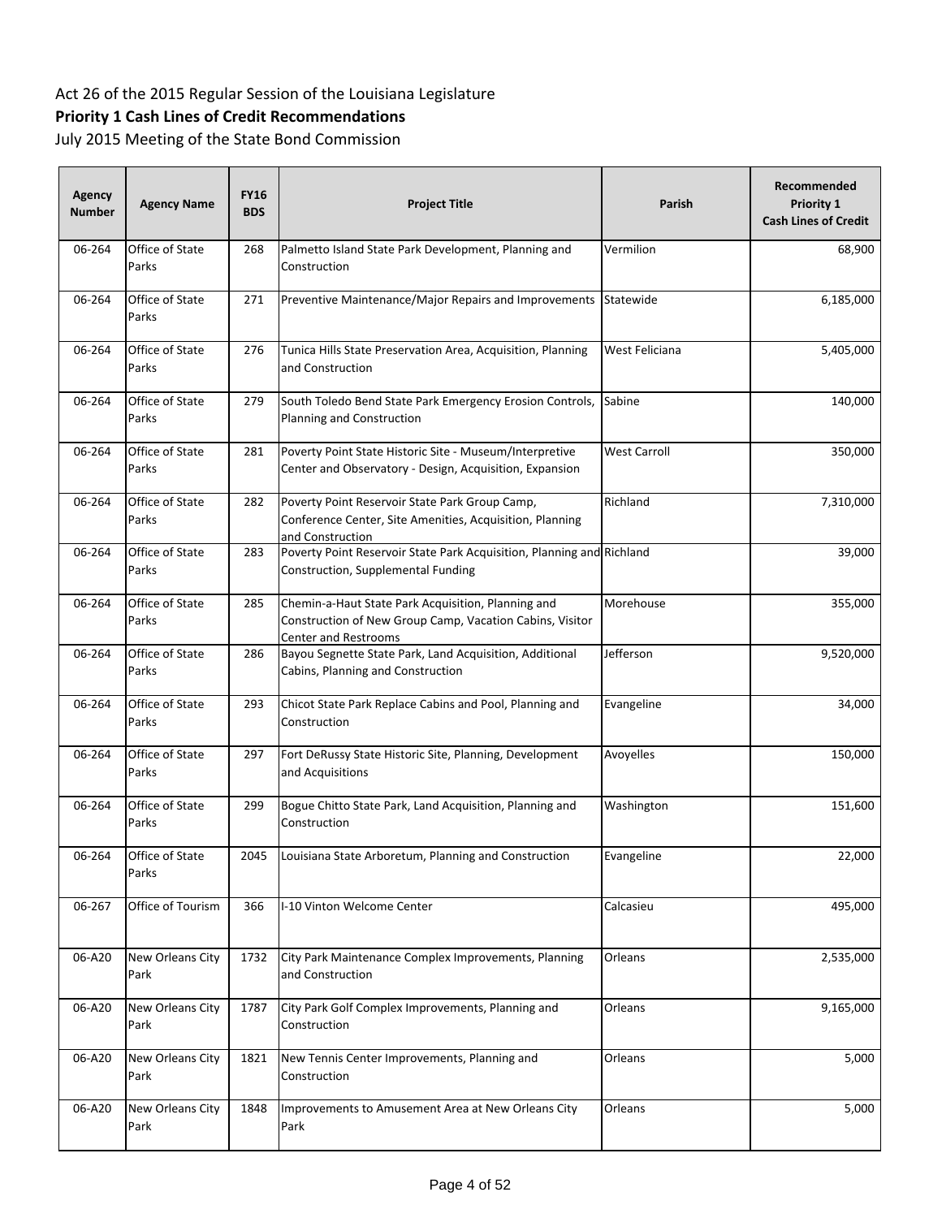Act 26 of the 2015 Regular Session of the Louisiana Legislature

**Priority 1 Cash Lines of Credit Recommendations**

July 2015 Meeting of the State Bond Commission

| Agency Number | Agency Name | FY16 BDS | Project Title | Parish | Recommended Priority 1 Cash Lines of Credit |
|---|---|---|---|---|---|
| 06-264 | Office of State Parks | 268 | Palmetto Island State Park Development, Planning and Construction | Vermilion | 68,900 |
| 06-264 | Office of State Parks | 271 | Preventive Maintenance/Major Repairs and Improvements | Statewide | 6,185,000 |
| 06-264 | Office of State Parks | 276 | Tunica Hills State Preservation Area, Acquisition, Planning and Construction | West Feliciana | 5,405,000 |
| 06-264 | Office of State Parks | 279 | South Toledo Bend State Park Emergency Erosion Controls, Planning and Construction | Sabine | 140,000 |
| 06-264 | Office of State Parks | 281 | Poverty Point State Historic Site - Museum/Interpretive Center and Observatory - Design, Acquisition, Expansion | West Carroll | 350,000 |
| 06-264 | Office of State Parks | 282 | Poverty Point Reservoir State Park Group Camp, Conference Center, Site Amenities, Acquisition, Planning and Construction | Richland | 7,310,000 |
| 06-264 | Office of State Parks | 283 | Poverty Point Reservoir State Park Acquisition, Planning and Construction, Supplemental Funding | Richland | 39,000 |
| 06-264 | Office of State Parks | 285 | Chemin-a-Haut State Park Acquisition, Planning and Construction of New Group Camp, Vacation Cabins, Visitor Center and Restrooms | Morehouse | 355,000 |
| 06-264 | Office of State Parks | 286 | Bayou Segnette State Park, Land Acquisition, Additional Cabins, Planning and Construction | Jefferson | 9,520,000 |
| 06-264 | Office of State Parks | 293 | Chicot State Park Replace Cabins and Pool, Planning and Construction | Evangeline | 34,000 |
| 06-264 | Office of State Parks | 297 | Fort DeRussy State Historic Site, Planning, Development and Acquisitions | Avoyelles | 150,000 |
| 06-264 | Office of State Parks | 299 | Bogue Chitto State Park, Land Acquisition, Planning and Construction | Washington | 151,600 |
| 06-264 | Office of State Parks | 2045 | Louisiana State Arboretum, Planning and Construction | Evangeline | 22,000 |
| 06-267 | Office of Tourism | 366 | I-10 Vinton Welcome Center | Calcasieu | 495,000 |
| 06-A20 | New Orleans City Park | 1732 | City Park Maintenance Complex Improvements, Planning and Construction | Orleans | 2,535,000 |
| 06-A20 | New Orleans City Park | 1787 | City Park Golf Complex Improvements, Planning and Construction | Orleans | 9,165,000 |
| 06-A20 | New Orleans City Park | 1821 | New Tennis Center Improvements, Planning and Construction | Orleans | 5,000 |
| 06-A20 | New Orleans City Park | 1848 | Improvements to Amusement Area at New Orleans City Park | Orleans | 5,000 |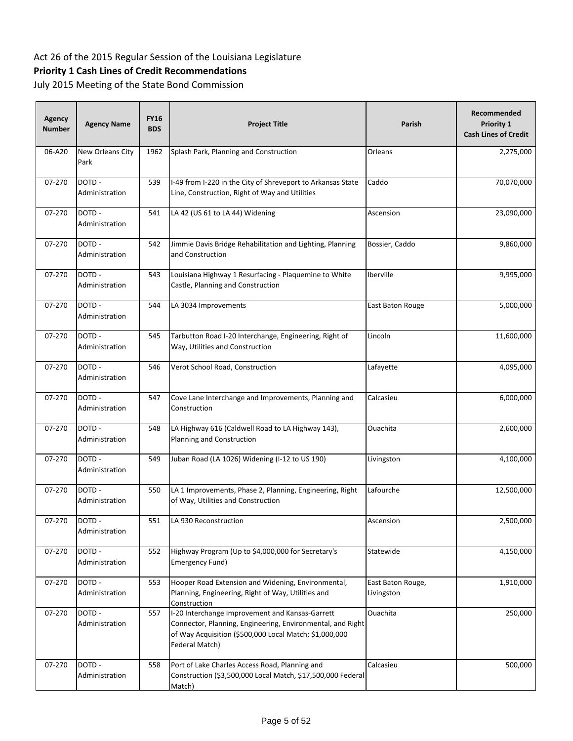Act 26 of the 2015 Regular Session of the Louisiana Legislature

**Priority 1 Cash Lines of Credit Recommendations**

July 2015 Meeting of the State Bond Commission

| Agency Number | Agency Name | FY16 BDS | Project Title | Parish | Recommended Priority 1 Cash Lines of Credit |
|---|---|---|---|---|---|
| 06-A20 | New Orleans City Park | 1962 | Splash Park, Planning and Construction | Orleans | 2,275,000 |
| 07-270 | DOTD - Administration | 539 | I-49 from I-220 in the City of Shreveport to Arkansas State Line, Construction, Right of Way and Utilities | Caddo | 70,070,000 |
| 07-270 | DOTD - Administration | 541 | LA 42 (US 61 to LA 44) Widening | Ascension | 23,090,000 |
| 07-270 | DOTD - Administration | 542 | Jimmie Davis Bridge Rehabilitation and Lighting, Planning and Construction | Bossier, Caddo | 9,860,000 |
| 07-270 | DOTD - Administration | 543 | Louisiana Highway 1 Resurfacing - Plaquemine to White Castle, Planning and Construction | Iberville | 9,995,000 |
| 07-270 | DOTD - Administration | 544 | LA 3034 Improvements | East Baton Rouge | 5,000,000 |
| 07-270 | DOTD - Administration | 545 | Tarbutton Road I-20 Interchange, Engineering, Right of Way, Utilities and Construction | Lincoln | 11,600,000 |
| 07-270 | DOTD - Administration | 546 | Verot School Road, Construction | Lafayette | 4,095,000 |
| 07-270 | DOTD - Administration | 547 | Cove Lane Interchange and Improvements, Planning and Construction | Calcasieu | 6,000,000 |
| 07-270 | DOTD - Administration | 548 | LA Highway 616 (Caldwell Road to LA Highway 143), Planning and Construction | Ouachita | 2,600,000 |
| 07-270 | DOTD - Administration | 549 | Juban Road (LA 1026) Widening (I-12 to US 190) | Livingston | 4,100,000 |
| 07-270 | DOTD - Administration | 550 | LA 1 Improvements, Phase 2, Planning, Engineering, Right of Way, Utilities and Construction | Lafourche | 12,500,000 |
| 07-270 | DOTD - Administration | 551 | LA 930 Reconstruction | Ascension | 2,500,000 |
| 07-270 | DOTD - Administration | 552 | Highway Program (Up to $4,000,000 for Secretary's Emergency Fund) | Statewide | 4,150,000 |
| 07-270 | DOTD - Administration | 553 | Hooper Road Extension and Widening, Environmental, Planning, Engineering, Right of Way, Utilities and Construction | East Baton Rouge, Livingston | 1,910,000 |
| 07-270 | DOTD - Administration | 557 | I-20 Interchange Improvement and Kansas-Garrett Connector, Planning, Engineering, Environmental, and Right of Way Acquisition ($500,000 Local Match; $1,000,000 Federal Match) | Ouachita | 250,000 |
| 07-270 | DOTD - Administration | 558 | Port of Lake Charles Access Road, Planning and Construction ($3,500,000 Local Match, $17,500,000 Federal Match) | Calcasieu | 500,000 |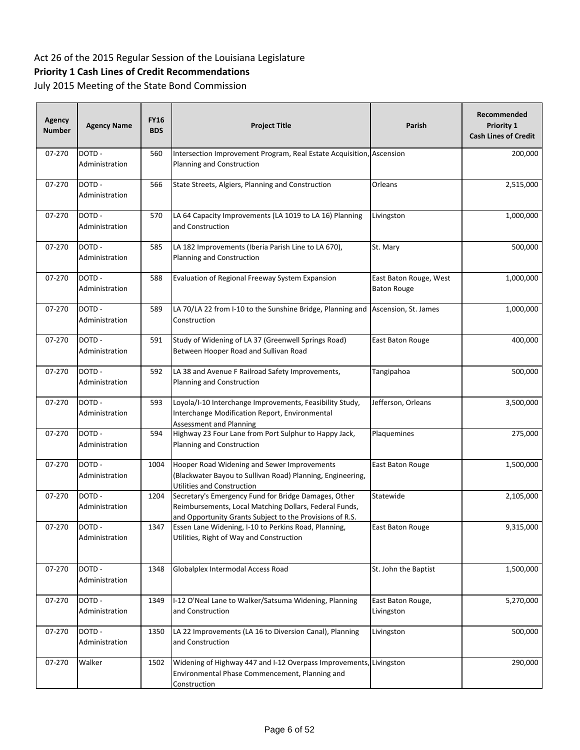Act 26 of the 2015 Regular Session of the Louisiana Legislature

**Priority 1 Cash Lines of Credit Recommendations**

July 2015 Meeting of the State Bond Commission

| Agency Number | Agency Name | FY16 BDS | Project Title | Parish | Recommended Priority 1 Cash Lines of Credit |
|---|---|---|---|---|---|
| 07-270 | DOTD - Administration | 560 | Intersection Improvement Program, Real Estate Acquisition, Planning and Construction | Ascension | 200,000 |
| 07-270 | DOTD - Administration | 566 | State Streets, Algiers, Planning and Construction | Orleans | 2,515,000 |
| 07-270 | DOTD - Administration | 570 | LA 64 Capacity Improvements (LA 1019 to LA 16) Planning and Construction | Livingston | 1,000,000 |
| 07-270 | DOTD - Administration | 585 | LA 182 Improvements (Iberia Parish Line to LA 670), Planning and Construction | St. Mary | 500,000 |
| 07-270 | DOTD - Administration | 588 | Evaluation of Regional Freeway System Expansion | East Baton Rouge, West Baton Rouge | 1,000,000 |
| 07-270 | DOTD - Administration | 589 | LA 70/LA 22 from I-10 to the Sunshine Bridge, Planning and Construction | Ascension, St. James | 1,000,000 |
| 07-270 | DOTD - Administration | 591 | Study of Widening of LA 37 (Greenwell Springs Road) Between Hooper Road and Sullivan Road | East Baton Rouge | 400,000 |
| 07-270 | DOTD - Administration | 592 | LA 38 and Avenue F Railroad Safety Improvements, Planning and Construction | Tangipahoa | 500,000 |
| 07-270 | DOTD - Administration | 593 | Loyola/I-10 Interchange Improvements, Feasibility Study, Interchange Modification Report, Environmental Assessment and Planning | Jefferson, Orleans | 3,500,000 |
| 07-270 | DOTD - Administration | 594 | Highway 23 Four Lane from Port Sulphur to Happy Jack, Planning and Construction | Plaquemines | 275,000 |
| 07-270 | DOTD - Administration | 1004 | Hooper Road Widening and Sewer Improvements (Blackwater Bayou to Sullivan Road) Planning, Engineering, Utilities and Construction | East Baton Rouge | 1,500,000 |
| 07-270 | DOTD - Administration | 1204 | Secretary's Emergency Fund for Bridge Damages, Other Reimbursements, Local Matching Dollars, Federal Funds, and Opportunity Grants Subject to the Provisions of R.S. | Statewide | 2,105,000 |
| 07-270 | DOTD - Administration | 1347 | Essen Lane Widening, I-10 to Perkins Road, Planning, Utilities, Right of Way and Construction | East Baton Rouge | 9,315,000 |
| 07-270 | DOTD - Administration | 1348 | Globalplex Intermodal Access Road | St. John the Baptist | 1,500,000 |
| 07-270 | DOTD - Administration | 1349 | I-12 O'Neal Lane to Walker/Satsuma Widening, Planning and Construction | East Baton Rouge, Livingston | 5,270,000 |
| 07-270 | DOTD - Administration | 1350 | LA 22 Improvements (LA 16 to Diversion Canal), Planning and Construction | Livingston | 500,000 |
| 07-270 | Walker | 1502 | Widening of Highway 447 and I-12 Overpass Improvements, Environmental Phase Commencement, Planning and Construction | Livingston | 290,000 |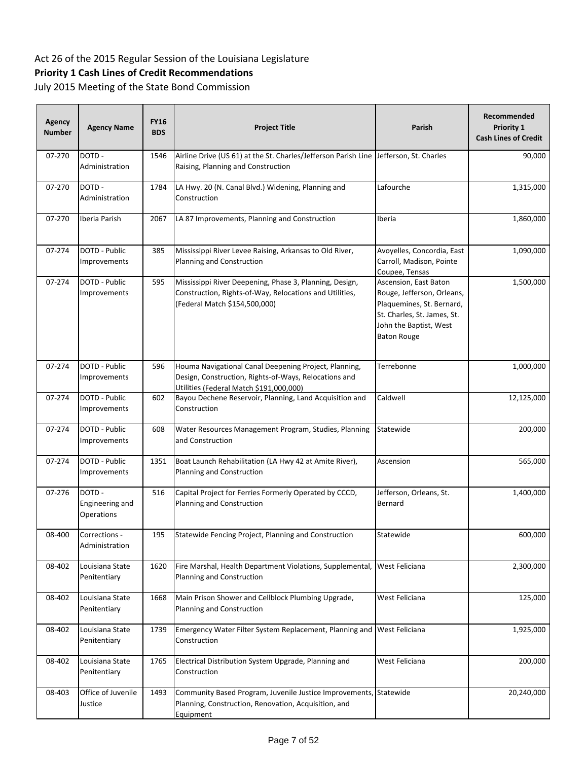Act 26 of the 2015 Regular Session of the Louisiana Legislature

**Priority 1 Cash Lines of Credit Recommendations**

July 2015 Meeting of the State Bond Commission

| Agency Number | Agency Name | FY16 BDS | Project Title | Parish | Recommended Priority 1 Cash Lines of Credit |
|---|---|---|---|---|---|
| 07-270 | DOTD - Administration | 1546 | Airline Drive (US 61) at the St. Charles/Jefferson Parish Line Raising, Planning and Construction | Jefferson, St. Charles | 90,000 |
| 07-270 | DOTD - Administration | 1784 | LA Hwy. 20 (N. Canal Blvd.) Widening, Planning and Construction | Lafourche | 1,315,000 |
| 07-270 | Iberia Parish | 2067 | LA 87 Improvements, Planning and Construction | Iberia | 1,860,000 |
| 07-274 | DOTD - Public Improvements | 385 | Mississippi River Levee Raising, Arkansas to Old River, Planning and Construction | Avoyelles, Concordia, East Carroll, Madison, Pointe Coupee, Tensas | 1,090,000 |
| 07-274 | DOTD - Public Improvements | 595 | Mississippi River Deepening, Phase 3, Planning, Design, Construction, Rights-of-Way, Relocations and Utilities, (Federal Match $154,500,000) | Ascension, East Baton Rouge, Jefferson, Orleans, Plaquemines, St. Bernard, St. Charles, St. James, St. John the Baptist, West Baton Rouge | 1,500,000 |
| 07-274 | DOTD - Public Improvements | 596 | Houma Navigational Canal Deepening Project, Planning, Design, Construction, Rights-of-Ways, Relocations and Utilities (Federal Match $191,000,000) | Terrebonne | 1,000,000 |
| 07-274 | DOTD - Public Improvements | 602 | Bayou Dechene Reservoir, Planning, Land Acquisition and Construction | Caldwell | 12,125,000 |
| 07-274 | DOTD - Public Improvements | 608 | Water Resources Management Program, Studies, Planning and Construction | Statewide | 200,000 |
| 07-274 | DOTD - Public Improvements | 1351 | Boat Launch Rehabilitation (LA Hwy 42 at Amite River), Planning and Construction | Ascension | 565,000 |
| 07-276 | DOTD - Engineering and Operations | 516 | Capital Project for Ferries Formerly Operated by CCCD, Planning and Construction | Jefferson, Orleans, St. Bernard | 1,400,000 |
| 08-400 | Corrections - Administration | 195 | Statewide Fencing Project, Planning and Construction | Statewide | 600,000 |
| 08-402 | Louisiana State Penitentiary | 1620 | Fire Marshal, Health Department Violations, Supplemental, Planning and Construction | West Feliciana | 2,300,000 |
| 08-402 | Louisiana State Penitentiary | 1668 | Main Prison Shower and Cellblock Plumbing Upgrade, Planning and Construction | West Feliciana | 125,000 |
| 08-402 | Louisiana State Penitentiary | 1739 | Emergency Water Filter System Replacement, Planning and Construction | West Feliciana | 1,925,000 |
| 08-402 | Louisiana State Penitentiary | 1765 | Electrical Distribution System Upgrade, Planning and Construction | West Feliciana | 200,000 |
| 08-403 | Office of Juvenile Justice | 1493 | Community Based Program, Juvenile Justice Improvements, Planning, Construction, Renovation, Acquisition, and Equipment | Statewide | 20,240,000 |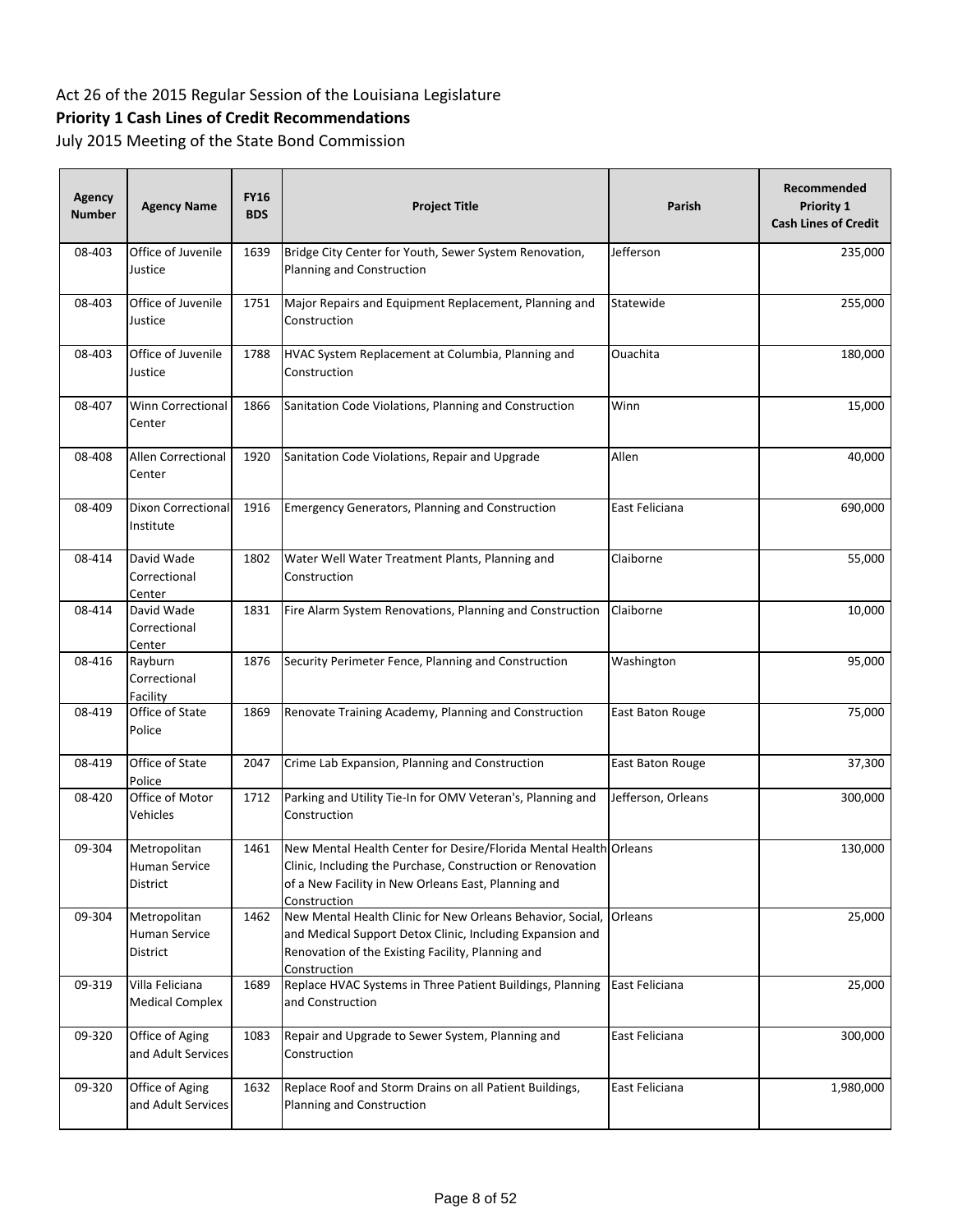Act 26 of the 2015 Regular Session of the Louisiana Legislature

**Priority 1 Cash Lines of Credit Recommendations**

July 2015 Meeting of the State Bond Commission

| Agency Number | Agency Name | FY16 BDS | Project Title | Parish | Recommended Priority 1 Cash Lines of Credit |
|---|---|---|---|---|---|
| 08-403 | Office of Juvenile Justice | 1639 | Bridge City Center for Youth, Sewer System Renovation, Planning and Construction | Jefferson | 235,000 |
| 08-403 | Office of Juvenile Justice | 1751 | Major Repairs and Equipment Replacement, Planning and Construction | Statewide | 255,000 |
| 08-403 | Office of Juvenile Justice | 1788 | HVAC System Replacement at Columbia, Planning and Construction | Ouachita | 180,000 |
| 08-407 | Winn Correctional Center | 1866 | Sanitation Code Violations, Planning and Construction | Winn | 15,000 |
| 08-408 | Allen Correctional Center | 1920 | Sanitation Code Violations, Repair and Upgrade | Allen | 40,000 |
| 08-409 | Dixon Correctional Institute | 1916 | Emergency Generators, Planning and Construction | East Feliciana | 690,000 |
| 08-414 | David Wade Correctional Center | 1802 | Water Well Water Treatment Plants, Planning and Construction | Claiborne | 55,000 |
| 08-414 | David Wade Correctional Center | 1831 | Fire Alarm System Renovations, Planning and Construction | Claiborne | 10,000 |
| 08-416 | Rayburn Correctional Facility | 1876 | Security Perimeter Fence, Planning and Construction | Washington | 95,000 |
| 08-419 | Office of State Police | 1869 | Renovate Training Academy, Planning and Construction | East Baton Rouge | 75,000 |
| 08-419 | Office of State Police | 2047 | Crime Lab Expansion, Planning and Construction | East Baton Rouge | 37,300 |
| 08-420 | Office of Motor Vehicles | 1712 | Parking and Utility Tie-In for OMV Veteran's, Planning and Construction | Jefferson, Orleans | 300,000 |
| 09-304 | Metropolitan Human Service District | 1461 | New Mental Health Center for Desire/Florida Mental Health Clinic, Including the Purchase, Construction or Renovation of a New Facility in New Orleans East, Planning and Construction | Orleans | 130,000 |
| 09-304 | Metropolitan Human Service District | 1462 | New Mental Health Clinic for New Orleans Behavior, Social, and Medical Support Detox Clinic, Including Expansion and Renovation of the Existing Facility, Planning and Construction | Orleans | 25,000 |
| 09-319 | Villa Feliciana Medical Complex | 1689 | Replace HVAC Systems in Three Patient Buildings, Planning and Construction | East Feliciana | 25,000 |
| 09-320 | Office of Aging and Adult Services | 1083 | Repair and Upgrade to Sewer System, Planning and Construction | East Feliciana | 300,000 |
| 09-320 | Office of Aging and Adult Services | 1632 | Replace Roof and Storm Drains on all Patient Buildings, Planning and Construction | East Feliciana | 1,980,000 |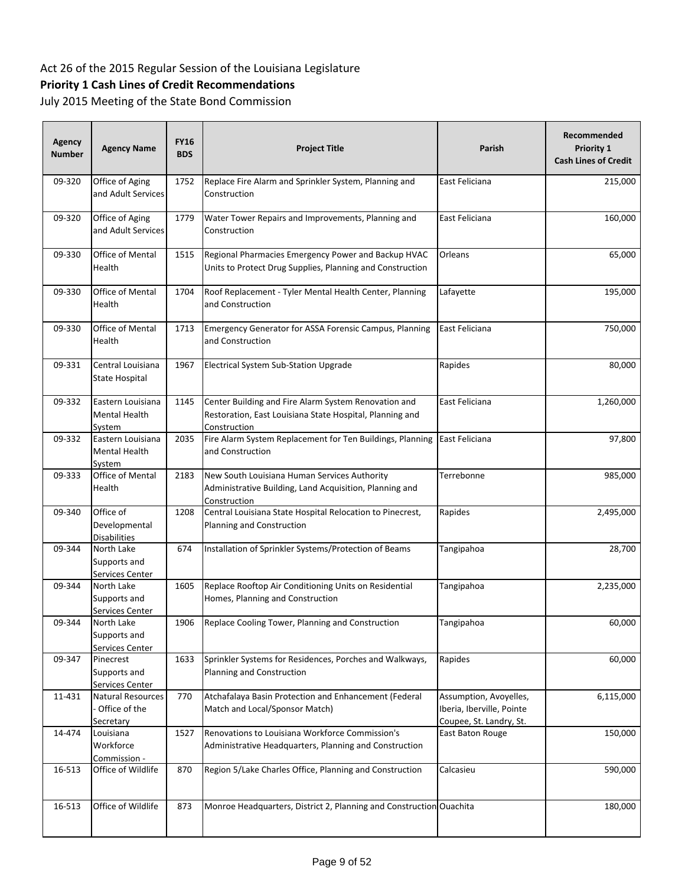Act 26 of the 2015 Regular Session of the Louisiana Legislature

**Priority 1 Cash Lines of Credit Recommendations**

July 2015 Meeting of the State Bond Commission

| Agency Number | Agency Name | FY16 BDS | Project Title | Parish | Recommended Priority 1 Cash Lines of Credit |
|---|---|---|---|---|---|
| 09-320 | Office of Aging and Adult Services | 1752 | Replace Fire Alarm and Sprinkler System, Planning and Construction | East Feliciana | 215,000 |
| 09-320 | Office of Aging and Adult Services | 1779 | Water Tower Repairs and Improvements, Planning and Construction | East Feliciana | 160,000 |
| 09-330 | Office of Mental Health | 1515 | Regional Pharmacies Emergency Power and Backup HVAC Units to Protect Drug Supplies, Planning and Construction | Orleans | 65,000 |
| 09-330 | Office of Mental Health | 1704 | Roof Replacement - Tyler Mental Health Center, Planning and Construction | Lafayette | 195,000 |
| 09-330 | Office of Mental Health | 1713 | Emergency Generator for ASSA Forensic Campus, Planning and Construction | East Feliciana | 750,000 |
| 09-331 | Central Louisiana State Hospital | 1967 | Electrical System Sub-Station Upgrade | Rapides | 80,000 |
| 09-332 | Eastern Louisiana Mental Health System | 1145 | Center Building and Fire Alarm System Renovation and Restoration, East Louisiana State Hospital, Planning and Construction | East Feliciana | 1,260,000 |
| 09-332 | Eastern Louisiana Mental Health System | 2035 | Fire Alarm System Replacement for Ten Buildings, Planning and Construction | East Feliciana | 97,800 |
| 09-333 | Office of Mental Health | 2183 | New South Louisiana Human Services Authority Administrative Building, Land Acquisition, Planning and Construction | Terrebonne | 985,000 |
| 09-340 | Office of Developmental Disabilities | 1208 | Central Louisiana State Hospital Relocation to Pinecrest, Planning and Construction | Rapides | 2,495,000 |
| 09-344 | North Lake Supports and Services Center | 674 | Installation of Sprinkler Systems/Protection of Beams | Tangipahoa | 28,700 |
| 09-344 | North Lake Supports and Services Center | 1605 | Replace Rooftop Air Conditioning Units on Residential Homes, Planning and Construction | Tangipahoa | 2,235,000 |
| 09-344 | North Lake Supports and Services Center | 1906 | Replace Cooling Tower, Planning and Construction | Tangipahoa | 60,000 |
| 09-347 | Pinecrest Supports and Services Center | 1633 | Sprinkler Systems for Residences, Porches and Walkways, Planning and Construction | Rapides | 60,000 |
| 11-431 | Natural Resources - Office of the Secretary | 770 | Atchafalaya Basin Protection and Enhancement (Federal Match and Local/Sponsor Match) | Assumption, Avoyelles, Iberia, Iberville, Pointe Coupee, St. Landry, St. | 6,115,000 |
| 14-474 | Louisiana Workforce Commission - | 1527 | Renovations to Louisiana Workforce Commission's Administrative Headquarters, Planning and Construction | East Baton Rouge | 150,000 |
| 16-513 | Office of Wildlife | 870 | Region 5/Lake Charles Office, Planning and Construction | Calcasieu | 590,000 |
| 16-513 | Office of Wildlife | 873 | Monroe Headquarters, District 2, Planning and Construction | Ouachita | 180,000 |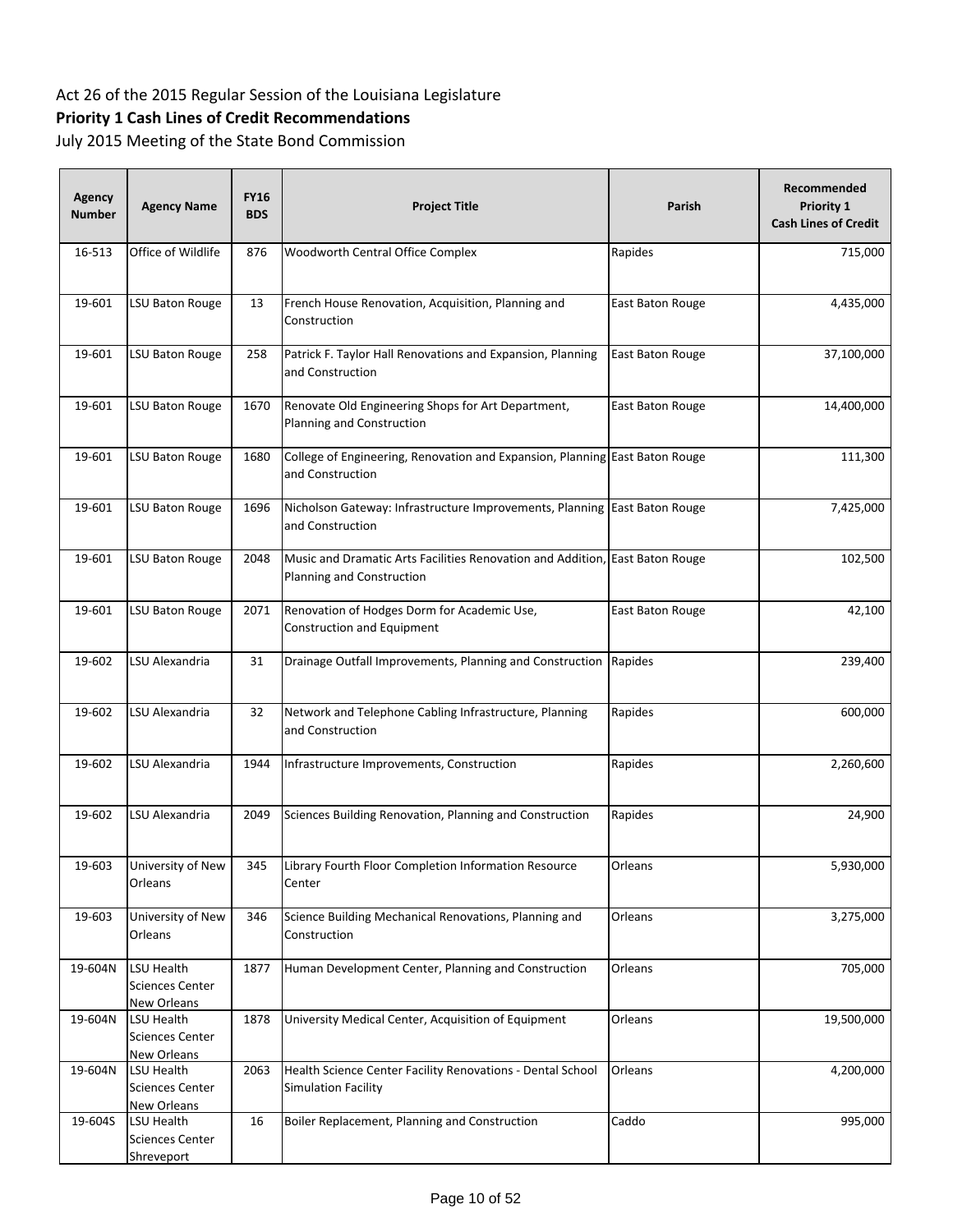Act 26 of the 2015 Regular Session of the Louisiana Legislature

**Priority 1 Cash Lines of Credit Recommendations**

July 2015 Meeting of the State Bond Commission

| Agency Number | Agency Name | FY16 BDS | Project Title | Parish | Recommended Priority 1 Cash Lines of Credit |
|---|---|---|---|---|---|
| 16-513 | Office of Wildlife | 876 | Woodworth Central Office Complex | Rapides | 715,000 |
| 19-601 | LSU Baton Rouge | 13 | French House Renovation, Acquisition, Planning and Construction | East Baton Rouge | 4,435,000 |
| 19-601 | LSU Baton Rouge | 258 | Patrick F. Taylor Hall Renovations and Expansion, Planning and Construction | East Baton Rouge | 37,100,000 |
| 19-601 | LSU Baton Rouge | 1670 | Renovate Old Engineering Shops for Art Department, Planning and Construction | East Baton Rouge | 14,400,000 |
| 19-601 | LSU Baton Rouge | 1680 | College of Engineering, Renovation and Expansion, Planning and Construction | East Baton Rouge | 111,300 |
| 19-601 | LSU Baton Rouge | 1696 | Nicholson Gateway: Infrastructure Improvements, Planning and Construction | East Baton Rouge | 7,425,000 |
| 19-601 | LSU Baton Rouge | 2048 | Music and Dramatic Arts Facilities Renovation and Addition, Planning and Construction | East Baton Rouge | 102,500 |
| 19-601 | LSU Baton Rouge | 2071 | Renovation of Hodges Dorm for Academic Use, Construction and Equipment | East Baton Rouge | 42,100 |
| 19-602 | LSU Alexandria | 31 | Drainage Outfall Improvements, Planning and Construction | Rapides | 239,400 |
| 19-602 | LSU Alexandria | 32 | Network and Telephone Cabling Infrastructure, Planning and Construction | Rapides | 600,000 |
| 19-602 | LSU Alexandria | 1944 | Infrastructure Improvements, Construction | Rapides | 2,260,600 |
| 19-602 | LSU Alexandria | 2049 | Sciences Building Renovation, Planning and Construction | Rapides | 24,900 |
| 19-603 | University of New Orleans | 345 | Library Fourth Floor Completion Information Resource Center | Orleans | 5,930,000 |
| 19-603 | University of New Orleans | 346 | Science Building Mechanical Renovations, Planning and Construction | Orleans | 3,275,000 |
| 19-604N | LSU Health Sciences Center New Orleans | 1877 | Human Development Center, Planning and Construction | Orleans | 705,000 |
| 19-604N | LSU Health Sciences Center New Orleans | 1878 | University Medical Center, Acquisition of Equipment | Orleans | 19,500,000 |
| 19-604N | LSU Health Sciences Center New Orleans | 2063 | Health Science Center Facility Renovations - Dental School Simulation Facility | Orleans | 4,200,000 |
| 19-604S | LSU Health Sciences Center Shreveport | 16 | Boiler Replacement, Planning and Construction | Caddo | 995,000 |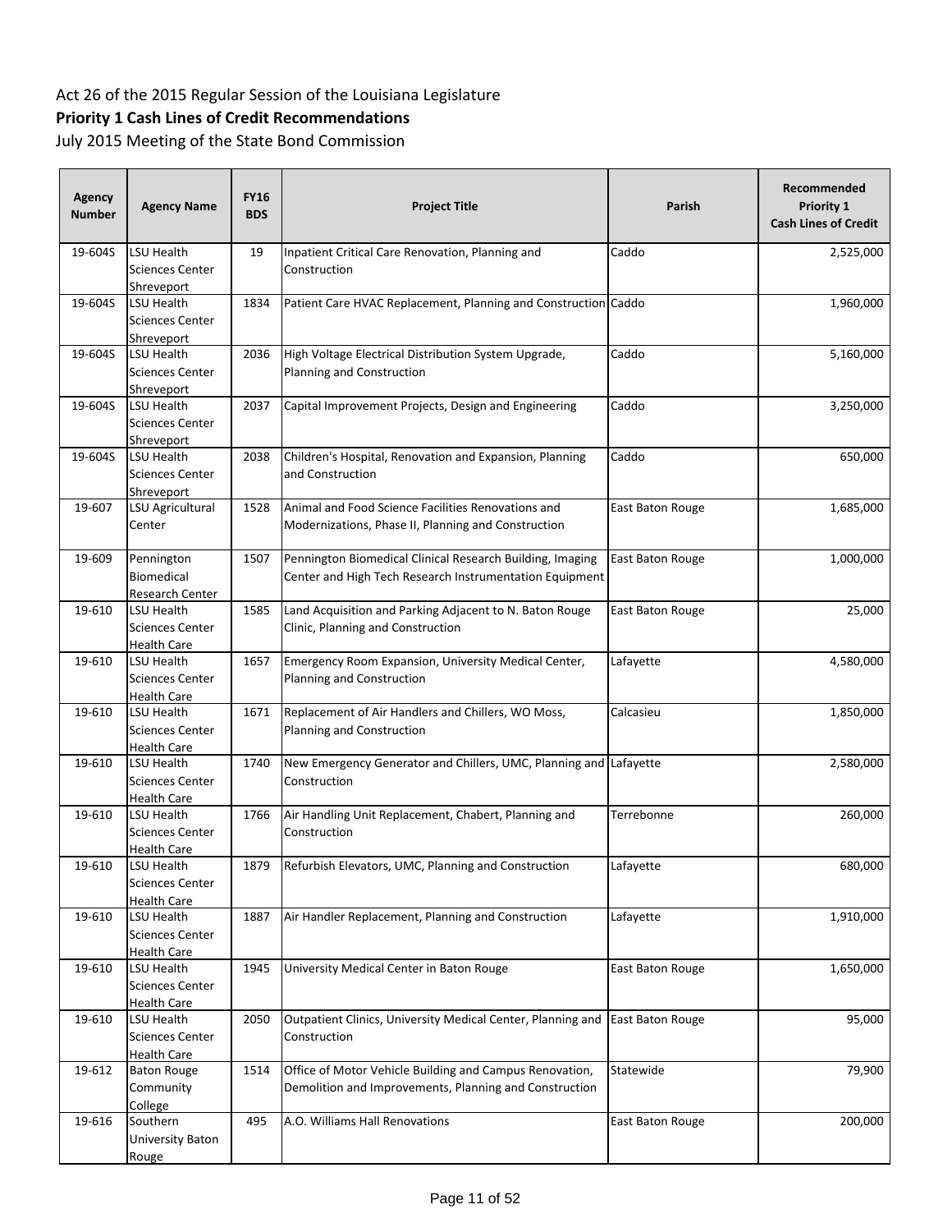Act 26 of the 2015 Regular Session of the Louisiana Legislature

**Priority 1 Cash Lines of Credit Recommendations**

July 2015 Meeting of the State Bond Commission

| Agency Number | Agency Name | FY16 BDS | Project Title | Parish | Recommended Priority 1 Cash Lines of Credit |
|---|---|---|---|---|---|
| 19-604S | LSU Health Sciences Center Shreveport | 19 | Inpatient Critical Care Renovation, Planning and Construction | Caddo | 2,525,000 |
| 19-604S | LSU Health Sciences Center Shreveport | 1834 | Patient Care HVAC Replacement, Planning and Construction | Caddo | 1,960,000 |
| 19-604S | LSU Health Sciences Center Shreveport | 2036 | High Voltage Electrical Distribution System Upgrade, Planning and Construction | Caddo | 5,160,000 |
| 19-604S | LSU Health Sciences Center Shreveport | 2037 | Capital Improvement Projects, Design and Engineering | Caddo | 3,250,000 |
| 19-604S | LSU Health Sciences Center Shreveport | 2038 | Children's Hospital, Renovation and Expansion, Planning and Construction | Caddo | 650,000 |
| 19-607 | LSU Agricultural Center | 1528 | Animal and Food Science Facilities Renovations and Modernizations, Phase II, Planning and Construction | East Baton Rouge | 1,685,000 |
| 19-609 | Pennington Biomedical Research Center | 1507 | Pennington Biomedical Clinical Research Building, Imaging Center and High Tech Research Instrumentation Equipment | East Baton Rouge | 1,000,000 |
| 19-610 | LSU Health Sciences Center Health Care | 1585 | Land Acquisition and Parking Adjacent to N. Baton Rouge Clinic, Planning and Construction | East Baton Rouge | 25,000 |
| 19-610 | LSU Health Sciences Center Health Care | 1657 | Emergency Room Expansion, University Medical Center, Planning and Construction | Lafayette | 4,580,000 |
| 19-610 | LSU Health Sciences Center Health Care | 1671 | Replacement of Air Handlers and Chillers, WO Moss, Planning and Construction | Calcasieu | 1,850,000 |
| 19-610 | LSU Health Sciences Center Health Care | 1740 | New Emergency Generator and Chillers, UMC, Planning and Construction | Lafayette | 2,580,000 |
| 19-610 | LSU Health Sciences Center Health Care | 1766 | Air Handling Unit Replacement, Chabert, Planning and Construction | Terrebonne | 260,000 |
| 19-610 | LSU Health Sciences Center Health Care | 1879 | Refurbish Elevators, UMC, Planning and Construction | Lafayette | 680,000 |
| 19-610 | LSU Health Sciences Center Health Care | 1887 | Air Handler Replacement, Planning and Construction | Lafayette | 1,910,000 |
| 19-610 | LSU Health Sciences Center Health Care | 1945 | University Medical Center in Baton Rouge | East Baton Rouge | 1,650,000 |
| 19-610 | LSU Health Sciences Center Health Care | 2050 | Outpatient Clinics, University Medical Center, Planning and Construction | East Baton Rouge | 95,000 |
| 19-612 | Baton Rouge Community College | 1514 | Office of Motor Vehicle Building and Campus Renovation, Demolition and Improvements, Planning and Construction | Statewide | 79,900 |
| 19-616 | Southern University Baton Rouge | 495 | A.O. Williams Hall Renovations | East Baton Rouge | 200,000 |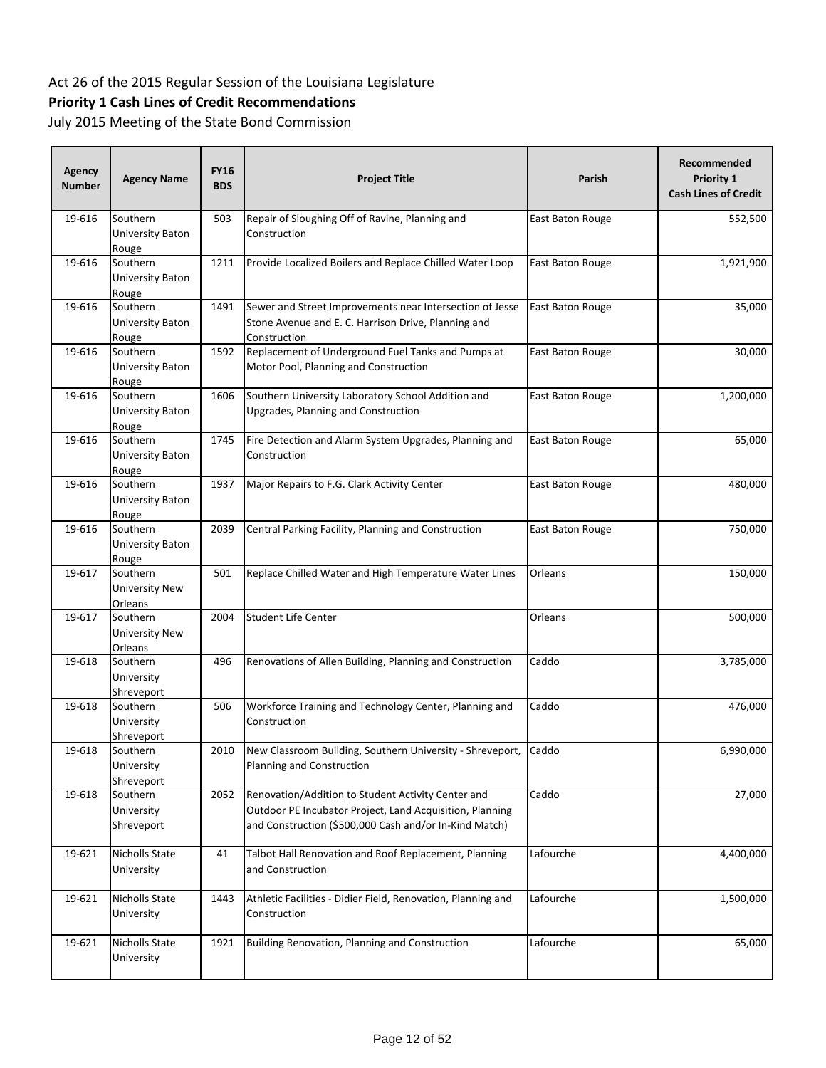Act 26 of the 2015 Regular Session of the Louisiana Legislature

**Priority 1 Cash Lines of Credit Recommendations**

July 2015 Meeting of the State Bond Commission

| Agency Number | Agency Name | FY16 BDS | Project Title | Parish | Recommended Priority 1 Cash Lines of Credit |
|---|---|---|---|---|---|
| 19-616 | Southern University Baton Rouge | 503 | Repair of Sloughing Off of Ravine, Planning and Construction | East Baton Rouge | 552,500 |
| 19-616 | Southern University Baton Rouge | 1211 | Provide Localized Boilers and Replace Chilled Water Loop | East Baton Rouge | 1,921,900 |
| 19-616 | Southern University Baton Rouge | 1491 | Sewer and Street Improvements near Intersection of Jesse Stone Avenue and E. C. Harrison Drive, Planning and Construction | East Baton Rouge | 35,000 |
| 19-616 | Southern University Baton Rouge | 1592 | Replacement of Underground Fuel Tanks and Pumps at Motor Pool, Planning and Construction | East Baton Rouge | 30,000 |
| 19-616 | Southern University Baton Rouge | 1606 | Southern University Laboratory School Addition and Upgrades, Planning and Construction | East Baton Rouge | 1,200,000 |
| 19-616 | Southern University Baton Rouge | 1745 | Fire Detection and Alarm System Upgrades, Planning and Construction | East Baton Rouge | 65,000 |
| 19-616 | Southern University Baton Rouge | 1937 | Major Repairs to F.G. Clark Activity Center | East Baton Rouge | 480,000 |
| 19-616 | Southern University Baton Rouge | 2039 | Central Parking Facility, Planning and Construction | East Baton Rouge | 750,000 |
| 19-617 | Southern University New Orleans | 501 | Replace Chilled Water and High Temperature Water Lines | Orleans | 150,000 |
| 19-617 | Southern University New Orleans | 2004 | Student Life Center | Orleans | 500,000 |
| 19-618 | Southern University Shreveport | 496 | Renovations of Allen Building, Planning and Construction | Caddo | 3,785,000 |
| 19-618 | Southern University Shreveport | 506 | Workforce Training and Technology Center, Planning and Construction | Caddo | 476,000 |
| 19-618 | Southern University Shreveport | 2010 | New Classroom Building, Southern University - Shreveport, Planning and Construction | Caddo | 6,990,000 |
| 19-618 | Southern University Shreveport | 2052 | Renovation/Addition to Student Activity Center and Outdoor PE Incubator Project, Land Acquisition, Planning and Construction ($500,000 Cash and/or In-Kind Match) | Caddo | 27,000 |
| 19-621 | Nicholls State University | 41 | Talbot Hall Renovation and Roof Replacement, Planning and Construction | Lafourche | 4,400,000 |
| 19-621 | Nicholls State University | 1443 | Athletic Facilities - Didier Field, Renovation, Planning and Construction | Lafourche | 1,500,000 |
| 19-621 | Nicholls State University | 1921 | Building Renovation, Planning and Construction | Lafourche | 65,000 |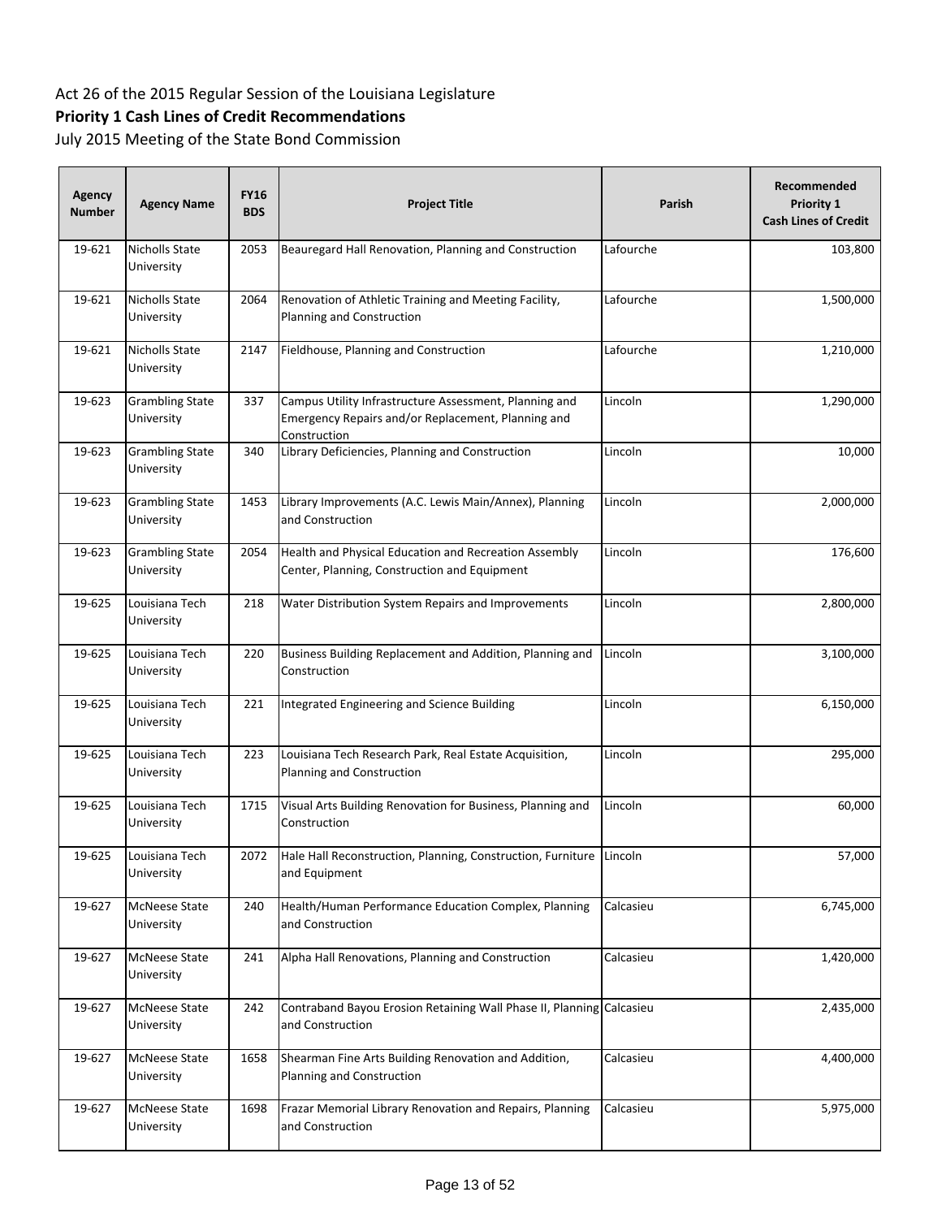Act 26 of the 2015 Regular Session of the Louisiana Legislature

**Priority 1 Cash Lines of Credit Recommendations**

July 2015 Meeting of the State Bond Commission

| Agency Number | Agency Name | FY16 BDS | Project Title | Parish | Recommended Priority 1 Cash Lines of Credit |
|---|---|---|---|---|---|
| 19-621 | Nicholls State University | 2053 | Beauregard Hall Renovation, Planning and Construction | Lafourche | 103,800 |
| 19-621 | Nicholls State University | 2064 | Renovation of Athletic Training and Meeting Facility, Planning and Construction | Lafourche | 1,500,000 |
| 19-621 | Nicholls State University | 2147 | Fieldhouse, Planning and Construction | Lafourche | 1,210,000 |
| 19-623 | Grambling State University | 337 | Campus Utility Infrastructure Assessment, Planning and Emergency Repairs and/or Replacement, Planning and Construction | Lincoln | 1,290,000 |
| 19-623 | Grambling State University | 340 | Library Deficiencies, Planning and Construction | Lincoln | 10,000 |
| 19-623 | Grambling State University | 1453 | Library Improvements (A.C. Lewis Main/Annex), Planning and Construction | Lincoln | 2,000,000 |
| 19-623 | Grambling State University | 2054 | Health and Physical Education and Recreation Assembly Center, Planning, Construction and Equipment | Lincoln | 176,600 |
| 19-625 | Louisiana Tech University | 218 | Water Distribution System Repairs and Improvements | Lincoln | 2,800,000 |
| 19-625 | Louisiana Tech University | 220 | Business Building Replacement and Addition, Planning and Construction | Lincoln | 3,100,000 |
| 19-625 | Louisiana Tech University | 221 | Integrated Engineering and Science Building | Lincoln | 6,150,000 |
| 19-625 | Louisiana Tech University | 223 | Louisiana Tech Research Park, Real Estate Acquisition, Planning and Construction | Lincoln | 295,000 |
| 19-625 | Louisiana Tech University | 1715 | Visual Arts Building Renovation for Business, Planning and Construction | Lincoln | 60,000 |
| 19-625 | Louisiana Tech University | 2072 | Hale Hall Reconstruction, Planning, Construction, Furniture and Equipment | Lincoln | 57,000 |
| 19-627 | McNeese State University | 240 | Health/Human Performance Education Complex, Planning and Construction | Calcasieu | 6,745,000 |
| 19-627 | McNeese State University | 241 | Alpha Hall Renovations, Planning and Construction | Calcasieu | 1,420,000 |
| 19-627 | McNeese State University | 242 | Contraband Bayou Erosion Retaining Wall Phase II, Planning and Construction | Calcasieu | 2,435,000 |
| 19-627 | McNeese State University | 1658 | Shearman Fine Arts Building Renovation and Addition, Planning and Construction | Calcasieu | 4,400,000 |
| 19-627 | McNeese State University | 1698 | Frazar Memorial Library Renovation and Repairs, Planning and Construction | Calcasieu | 5,975,000 |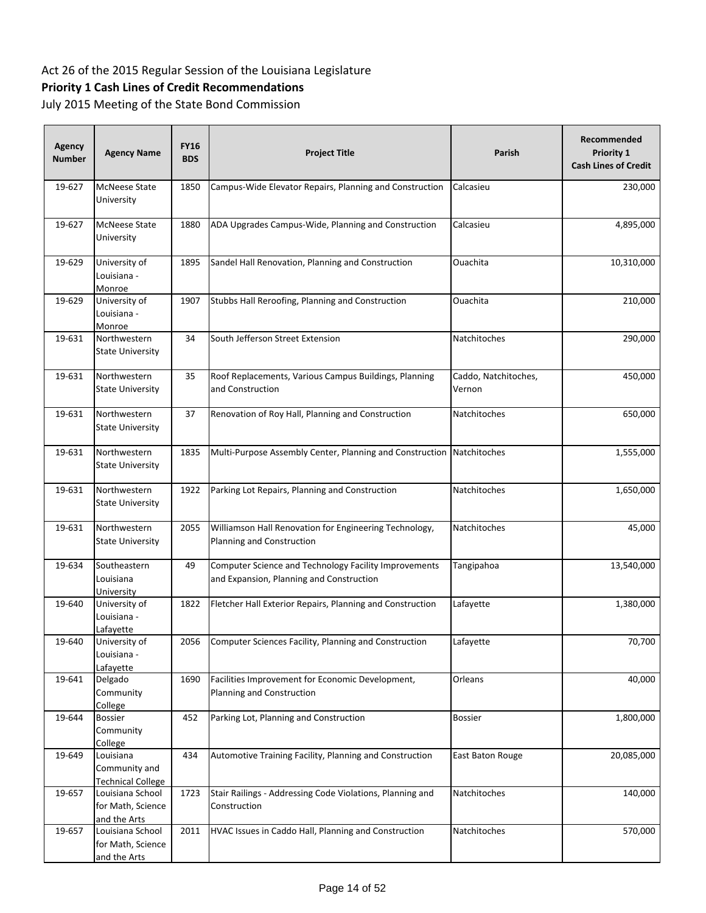Act 26 of the 2015 Regular Session of the Louisiana Legislature

**Priority 1 Cash Lines of Credit Recommendations**

July 2015 Meeting of the State Bond Commission

| Agency Number | Agency Name | FY16 BDS | Project Title | Parish | Recommended Priority 1 Cash Lines of Credit |
|---|---|---|---|---|---|
| 19-627 | McNeese State University | 1850 | Campus-Wide Elevator Repairs, Planning and Construction | Calcasieu | 230,000 |
| 19-627 | McNeese State University | 1880 | ADA Upgrades Campus-Wide, Planning and Construction | Calcasieu | 4,895,000 |
| 19-629 | University of Louisiana - Monroe | 1895 | Sandel Hall Renovation, Planning and Construction | Ouachita | 10,310,000 |
| 19-629 | University of Louisiana - Monroe | 1907 | Stubbs Hall Reroofing, Planning and Construction | Ouachita | 210,000 |
| 19-631 | Northwestern State University | 34 | South Jefferson Street Extension | Natchitoches | 290,000 |
| 19-631 | Northwestern State University | 35 | Roof Replacements, Various Campus Buildings, Planning and Construction | Caddo, Natchitoches, Vernon | 450,000 |
| 19-631 | Northwestern State University | 37 | Renovation of Roy Hall, Planning and Construction | Natchitoches | 650,000 |
| 19-631 | Northwestern State University | 1835 | Multi-Purpose Assembly Center, Planning and Construction | Natchitoches | 1,555,000 |
| 19-631 | Northwestern State University | 1922 | Parking Lot Repairs, Planning and Construction | Natchitoches | 1,650,000 |
| 19-631 | Northwestern State University | 2055 | Williamson Hall Renovation for Engineering Technology, Planning and Construction | Natchitoches | 45,000 |
| 19-634 | Southeastern Louisiana University | 49 | Computer Science and Technology Facility Improvements and Expansion, Planning and Construction | Tangipahoa | 13,540,000 |
| 19-640 | University of Louisiana - Lafayette | 1822 | Fletcher Hall Exterior Repairs, Planning and Construction | Lafayette | 1,380,000 |
| 19-640 | University of Louisiana - Lafayette | 2056 | Computer Sciences Facility, Planning and Construction | Lafayette | 70,700 |
| 19-641 | Delgado Community College | 1690 | Facilities Improvement for Economic Development, Planning and Construction | Orleans | 40,000 |
| 19-644 | Bossier Community College | 452 | Parking Lot, Planning and Construction | Bossier | 1,800,000 |
| 19-649 | Louisiana Community and Technical College | 434 | Automotive Training Facility, Planning and Construction | East Baton Rouge | 20,085,000 |
| 19-657 | Louisiana School for Math, Science and the Arts | 1723 | Stair Railings - Addressing Code Violations, Planning and Construction | Natchitoches | 140,000 |
| 19-657 | Louisiana School for Math, Science and the Arts | 2011 | HVAC Issues in Caddo Hall, Planning and Construction | Natchitoches | 570,000 |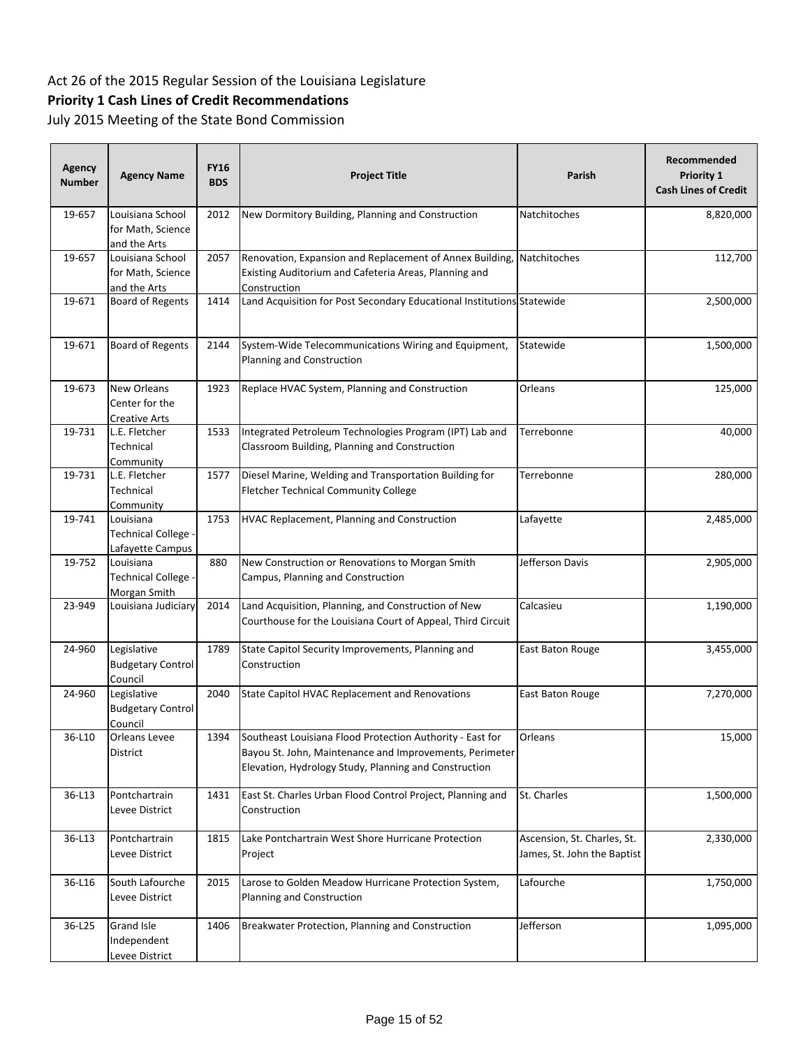Act 26 of the 2015 Regular Session of the Louisiana Legislature

**Priority 1 Cash Lines of Credit Recommendations**

July 2015 Meeting of the State Bond Commission

| Agency Number | Agency Name | FY16 BDS | Project Title | Parish | Recommended Priority 1 Cash Lines of Credit |
|---|---|---|---|---|---|
| 19-657 | Louisiana School for Math, Science and the Arts | 2012 | New Dormitory Building, Planning and Construction | Natchitoches | 8,820,000 |
| 19-657 | Louisiana School for Math, Science and the Arts | 2057 | Renovation, Expansion and Replacement of Annex Building, Existing Auditorium and Cafeteria Areas, Planning and Construction | Natchitoches | 112,700 |
| 19-671 | Board of Regents | 1414 | Land Acquisition for Post Secondary Educational Institutions | Statewide | 2,500,000 |
| 19-671 | Board of Regents | 2144 | System-Wide Telecommunications Wiring and Equipment, Planning and Construction | Statewide | 1,500,000 |
| 19-673 | New Orleans Center for the Creative Arts | 1923 | Replace HVAC System, Planning and Construction | Orleans | 125,000 |
| 19-731 | L.E. Fletcher Technical Community | 1533 | Integrated Petroleum Technologies Program (IPT) Lab and Classroom Building, Planning and Construction | Terrebonne | 40,000 |
| 19-731 | L.E. Fletcher Technical Community | 1577 | Diesel Marine, Welding and Transportation Building for Fletcher Technical Community College | Terrebonne | 280,000 |
| 19-741 | Louisiana Technical College - Lafayette Campus | 1753 | HVAC Replacement, Planning and Construction | Lafayette | 2,485,000 |
| 19-752 | Louisiana Technical College - Morgan Smith | 880 | New Construction or Renovations to Morgan Smith Campus, Planning and Construction | Jefferson Davis | 2,905,000 |
| 23-949 | Louisiana Judiciary | 2014 | Land Acquisition, Planning, and Construction of New Courthouse for the Louisiana Court of Appeal, Third Circuit | Calcasieu | 1,190,000 |
| 24-960 | Legislative Budgetary Control Council | 1789 | State Capitol Security Improvements, Planning and Construction | East Baton Rouge | 3,455,000 |
| 24-960 | Legislative Budgetary Control Council | 2040 | State Capitol HVAC Replacement and Renovations | East Baton Rouge | 7,270,000 |
| 36-L10 | Orleans Levee District | 1394 | Southeast Louisiana Flood Protection Authority - East for Bayou St. John, Maintenance and Improvements, Perimeter Elevation, Hydrology Study, Planning and Construction | Orleans | 15,000 |
| 36-L13 | Pontchartrain Levee District | 1431 | East St. Charles Urban Flood Control Project, Planning and Construction | St. Charles | 1,500,000 |
| 36-L13 | Pontchartrain Levee District | 1815 | Lake Pontchartrain West Shore Hurricane Protection Project | Ascension, St. Charles, St. James, St. John the Baptist | 2,330,000 |
| 36-L16 | South Lafourche Levee District | 2015 | Larose to Golden Meadow Hurricane Protection System, Planning and Construction | Lafourche | 1,750,000 |
| 36-L25 | Grand Isle Independent Levee District | 1406 | Breakwater Protection, Planning and Construction | Jefferson | 1,095,000 |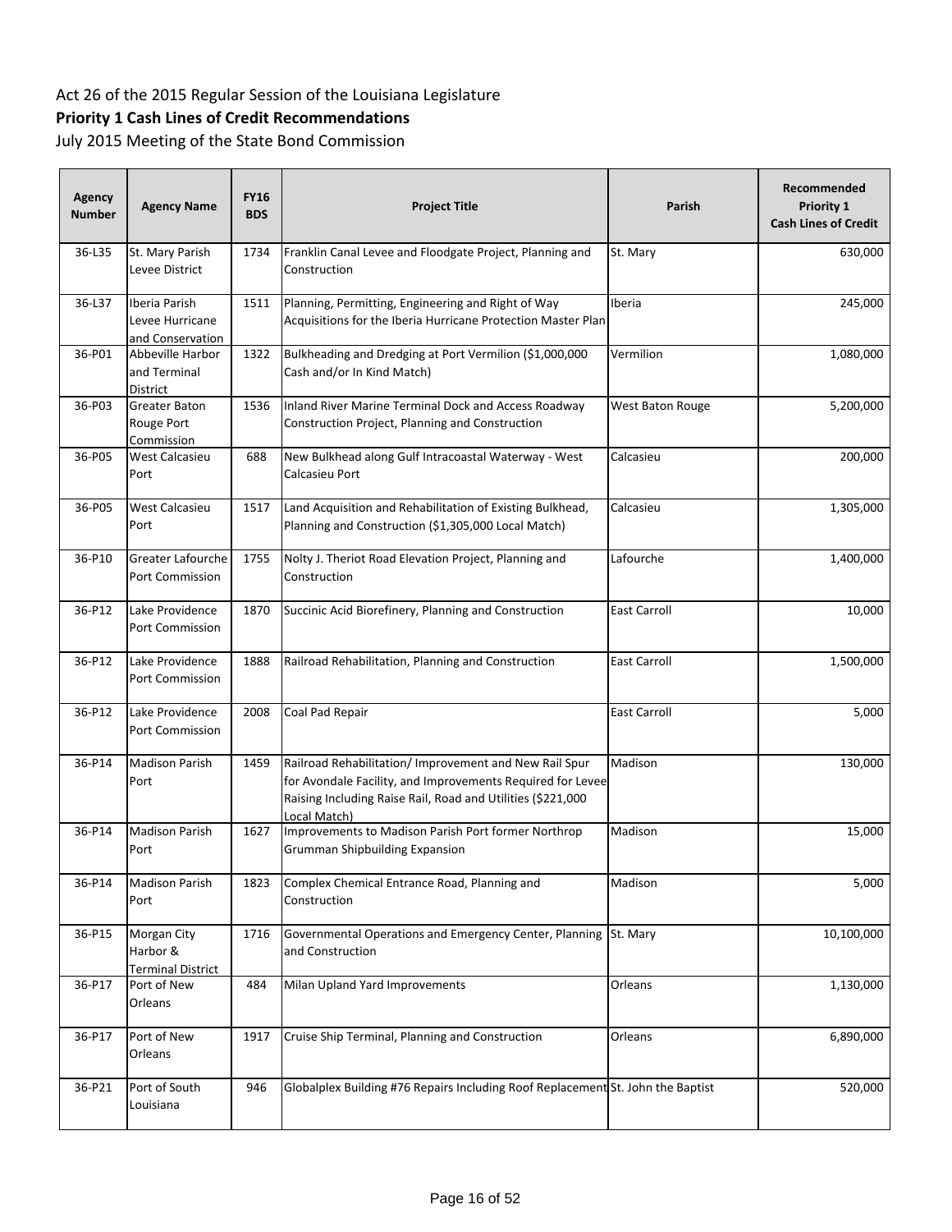Act 26 of the 2015 Regular Session of the Louisiana Legislature

**Priority 1 Cash Lines of Credit Recommendations**

July 2015 Meeting of the State Bond Commission

| Agency Number | Agency Name | FY16 BDS | Project Title | Parish | Recommended Priority 1 Cash Lines of Credit |
|---|---|---|---|---|---|
| 36-L35 | St. Mary Parish Levee District | 1734 | Franklin Canal Levee and Floodgate Project, Planning and Construction | St. Mary | 630,000 |
| 36-L37 | Iberia Parish Levee Hurricane and Conservation | 1511 | Planning, Permitting, Engineering and Right of Way Acquisitions for the Iberia Hurricane Protection Master Plan | Iberia | 245,000 |
| 36-P01 | Abbeville Harbor and Terminal District | 1322 | Bulkheading and Dredging at Port Vermilion ($1,000,000 Cash and/or In Kind Match) | Vermilion | 1,080,000 |
| 36-P03 | Greater Baton Rouge Port Commission | 1536 | Inland River Marine Terminal Dock and Access Roadway Construction Project, Planning and Construction | West Baton Rouge | 5,200,000 |
| 36-P05 | West Calcasieu Port | 688 | New Bulkhead along Gulf Intracoastal Waterway - West Calcasieu Port | Calcasieu | 200,000 |
| 36-P05 | West Calcasieu Port | 1517 | Land Acquisition and Rehabilitation of Existing Bulkhead, Planning and Construction ($1,305,000 Local Match) | Calcasieu | 1,305,000 |
| 36-P10 | Greater Lafourche Port Commission | 1755 | Nolty J. Theriot Road Elevation Project, Planning and Construction | Lafourche | 1,400,000 |
| 36-P12 | Lake Providence Port Commission | 1870 | Succinic Acid Biorefinery, Planning and Construction | East Carroll | 10,000 |
| 36-P12 | Lake Providence Port Commission | 1888 | Railroad Rehabilitation, Planning and Construction | East Carroll | 1,500,000 |
| 36-P12 | Lake Providence Port Commission | 2008 | Coal Pad Repair | East Carroll | 5,000 |
| 36-P14 | Madison Parish Port | 1459 | Railroad Rehabilitation/ Improvement and New Rail Spur for Avondale Facility, and Improvements Required for Levee Raising Including Raise Rail, Road and Utilities ($221,000 Local Match) | Madison | 130,000 |
| 36-P14 | Madison Parish Port | 1627 | Improvements to Madison Parish Port former Northrop Grumman Shipbuilding Expansion | Madison | 15,000 |
| 36-P14 | Madison Parish Port | 1823 | Complex Chemical Entrance Road, Planning and Construction | Madison | 5,000 |
| 36-P15 | Morgan City Harbor & Terminal District | 1716 | Governmental Operations and Emergency Center, Planning and Construction | St. Mary | 10,100,000 |
| 36-P17 | Port of New Orleans | 484 | Milan Upland Yard Improvements | Orleans | 1,130,000 |
| 36-P17 | Port of New Orleans | 1917 | Cruise Ship Terminal, Planning and Construction | Orleans | 6,890,000 |
| 36-P21 | Port of South Louisiana | 946 | Globalplex Building #76 Repairs Including Roof Replacement | St. John the Baptist | 520,000 |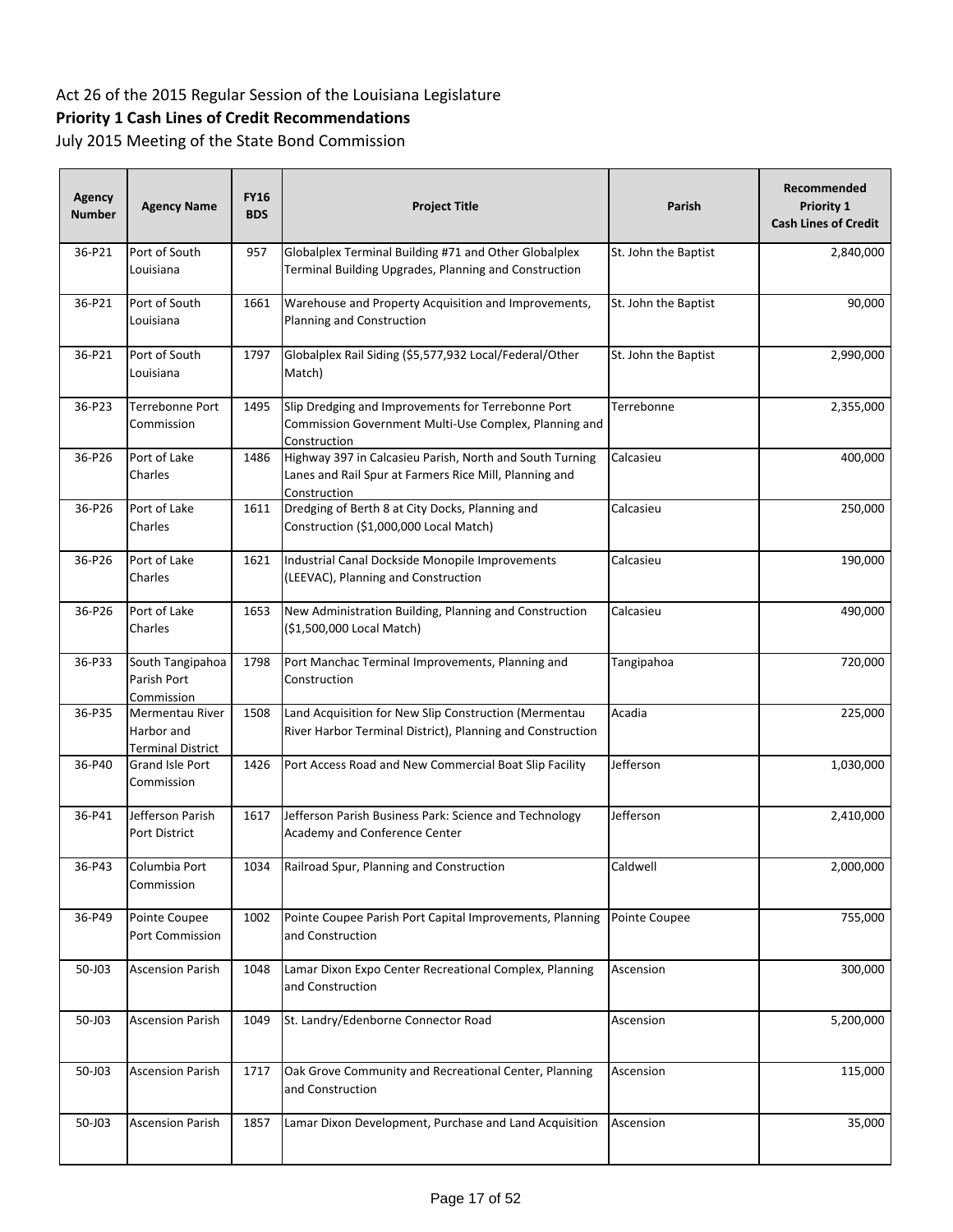Act 26 of the 2015 Regular Session of the Louisiana Legislature

**Priority 1 Cash Lines of Credit Recommendations**

July 2015 Meeting of the State Bond Commission

| Agency Number | Agency Name | FY16 BDS | Project Title | Parish | Recommended Priority 1 Cash Lines of Credit |
|---|---|---|---|---|---|
| 36-P21 | Port of South Louisiana | 957 | Globalplex Terminal Building #71 and Other Globalplex Terminal Building Upgrades, Planning and Construction | St. John the Baptist | 2,840,000 |
| 36-P21 | Port of South Louisiana | 1661 | Warehouse and Property Acquisition and Improvements, Planning and Construction | St. John the Baptist | 90,000 |
| 36-P21 | Port of South Louisiana | 1797 | Globalplex Rail Siding ($5,577,932 Local/Federal/Other Match) | St. John the Baptist | 2,990,000 |
| 36-P23 | Terrebonne Port Commission | 1495 | Slip Dredging and Improvements for Terrebonne Port Commission Government Multi-Use Complex, Planning and Construction | Terrebonne | 2,355,000 |
| 36-P26 | Port of Lake Charles | 1486 | Highway 397 in Calcasieu Parish, North and South Turning Lanes and Rail Spur at Farmers Rice Mill, Planning and Construction | Calcasieu | 400,000 |
| 36-P26 | Port of Lake Charles | 1611 | Dredging of Berth 8 at City Docks, Planning and Construction ($1,000,000 Local Match) | Calcasieu | 250,000 |
| 36-P26 | Port of Lake Charles | 1621 | Industrial Canal Dockside Monopile Improvements (LEEVAC), Planning and Construction | Calcasieu | 190,000 |
| 36-P26 | Port of Lake Charles | 1653 | New Administration Building, Planning and Construction ($1,500,000 Local Match) | Calcasieu | 490,000 |
| 36-P33 | South Tangipahoa Parish Port Commission | 1798 | Port Manchac Terminal Improvements, Planning and Construction | Tangipahoa | 720,000 |
| 36-P35 | Mermentau River Harbor and Terminal District | 1508 | Land Acquisition for New Slip Construction (Mermentau River Harbor Terminal District), Planning and Construction | Acadia | 225,000 |
| 36-P40 | Grand Isle Port Commission | 1426 | Port Access Road and New Commercial Boat Slip Facility | Jefferson | 1,030,000 |
| 36-P41 | Jefferson Parish Port District | 1617 | Jefferson Parish Business Park: Science and Technology Academy and Conference Center | Jefferson | 2,410,000 |
| 36-P43 | Columbia Port Commission | 1034 | Railroad Spur, Planning and Construction | Caldwell | 2,000,000 |
| 36-P49 | Pointe Coupee Port Commission | 1002 | Pointe Coupee Parish Port Capital Improvements, Planning and Construction | Pointe Coupee | 755,000 |
| 50-J03 | Ascension Parish | 1048 | Lamar Dixon Expo Center Recreational Complex, Planning and Construction | Ascension | 300,000 |
| 50-J03 | Ascension Parish | 1049 | St. Landry/Edenborne Connector Road | Ascension | 5,200,000 |
| 50-J03 | Ascension Parish | 1717 | Oak Grove Community and Recreational Center, Planning and Construction | Ascension | 115,000 |
| 50-J03 | Ascension Parish | 1857 | Lamar Dixon Development, Purchase and Land Acquisition | Ascension | 35,000 |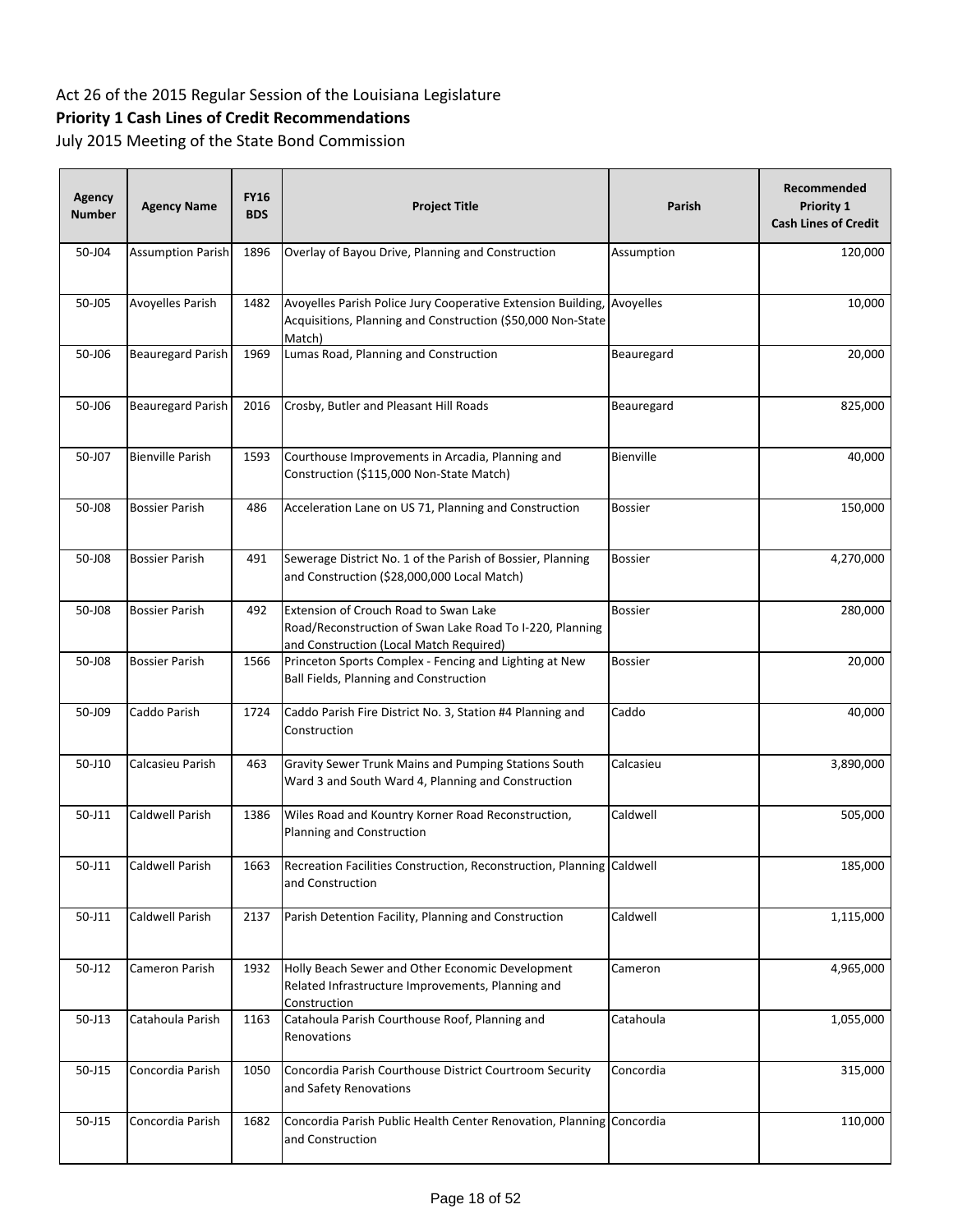Act 26 of the 2015 Regular Session of the Louisiana Legislature

**Priority 1 Cash Lines of Credit Recommendations**

July 2015 Meeting of the State Bond Commission

| Agency Number | Agency Name | FY16 BDS | Project Title | Parish | Recommended Priority 1 Cash Lines of Credit |
|---|---|---|---|---|---|
| 50-J04 | Assumption Parish | 1896 | Overlay of Bayou Drive, Planning and Construction | Assumption | 120,000 |
| 50-J05 | Avoyelles Parish | 1482 | Avoyelles Parish Police Jury Cooperative Extension Building, Acquisitions, Planning and Construction ($50,000 Non-State Match) | Avoyelles | 10,000 |
| 50-J06 | Beauregard Parish | 1969 | Lumas Road, Planning and Construction | Beauregard | 20,000 |
| 50-J06 | Beauregard Parish | 2016 | Crosby, Butler and Pleasant Hill Roads | Beauregard | 825,000 |
| 50-J07 | Bienville Parish | 1593 | Courthouse Improvements in Arcadia, Planning and Construction ($115,000 Non-State Match) | Bienville | 40,000 |
| 50-J08 | Bossier Parish | 486 | Acceleration Lane on US 71, Planning and Construction | Bossier | 150,000 |
| 50-J08 | Bossier Parish | 491 | Sewerage District No. 1 of the Parish of Bossier, Planning and Construction ($28,000,000 Local Match) | Bossier | 4,270,000 |
| 50-J08 | Bossier Parish | 492 | Extension of Crouch Road to Swan Lake Road/Reconstruction of Swan Lake Road To I-220, Planning and Construction (Local Match Required) | Bossier | 280,000 |
| 50-J08 | Bossier Parish | 1566 | Princeton Sports Complex - Fencing and Lighting at New Ball Fields, Planning and Construction | Bossier | 20,000 |
| 50-J09 | Caddo Parish | 1724 | Caddo Parish Fire District No. 3, Station #4 Planning and Construction | Caddo | 40,000 |
| 50-J10 | Calcasieu Parish | 463 | Gravity Sewer Trunk Mains and Pumping Stations South Ward 3 and South Ward 4, Planning and Construction | Calcasieu | 3,890,000 |
| 50-J11 | Caldwell Parish | 1386 | Wiles Road and Kountry Korner Road Reconstruction, Planning and Construction | Caldwell | 505,000 |
| 50-J11 | Caldwell Parish | 1663 | Recreation Facilities Construction, Reconstruction, Planning and Construction | Caldwell | 185,000 |
| 50-J11 | Caldwell Parish | 2137 | Parish Detention Facility, Planning and Construction | Caldwell | 1,115,000 |
| 50-J12 | Cameron Parish | 1932 | Holly Beach Sewer and Other Economic Development Related Infrastructure Improvements, Planning and Construction | Cameron | 4,965,000 |
| 50-J13 | Catahoula Parish | 1163 | Catahoula Parish Courthouse Roof, Planning and Renovations | Catahoula | 1,055,000 |
| 50-J15 | Concordia Parish | 1050 | Concordia Parish Courthouse District Courtroom Security and Safety Renovations | Concordia | 315,000 |
| 50-J15 | Concordia Parish | 1682 | Concordia Parish Public Health Center Renovation, Planning and Construction | Concordia | 110,000 |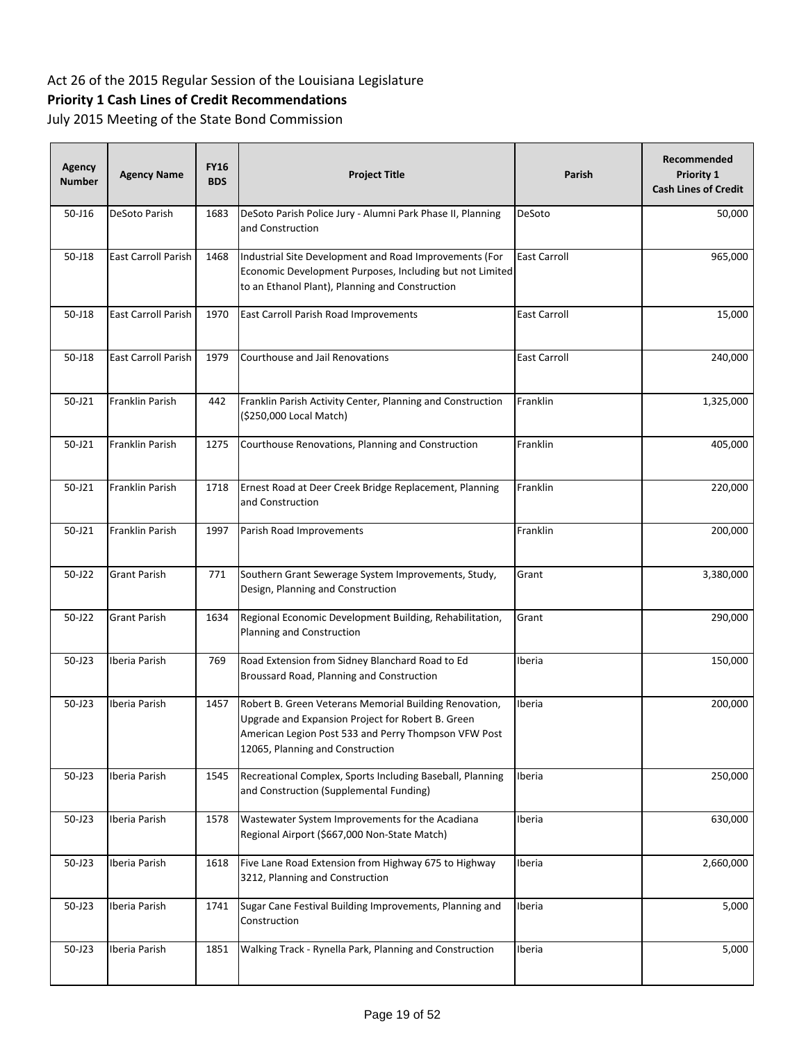Act 26 of the 2015 Regular Session of the Louisiana Legislature

**Priority 1 Cash Lines of Credit Recommendations**

July 2015 Meeting of the State Bond Commission

| Agency Number | Agency Name | FY16 BDS | Project Title | Parish | Recommended Priority 1 Cash Lines of Credit |
|---|---|---|---|---|---|
| 50-J16 | DeSoto Parish | 1683 | DeSoto Parish Police Jury - Alumni Park Phase II, Planning and Construction | DeSoto | 50,000 |
| 50-J18 | East Carroll Parish | 1468 | Industrial Site Development and Road Improvements (For Economic Development Purposes, Including but not Limited to an Ethanol Plant), Planning and Construction | East Carroll | 965,000 |
| 50-J18 | East Carroll Parish | 1970 | East Carroll Parish Road Improvements | East Carroll | 15,000 |
| 50-J18 | East Carroll Parish | 1979 | Courthouse and Jail Renovations | East Carroll | 240,000 |
| 50-J21 | Franklin Parish | 442 | Franklin Parish Activity Center, Planning and Construction ($250,000 Local Match) | Franklin | 1,325,000 |
| 50-J21 | Franklin Parish | 1275 | Courthouse Renovations, Planning and Construction | Franklin | 405,000 |
| 50-J21 | Franklin Parish | 1718 | Ernest Road at Deer Creek Bridge Replacement, Planning and Construction | Franklin | 220,000 |
| 50-J21 | Franklin Parish | 1997 | Parish Road Improvements | Franklin | 200,000 |
| 50-J22 | Grant Parish | 771 | Southern Grant Sewerage System Improvements, Study, Design, Planning and Construction | Grant | 3,380,000 |
| 50-J22 | Grant Parish | 1634 | Regional Economic Development Building, Rehabilitation, Planning and Construction | Grant | 290,000 |
| 50-J23 | Iberia Parish | 769 | Road Extension from Sidney Blanchard Road to Ed Broussard Road, Planning and Construction | Iberia | 150,000 |
| 50-J23 | Iberia Parish | 1457 | Robert B. Green Veterans Memorial Building Renovation, Upgrade and Expansion Project for Robert B. Green American Legion Post 533 and Perry Thompson VFW Post 12065, Planning and Construction | Iberia | 200,000 |
| 50-J23 | Iberia Parish | 1545 | Recreational Complex, Sports Including Baseball, Planning and Construction (Supplemental Funding) | Iberia | 250,000 |
| 50-J23 | Iberia Parish | 1578 | Wastewater System Improvements for the Acadiana Regional Airport ($667,000 Non-State Match) | Iberia | 630,000 |
| 50-J23 | Iberia Parish | 1618 | Five Lane Road Extension from Highway 675 to Highway 3212, Planning and Construction | Iberia | 2,660,000 |
| 50-J23 | Iberia Parish | 1741 | Sugar Cane Festival Building Improvements, Planning and Construction | Iberia | 5,000 |
| 50-J23 | Iberia Parish | 1851 | Walking Track - Rynella Park, Planning and Construction | Iberia | 5,000 |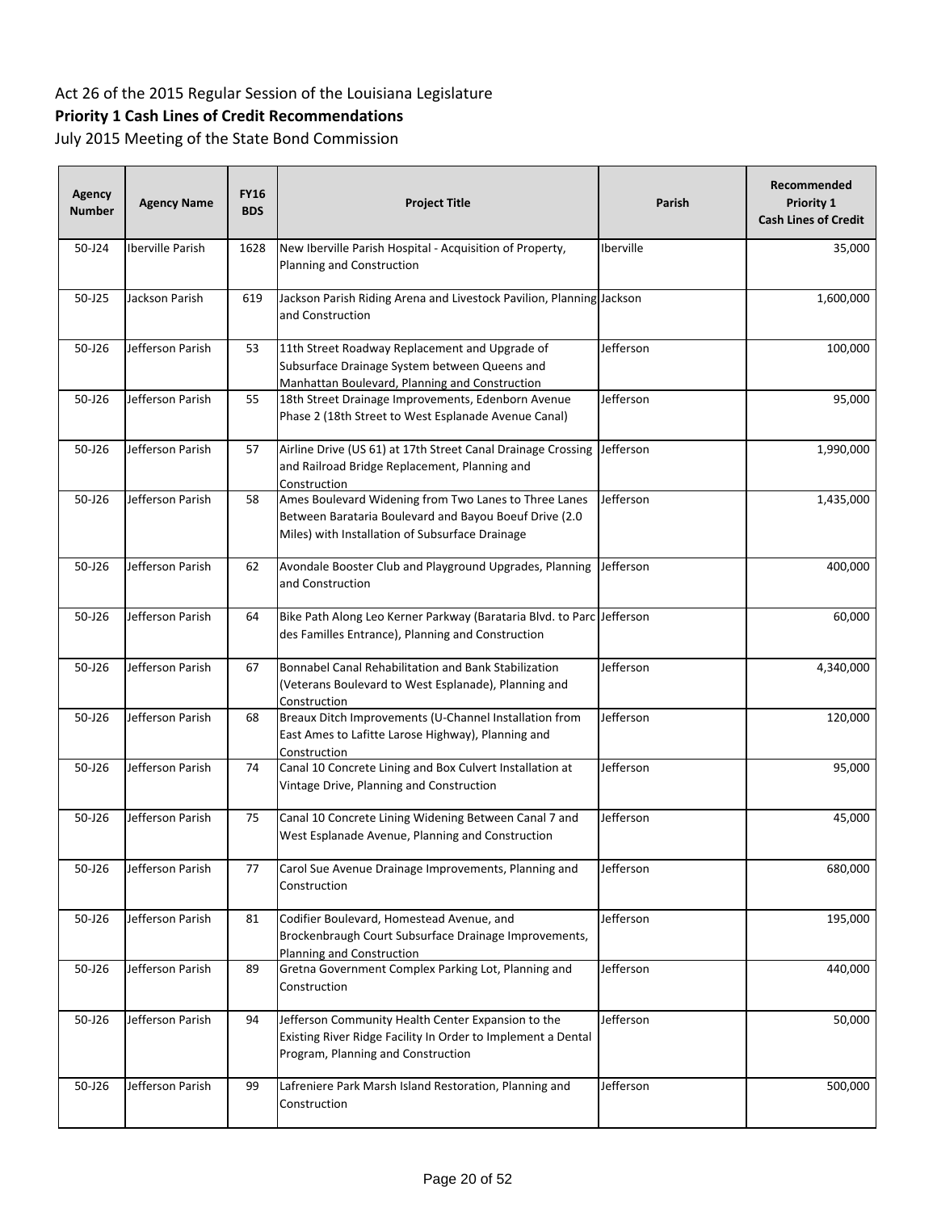Act 26 of the 2015 Regular Session of the Louisiana Legislature

**Priority 1 Cash Lines of Credit Recommendations**

July 2015 Meeting of the State Bond Commission

| Agency Number | Agency Name | FY16 BDS | Project Title | Parish | Recommended Priority 1 Cash Lines of Credit |
|---|---|---|---|---|---|
| 50-J24 | Iberville Parish | 1628 | New Iberville Parish Hospital - Acquisition of Property, Planning and Construction | Iberville | 35,000 |
| 50-J25 | Jackson Parish | 619 | Jackson Parish Riding Arena and Livestock Pavilion, Planning and Construction | Jackson | 1,600,000 |
| 50-J26 | Jefferson Parish | 53 | 11th Street Roadway Replacement and Upgrade of Subsurface Drainage System between Queens and Manhattan Boulevard, Planning and Construction | Jefferson | 100,000 |
| 50-J26 | Jefferson Parish | 55 | 18th Street Drainage Improvements, Edenborn Avenue Phase 2 (18th Street to West Esplanade Avenue Canal) | Jefferson | 95,000 |
| 50-J26 | Jefferson Parish | 57 | Airline Drive (US 61) at 17th Street Canal Drainage Crossing and Railroad Bridge Replacement, Planning and Construction | Jefferson | 1,990,000 |
| 50-J26 | Jefferson Parish | 58 | Ames Boulevard Widening from Two Lanes to Three Lanes Between Barataria Boulevard and Bayou Boeuf Drive (2.0 Miles) with Installation of Subsurface Drainage | Jefferson | 1,435,000 |
| 50-J26 | Jefferson Parish | 62 | Avondale Booster Club and Playground Upgrades, Planning and Construction | Jefferson | 400,000 |
| 50-J26 | Jefferson Parish | 64 | Bike Path Along Leo Kerner Parkway (Barataria Blvd. to Parc des Familles Entrance), Planning and Construction | Jefferson | 60,000 |
| 50-J26 | Jefferson Parish | 67 | Bonnabel Canal Rehabilitation and Bank Stabilization (Veterans Boulevard to West Esplanade), Planning and Construction | Jefferson | 4,340,000 |
| 50-J26 | Jefferson Parish | 68 | Breaux Ditch Improvements (U-Channel Installation from East Ames to Lafitte Larose Highway), Planning and Construction | Jefferson | 120,000 |
| 50-J26 | Jefferson Parish | 74 | Canal 10 Concrete Lining and Box Culvert Installation at Vintage Drive, Planning and Construction | Jefferson | 95,000 |
| 50-J26 | Jefferson Parish | 75 | Canal 10 Concrete Lining Widening Between Canal 7 and West Esplanade Avenue, Planning and Construction | Jefferson | 45,000 |
| 50-J26 | Jefferson Parish | 77 | Carol Sue Avenue Drainage Improvements, Planning and Construction | Jefferson | 680,000 |
| 50-J26 | Jefferson Parish | 81 | Codifier Boulevard, Homestead Avenue, and Brockenbraugh Court Subsurface Drainage Improvements, Planning and Construction | Jefferson | 195,000 |
| 50-J26 | Jefferson Parish | 89 | Gretna Government Complex Parking Lot, Planning and Construction | Jefferson | 440,000 |
| 50-J26 | Jefferson Parish | 94 | Jefferson Community Health Center Expansion to the Existing River Ridge Facility In Order to Implement a Dental Program, Planning and Construction | Jefferson | 50,000 |
| 50-J26 | Jefferson Parish | 99 | Lafreniere Park Marsh Island Restoration, Planning and Construction | Jefferson | 500,000 |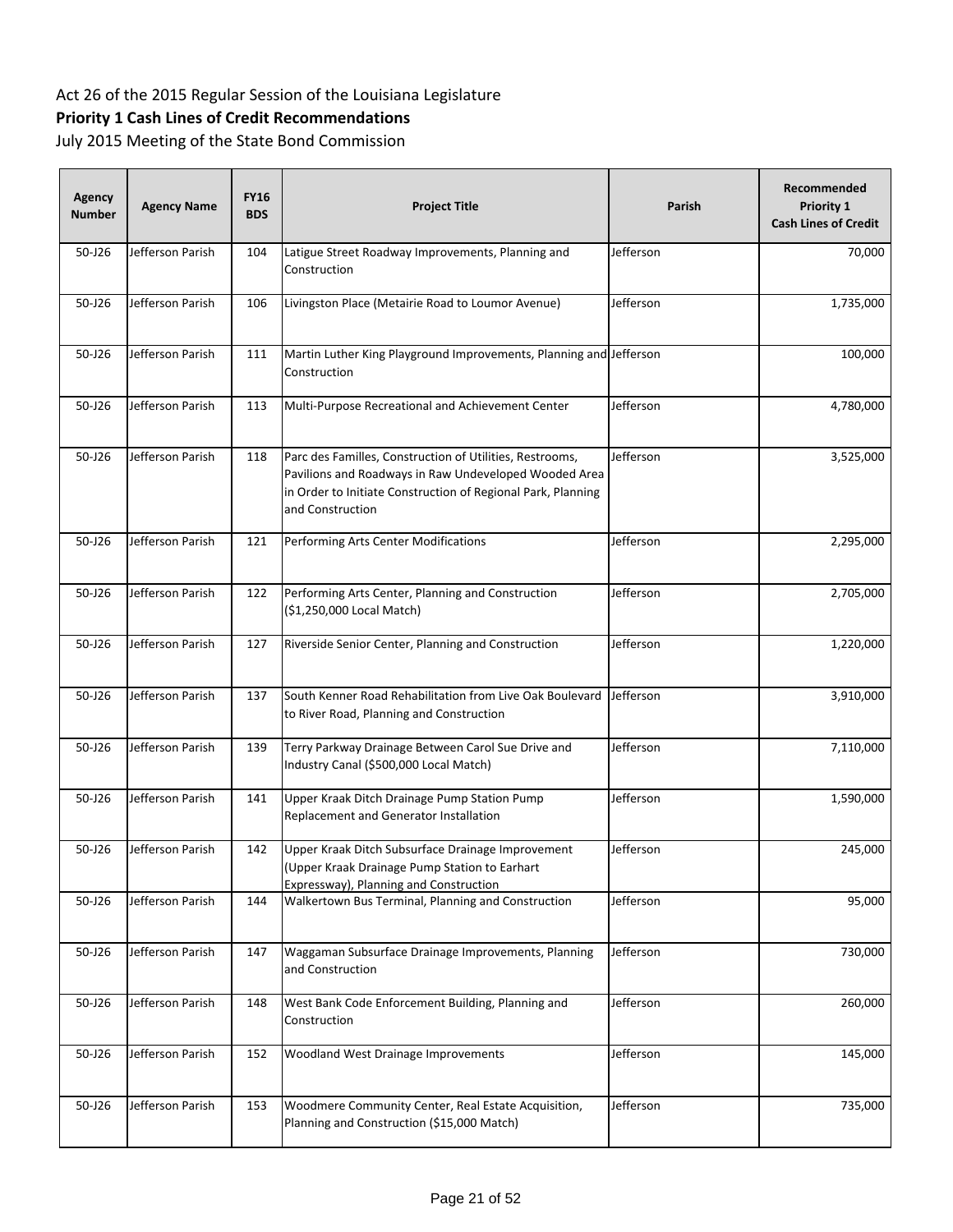Act 26 of the 2015 Regular Session of the Louisiana Legislature

**Priority 1 Cash Lines of Credit Recommendations**

July 2015 Meeting of the State Bond Commission

| Agency Number | Agency Name | FY16 BDS | Project Title | Parish | Recommended Priority 1 Cash Lines of Credit |
|---|---|---|---|---|---|
| 50-J26 | Jefferson Parish | 104 | Latigue Street Roadway Improvements, Planning and Construction | Jefferson | 70,000 |
| 50-J26 | Jefferson Parish | 106 | Livingston Place (Metairie Road to Loumor Avenue) | Jefferson | 1,735,000 |
| 50-J26 | Jefferson Parish | 111 | Martin Luther King Playground Improvements, Planning and Construction | Jefferson | 100,000 |
| 50-J26 | Jefferson Parish | 113 | Multi-Purpose Recreational and Achievement Center | Jefferson | 4,780,000 |
| 50-J26 | Jefferson Parish | 118 | Parc des Familles, Construction of Utilities, Restrooms, Pavilions and Roadways in Raw Undeveloped Wooded Area in Order to Initiate Construction of Regional Park, Planning and Construction | Jefferson | 3,525,000 |
| 50-J26 | Jefferson Parish | 121 | Performing Arts Center Modifications | Jefferson | 2,295,000 |
| 50-J26 | Jefferson Parish | 122 | Performing Arts Center, Planning and Construction ($1,250,000 Local Match) | Jefferson | 2,705,000 |
| 50-J26 | Jefferson Parish | 127 | Riverside Senior Center, Planning and Construction | Jefferson | 1,220,000 |
| 50-J26 | Jefferson Parish | 137 | South Kenner Road Rehabilitation from Live Oak Boulevard to River Road, Planning and Construction | Jefferson | 3,910,000 |
| 50-J26 | Jefferson Parish | 139 | Terry Parkway Drainage Between Carol Sue Drive and Industry Canal ($500,000 Local Match) | Jefferson | 7,110,000 |
| 50-J26 | Jefferson Parish | 141 | Upper Kraak Ditch Drainage Pump Station Pump Replacement and Generator Installation | Jefferson | 1,590,000 |
| 50-J26 | Jefferson Parish | 142 | Upper Kraak Ditch Subsurface Drainage Improvement (Upper Kraak Drainage Pump Station to Earhart Expressway), Planning and Construction | Jefferson | 245,000 |
| 50-J26 | Jefferson Parish | 144 | Walkertown Bus Terminal, Planning and Construction | Jefferson | 95,000 |
| 50-J26 | Jefferson Parish | 147 | Waggaman Subsurface Drainage Improvements, Planning and Construction | Jefferson | 730,000 |
| 50-J26 | Jefferson Parish | 148 | West Bank Code Enforcement Building, Planning and Construction | Jefferson | 260,000 |
| 50-J26 | Jefferson Parish | 152 | Woodland West Drainage Improvements | Jefferson | 145,000 |
| 50-J26 | Jefferson Parish | 153 | Woodmere Community Center, Real Estate Acquisition, Planning and Construction ($15,000 Match) | Jefferson | 735,000 |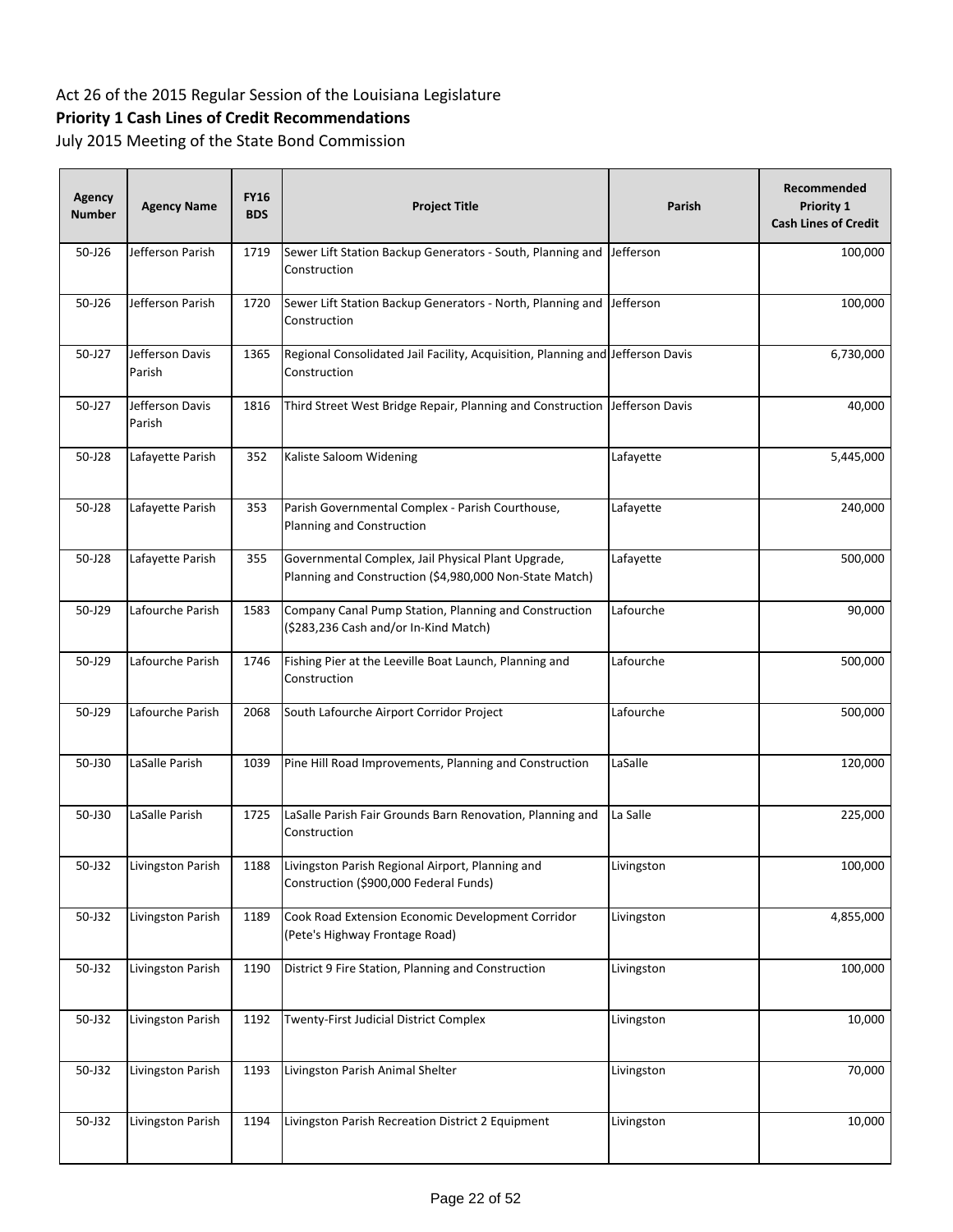Act 26 of the 2015 Regular Session of the Louisiana Legislature

**Priority 1 Cash Lines of Credit Recommendations**

July 2015 Meeting of the State Bond Commission

| Agency Number | Agency Name | FY16 BDS | Project Title | Parish | Recommended Priority 1 Cash Lines of Credit |
|---|---|---|---|---|---|
| 50-J26 | Jefferson Parish | 1719 | Sewer Lift Station Backup Generators - South, Planning and Construction | Jefferson | 100,000 |
| 50-J26 | Jefferson Parish | 1720 | Sewer Lift Station Backup Generators - North, Planning and Construction | Jefferson | 100,000 |
| 50-J27 | Jefferson Davis Parish | 1365 | Regional Consolidated Jail Facility, Acquisition, Planning and Construction | Jefferson Davis | 6,730,000 |
| 50-J27 | Jefferson Davis Parish | 1816 | Third Street West Bridge Repair, Planning and Construction | Jefferson Davis | 40,000 |
| 50-J28 | Lafayette Parish | 352 | Kaliste Saloom Widening | Lafayette | 5,445,000 |
| 50-J28 | Lafayette Parish | 353 | Parish Governmental Complex - Parish Courthouse, Planning and Construction | Lafayette | 240,000 |
| 50-J28 | Lafayette Parish | 355 | Governmental Complex, Jail Physical Plant Upgrade, Planning and Construction ($4,980,000 Non-State Match) | Lafayette | 500,000 |
| 50-J29 | Lafourche Parish | 1583 | Company Canal Pump Station, Planning and Construction ($283,236 Cash and/or In-Kind Match) | Lafourche | 90,000 |
| 50-J29 | Lafourche Parish | 1746 | Fishing Pier at the Leeville Boat Launch, Planning and Construction | Lafourche | 500,000 |
| 50-J29 | Lafourche Parish | 2068 | South Lafourche Airport Corridor Project | Lafourche | 500,000 |
| 50-J30 | LaSalle Parish | 1039 | Pine Hill Road Improvements, Planning and Construction | LaSalle | 120,000 |
| 50-J30 | LaSalle Parish | 1725 | LaSalle Parish Fair Grounds Barn Renovation, Planning and Construction | La Salle | 225,000 |
| 50-J32 | Livingston Parish | 1188 | Livingston Parish Regional Airport, Planning and Construction ($900,000 Federal Funds) | Livingston | 100,000 |
| 50-J32 | Livingston Parish | 1189 | Cook Road Extension Economic Development Corridor (Pete's Highway Frontage Road) | Livingston | 4,855,000 |
| 50-J32 | Livingston Parish | 1190 | District 9 Fire Station, Planning and Construction | Livingston | 100,000 |
| 50-J32 | Livingston Parish | 1192 | Twenty-First Judicial District Complex | Livingston | 10,000 |
| 50-J32 | Livingston Parish | 1193 | Livingston Parish Animal Shelter | Livingston | 70,000 |
| 50-J32 | Livingston Parish | 1194 | Livingston Parish Recreation District 2 Equipment | Livingston | 10,000 |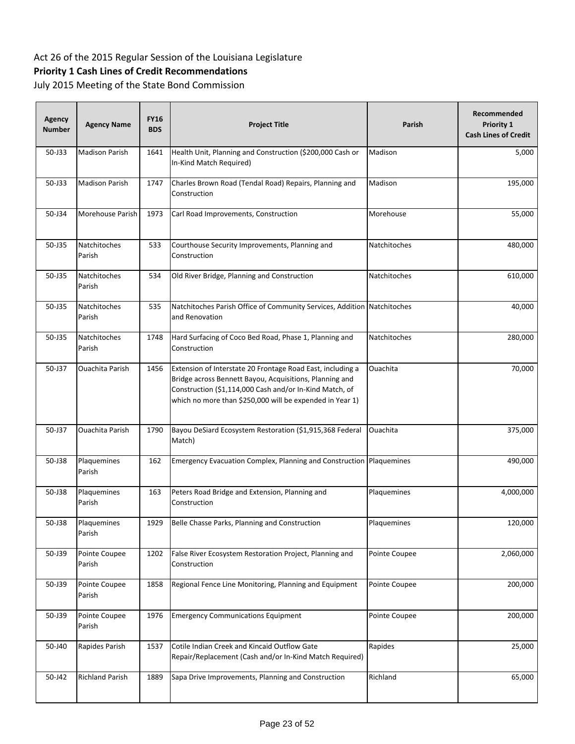Act 26 of the 2015 Regular Session of the Louisiana Legislature

**Priority 1 Cash Lines of Credit Recommendations**

July 2015 Meeting of the State Bond Commission

| Agency Number | Agency Name | FY16 BDS | Project Title | Parish | Recommended Priority 1 Cash Lines of Credit |
|---|---|---|---|---|---|
| 50-J33 | Madison Parish | 1641 | Health Unit, Planning and Construction ($200,000 Cash or In-Kind Match Required) | Madison | 5,000 |
| 50-J33 | Madison Parish | 1747 | Charles Brown Road (Tendal Road) Repairs, Planning and Construction | Madison | 195,000 |
| 50-J34 | Morehouse Parish | 1973 | Carl Road Improvements, Construction | Morehouse | 55,000 |
| 50-J35 | Natchitoches Parish | 533 | Courthouse Security Improvements, Planning and Construction | Natchitoches | 480,000 |
| 50-J35 | Natchitoches Parish | 534 | Old River Bridge, Planning and Construction | Natchitoches | 610,000 |
| 50-J35 | Natchitoches Parish | 535 | Natchitoches Parish Office of Community Services, Addition and Renovation | Natchitoches | 40,000 |
| 50-J35 | Natchitoches Parish | 1748 | Hard Surfacing of Coco Bed Road, Phase 1, Planning and Construction | Natchitoches | 280,000 |
| 50-J37 | Ouachita Parish | 1456 | Extension of Interstate 20 Frontage Road East, including a Bridge across Bennett Bayou, Acquisitions, Planning and Construction ($1,114,000 Cash and/or In-Kind Match, of which no more than $250,000 will be expended in Year 1) | Ouachita | 70,000 |
| 50-J37 | Ouachita Parish | 1790 | Bayou DeSiard Ecosystem Restoration ($1,915,368 Federal Match) | Ouachita | 375,000 |
| 50-J38 | Plaquemines Parish | 162 | Emergency Evacuation Complex, Planning and Construction | Plaquemines | 490,000 |
| 50-J38 | Plaquemines Parish | 163 | Peters Road Bridge and Extension, Planning and Construction | Plaquemines | 4,000,000 |
| 50-J38 | Plaquemines Parish | 1929 | Belle Chasse Parks, Planning and Construction | Plaquemines | 120,000 |
| 50-J39 | Pointe Coupee Parish | 1202 | False River Ecosystem Restoration Project, Planning and Construction | Pointe Coupee | 2,060,000 |
| 50-J39 | Pointe Coupee Parish | 1858 | Regional Fence Line Monitoring, Planning and Equipment | Pointe Coupee | 200,000 |
| 50-J39 | Pointe Coupee Parish | 1976 | Emergency Communications Equipment | Pointe Coupee | 200,000 |
| 50-J40 | Rapides Parish | 1537 | Cotile Indian Creek and Kincaid Outflow Gate Repair/Replacement (Cash and/or In-Kind Match Required) | Rapides | 25,000 |
| 50-J42 | Richland Parish | 1889 | Sapa Drive Improvements, Planning and Construction | Richland | 65,000 |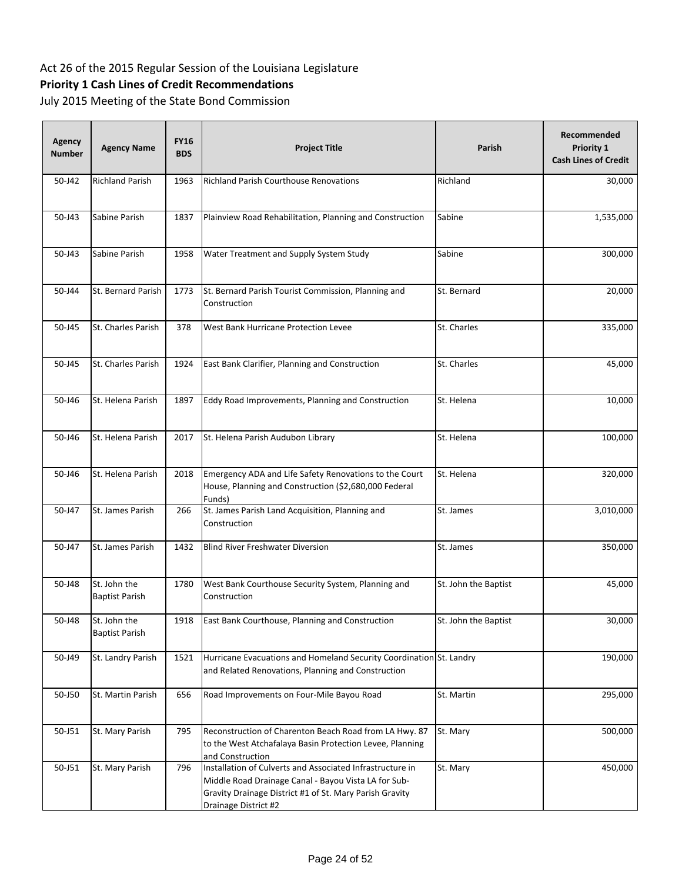Act 26 of the 2015 Regular Session of the Louisiana Legislature

**Priority 1 Cash Lines of Credit Recommendations**

July 2015 Meeting of the State Bond Commission

| Agency Number | Agency Name | FY16 BDS | Project Title | Parish | Recommended Priority 1 Cash Lines of Credit |
|---|---|---|---|---|---|
| 50-J42 | Richland Parish | 1963 | Richland Parish Courthouse Renovations | Richland | 30,000 |
| 50-J43 | Sabine Parish | 1837 | Plainview Road Rehabilitation, Planning and Construction | Sabine | 1,535,000 |
| 50-J43 | Sabine Parish | 1958 | Water Treatment and Supply System Study | Sabine | 300,000 |
| 50-J44 | St. Bernard Parish | 1773 | St. Bernard Parish Tourist Commission, Planning and Construction | St. Bernard | 20,000 |
| 50-J45 | St. Charles Parish | 378 | West Bank Hurricane Protection Levee | St. Charles | 335,000 |
| 50-J45 | St. Charles Parish | 1924 | East Bank Clarifier, Planning and Construction | St. Charles | 45,000 |
| 50-J46 | St. Helena Parish | 1897 | Eddy Road Improvements, Planning and Construction | St. Helena | 10,000 |
| 50-J46 | St. Helena Parish | 2017 | St. Helena Parish Audubon Library | St. Helena | 100,000 |
| 50-J46 | St. Helena Parish | 2018 | Emergency ADA and Life Safety Renovations to the Court House, Planning and Construction ($2,680,000 Federal Funds) | St. Helena | 320,000 |
| 50-J47 | St. James Parish | 266 | St. James Parish Land Acquisition, Planning and Construction | St. James | 3,010,000 |
| 50-J47 | St. James Parish | 1432 | Blind River Freshwater Diversion | St. James | 350,000 |
| 50-J48 | St. John the Baptist Parish | 1780 | West Bank Courthouse Security System, Planning and Construction | St. John the Baptist | 45,000 |
| 50-J48 | St. John the Baptist Parish | 1918 | East Bank Courthouse, Planning and Construction | St. John the Baptist | 30,000 |
| 50-J49 | St. Landry Parish | 1521 | Hurricane Evacuations and Homeland Security Coordination and Related Renovations, Planning and Construction | St. Landry | 190,000 |
| 50-J50 | St. Martin Parish | 656 | Road Improvements on Four-Mile Bayou Road | St. Martin | 295,000 |
| 50-J51 | St. Mary Parish | 795 | Reconstruction of Charenton Beach Road from LA Hwy. 87 to the West Atchafalaya Basin Protection Levee, Planning and Construction | St. Mary | 500,000 |
| 50-J51 | St. Mary Parish | 796 | Installation of Culverts and Associated Infrastructure in Middle Road Drainage Canal - Bayou Vista LA for Sub-Gravity Drainage District #1 of St. Mary Parish Gravity Drainage District #2 | St. Mary | 450,000 |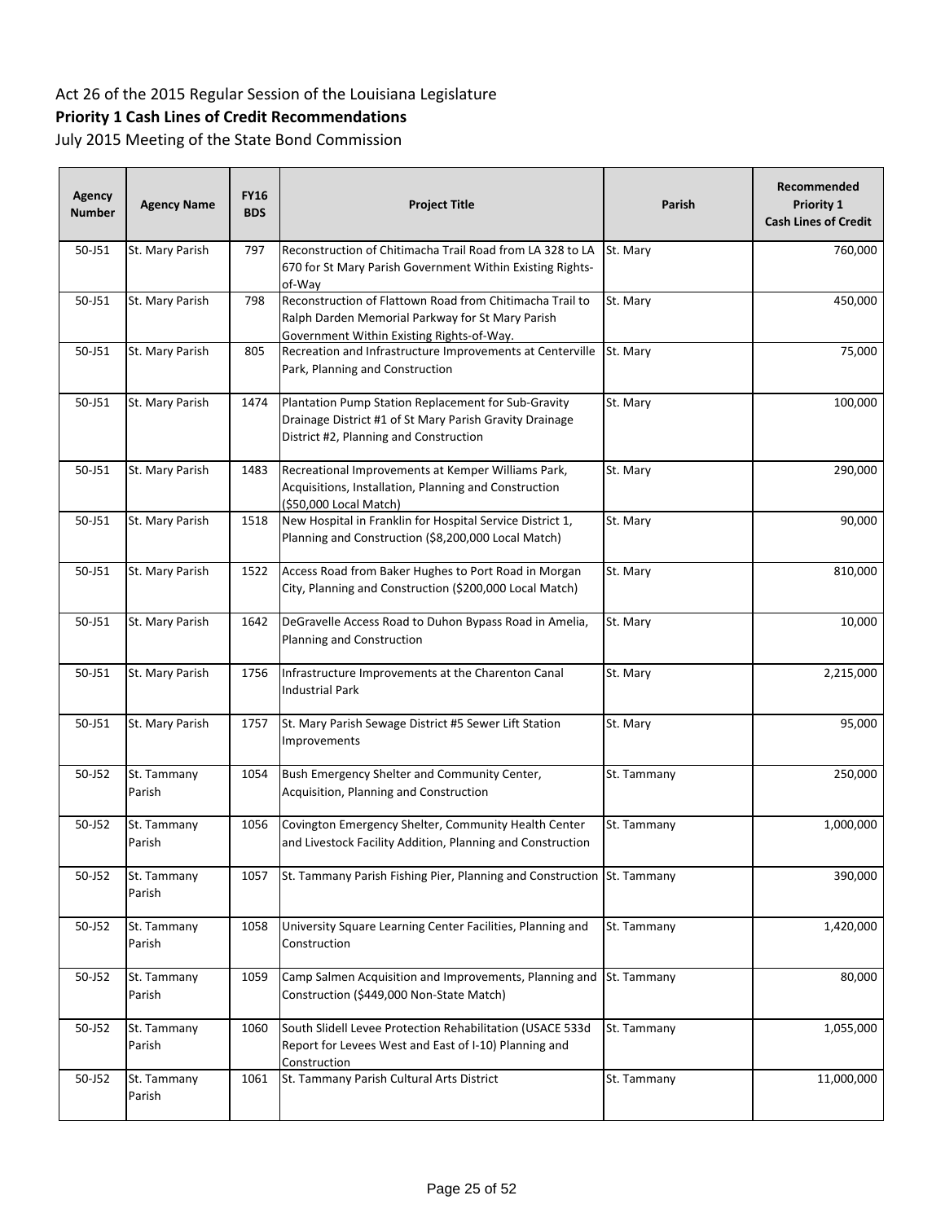Act 26 of the 2015 Regular Session of the Louisiana Legislature

**Priority 1 Cash Lines of Credit Recommendations**

July 2015 Meeting of the State Bond Commission

| Agency Number | Agency Name | FY16 BDS | Project Title | Parish | Recommended Priority 1 Cash Lines of Credit |
|---|---|---|---|---|---|
| 50-J51 | St. Mary Parish | 797 | Reconstruction of Chitimacha Trail Road from LA 328 to LA 670 for St Mary Parish Government Within Existing Rights-of-Way | St. Mary | 760,000 |
| 50-J51 | St. Mary Parish | 798 | Reconstruction of Flattown Road from Chitimacha Trail to Ralph Darden Memorial Parkway for St Mary Parish Government Within Existing Rights-of-Way. | St. Mary | 450,000 |
| 50-J51 | St. Mary Parish | 805 | Recreation and Infrastructure Improvements at Centerville Park, Planning and Construction | St. Mary | 75,000 |
| 50-J51 | St. Mary Parish | 1474 | Plantation Pump Station Replacement for Sub-Gravity Drainage District #1 of St Mary Parish Gravity Drainage District #2, Planning and Construction | St. Mary | 100,000 |
| 50-J51 | St. Mary Parish | 1483 | Recreational Improvements at Kemper Williams Park, Acquisitions, Installation, Planning and Construction ($50,000 Local Match) | St. Mary | 290,000 |
| 50-J51 | St. Mary Parish | 1518 | New Hospital in Franklin for Hospital Service District 1, Planning and Construction ($8,200,000 Local Match) | St. Mary | 90,000 |
| 50-J51 | St. Mary Parish | 1522 | Access Road from Baker Hughes to Port Road in Morgan City, Planning and Construction ($200,000 Local Match) | St. Mary | 810,000 |
| 50-J51 | St. Mary Parish | 1642 | DeGravelle Access Road to Duhon Bypass Road in Amelia, Planning and Construction | St. Mary | 10,000 |
| 50-J51 | St. Mary Parish | 1756 | Infrastructure Improvements at the Charenton Canal Industrial Park | St. Mary | 2,215,000 |
| 50-J51 | St. Mary Parish | 1757 | St. Mary Parish Sewage District #5 Sewer Lift Station Improvements | St. Mary | 95,000 |
| 50-J52 | St. Tammany Parish | 1054 | Bush Emergency Shelter and Community Center, Acquisition, Planning and Construction | St. Tammany | 250,000 |
| 50-J52 | St. Tammany Parish | 1056 | Covington Emergency Shelter, Community Health Center and Livestock Facility Addition, Planning and Construction | St. Tammany | 1,000,000 |
| 50-J52 | St. Tammany Parish | 1057 | St. Tammany Parish Fishing Pier, Planning and Construction | St. Tammany | 390,000 |
| 50-J52 | St. Tammany Parish | 1058 | University Square Learning Center Facilities, Planning and Construction | St. Tammany | 1,420,000 |
| 50-J52 | St. Tammany Parish | 1059 | Camp Salmen Acquisition and Improvements, Planning and Construction ($449,000 Non-State Match) | St. Tammany | 80,000 |
| 50-J52 | St. Tammany Parish | 1060 | South Slidell Levee Protection Rehabilitation (USACE 533d Report for Levees West and East of I-10) Planning and Construction | St. Tammany | 1,055,000 |
| 50-J52 | St. Tammany Parish | 1061 | St. Tammany Parish Cultural Arts District | St. Tammany | 11,000,000 |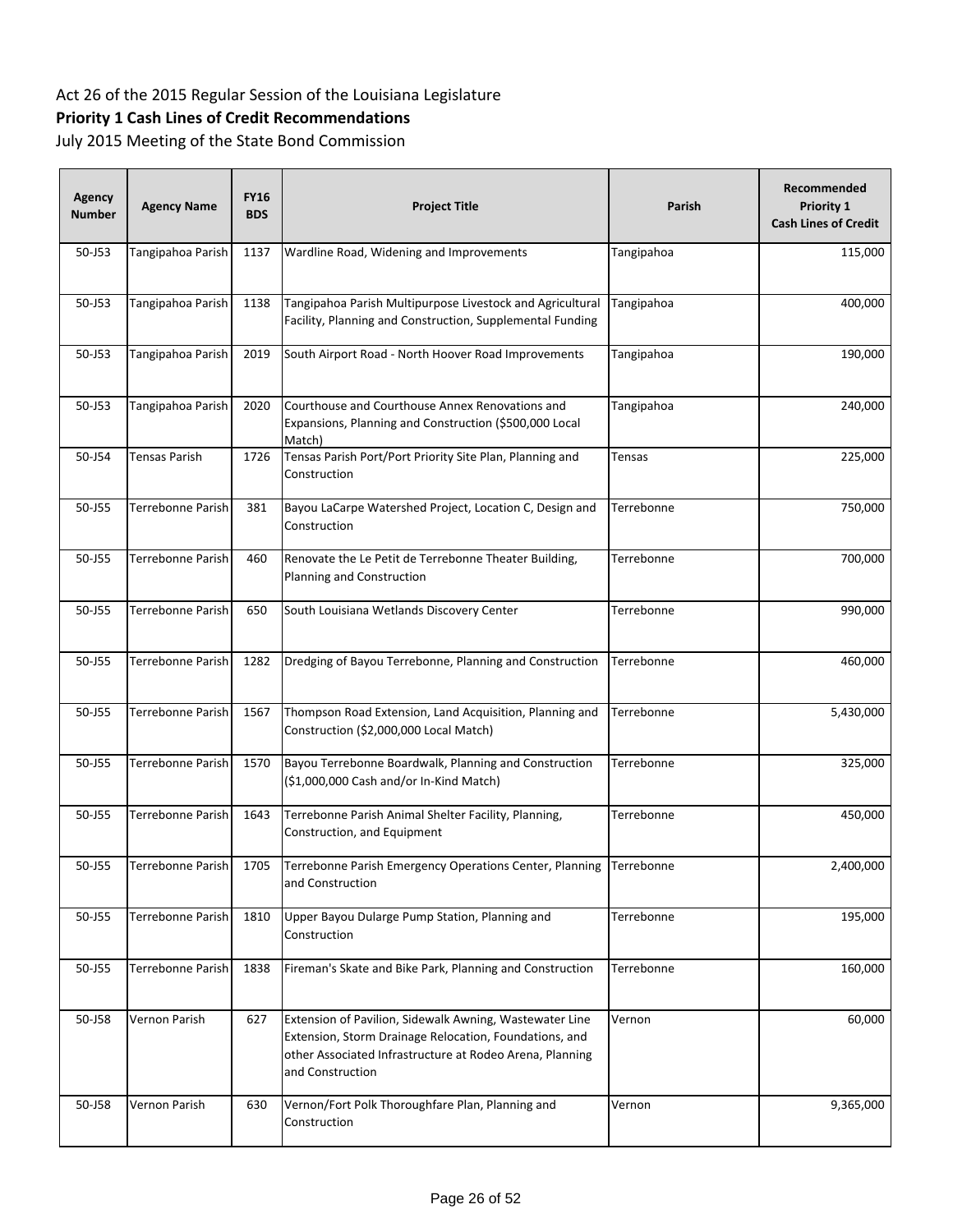Act 26 of the 2015 Regular Session of the Louisiana Legislature

**Priority 1 Cash Lines of Credit Recommendations**

July 2015 Meeting of the State Bond Commission

| Agency Number | Agency Name | FY16 BDS | Project Title | Parish | Recommended Priority 1 Cash Lines of Credit |
|---|---|---|---|---|---|
| 50-J53 | Tangipahoa Parish | 1137 | Wardline Road, Widening and Improvements | Tangipahoa | 115,000 |
| 50-J53 | Tangipahoa Parish | 1138 | Tangipahoa Parish Multipurpose Livestock and Agricultural Facility, Planning and Construction, Supplemental Funding | Tangipahoa | 400,000 |
| 50-J53 | Tangipahoa Parish | 2019 | South Airport Road - North Hoover Road Improvements | Tangipahoa | 190,000 |
| 50-J53 | Tangipahoa Parish | 2020 | Courthouse and Courthouse Annex Renovations and Expansions, Planning and Construction ($500,000 Local Match) | Tangipahoa | 240,000 |
| 50-J54 | Tensas Parish | 1726 | Tensas Parish Port/Port Priority Site Plan, Planning and Construction | Tensas | 225,000 |
| 50-J55 | Terrebonne Parish | 381 | Bayou LaCarpe Watershed Project, Location C, Design and Construction | Terrebonne | 750,000 |
| 50-J55 | Terrebonne Parish | 460 | Renovate the Le Petit de Terrebonne Theater Building, Planning and Construction | Terrebonne | 700,000 |
| 50-J55 | Terrebonne Parish | 650 | South Louisiana Wetlands Discovery Center | Terrebonne | 990,000 |
| 50-J55 | Terrebonne Parish | 1282 | Dredging of Bayou Terrebonne, Planning and Construction | Terrebonne | 460,000 |
| 50-J55 | Terrebonne Parish | 1567 | Thompson Road Extension, Land Acquisition, Planning and Construction ($2,000,000 Local Match) | Terrebonne | 5,430,000 |
| 50-J55 | Terrebonne Parish | 1570 | Bayou Terrebonne Boardwalk, Planning and Construction ($1,000,000 Cash and/or In-Kind Match) | Terrebonne | 325,000 |
| 50-J55 | Terrebonne Parish | 1643 | Terrebonne Parish Animal Shelter Facility, Planning, Construction, and Equipment | Terrebonne | 450,000 |
| 50-J55 | Terrebonne Parish | 1705 | Terrebonne Parish Emergency Operations Center, Planning and Construction | Terrebonne | 2,400,000 |
| 50-J55 | Terrebonne Parish | 1810 | Upper Bayou Dularge Pump Station, Planning and Construction | Terrebonne | 195,000 |
| 50-J55 | Terrebonne Parish | 1838 | Fireman's Skate and Bike Park, Planning and Construction | Terrebonne | 160,000 |
| 50-J58 | Vernon Parish | 627 | Extension of Pavilion, Sidewalk Awning, Wastewater Line Extension, Storm Drainage Relocation, Foundations, and other Associated Infrastructure at Rodeo Arena, Planning and Construction | Vernon | 60,000 |
| 50-J58 | Vernon Parish | 630 | Vernon/Fort Polk Thoroughfare Plan, Planning and Construction | Vernon | 9,365,000 |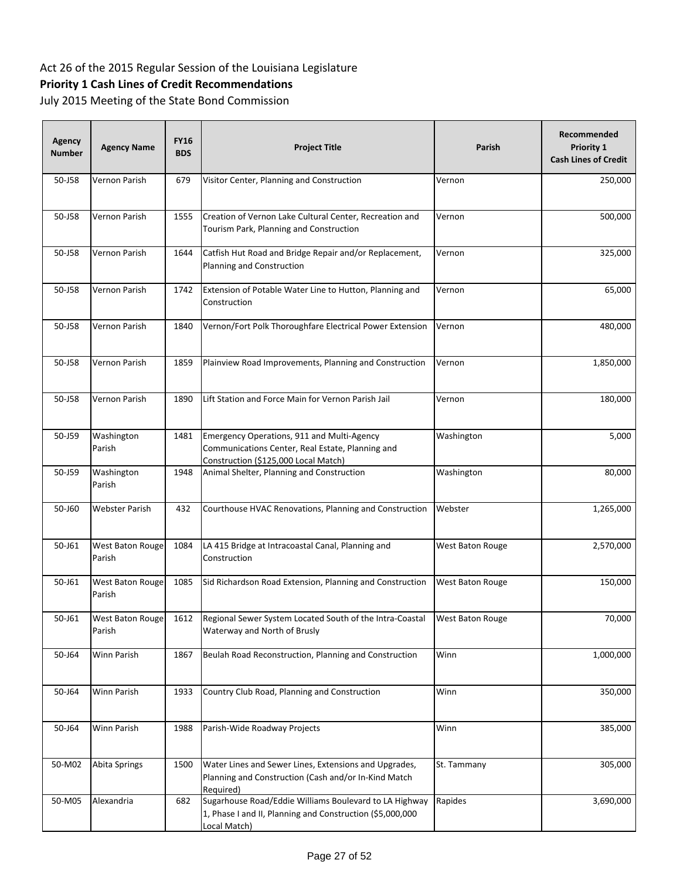Act 26 of the 2015 Regular Session of the Louisiana Legislature

**Priority 1 Cash Lines of Credit Recommendations**

July 2015 Meeting of the State Bond Commission

| Agency Number | Agency Name | FY16 BDS | Project Title | Parish | Recommended Priority 1 Cash Lines of Credit |
|---|---|---|---|---|---|
| 50-J58 | Vernon Parish | 679 | Visitor Center, Planning and Construction | Vernon | 250,000 |
| 50-J58 | Vernon Parish | 1555 | Creation of Vernon Lake Cultural Center, Recreation and Tourism Park, Planning and Construction | Vernon | 500,000 |
| 50-J58 | Vernon Parish | 1644 | Catfish Hut Road and Bridge Repair and/or Replacement, Planning and Construction | Vernon | 325,000 |
| 50-J58 | Vernon Parish | 1742 | Extension of Potable Water Line to Hutton, Planning and Construction | Vernon | 65,000 |
| 50-J58 | Vernon Parish | 1840 | Vernon/Fort Polk Thoroughfare Electrical Power Extension | Vernon | 480,000 |
| 50-J58 | Vernon Parish | 1859 | Plainview Road Improvements, Planning and Construction | Vernon | 1,850,000 |
| 50-J58 | Vernon Parish | 1890 | Lift Station and Force Main for Vernon Parish Jail | Vernon | 180,000 |
| 50-J59 | Washington Parish | 1481 | Emergency Operations, 911 and Multi-Agency Communications Center, Real Estate, Planning and Construction ($125,000 Local Match) | Washington | 5,000 |
| 50-J59 | Washington Parish | 1948 | Animal Shelter, Planning and Construction | Washington | 80,000 |
| 50-J60 | Webster Parish | 432 | Courthouse HVAC Renovations, Planning and Construction | Webster | 1,265,000 |
| 50-J61 | West Baton Rouge Parish | 1084 | LA 415 Bridge at Intracoastal Canal, Planning and Construction | West Baton Rouge | 2,570,000 |
| 50-J61 | West Baton Rouge Parish | 1085 | Sid Richardson Road Extension, Planning and Construction | West Baton Rouge | 150,000 |
| 50-J61 | West Baton Rouge Parish | 1612 | Regional Sewer System Located South of the Intra-Coastal Waterway and North of Brusly | West Baton Rouge | 70,000 |
| 50-J64 | Winn Parish | 1867 | Beulah Road Reconstruction, Planning and Construction | Winn | 1,000,000 |
| 50-J64 | Winn Parish | 1933 | Country Club Road, Planning and Construction | Winn | 350,000 |
| 50-J64 | Winn Parish | 1988 | Parish-Wide Roadway Projects | Winn | 385,000 |
| 50-M02 | Abita Springs | 1500 | Water Lines and Sewer Lines, Extensions and Upgrades, Planning and Construction (Cash and/or In-Kind Match Required) | St. Tammany | 305,000 |
| 50-M05 | Alexandria | 682 | Sugarhouse Road/Eddie Williams Boulevard to LA Highway 1, Phase I and II, Planning and Construction ($5,000,000 Local Match) | Rapides | 3,690,000 |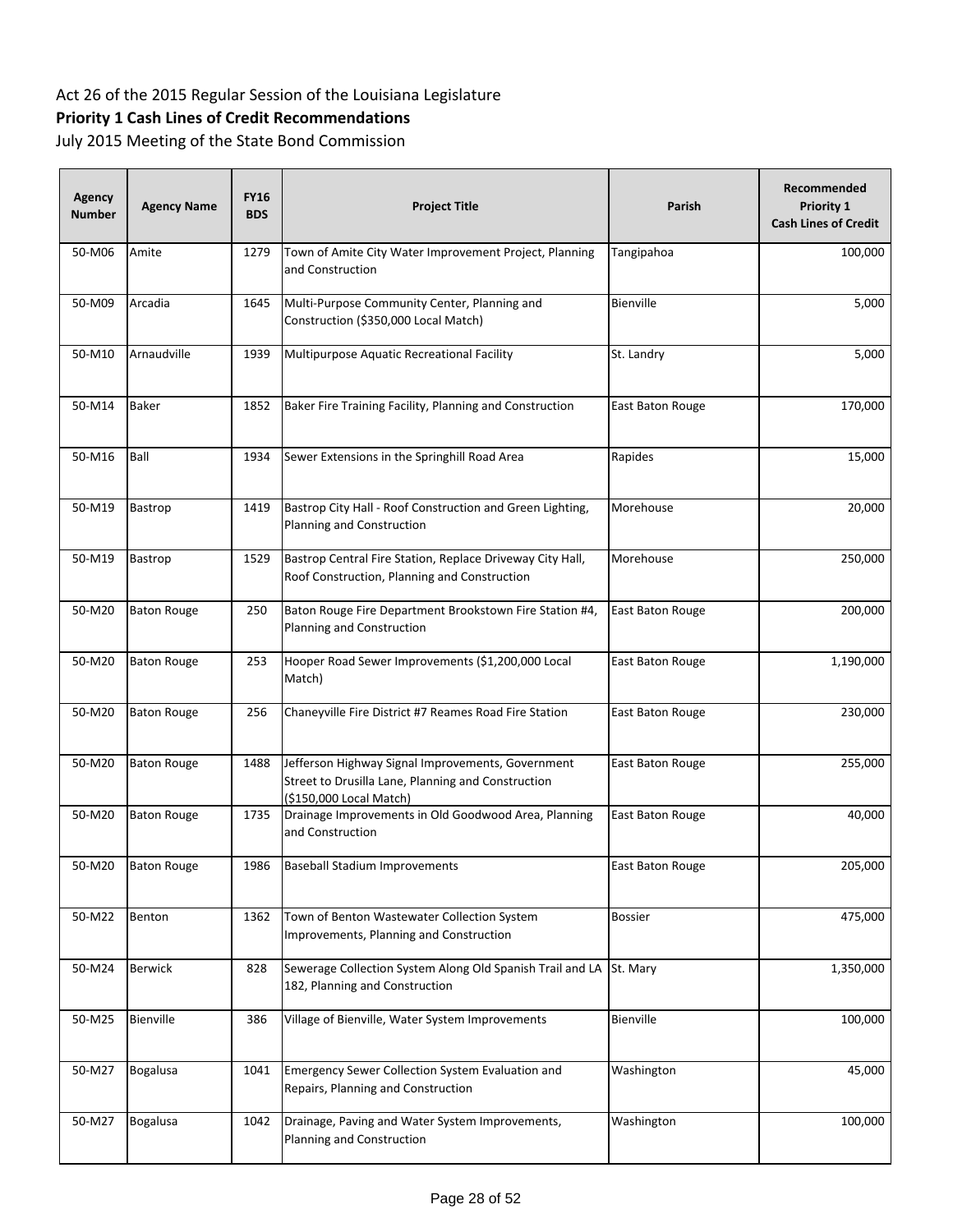Act 26 of the 2015 Regular Session of the Louisiana Legislature

**Priority 1 Cash Lines of Credit Recommendations**

July 2015 Meeting of the State Bond Commission

| Agency Number | Agency Name | FY16 BDS | Project Title | Parish | Recommended Priority 1 Cash Lines of Credit |
|---|---|---|---|---|---|
| 50-M06 | Amite | 1279 | Town of Amite City Water Improvement Project, Planning and Construction | Tangipahoa | 100,000 |
| 50-M09 | Arcadia | 1645 | Multi-Purpose Community Center, Planning and Construction ($350,000 Local Match) | Bienville | 5,000 |
| 50-M10 | Arnaudville | 1939 | Multipurpose Aquatic Recreational Facility | St. Landry | 5,000 |
| 50-M14 | Baker | 1852 | Baker Fire Training Facility, Planning and Construction | East Baton Rouge | 170,000 |
| 50-M16 | Ball | 1934 | Sewer Extensions in the Springhill Road Area | Rapides | 15,000 |
| 50-M19 | Bastrop | 1419 | Bastrop City Hall - Roof Construction and Green Lighting, Planning and Construction | Morehouse | 20,000 |
| 50-M19 | Bastrop | 1529 | Bastrop Central Fire Station, Replace Driveway City Hall, Roof Construction, Planning and Construction | Morehouse | 250,000 |
| 50-M20 | Baton Rouge | 250 | Baton Rouge Fire Department Brookstown Fire Station #4, Planning and Construction | East Baton Rouge | 200,000 |
| 50-M20 | Baton Rouge | 253 | Hooper Road Sewer Improvements ($1,200,000 Local Match) | East Baton Rouge | 1,190,000 |
| 50-M20 | Baton Rouge | 256 | Chaneyville Fire District #7 Reames Road Fire Station | East Baton Rouge | 230,000 |
| 50-M20 | Baton Rouge | 1488 | Jefferson Highway Signal Improvements, Government Street to Drusilla Lane, Planning and Construction ($150,000 Local Match) | East Baton Rouge | 255,000 |
| 50-M20 | Baton Rouge | 1735 | Drainage Improvements in Old Goodwood Area, Planning and Construction | East Baton Rouge | 40,000 |
| 50-M20 | Baton Rouge | 1986 | Baseball Stadium Improvements | East Baton Rouge | 205,000 |
| 50-M22 | Benton | 1362 | Town of Benton Wastewater Collection System Improvements, Planning and Construction | Bossier | 475,000 |
| 50-M24 | Berwick | 828 | Sewerage Collection System Along Old Spanish Trail and LA 182, Planning and Construction | St. Mary | 1,350,000 |
| 50-M25 | Bienville | 386 | Village of Bienville, Water System Improvements | Bienville | 100,000 |
| 50-M27 | Bogalusa | 1041 | Emergency Sewer Collection System Evaluation and Repairs, Planning and Construction | Washington | 45,000 |
| 50-M27 | Bogalusa | 1042 | Drainage, Paving and Water System Improvements, Planning and Construction | Washington | 100,000 |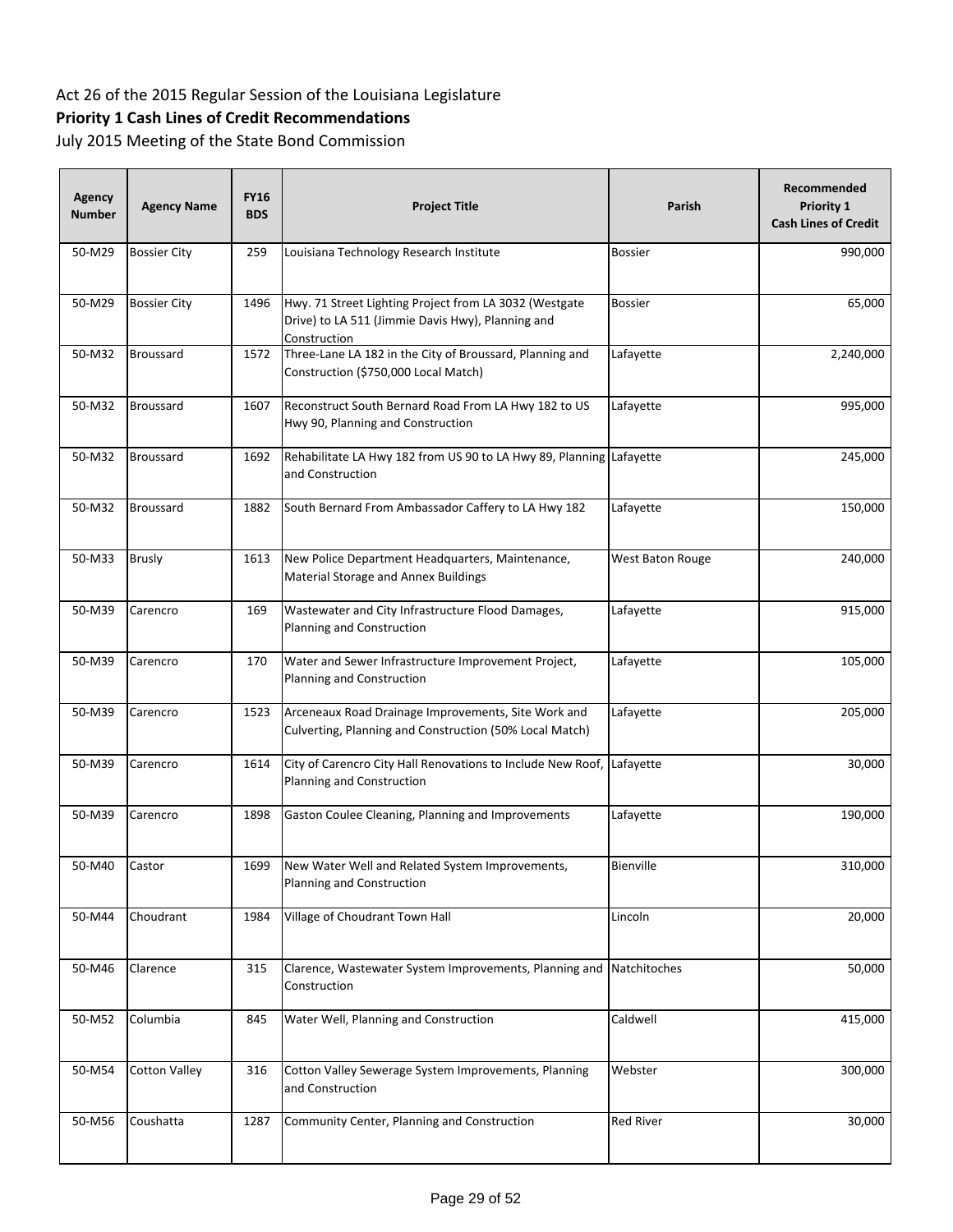Act 26 of the 2015 Regular Session of the Louisiana Legislature

**Priority 1 Cash Lines of Credit Recommendations**

July 2015 Meeting of the State Bond Commission

| Agency Number | Agency Name | FY16 BDS | Project Title | Parish | Recommended Priority 1 Cash Lines of Credit |
|---|---|---|---|---|---|
| 50-M29 | Bossier City | 259 | Louisiana Technology Research Institute | Bossier | 990,000 |
| 50-M29 | Bossier City | 1496 | Hwy. 71 Street Lighting Project from LA 3032 (Westgate Drive) to LA 511 (Jimmie Davis Hwy), Planning and Construction | Bossier | 65,000 |
| 50-M32 | Broussard | 1572 | Three-Lane LA 182 in the City of Broussard, Planning and Construction ($750,000 Local Match) | Lafayette | 2,240,000 |
| 50-M32 | Broussard | 1607 | Reconstruct South Bernard Road From LA Hwy 182 to US Hwy 90, Planning and Construction | Lafayette | 995,000 |
| 50-M32 | Broussard | 1692 | Rehabilitate LA Hwy 182 from US 90 to LA Hwy 89, Planning and Construction | Lafayette | 245,000 |
| 50-M32 | Broussard | 1882 | South Bernard From Ambassador Caffery to LA Hwy 182 | Lafayette | 150,000 |
| 50-M33 | Brusly | 1613 | New Police Department Headquarters, Maintenance, Material Storage and Annex Buildings | West Baton Rouge | 240,000 |
| 50-M39 | Carencro | 169 | Wastewater and City Infrastructure Flood Damages, Planning and Construction | Lafayette | 915,000 |
| 50-M39 | Carencro | 170 | Water and Sewer Infrastructure Improvement Project, Planning and Construction | Lafayette | 105,000 |
| 50-M39 | Carencro | 1523 | Arceneaux Road Drainage Improvements, Site Work and Culverting, Planning and Construction (50% Local Match) | Lafayette | 205,000 |
| 50-M39 | Carencro | 1614 | City of Carencro City Hall Renovations to Include New Roof, Planning and Construction | Lafayette | 30,000 |
| 50-M39 | Carencro | 1898 | Gaston Coulee Cleaning, Planning and Improvements | Lafayette | 190,000 |
| 50-M40 | Castor | 1699 | New Water Well and Related System Improvements, Planning and Construction | Bienville | 310,000 |
| 50-M44 | Choudrant | 1984 | Village of Choudrant Town Hall | Lincoln | 20,000 |
| 50-M46 | Clarence | 315 | Clarence, Wastewater System Improvements, Planning and Construction | Natchitoches | 50,000 |
| 50-M52 | Columbia | 845 | Water Well, Planning and Construction | Caldwell | 415,000 |
| 50-M54 | Cotton Valley | 316 | Cotton Valley Sewerage System Improvements, Planning and Construction | Webster | 300,000 |
| 50-M56 | Coushatta | 1287 | Community Center, Planning and Construction | Red River | 30,000 |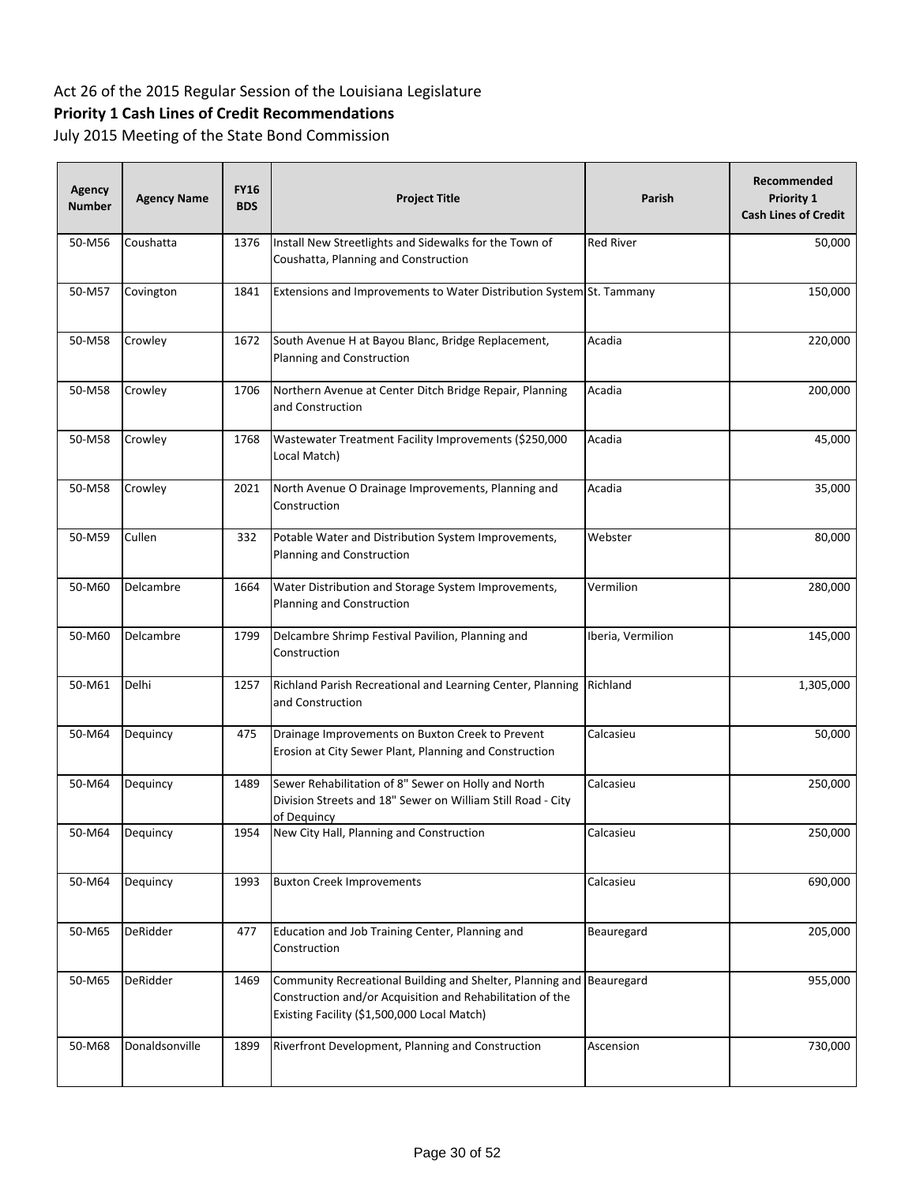Act 26 of the 2015 Regular Session of the Louisiana Legislature

**Priority 1 Cash Lines of Credit Recommendations**

July 2015 Meeting of the State Bond Commission

| Agency Number | Agency Name | FY16 BDS | Project Title | Parish | Recommended Priority 1 Cash Lines of Credit |
|---|---|---|---|---|---|
| 50-M56 | Coushatta | 1376 | Install New Streetlights and Sidewalks for the Town of Coushatta, Planning and Construction | Red River | 50,000 |
| 50-M57 | Covington | 1841 | Extensions and Improvements to Water Distribution System | St. Tammany | 150,000 |
| 50-M58 | Crowley | 1672 | South Avenue H at Bayou Blanc, Bridge Replacement, Planning and Construction | Acadia | 220,000 |
| 50-M58 | Crowley | 1706 | Northern Avenue at Center Ditch Bridge Repair, Planning and Construction | Acadia | 200,000 |
| 50-M58 | Crowley | 1768 | Wastewater Treatment Facility Improvements ($250,000 Local Match) | Acadia | 45,000 |
| 50-M58 | Crowley | 2021 | North Avenue O Drainage Improvements, Planning and Construction | Acadia | 35,000 |
| 50-M59 | Cullen | 332 | Potable Water and Distribution System Improvements, Planning and Construction | Webster | 80,000 |
| 50-M60 | Delcambre | 1664 | Water Distribution and Storage System Improvements, Planning and Construction | Vermilion | 280,000 |
| 50-M60 | Delcambre | 1799 | Delcambre Shrimp Festival Pavilion, Planning and Construction | Iberia, Vermilion | 145,000 |
| 50-M61 | Delhi | 1257 | Richland Parish Recreational and Learning Center, Planning and Construction | Richland | 1,305,000 |
| 50-M64 | Dequincy | 475 | Drainage Improvements on Buxton Creek to Prevent Erosion at City Sewer Plant, Planning and Construction | Calcasieu | 50,000 |
| 50-M64 | Dequincy | 1489 | Sewer Rehabilitation of 8" Sewer on Holly and North Division Streets and 18" Sewer on William Still Road - City of Dequincy | Calcasieu | 250,000 |
| 50-M64 | Dequincy | 1954 | New City Hall, Planning and Construction | Calcasieu | 250,000 |
| 50-M64 | Dequincy | 1993 | Buxton Creek Improvements | Calcasieu | 690,000 |
| 50-M65 | DeRidder | 477 | Education and Job Training Center, Planning and Construction | Beauregard | 205,000 |
| 50-M65 | DeRidder | 1469 | Community Recreational Building and Shelter, Planning and Construction and/or Acquisition and Rehabilitation of the Existing Facility ($1,500,000 Local Match) | Beauregard | 955,000 |
| 50-M68 | Donaldsonville | 1899 | Riverfront Development, Planning and Construction | Ascension | 730,000 |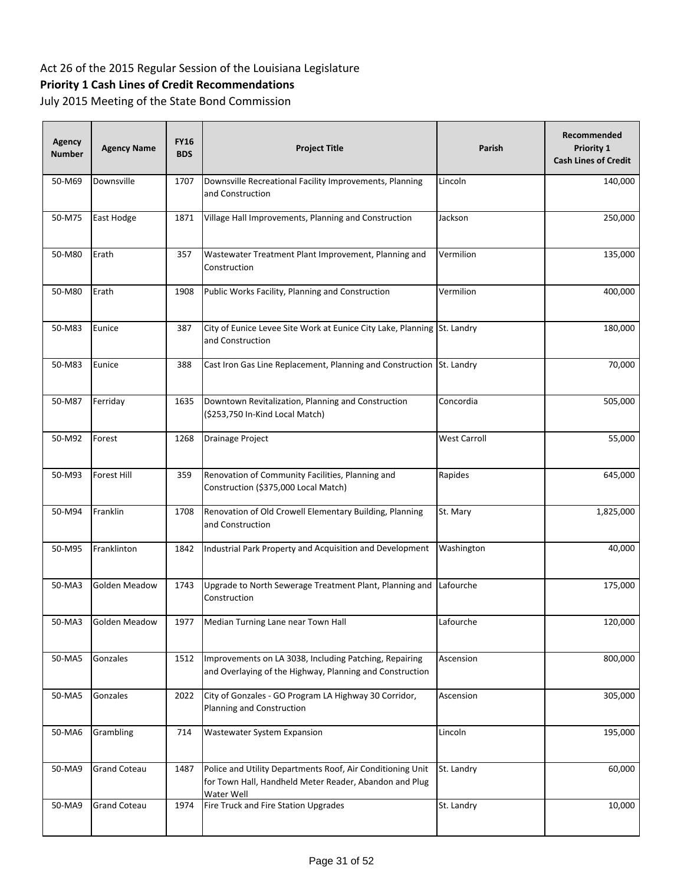Act 26 of the 2015 Regular Session of the Louisiana Legislature

**Priority 1 Cash Lines of Credit Recommendations**

July 2015 Meeting of the State Bond Commission

| Agency Number | Agency Name | FY16 BDS | Project Title | Parish | Recommended Priority 1 Cash Lines of Credit |
|---|---|---|---|---|---|
| 50-M69 | Downsville | 1707 | Downsville Recreational Facility Improvements, Planning and Construction | Lincoln | 140,000 |
| 50-M75 | East Hodge | 1871 | Village Hall Improvements, Planning and Construction | Jackson | 250,000 |
| 50-M80 | Erath | 357 | Wastewater Treatment Plant Improvement, Planning and Construction | Vermilion | 135,000 |
| 50-M80 | Erath | 1908 | Public Works Facility, Planning and Construction | Vermilion | 400,000 |
| 50-M83 | Eunice | 387 | City of Eunice Levee Site Work at Eunice City Lake, Planning and Construction | St. Landry | 180,000 |
| 50-M83 | Eunice | 388 | Cast Iron Gas Line Replacement, Planning and Construction | St. Landry | 70,000 |
| 50-M87 | Ferriday | 1635 | Downtown Revitalization, Planning and Construction ($253,750 In-Kind Local Match) | Concordia | 505,000 |
| 50-M92 | Forest | 1268 | Drainage Project | West Carroll | 55,000 |
| 50-M93 | Forest Hill | 359 | Renovation of Community Facilities, Planning and Construction ($375,000 Local Match) | Rapides | 645,000 |
| 50-M94 | Franklin | 1708 | Renovation of Old Crowell Elementary Building, Planning and Construction | St. Mary | 1,825,000 |
| 50-M95 | Franklinton | 1842 | Industrial Park Property and Acquisition and Development | Washington | 40,000 |
| 50-MA3 | Golden Meadow | 1743 | Upgrade to North Sewerage Treatment Plant, Planning and Construction | Lafourche | 175,000 |
| 50-MA3 | Golden Meadow | 1977 | Median Turning Lane near Town Hall | Lafourche | 120,000 |
| 50-MA5 | Gonzales | 1512 | Improvements on LA 3038, Including Patching, Repairing and Overlaying of the Highway, Planning and Construction | Ascension | 800,000 |
| 50-MA5 | Gonzales | 2022 | City of Gonzales - GO Program LA Highway 30 Corridor, Planning and Construction | Ascension | 305,000 |
| 50-MA6 | Grambling | 714 | Wastewater System Expansion | Lincoln | 195,000 |
| 50-MA9 | Grand Coteau | 1487 | Police and Utility Departments Roof, Air Conditioning Unit for Town Hall, Handheld Meter Reader, Abandon and Plug Water Well | St. Landry | 60,000 |
| 50-MA9 | Grand Coteau | 1974 | Fire Truck and Fire Station Upgrades | St. Landry | 10,000 |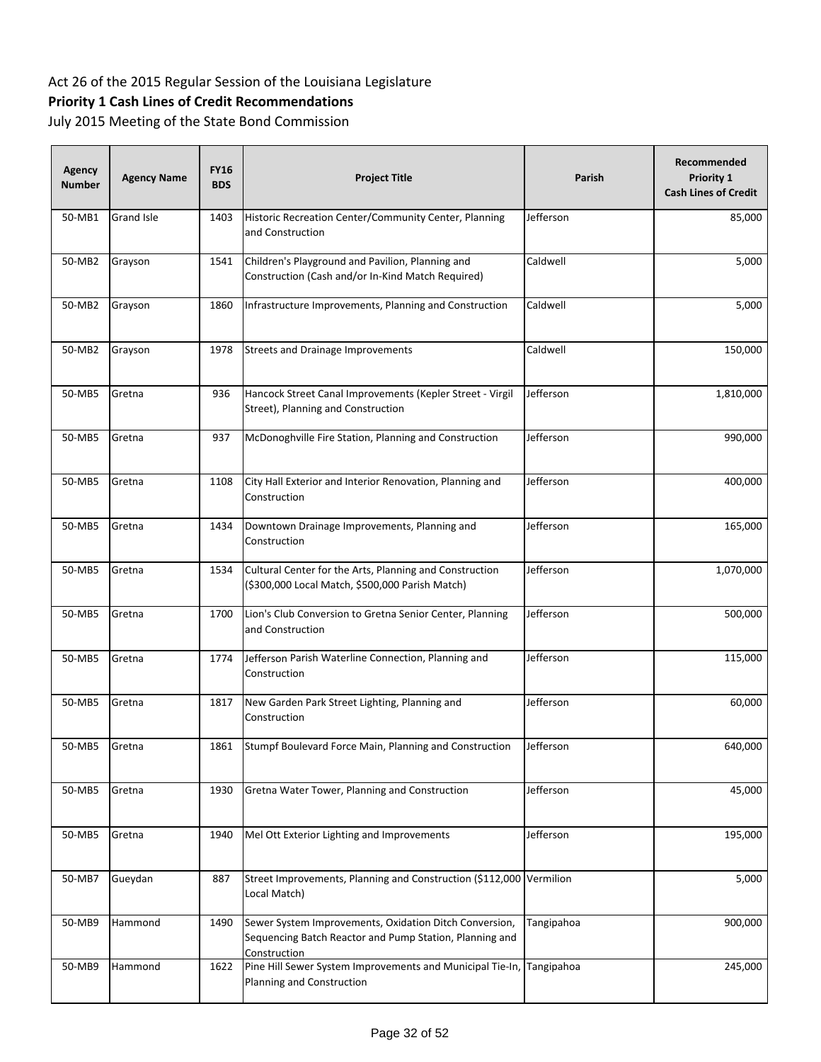Act 26 of the 2015 Regular Session of the Louisiana Legislature

**Priority 1 Cash Lines of Credit Recommendations**

July 2015 Meeting of the State Bond Commission

| Agency Number | Agency Name | FY16 BDS | Project Title | Parish | Recommended Priority 1 Cash Lines of Credit |
|---|---|---|---|---|---|
| 50-MB1 | Grand Isle | 1403 | Historic Recreation Center/Community Center, Planning and Construction | Jefferson | 85,000 |
| 50-MB2 | Grayson | 1541 | Children's Playground and Pavilion, Planning and Construction (Cash and/or In-Kind Match Required) | Caldwell | 5,000 |
| 50-MB2 | Grayson | 1860 | Infrastructure Improvements, Planning and Construction | Caldwell | 5,000 |
| 50-MB2 | Grayson | 1978 | Streets and Drainage Improvements | Caldwell | 150,000 |
| 50-MB5 | Gretna | 936 | Hancock Street Canal Improvements (Kepler Street - Virgil Street), Planning and Construction | Jefferson | 1,810,000 |
| 50-MB5 | Gretna | 937 | McDonoghville Fire Station, Planning and Construction | Jefferson | 990,000 |
| 50-MB5 | Gretna | 1108 | City Hall Exterior and Interior Renovation, Planning and Construction | Jefferson | 400,000 |
| 50-MB5 | Gretna | 1434 | Downtown Drainage Improvements, Planning and Construction | Jefferson | 165,000 |
| 50-MB5 | Gretna | 1534 | Cultural Center for the Arts, Planning and Construction ($300,000 Local Match, $500,000 Parish Match) | Jefferson | 1,070,000 |
| 50-MB5 | Gretna | 1700 | Lion's Club Conversion to Gretna Senior Center, Planning and Construction | Jefferson | 500,000 |
| 50-MB5 | Gretna | 1774 | Jefferson Parish Waterline Connection, Planning and Construction | Jefferson | 115,000 |
| 50-MB5 | Gretna | 1817 | New Garden Park Street Lighting, Planning and Construction | Jefferson | 60,000 |
| 50-MB5 | Gretna | 1861 | Stumpf Boulevard Force Main, Planning and Construction | Jefferson | 640,000 |
| 50-MB5 | Gretna | 1930 | Gretna Water Tower, Planning and Construction | Jefferson | 45,000 |
| 50-MB5 | Gretna | 1940 | Mel Ott Exterior Lighting and Improvements | Jefferson | 195,000 |
| 50-MB7 | Gueydan | 887 | Street Improvements, Planning and Construction ($112,000 Local Match) | Vermilion | 5,000 |
| 50-MB9 | Hammond | 1490 | Sewer System Improvements, Oxidation Ditch Conversion, Sequencing Batch Reactor and Pump Station, Planning and Construction | Tangipahoa | 900,000 |
| 50-MB9 | Hammond | 1622 | Pine Hill Sewer System Improvements and Municipal Tie-In, Planning and Construction | Tangipahoa | 245,000 |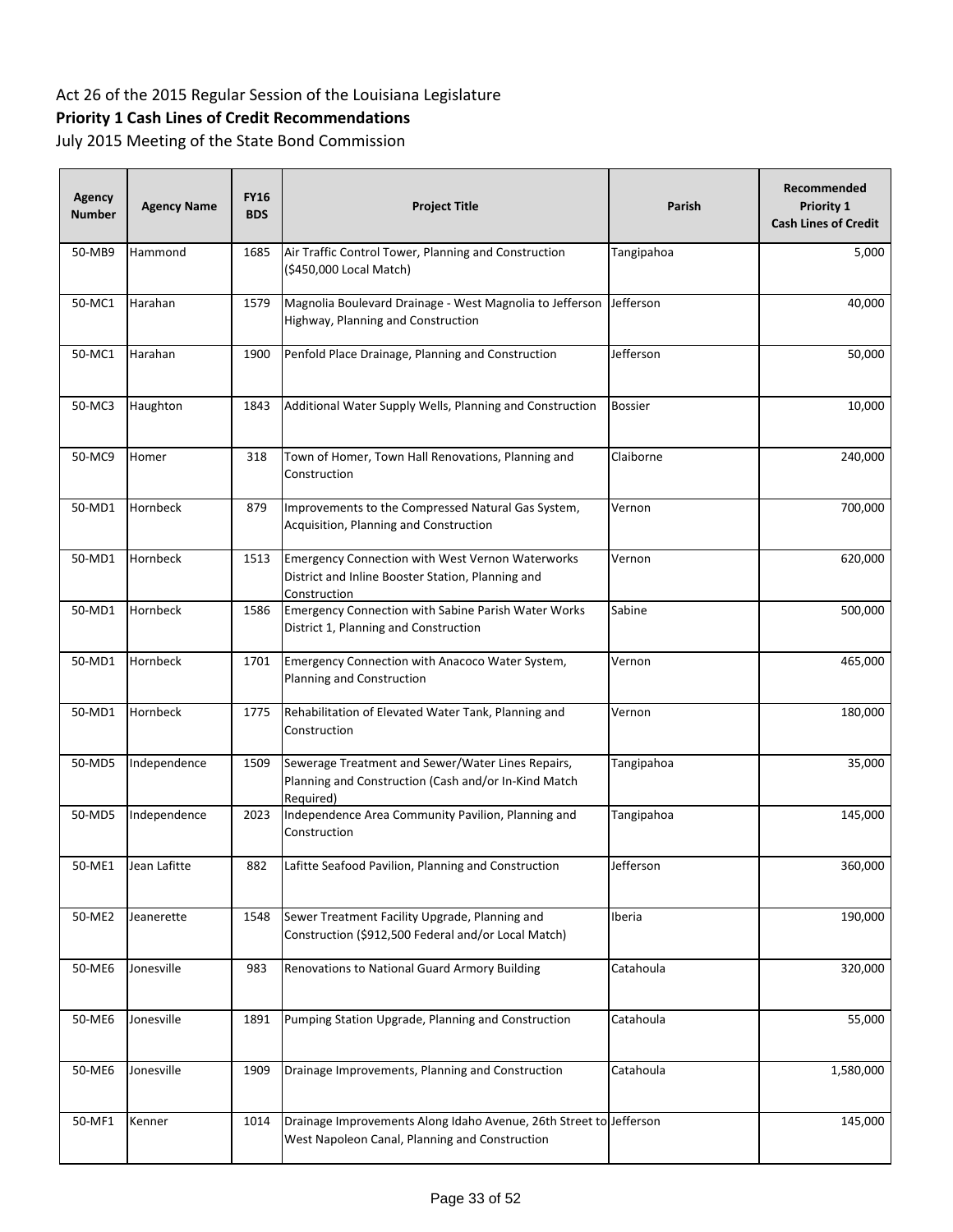Act 26 of the 2015 Regular Session of the Louisiana Legislature

**Priority 1 Cash Lines of Credit Recommendations**

July 2015 Meeting of the State Bond Commission

| Agency Number | Agency Name | FY16 BDS | Project Title | Parish | Recommended Priority 1 Cash Lines of Credit |
|---|---|---|---|---|---|
| 50-MB9 | Hammond | 1685 | Air Traffic Control Tower, Planning and Construction ($450,000 Local Match) | Tangipahoa | 5,000 |
| 50-MC1 | Harahan | 1579 | Magnolia Boulevard Drainage - West Magnolia to Jefferson Highway, Planning and Construction | Jefferson | 40,000 |
| 50-MC1 | Harahan | 1900 | Penfold Place Drainage, Planning and Construction | Jefferson | 50,000 |
| 50-MC3 | Haughton | 1843 | Additional Water Supply Wells, Planning and Construction | Bossier | 10,000 |
| 50-MC9 | Homer | 318 | Town of Homer, Town Hall Renovations, Planning and Construction | Claiborne | 240,000 |
| 50-MD1 | Hornbeck | 879 | Improvements to the Compressed Natural Gas System, Acquisition, Planning and Construction | Vernon | 700,000 |
| 50-MD1 | Hornbeck | 1513 | Emergency Connection with West Vernon Waterworks District and Inline Booster Station, Planning and Construction | Vernon | 620,000 |
| 50-MD1 | Hornbeck | 1586 | Emergency Connection with Sabine Parish Water Works District 1, Planning and Construction | Sabine | 500,000 |
| 50-MD1 | Hornbeck | 1701 | Emergency Connection with Anacoco Water System, Planning and Construction | Vernon | 465,000 |
| 50-MD1 | Hornbeck | 1775 | Rehabilitation of Elevated Water Tank, Planning and Construction | Vernon | 180,000 |
| 50-MD5 | Independence | 1509 | Sewerage Treatment and Sewer/Water Lines Repairs, Planning and Construction (Cash and/or In-Kind Match Required) | Tangipahoa | 35,000 |
| 50-MD5 | Independence | 2023 | Independence Area Community Pavilion, Planning and Construction | Tangipahoa | 145,000 |
| 50-ME1 | Jean Lafitte | 882 | Lafitte Seafood Pavilion, Planning and Construction | Jefferson | 360,000 |
| 50-ME2 | Jeanerette | 1548 | Sewer Treatment Facility Upgrade, Planning and Construction ($912,500 Federal and/or Local Match) | Iberia | 190,000 |
| 50-ME6 | Jonesville | 983 | Renovations to National Guard Armory Building | Catahoula | 320,000 |
| 50-ME6 | Jonesville | 1891 | Pumping Station Upgrade, Planning and Construction | Catahoula | 55,000 |
| 50-ME6 | Jonesville | 1909 | Drainage Improvements, Planning and Construction | Catahoula | 1,580,000 |
| 50-MF1 | Kenner | 1014 | Drainage Improvements Along Idaho Avenue, 26th Street to West Napoleon Canal, Planning and Construction | Jefferson | 145,000 |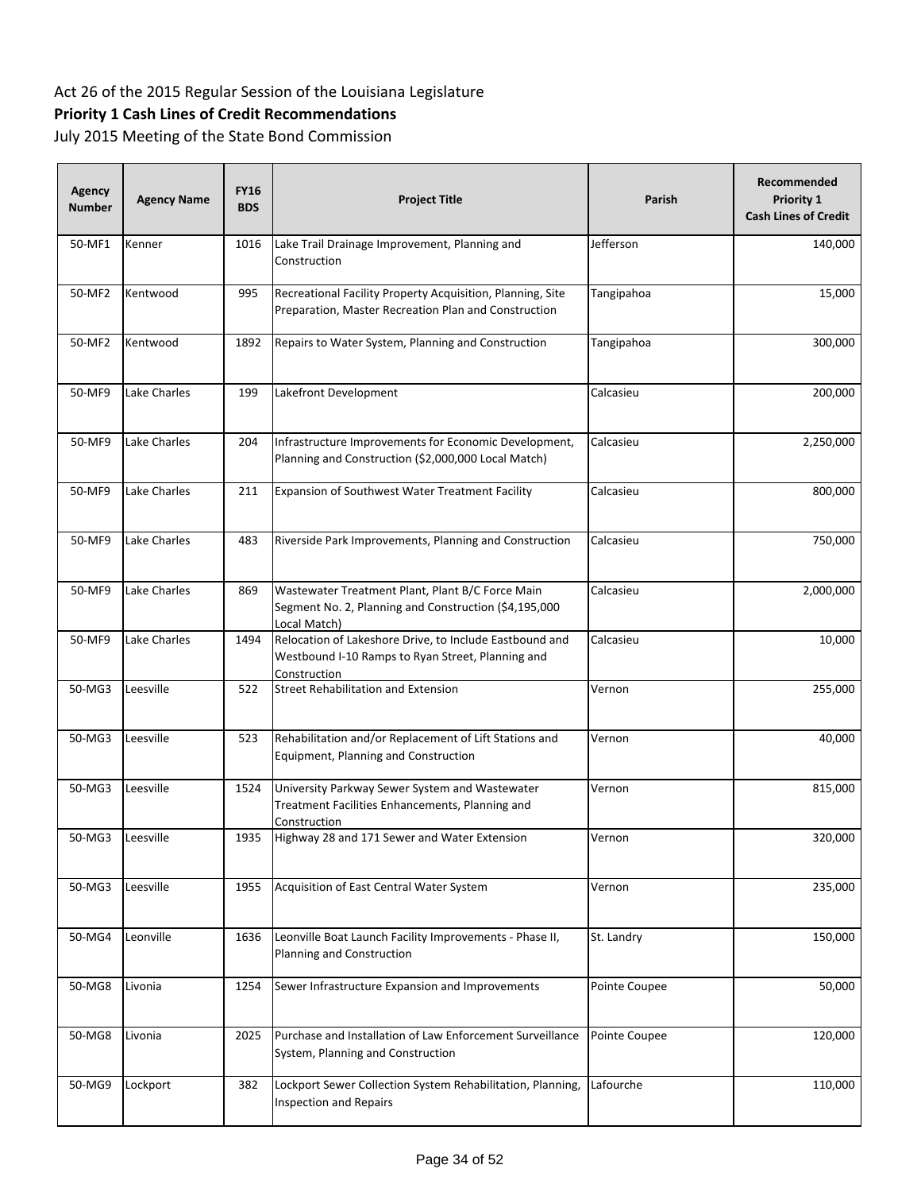Act 26 of the 2015 Regular Session of the Louisiana Legislature

**Priority 1 Cash Lines of Credit Recommendations**

July 2015 Meeting of the State Bond Commission

| Agency Number | Agency Name | FY16 BDS | Project Title | Parish | Recommended Priority 1 Cash Lines of Credit |
|---|---|---|---|---|---|
| 50-MF1 | Kenner | 1016 | Lake Trail Drainage Improvement, Planning and Construction | Jefferson | 140,000 |
| 50-MF2 | Kentwood | 995 | Recreational Facility Property Acquisition, Planning, Site Preparation, Master Recreation Plan and Construction | Tangipahoa | 15,000 |
| 50-MF2 | Kentwood | 1892 | Repairs to Water System, Planning and Construction | Tangipahoa | 300,000 |
| 50-MF9 | Lake Charles | 199 | Lakefront Development | Calcasieu | 200,000 |
| 50-MF9 | Lake Charles | 204 | Infrastructure Improvements for Economic Development, Planning and Construction ($2,000,000 Local Match) | Calcasieu | 2,250,000 |
| 50-MF9 | Lake Charles | 211 | Expansion of Southwest Water Treatment Facility | Calcasieu | 800,000 |
| 50-MF9 | Lake Charles | 483 | Riverside Park Improvements, Planning and Construction | Calcasieu | 750,000 |
| 50-MF9 | Lake Charles | 869 | Wastewater Treatment Plant, Plant B/C Force Main Segment No. 2, Planning and Construction ($4,195,000 Local Match) | Calcasieu | 2,000,000 |
| 50-MF9 | Lake Charles | 1494 | Relocation of Lakeshore Drive, to Include Eastbound and Westbound I-10 Ramps to Ryan Street, Planning and Construction | Calcasieu | 10,000 |
| 50-MG3 | Leesville | 522 | Street Rehabilitation and Extension | Vernon | 255,000 |
| 50-MG3 | Leesville | 523 | Rehabilitation and/or Replacement of Lift Stations and Equipment, Planning and Construction | Vernon | 40,000 |
| 50-MG3 | Leesville | 1524 | University Parkway Sewer System and Wastewater Treatment Facilities Enhancements, Planning and Construction | Vernon | 815,000 |
| 50-MG3 | Leesville | 1935 | Highway 28 and 171 Sewer and Water Extension | Vernon | 320,000 |
| 50-MG3 | Leesville | 1955 | Acquisition of East Central Water System | Vernon | 235,000 |
| 50-MG4 | Leonville | 1636 | Leonville Boat Launch Facility Improvements - Phase II, Planning and Construction | St. Landry | 150,000 |
| 50-MG8 | Livonia | 1254 | Sewer Infrastructure Expansion and Improvements | Pointe Coupee | 50,000 |
| 50-MG8 | Livonia | 2025 | Purchase and Installation of Law Enforcement Surveillance System, Planning and Construction | Pointe Coupee | 120,000 |
| 50-MG9 | Lockport | 382 | Lockport Sewer Collection System Rehabilitation, Planning, Inspection and Repairs | Lafourche | 110,000 |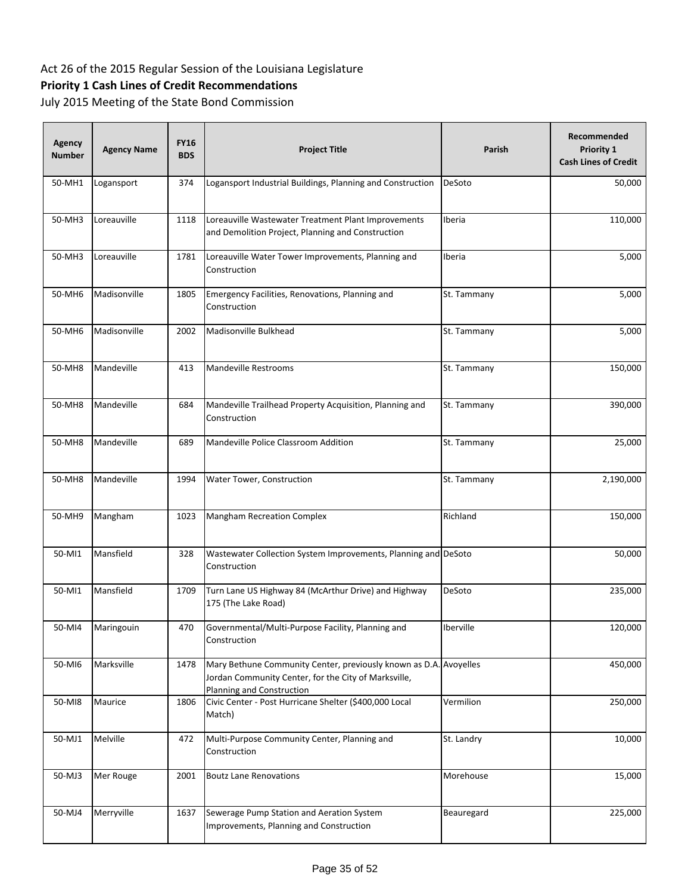Act 26 of the 2015 Regular Session of the Louisiana Legislature

**Priority 1 Cash Lines of Credit Recommendations**

July 2015 Meeting of the State Bond Commission

| Agency Number | Agency Name | FY16 BDS | Project Title | Parish | Recommended Priority 1 Cash Lines of Credit |
|---|---|---|---|---|---|
| 50-MH1 | Logansport | 374 | Logansport Industrial Buildings, Planning and Construction | DeSoto | 50,000 |
| 50-MH3 | Loreauville | 1118 | Loreauville Wastewater Treatment Plant Improvements and Demolition Project, Planning and Construction | Iberia | 110,000 |
| 50-MH3 | Loreauville | 1781 | Loreauville Water Tower Improvements, Planning and Construction | Iberia | 5,000 |
| 50-MH6 | Madisonville | 1805 | Emergency Facilities, Renovations, Planning and Construction | St. Tammany | 5,000 |
| 50-MH6 | Madisonville | 2002 | Madisonville Bulkhead | St. Tammany | 5,000 |
| 50-MH8 | Mandeville | 413 | Mandeville Restrooms | St. Tammany | 150,000 |
| 50-MH8 | Mandeville | 684 | Mandeville Trailhead Property Acquisition, Planning and Construction | St. Tammany | 390,000 |
| 50-MH8 | Mandeville | 689 | Mandeville Police Classroom Addition | St. Tammany | 25,000 |
| 50-MH8 | Mandeville | 1994 | Water Tower, Construction | St. Tammany | 2,190,000 |
| 50-MH9 | Mangham | 1023 | Mangham Recreation Complex | Richland | 150,000 |
| 50-MI1 | Mansfield | 328 | Wastewater Collection System Improvements, Planning and Construction | DeSoto | 50,000 |
| 50-MI1 | Mansfield | 1709 | Turn Lane US Highway 84 (McArthur Drive) and Highway 175 (The Lake Road) | DeSoto | 235,000 |
| 50-MI4 | Maringouin | 470 | Governmental/Multi-Purpose Facility, Planning and Construction | Iberville | 120,000 |
| 50-MI6 | Marksville | 1478 | Mary Bethune Community Center, previously known as D.A. Jordan Community Center, for the City of Marksville, Planning and Construction | Avoyelles | 450,000 |
| 50-MI8 | Maurice | 1806 | Civic Center - Post Hurricane Shelter ($400,000 Local Match) | Vermilion | 250,000 |
| 50-MJ1 | Melville | 472 | Multi-Purpose Community Center, Planning and Construction | St. Landry | 10,000 |
| 50-MJ3 | Mer Rouge | 2001 | Boutz Lane Renovations | Morehouse | 15,000 |
| 50-MJ4 | Merryville | 1637 | Sewerage Pump Station and Aeration System Improvements, Planning and Construction | Beauregard | 225,000 |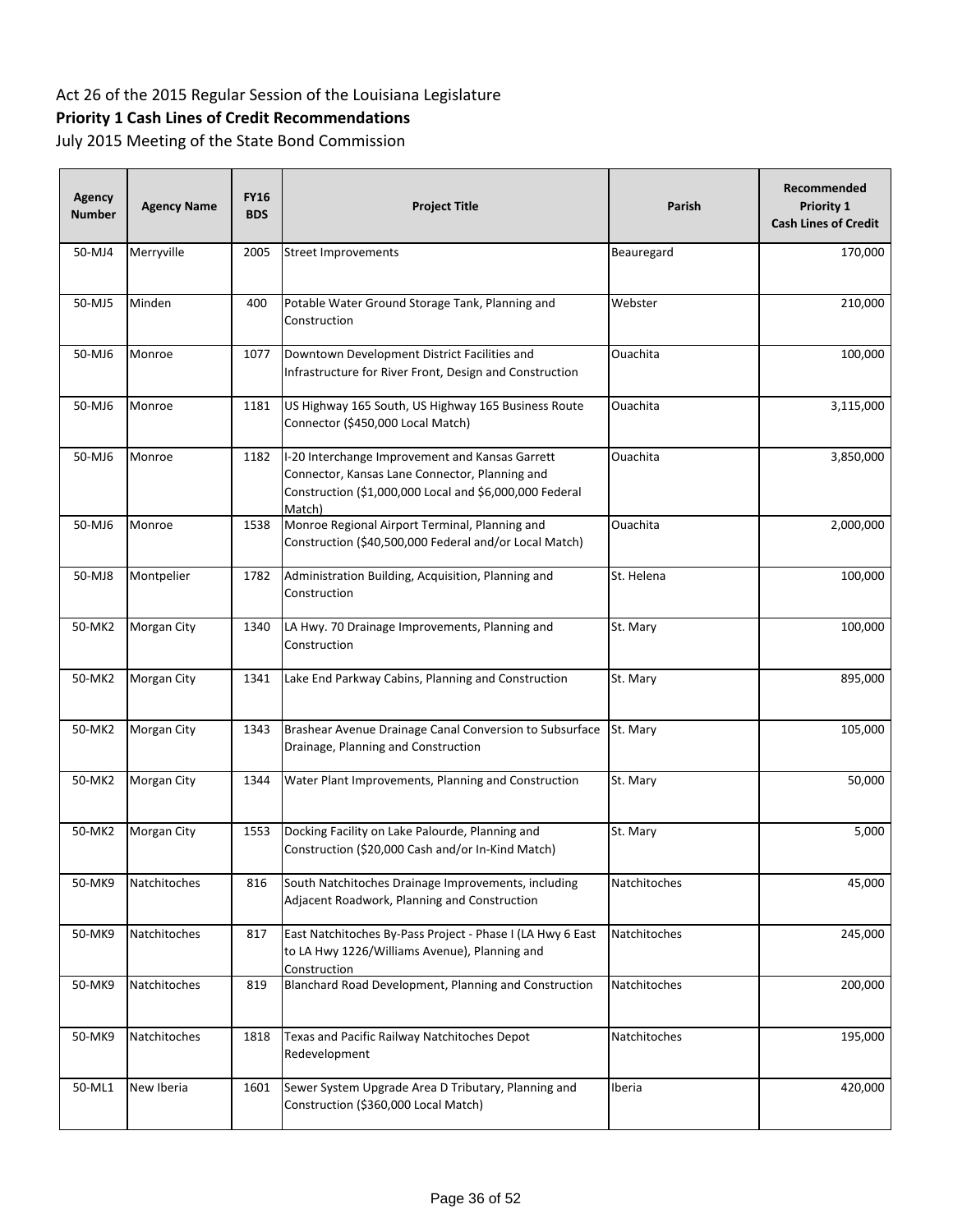Act 26 of the 2015 Regular Session of the Louisiana Legislature

**Priority 1 Cash Lines of Credit Recommendations**

July 2015 Meeting of the State Bond Commission

| Agency Number | Agency Name | FY16 BDS | Project Title | Parish | Recommended Priority 1 Cash Lines of Credit |
|---|---|---|---|---|---|
| 50-MJ4 | Merryville | 2005 | Street Improvements | Beauregard | 170,000 |
| 50-MJ5 | Minden | 400 | Potable Water Ground Storage Tank, Planning and Construction | Webster | 210,000 |
| 50-MJ6 | Monroe | 1077 | Downtown Development District Facilities and Infrastructure for River Front, Design and Construction | Ouachita | 100,000 |
| 50-MJ6 | Monroe | 1181 | US Highway 165 South, US Highway 165 Business Route Connector ($450,000 Local Match) | Ouachita | 3,115,000 |
| 50-MJ6 | Monroe | 1182 | I-20 Interchange Improvement and Kansas Garrett Connector, Kansas Lane Connector, Planning and Construction ($1,000,000 Local and $6,000,000 Federal Match) | Ouachita | 3,850,000 |
| 50-MJ6 | Monroe | 1538 | Monroe Regional Airport Terminal, Planning and Construction ($40,500,000 Federal and/or Local Match) | Ouachita | 2,000,000 |
| 50-MJ8 | Montpelier | 1782 | Administration Building, Acquisition, Planning and Construction | St. Helena | 100,000 |
| 50-MK2 | Morgan City | 1340 | LA Hwy. 70 Drainage Improvements, Planning and Construction | St. Mary | 100,000 |
| 50-MK2 | Morgan City | 1341 | Lake End Parkway Cabins, Planning and Construction | St. Mary | 895,000 |
| 50-MK2 | Morgan City | 1343 | Brashear Avenue Drainage Canal Conversion to Subsurface Drainage, Planning and Construction | St. Mary | 105,000 |
| 50-MK2 | Morgan City | 1344 | Water Plant Improvements, Planning and Construction | St. Mary | 50,000 |
| 50-MK2 | Morgan City | 1553 | Docking Facility on Lake Palourde, Planning and Construction ($20,000 Cash and/or In-Kind Match) | St. Mary | 5,000 |
| 50-MK9 | Natchitoches | 816 | South Natchitoches Drainage Improvements, including Adjacent Roadwork, Planning and Construction | Natchitoches | 45,000 |
| 50-MK9 | Natchitoches | 817 | East Natchitoches By-Pass Project - Phase I (LA Hwy 6 East to LA Hwy 1226/Williams Avenue), Planning and Construction | Natchitoches | 245,000 |
| 50-MK9 | Natchitoches | 819 | Blanchard Road Development, Planning and Construction | Natchitoches | 200,000 |
| 50-MK9 | Natchitoches | 1818 | Texas and Pacific Railway Natchitoches Depot Redevelopment | Natchitoches | 195,000 |
| 50-ML1 | New Iberia | 1601 | Sewer System Upgrade Area D Tributary, Planning and Construction ($360,000 Local Match) | Iberia | 420,000 |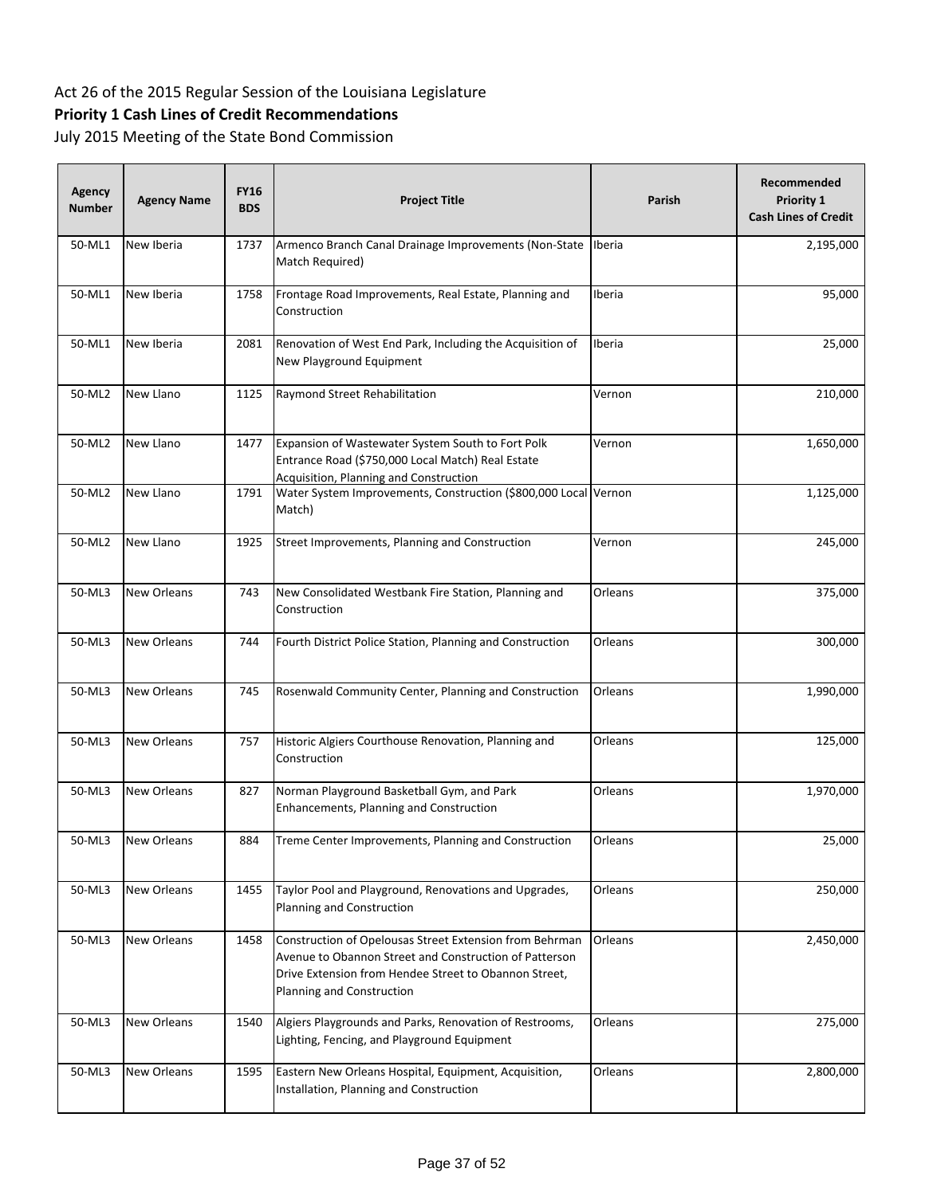Act 26 of the 2015 Regular Session of the Louisiana Legislature

**Priority 1 Cash Lines of Credit Recommendations**

July 2015 Meeting of the State Bond Commission

| Agency Number | Agency Name | FY16 BDS | Project Title | Parish | Recommended Priority 1 Cash Lines of Credit |
|---|---|---|---|---|---|
| 50-ML1 | New Iberia | 1737 | Armenco Branch Canal Drainage Improvements (Non-State Match Required) | Iberia | 2,195,000 |
| 50-ML1 | New Iberia | 1758 | Frontage Road Improvements, Real Estate, Planning and Construction | Iberia | 95,000 |
| 50-ML1 | New Iberia | 2081 | Renovation of West End Park, Including the Acquisition of New Playground Equipment | Iberia | 25,000 |
| 50-ML2 | New Llano | 1125 | Raymond Street Rehabilitation | Vernon | 210,000 |
| 50-ML2 | New Llano | 1477 | Expansion of Wastewater System South to Fort Polk Entrance Road ($750,000 Local Match) Real Estate Acquisition, Planning and Construction | Vernon | 1,650,000 |
| 50-ML2 | New Llano | 1791 | Water System Improvements, Construction ($800,000 Local Match) | Vernon | 1,125,000 |
| 50-ML2 | New Llano | 1925 | Street Improvements, Planning and Construction | Vernon | 245,000 |
| 50-ML3 | New Orleans | 743 | New Consolidated Westbank Fire Station, Planning and Construction | Orleans | 375,000 |
| 50-ML3 | New Orleans | 744 | Fourth District Police Station, Planning and Construction | Orleans | 300,000 |
| 50-ML3 | New Orleans | 745 | Rosenwald Community Center, Planning and Construction | Orleans | 1,990,000 |
| 50-ML3 | New Orleans | 757 | Historic Algiers Courthouse Renovation, Planning and Construction | Orleans | 125,000 |
| 50-ML3 | New Orleans | 827 | Norman Playground Basketball Gym, and Park Enhancements, Planning and Construction | Orleans | 1,970,000 |
| 50-ML3 | New Orleans | 884 | Treme Center Improvements, Planning and Construction | Orleans | 25,000 |
| 50-ML3 | New Orleans | 1455 | Taylor Pool and Playground, Renovations and Upgrades, Planning and Construction | Orleans | 250,000 |
| 50-ML3 | New Orleans | 1458 | Construction of Opelousas Street Extension from Behrman Avenue to Obannon Street and Construction of Patterson Drive Extension from Hendee Street to Obannon Street, Planning and Construction | Orleans | 2,450,000 |
| 50-ML3 | New Orleans | 1540 | Algiers Playgrounds and Parks, Renovation of Restrooms, Lighting, Fencing, and Playground Equipment | Orleans | 275,000 |
| 50-ML3 | New Orleans | 1595 | Eastern New Orleans Hospital, Equipment, Acquisition, Installation, Planning and Construction | Orleans | 2,800,000 |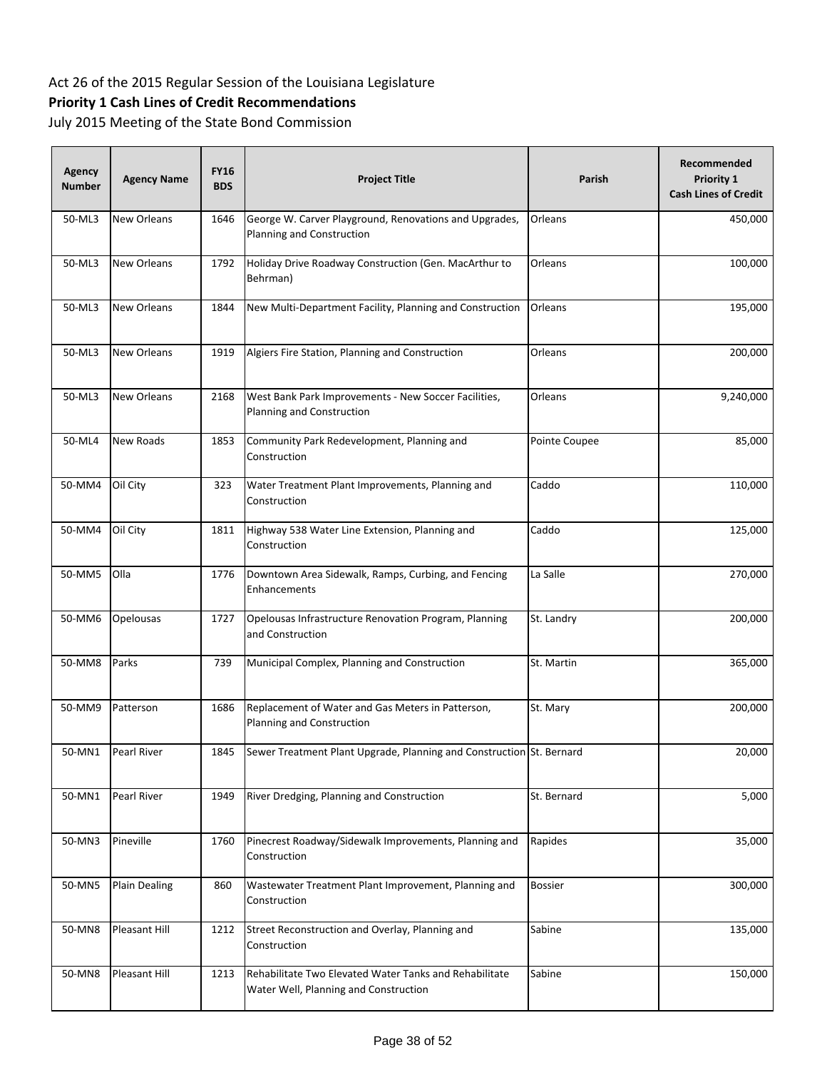Act 26 of the 2015 Regular Session of the Louisiana Legislature

**Priority 1 Cash Lines of Credit Recommendations**

July 2015 Meeting of the State Bond Commission

| Agency Number | Agency Name | FY16 BDS | Project Title | Parish | Recommended Priority 1 Cash Lines of Credit |
|---|---|---|---|---|---|
| 50-ML3 | New Orleans | 1646 | George W. Carver Playground, Renovations and Upgrades, Planning and Construction | Orleans | 450,000 |
| 50-ML3 | New Orleans | 1792 | Holiday Drive Roadway Construction (Gen. MacArthur to Behrman) | Orleans | 100,000 |
| 50-ML3 | New Orleans | 1844 | New Multi-Department Facility, Planning and Construction | Orleans | 195,000 |
| 50-ML3 | New Orleans | 1919 | Algiers Fire Station, Planning and Construction | Orleans | 200,000 |
| 50-ML3 | New Orleans | 2168 | West Bank Park Improvements - New Soccer Facilities, Planning and Construction | Orleans | 9,240,000 |
| 50-ML4 | New Roads | 1853 | Community Park Redevelopment, Planning and Construction | Pointe Coupee | 85,000 |
| 50-MM4 | Oil City | 323 | Water Treatment Plant Improvements, Planning and Construction | Caddo | 110,000 |
| 50-MM4 | Oil City | 1811 | Highway 538 Water Line Extension, Planning and Construction | Caddo | 125,000 |
| 50-MM5 | Olla | 1776 | Downtown Area Sidewalk, Ramps, Curbing, and Fencing Enhancements | La Salle | 270,000 |
| 50-MM6 | Opelousas | 1727 | Opelousas Infrastructure Renovation Program, Planning and Construction | St. Landry | 200,000 |
| 50-MM8 | Parks | 739 | Municipal Complex, Planning and Construction | St. Martin | 365,000 |
| 50-MM9 | Patterson | 1686 | Replacement of Water and Gas Meters in Patterson, Planning and Construction | St. Mary | 200,000 |
| 50-MN1 | Pearl River | 1845 | Sewer Treatment Plant Upgrade, Planning and Construction | St. Bernard | 20,000 |
| 50-MN1 | Pearl River | 1949 | River Dredging, Planning and Construction | St. Bernard | 5,000 |
| 50-MN3 | Pineville | 1760 | Pinecrest Roadway/Sidewalk Improvements, Planning and Construction | Rapides | 35,000 |
| 50-MN5 | Plain Dealing | 860 | Wastewater Treatment Plant Improvement, Planning and Construction | Bossier | 300,000 |
| 50-MN8 | Pleasant Hill | 1212 | Street Reconstruction and Overlay, Planning and Construction | Sabine | 135,000 |
| 50-MN8 | Pleasant Hill | 1213 | Rehabilitate Two Elevated Water Tanks and Rehabilitate Water Well, Planning and Construction | Sabine | 150,000 |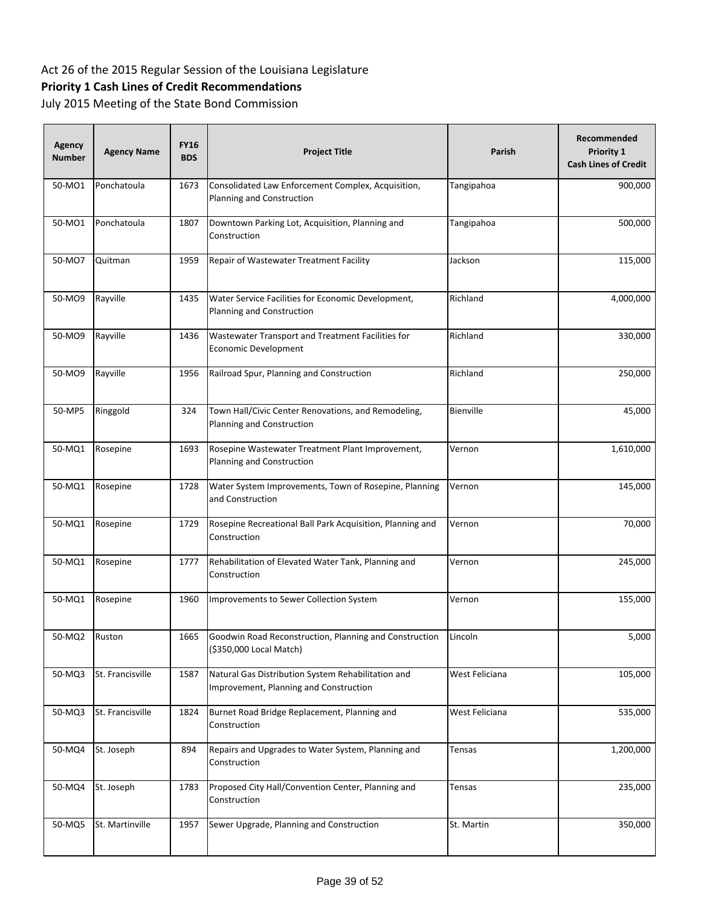Act 26 of the 2015 Regular Session of the Louisiana Legislature

**Priority 1 Cash Lines of Credit Recommendations**

July 2015 Meeting of the State Bond Commission

| Agency Number | Agency Name | FY16 BDS | Project Title | Parish | Recommended Priority 1 Cash Lines of Credit |
|---|---|---|---|---|---|
| 50-MO1 | Ponchatoula | 1673 | Consolidated Law Enforcement Complex, Acquisition, Planning and Construction | Tangipahoa | 900,000 |
| 50-MO1 | Ponchatoula | 1807 | Downtown Parking Lot, Acquisition, Planning and Construction | Tangipahoa | 500,000 |
| 50-MO7 | Quitman | 1959 | Repair of Wastewater Treatment Facility | Jackson | 115,000 |
| 50-MO9 | Rayville | 1435 | Water Service Facilities for Economic Development, Planning and Construction | Richland | 4,000,000 |
| 50-MO9 | Rayville | 1436 | Wastewater Transport and Treatment Facilities for Economic Development | Richland | 330,000 |
| 50-MO9 | Rayville | 1956 | Railroad Spur, Planning and Construction | Richland | 250,000 |
| 50-MP5 | Ringgold | 324 | Town Hall/Civic Center Renovations, and Remodeling, Planning and Construction | Bienville | 45,000 |
| 50-MQ1 | Rosepine | 1693 | Rosepine Wastewater Treatment Plant Improvement, Planning and Construction | Vernon | 1,610,000 |
| 50-MQ1 | Rosepine | 1728 | Water System Improvements, Town of Rosepine, Planning and Construction | Vernon | 145,000 |
| 50-MQ1 | Rosepine | 1729 | Rosepine Recreational Ball Park Acquisition, Planning and Construction | Vernon | 70,000 |
| 50-MQ1 | Rosepine | 1777 | Rehabilitation of Elevated Water Tank, Planning and Construction | Vernon | 245,000 |
| 50-MQ1 | Rosepine | 1960 | Improvements to Sewer Collection System | Vernon | 155,000 |
| 50-MQ2 | Ruston | 1665 | Goodwin Road Reconstruction, Planning and Construction ($350,000 Local Match) | Lincoln | 5,000 |
| 50-MQ3 | St. Francisville | 1587 | Natural Gas Distribution System Rehabilitation and Improvement, Planning and Construction | West Feliciana | 105,000 |
| 50-MQ3 | St. Francisville | 1824 | Burnet Road Bridge Replacement, Planning and Construction | West Feliciana | 535,000 |
| 50-MQ4 | St. Joseph | 894 | Repairs and Upgrades to Water System, Planning and Construction | Tensas | 1,200,000 |
| 50-MQ4 | St. Joseph | 1783 | Proposed City Hall/Convention Center, Planning and Construction | Tensas | 235,000 |
| 50-MQ5 | St. Martinville | 1957 | Sewer Upgrade, Planning and Construction | St. Martin | 350,000 |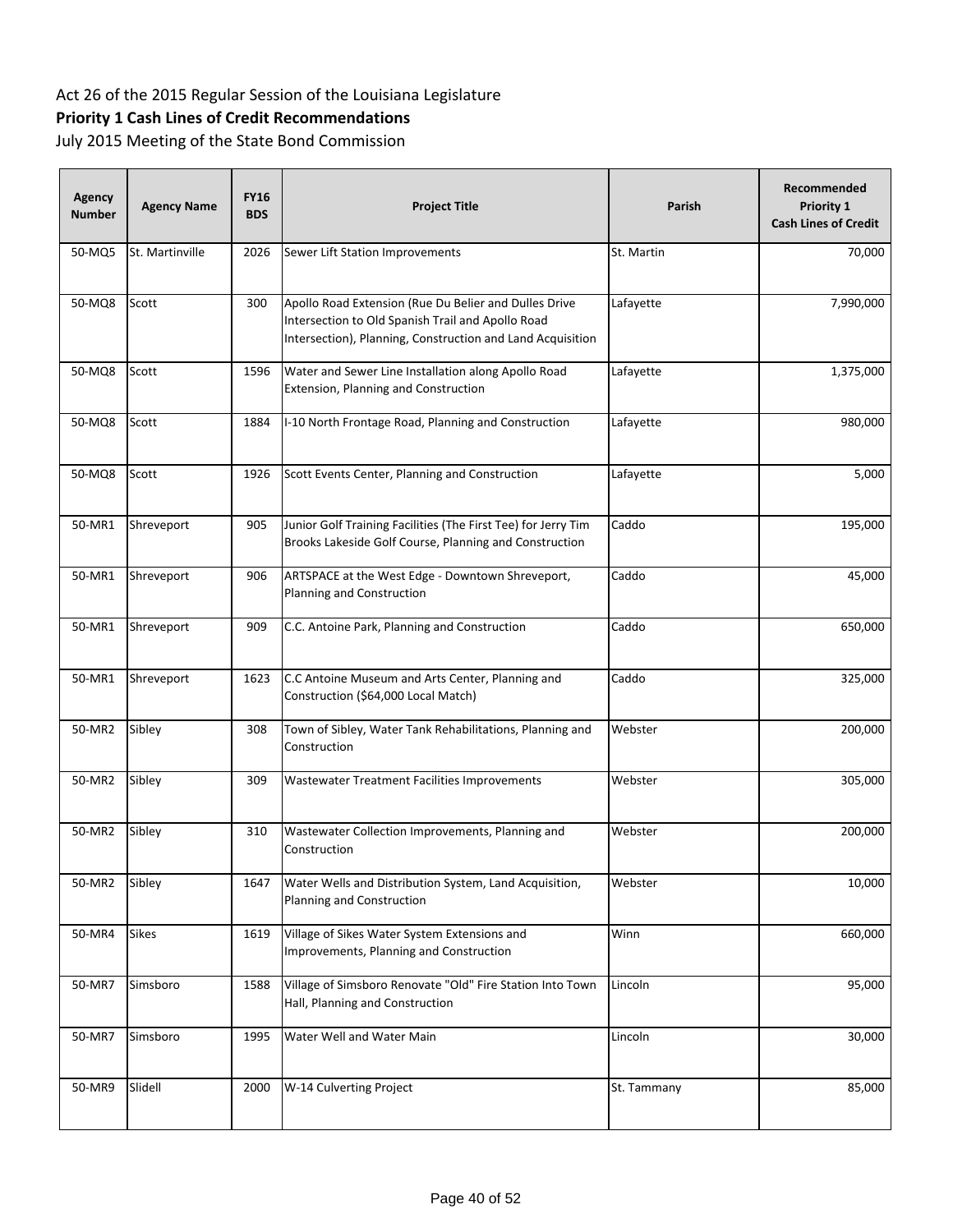Act 26 of the 2015 Regular Session of the Louisiana Legislature

**Priority 1 Cash Lines of Credit Recommendations**

July 2015 Meeting of the State Bond Commission

| Agency Number | Agency Name | FY16 BDS | Project Title | Parish | Recommended Priority 1 Cash Lines of Credit |
|---|---|---|---|---|---|
| 50-MQ5 | St. Martinville | 2026 | Sewer Lift Station Improvements | St. Martin | 70,000 |
| 50-MQ8 | Scott | 300 | Apollo Road Extension (Rue Du Belier and Dulles Drive Intersection to Old Spanish Trail and Apollo Road Intersection), Planning, Construction and Land Acquisition | Lafayette | 7,990,000 |
| 50-MQ8 | Scott | 1596 | Water and Sewer Line Installation along Apollo Road Extension, Planning and Construction | Lafayette | 1,375,000 |
| 50-MQ8 | Scott | 1884 | I-10 North Frontage Road, Planning and Construction | Lafayette | 980,000 |
| 50-MQ8 | Scott | 1926 | Scott Events Center, Planning and Construction | Lafayette | 5,000 |
| 50-MR1 | Shreveport | 905 | Junior Golf Training Facilities (The First Tee) for Jerry Tim Brooks Lakeside Golf Course, Planning and Construction | Caddo | 195,000 |
| 50-MR1 | Shreveport | 906 | ARTSPACE at the West Edge - Downtown Shreveport, Planning and Construction | Caddo | 45,000 |
| 50-MR1 | Shreveport | 909 | C.C. Antoine Park, Planning and Construction | Caddo | 650,000 |
| 50-MR1 | Shreveport | 1623 | C.C Antoine Museum and Arts Center, Planning and Construction ($64,000 Local Match) | Caddo | 325,000 |
| 50-MR2 | Sibley | 308 | Town of Sibley, Water Tank Rehabilitations, Planning and Construction | Webster | 200,000 |
| 50-MR2 | Sibley | 309 | Wastewater Treatment Facilities Improvements | Webster | 305,000 |
| 50-MR2 | Sibley | 310 | Wastewater Collection Improvements, Planning and Construction | Webster | 200,000 |
| 50-MR2 | Sibley | 1647 | Water Wells and Distribution System, Land Acquisition, Planning and Construction | Webster | 10,000 |
| 50-MR4 | Sikes | 1619 | Village of Sikes Water System Extensions and Improvements, Planning and Construction | Winn | 660,000 |
| 50-MR7 | Simsboro | 1588 | Village of Simsboro Renovate "Old" Fire Station Into Town Hall, Planning and Construction | Lincoln | 95,000 |
| 50-MR7 | Simsboro | 1995 | Water Well and Water Main | Lincoln | 30,000 |
| 50-MR9 | Slidell | 2000 | W-14 Culverting Project | St. Tammany | 85,000 |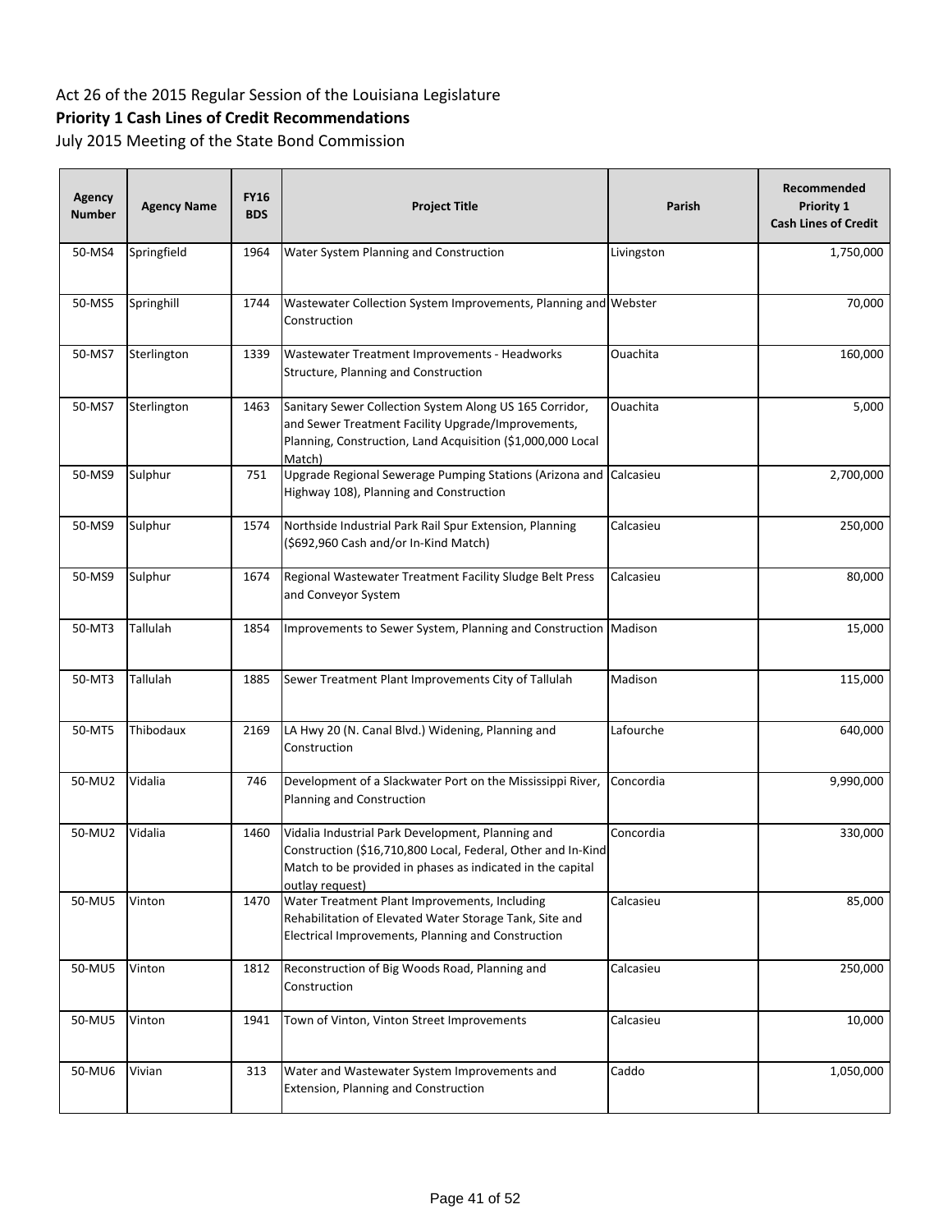Act 26 of the 2015 Regular Session of the Louisiana Legislature

**Priority 1 Cash Lines of Credit Recommendations**

July 2015 Meeting of the State Bond Commission

| Agency Number | Agency Name | FY16 BDS | Project Title | Parish | Recommended Priority 1 Cash Lines of Credit |
|---|---|---|---|---|---|
| 50-MS4 | Springfield | 1964 | Water System Planning and Construction | Livingston | 1,750,000 |
| 50-MS5 | Springhill | 1744 | Wastewater Collection System Improvements, Planning and Construction | Webster | 70,000 |
| 50-MS7 | Sterlington | 1339 | Wastewater Treatment Improvements - Headworks Structure, Planning and Construction | Ouachita | 160,000 |
| 50-MS7 | Sterlington | 1463 | Sanitary Sewer Collection System Along US 165 Corridor, and Sewer Treatment Facility Upgrade/Improvements, Planning, Construction, Land Acquisition ($1,000,000 Local Match) | Ouachita | 5,000 |
| 50-MS9 | Sulphur | 751 | Upgrade Regional Sewerage Pumping Stations (Arizona and Highway 108), Planning and Construction | Calcasieu | 2,700,000 |
| 50-MS9 | Sulphur | 1574 | Northside Industrial Park Rail Spur Extension, Planning ($692,960 Cash and/or In-Kind Match) | Calcasieu | 250,000 |
| 50-MS9 | Sulphur | 1674 | Regional Wastewater Treatment Facility Sludge Belt Press and Conveyor System | Calcasieu | 80,000 |
| 50-MT3 | Tallulah | 1854 | Improvements to Sewer System, Planning and Construction | Madison | 15,000 |
| 50-MT3 | Tallulah | 1885 | Sewer Treatment Plant Improvements City of Tallulah | Madison | 115,000 |
| 50-MT5 | Thibodaux | 2169 | LA Hwy 20 (N. Canal Blvd.) Widening, Planning and Construction | Lafourche | 640,000 |
| 50-MU2 | Vidalia | 746 | Development of a Slackwater Port on the Mississippi River, Planning and Construction | Concordia | 9,990,000 |
| 50-MU2 | Vidalia | 1460 | Vidalia Industrial Park Development, Planning and Construction ($16,710,800 Local, Federal, Other and In-Kind Match to be provided in phases as indicated in the capital outlay request) | Concordia | 330,000 |
| 50-MU5 | Vinton | 1470 | Water Treatment Plant Improvements, Including Rehabilitation of Elevated Water Storage Tank, Site and Electrical Improvements, Planning and Construction | Calcasieu | 85,000 |
| 50-MU5 | Vinton | 1812 | Reconstruction of Big Woods Road, Planning and Construction | Calcasieu | 250,000 |
| 50-MU5 | Vinton | 1941 | Town of Vinton, Vinton Street Improvements | Calcasieu | 10,000 |
| 50-MU6 | Vivian | 313 | Water and Wastewater System Improvements and Extension, Planning and Construction | Caddo | 1,050,000 |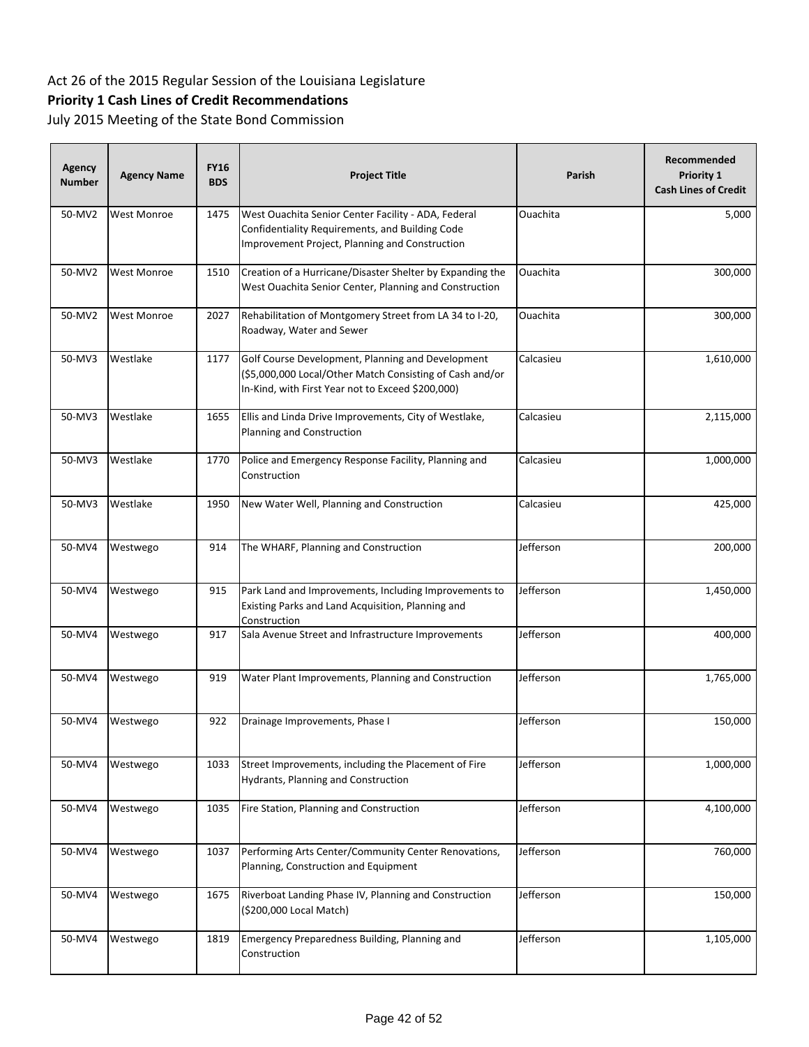Act 26 of the 2015 Regular Session of the Louisiana Legislature

**Priority 1 Cash Lines of Credit Recommendations**

July 2015 Meeting of the State Bond Commission

| Agency Number | Agency Name | FY16 BDS | Project Title | Parish | Recommended Priority 1 Cash Lines of Credit |
|---|---|---|---|---|---|
| 50-MV2 | West Monroe | 1475 | West Ouachita Senior Center Facility - ADA, Federal Confidentiality Requirements, and Building Code Improvement Project, Planning and Construction | Ouachita | 5,000 |
| 50-MV2 | West Monroe | 1510 | Creation of a Hurricane/Disaster Shelter by Expanding the West Ouachita Senior Center, Planning and Construction | Ouachita | 300,000 |
| 50-MV2 | West Monroe | 2027 | Rehabilitation of Montgomery Street from LA 34 to I-20, Roadway, Water and Sewer | Ouachita | 300,000 |
| 50-MV3 | Westlake | 1177 | Golf Course Development, Planning and Development ($5,000,000 Local/Other Match Consisting of Cash and/or In-Kind, with First Year not to Exceed $200,000) | Calcasieu | 1,610,000 |
| 50-MV3 | Westlake | 1655 | Ellis and Linda Drive Improvements, City of Westlake, Planning and Construction | Calcasieu | 2,115,000 |
| 50-MV3 | Westlake | 1770 | Police and Emergency Response Facility, Planning and Construction | Calcasieu | 1,000,000 |
| 50-MV3 | Westlake | 1950 | New Water Well, Planning and Construction | Calcasieu | 425,000 |
| 50-MV4 | Westwego | 914 | The WHARF, Planning and Construction | Jefferson | 200,000 |
| 50-MV4 | Westwego | 915 | Park Land and Improvements, Including Improvements to Existing Parks and Land Acquisition, Planning and Construction | Jefferson | 1,450,000 |
| 50-MV4 | Westwego | 917 | Sala Avenue Street and Infrastructure Improvements | Jefferson | 400,000 |
| 50-MV4 | Westwego | 919 | Water Plant Improvements, Planning and Construction | Jefferson | 1,765,000 |
| 50-MV4 | Westwego | 922 | Drainage Improvements, Phase I | Jefferson | 150,000 |
| 50-MV4 | Westwego | 1033 | Street Improvements, including the Placement of Fire Hydrants, Planning and Construction | Jefferson | 1,000,000 |
| 50-MV4 | Westwego | 1035 | Fire Station, Planning and Construction | Jefferson | 4,100,000 |
| 50-MV4 | Westwego | 1037 | Performing Arts Center/Community Center Renovations, Planning, Construction and Equipment | Jefferson | 760,000 |
| 50-MV4 | Westwego | 1675 | Riverboat Landing Phase IV, Planning and Construction ($200,000 Local Match) | Jefferson | 150,000 |
| 50-MV4 | Westwego | 1819 | Emergency Preparedness Building, Planning and Construction | Jefferson | 1,105,000 |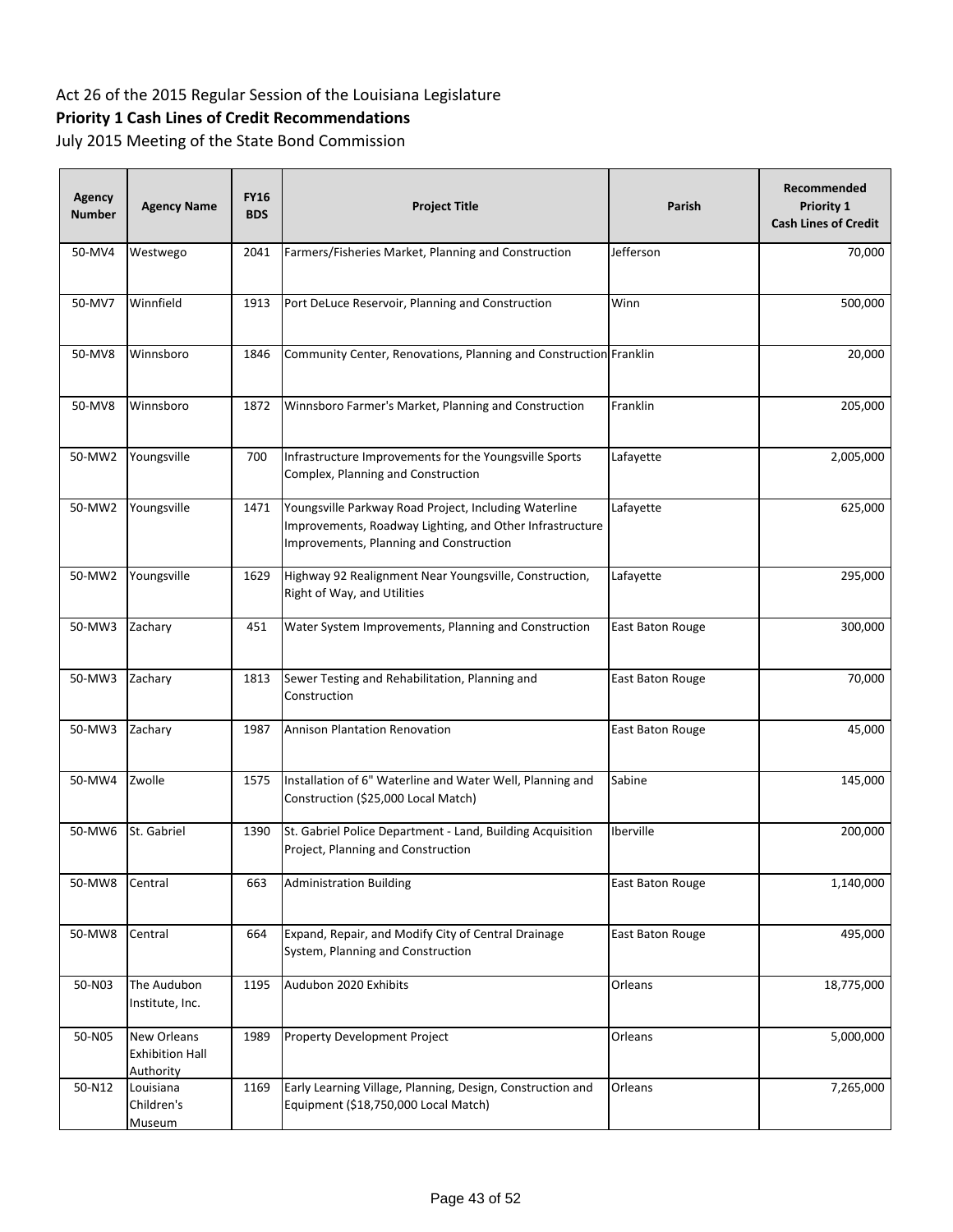Act 26 of the 2015 Regular Session of the Louisiana Legislature

**Priority 1 Cash Lines of Credit Recommendations**

July 2015 Meeting of the State Bond Commission

| Agency Number | Agency Name | FY16 BDS | Project Title | Parish | Recommended Priority 1 Cash Lines of Credit |
|---|---|---|---|---|---|
| 50-MV4 | Westwego | 2041 | Farmers/Fisheries Market, Planning and Construction | Jefferson | 70,000 |
| 50-MV7 | Winnfield | 1913 | Port DeLuce Reservoir, Planning and Construction | Winn | 500,000 |
| 50-MV8 | Winnsboro | 1846 | Community Center, Renovations, Planning and Construction | Franklin | 20,000 |
| 50-MV8 | Winnsboro | 1872 | Winnsboro Farmer's Market, Planning and Construction | Franklin | 205,000 |
| 50-MW2 | Youngsville | 700 | Infrastructure Improvements for the Youngsville Sports Complex, Planning and Construction | Lafayette | 2,005,000 |
| 50-MW2 | Youngsville | 1471 | Youngsville Parkway Road Project, Including Waterline Improvements, Roadway Lighting, and Other Infrastructure Improvements, Planning and Construction | Lafayette | 625,000 |
| 50-MW2 | Youngsville | 1629 | Highway 92 Realignment Near Youngsville, Construction, Right of Way, and Utilities | Lafayette | 295,000 |
| 50-MW3 | Zachary | 451 | Water System Improvements, Planning and Construction | East Baton Rouge | 300,000 |
| 50-MW3 | Zachary | 1813 | Sewer Testing and Rehabilitation, Planning and Construction | East Baton Rouge | 70,000 |
| 50-MW3 | Zachary | 1987 | Annison Plantation Renovation | East Baton Rouge | 45,000 |
| 50-MW4 | Zwolle | 1575 | Installation of 6" Waterline and Water Well, Planning and Construction ($25,000 Local Match) | Sabine | 145,000 |
| 50-MW6 | St. Gabriel | 1390 | St. Gabriel Police Department - Land, Building Acquisition Project, Planning and Construction | Iberville | 200,000 |
| 50-MW8 | Central | 663 | Administration Building | East Baton Rouge | 1,140,000 |
| 50-MW8 | Central | 664 | Expand, Repair, and Modify City of Central Drainage System, Planning and Construction | East Baton Rouge | 495,000 |
| 50-N03 | The Audubon Institute, Inc. | 1195 | Audubon 2020 Exhibits | Orleans | 18,775,000 |
| 50-N05 | New Orleans Exhibition Hall Authority | 1989 | Property Development Project | Orleans | 5,000,000 |
| 50-N12 | Louisiana Children's Museum | 1169 | Early Learning Village, Planning, Design, Construction and Equipment ($18,750,000 Local Match) | Orleans | 7,265,000 |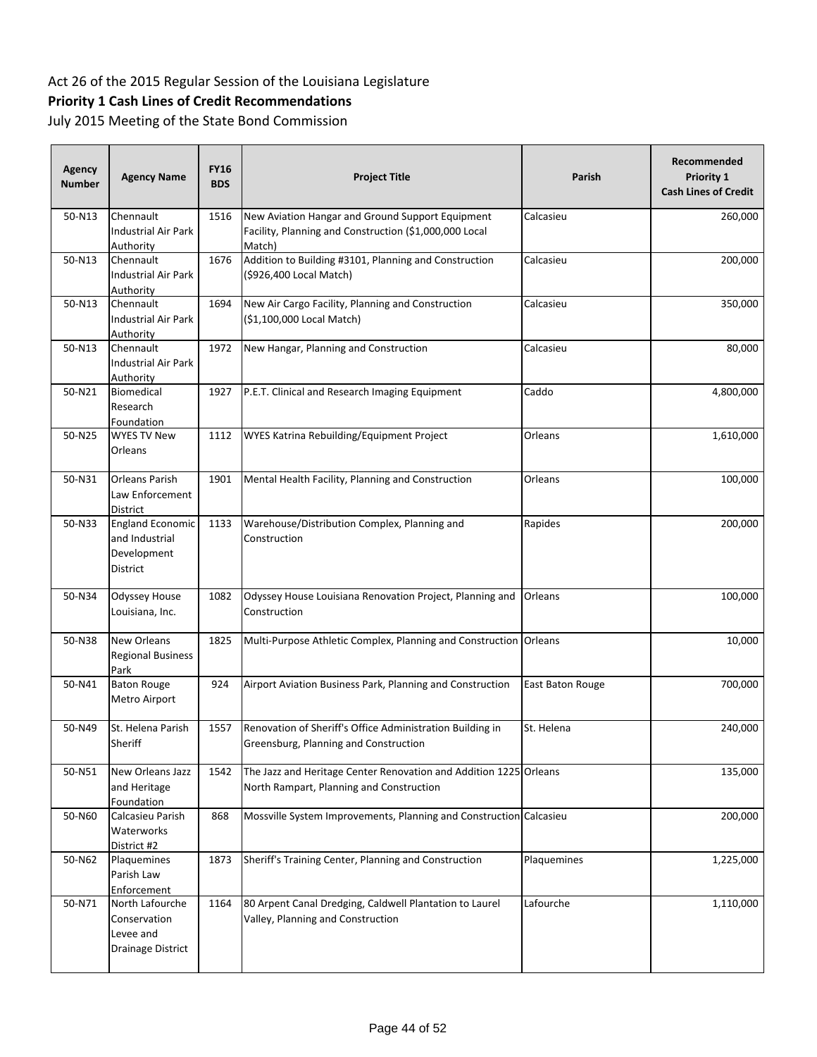Act 26 of the 2015 Regular Session of the Louisiana Legislature

**Priority 1 Cash Lines of Credit Recommendations**

July 2015 Meeting of the State Bond Commission

| Agency Number | Agency Name | FY16 BDS | Project Title | Parish | Recommended Priority 1 Cash Lines of Credit |
|---|---|---|---|---|---|
| 50-N13 | Chennault Industrial Air Park Authority | 1516 | New Aviation Hangar and Ground Support Equipment Facility, Planning and Construction ($1,000,000 Local Match) | Calcasieu | 260,000 |
| 50-N13 | Chennault Industrial Air Park Authority | 1676 | Addition to Building #3101, Planning and Construction ($926,400 Local Match) | Calcasieu | 200,000 |
| 50-N13 | Chennault Industrial Air Park Authority | 1694 | New Air Cargo Facility, Planning and Construction ($1,100,000 Local Match) | Calcasieu | 350,000 |
| 50-N13 | Chennault Industrial Air Park Authority | 1972 | New Hangar, Planning and Construction | Calcasieu | 80,000 |
| 50-N21 | Biomedical Research Foundation | 1927 | P.E.T. Clinical and Research Imaging Equipment | Caddo | 4,800,000 |
| 50-N25 | WYES TV New Orleans | 1112 | WYES Katrina Rebuilding/Equipment Project | Orleans | 1,610,000 |
| 50-N31 | Orleans Parish Law Enforcement District | 1901 | Mental Health Facility, Planning and Construction | Orleans | 100,000 |
| 50-N33 | England Economic and Industrial Development District | 1133 | Warehouse/Distribution Complex, Planning and Construction | Rapides | 200,000 |
| 50-N34 | Odyssey House Louisiana, Inc. | 1082 | Odyssey House Louisiana Renovation Project, Planning and Construction | Orleans | 100,000 |
| 50-N38 | New Orleans Regional Business Park | 1825 | Multi-Purpose Athletic Complex, Planning and Construction | Orleans | 10,000 |
| 50-N41 | Baton Rouge Metro Airport | 924 | Airport Aviation Business Park, Planning and Construction | East Baton Rouge | 700,000 |
| 50-N49 | St. Helena Parish Sheriff | 1557 | Renovation of Sheriff's Office Administration Building in Greensburg, Planning and Construction | St. Helena | 240,000 |
| 50-N51 | New Orleans Jazz and Heritage Foundation | 1542 | The Jazz and Heritage Center Renovation and Addition 1225 North Rampart, Planning and Construction | Orleans | 135,000 |
| 50-N60 | Calcasieu Parish Waterworks District #2 | 868 | Mossville System Improvements, Planning and Construction | Calcasieu | 200,000 |
| 50-N62 | Plaquemines Parish Law Enforcement | 1873 | Sheriff's Training Center, Planning and Construction | Plaquemines | 1,225,000 |
| 50-N71 | North Lafourche Conservation Levee and Drainage District | 1164 | 80 Arpent Canal Dredging, Caldwell Plantation to Laurel Valley, Planning and Construction | Lafourche | 1,110,000 |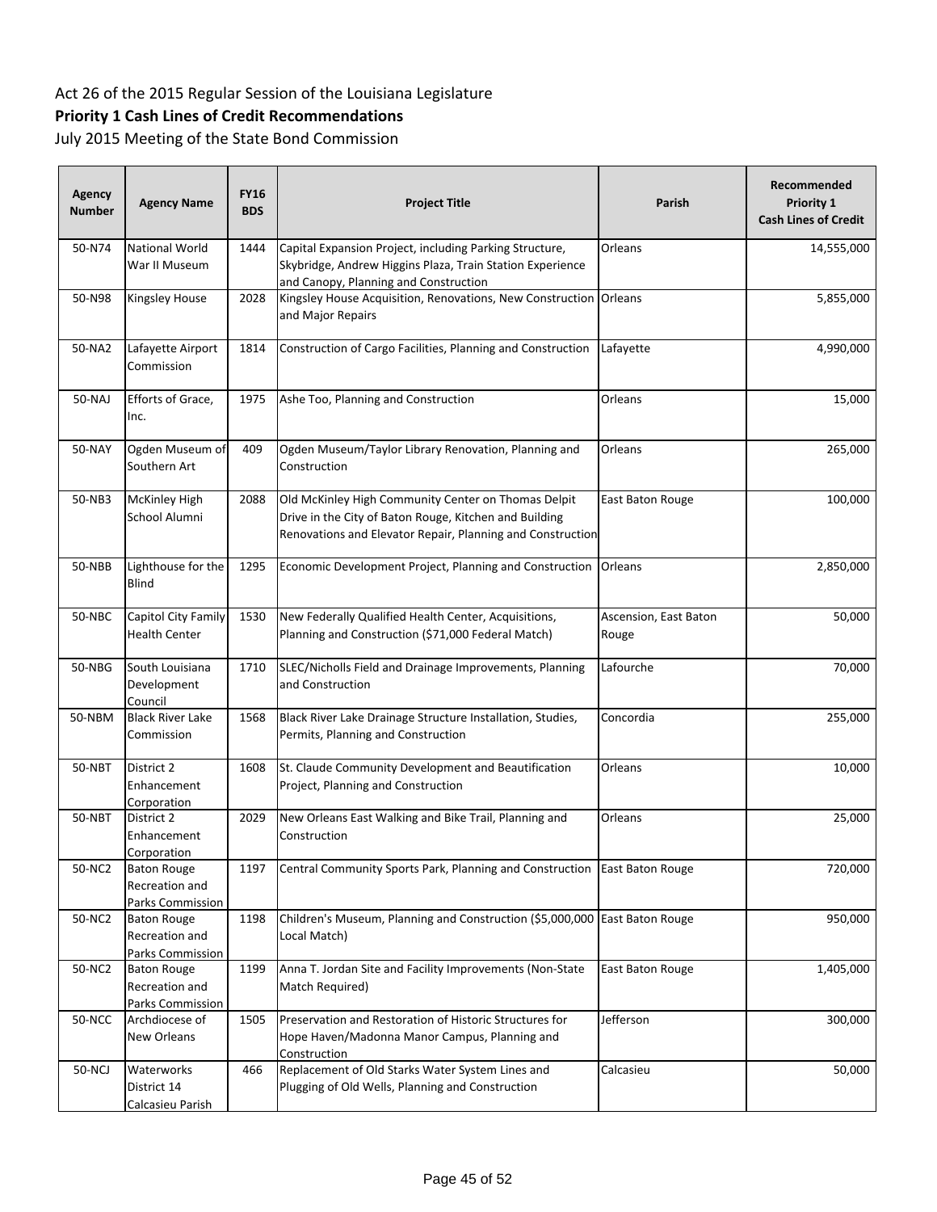Act 26 of the 2015 Regular Session of the Louisiana Legislature

**Priority 1 Cash Lines of Credit Recommendations**

July 2015 Meeting of the State Bond Commission

| Agency Number | Agency Name | FY16 BDS | Project Title | Parish | Recommended Priority 1 Cash Lines of Credit |
|---|---|---|---|---|---|
| 50-N74 | National World War II Museum | 1444 | Capital Expansion Project, including Parking Structure, Skybridge, Andrew Higgins Plaza, Train Station Experience and Canopy, Planning and Construction | Orleans | 14,555,000 |
| 50-N98 | Kingsley House | 2028 | Kingsley House Acquisition, Renovations, New Construction and Major Repairs | Orleans | 5,855,000 |
| 50-NA2 | Lafayette Airport Commission | 1814 | Construction of Cargo Facilities, Planning and Construction | Lafayette | 4,990,000 |
| 50-NAJ | Efforts of Grace, Inc. | 1975 | Ashe Too, Planning and Construction | Orleans | 15,000 |
| 50-NAY | Ogden Museum of Southern Art | 409 | Ogden Museum/Taylor Library Renovation, Planning and Construction | Orleans | 265,000 |
| 50-NB3 | McKinley High School Alumni | 2088 | Old McKinley High Community Center on Thomas Delpit Drive in the City of Baton Rouge, Kitchen and Building Renovations and Elevator Repair, Planning and Construction | East Baton Rouge | 100,000 |
| 50-NBB | Lighthouse for the Blind | 1295 | Economic Development Project, Planning and Construction | Orleans | 2,850,000 |
| 50-NBC | Capitol City Family Health Center | 1530 | New Federally Qualified Health Center, Acquisitions, Planning and Construction ($71,000 Federal Match) | Ascension, East Baton Rouge | 50,000 |
| 50-NBG | South Louisiana Development Council | 1710 | SLEC/Nicholls Field and Drainage Improvements, Planning and Construction | Lafourche | 70,000 |
| 50-NBM | Black River Lake Commission | 1568 | Black River Lake Drainage Structure Installation, Studies, Permits, Planning and Construction | Concordia | 255,000 |
| 50-NBT | District 2 Enhancement Corporation | 1608 | St. Claude Community Development and Beautification Project, Planning and Construction | Orleans | 10,000 |
| 50-NBT | District 2 Enhancement Corporation | 2029 | New Orleans East Walking and Bike Trail, Planning and Construction | Orleans | 25,000 |
| 50-NC2 | Baton Rouge Recreation and Parks Commission | 1197 | Central Community Sports Park, Planning and Construction | East Baton Rouge | 720,000 |
| 50-NC2 | Baton Rouge Recreation and Parks Commission | 1198 | Children's Museum, Planning and Construction ($5,000,000 Local Match) | East Baton Rouge | 950,000 |
| 50-NC2 | Baton Rouge Recreation and Parks Commission | 1199 | Anna T. Jordan Site and Facility Improvements (Non-State Match Required) | East Baton Rouge | 1,405,000 |
| 50-NCC | Archdiocese of New Orleans | 1505 | Preservation and Restoration of Historic Structures for Hope Haven/Madonna Manor Campus, Planning and Construction | Jefferson | 300,000 |
| 50-NCJ | Waterworks District 14 Calcasieu Parish | 466 | Replacement of Old Starks Water System Lines and Plugging of Old Wells, Planning and Construction | Calcasieu | 50,000 |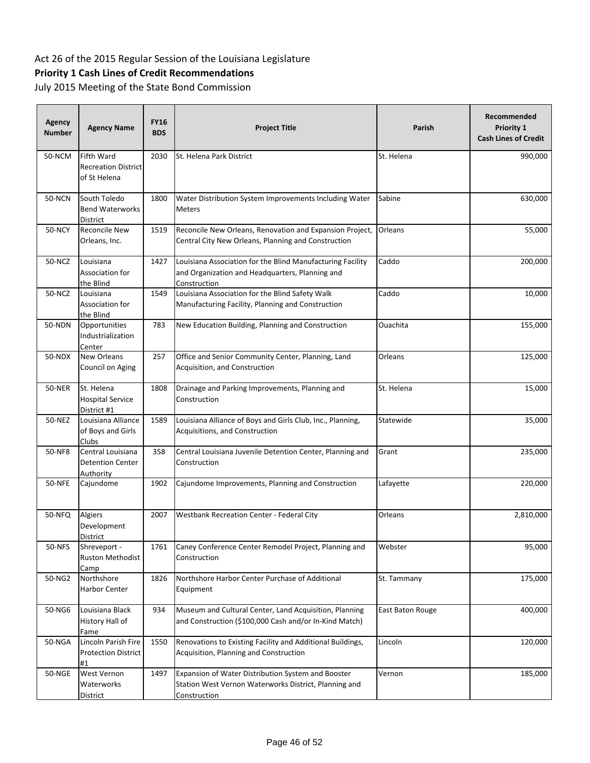Act 26 of the 2015 Regular Session of the Louisiana Legislature

**Priority 1 Cash Lines of Credit Recommendations**

July 2015 Meeting of the State Bond Commission

| Agency Number | Agency Name | FY16 BDS | Project Title | Parish | Recommended Priority 1 Cash Lines of Credit |
|---|---|---|---|---|---|
| 50-NCM | Fifth Ward Recreation District of St Helena | 2030 | St. Helena Park District | St. Helena | 990,000 |
| 50-NCN | South Toledo Bend Waterworks District | 1800 | Water Distribution System Improvements Including Water Meters | Sabine | 630,000 |
| 50-NCY | Reconcile New Orleans, Inc. | 1519 | Reconcile New Orleans, Renovation and Expansion Project, Central City New Orleans, Planning and Construction | Orleans | 55,000 |
| 50-NCZ | Louisiana Association for the Blind | 1427 | Louisiana Association for the Blind Manufacturing Facility and Organization and Headquarters, Planning and Construction | Caddo | 200,000 |
| 50-NCZ | Louisiana Association for the Blind | 1549 | Louisiana Association for the Blind Safety Walk Manufacturing Facility, Planning and Construction | Caddo | 10,000 |
| 50-NDN | Opportunities Industrialization Center | 783 | New Education Building, Planning and Construction | Ouachita | 155,000 |
| 50-NDX | New Orleans Council on Aging | 257 | Office and Senior Community Center, Planning, Land Acquisition, and Construction | Orleans | 125,000 |
| 50-NER | St. Helena Hospital Service District #1 | 1808 | Drainage and Parking Improvements, Planning and Construction | St. Helena | 15,000 |
| 50-NEZ | Louisiana Alliance of Boys and Girls Clubs | 1589 | Louisiana Alliance of Boys and Girls Club, Inc., Planning, Acquisitions, and Construction | Statewide | 35,000 |
| 50-NF8 | Central Louisiana Detention Center Authority | 358 | Central Louisiana Juvenile Detention Center, Planning and Construction | Grant | 235,000 |
| 50-NFE | Cajundome | 1902 | Cajundome Improvements, Planning and Construction | Lafayette | 220,000 |
| 50-NFQ | Algiers Development District | 2007 | Westbank Recreation Center - Federal City | Orleans | 2,810,000 |
| 50-NFS | Shreveport - Ruston Methodist Camp | 1761 | Caney Conference Center Remodel Project, Planning and Construction | Webster | 95,000 |
| 50-NG2 | Northshore Harbor Center | 1826 | Northshore Harbor Center Purchase of Additional Equipment | St. Tammany | 175,000 |
| 50-NG6 | Louisiana Black History Hall of Fame | 934 | Museum and Cultural Center, Land Acquisition, Planning and Construction ($100,000 Cash and/or In-Kind Match) | East Baton Rouge | 400,000 |
| 50-NGA | Lincoln Parish Fire Protection District #1 | 1550 | Renovations to Existing Facility and Additional Buildings, Acquisition, Planning and Construction | Lincoln | 120,000 |
| 50-NGE | West Vernon Waterworks District | 1497 | Expansion of Water Distribution System and Booster Station West Vernon Waterworks District, Planning and Construction | Vernon | 185,000 |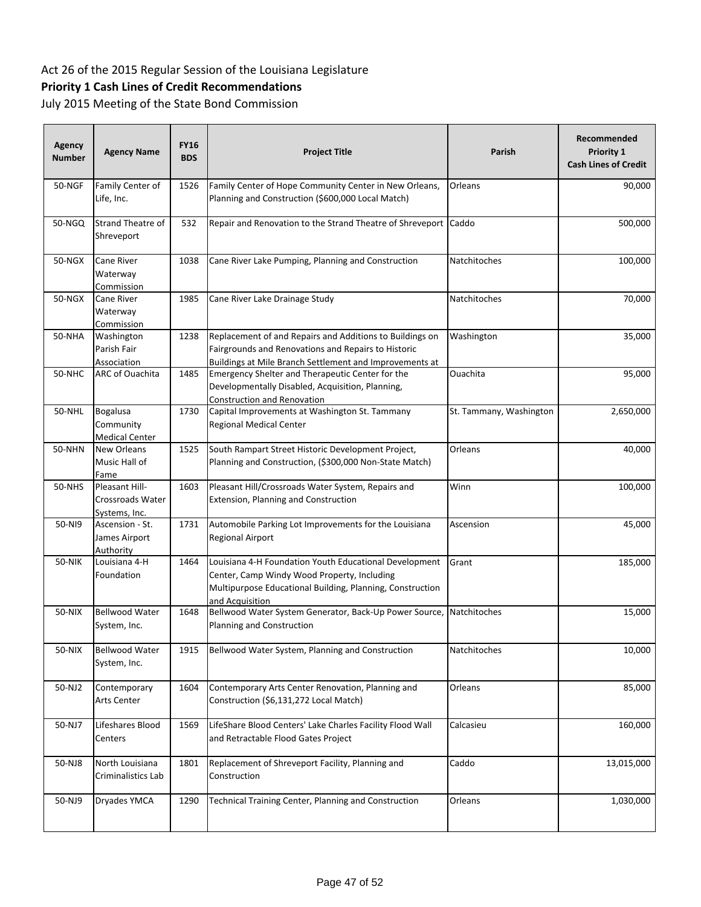Act 26 of the 2015 Regular Session of the Louisiana Legislature

**Priority 1 Cash Lines of Credit Recommendations**

July 2015 Meeting of the State Bond Commission

| Agency Number | Agency Name | FY16 BDS | Project Title | Parish | Recommended Priority 1 Cash Lines of Credit |
|---|---|---|---|---|---|
| 50-NGF | Family Center of Life, Inc. | 1526 | Family Center of Hope Community Center in New Orleans, Planning and Construction ($600,000 Local Match) | Orleans | 90,000 |
| 50-NGQ | Strand Theatre of Shreveport | 532 | Repair and Renovation to the Strand Theatre of Shreveport | Caddo | 500,000 |
| 50-NGX | Cane River Waterway Commission | 1038 | Cane River Lake Pumping, Planning and Construction | Natchitoches | 100,000 |
| 50-NGX | Cane River Waterway Commission | 1985 | Cane River Lake Drainage Study | Natchitoches | 70,000 |
| 50-NHA | Washington Parish Fair Association | 1238 | Replacement of and Repairs and Additions to Buildings on Fairgrounds and Renovations and Repairs to Historic Buildings at Mile Branch Settlement and Improvements at | Washington | 35,000 |
| 50-NHC | ARC of Ouachita | 1485 | Emergency Shelter and Therapeutic Center for the Developmentally Disabled, Acquisition, Planning, Construction and Renovation | Ouachita | 95,000 |
| 50-NHL | Bogalusa Community Medical Center | 1730 | Capital Improvements at Washington St. Tammany Regional Medical Center | St. Tammany, Washington | 2,650,000 |
| 50-NHN | New Orleans Music Hall of Fame | 1525 | South Rampart Street Historic Development Project, Planning and Construction, ($300,000 Non-State Match) | Orleans | 40,000 |
| 50-NHS | Pleasant Hill-Crossroads Water Systems, Inc. | 1603 | Pleasant Hill/Crossroads Water System, Repairs and Extension, Planning and Construction | Winn | 100,000 |
| 50-NI9 | Ascension - St. James Airport Authority | 1731 | Automobile Parking Lot Improvements for the Louisiana Regional Airport | Ascension | 45,000 |
| 50-NIK | Louisiana 4-H Foundation | 1464 | Louisiana 4-H Foundation Youth Educational Development Center, Camp Windy Wood Property, Including Multipurpose Educational Building, Planning, Construction and Acquisition | Grant | 185,000 |
| 50-NIX | Bellwood Water System, Inc. | 1648 | Bellwood Water System Generator, Back-Up Power Source, Planning and Construction | Natchitoches | 15,000 |
| 50-NIX | Bellwood Water System, Inc. | 1915 | Bellwood Water System, Planning and Construction | Natchitoches | 10,000 |
| 50-NJ2 | Contemporary Arts Center | 1604 | Contemporary Arts Center Renovation, Planning and Construction ($6,131,272 Local Match) | Orleans | 85,000 |
| 50-NJ7 | Lifeshares Blood Centers | 1569 | LifeShare Blood Centers' Lake Charles Facility Flood Wall and Retractable Flood Gates Project | Calcasieu | 160,000 |
| 50-NJ8 | North Louisiana Criminalistics Lab | 1801 | Replacement of Shreveport Facility, Planning and Construction | Caddo | 13,015,000 |
| 50-NJ9 | Dryades YMCA | 1290 | Technical Training Center, Planning and Construction | Orleans | 1,030,000 |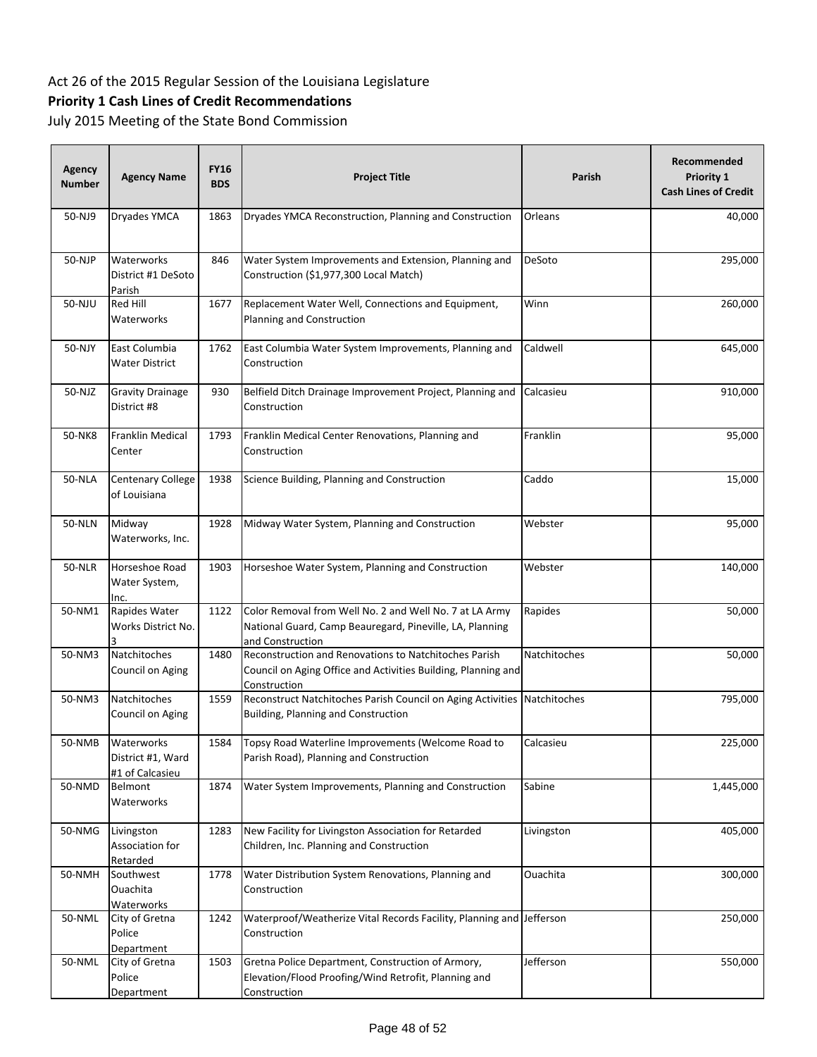Act 26 of the 2015 Regular Session of the Louisiana Legislature

**Priority 1 Cash Lines of Credit Recommendations**

July 2015 Meeting of the State Bond Commission

| Agency Number | Agency Name | FY16 BDS | Project Title | Parish | Recommended Priority 1 Cash Lines of Credit |
|---|---|---|---|---|---|
| 50-NJ9 | Dryades YMCA | 1863 | Dryades YMCA Reconstruction, Planning and Construction | Orleans | 40,000 |
| 50-NJP | Waterworks District #1 DeSoto Parish | 846 | Water System Improvements and Extension, Planning and Construction ($1,977,300 Local Match) | DeSoto | 295,000 |
| 50-NJU | Red Hill Waterworks | 1677 | Replacement Water Well, Connections and Equipment, Planning and Construction | Winn | 260,000 |
| 50-NJY | East Columbia Water District | 1762 | East Columbia Water System Improvements, Planning and Construction | Caldwell | 645,000 |
| 50-NJZ | Gravity Drainage District #8 | 930 | Belfield Ditch Drainage Improvement Project, Planning and Construction | Calcasieu | 910,000 |
| 50-NK8 | Franklin Medical Center | 1793 | Franklin Medical Center Renovations, Planning and Construction | Franklin | 95,000 |
| 50-NLA | Centenary College of Louisiana | 1938 | Science Building, Planning and Construction | Caddo | 15,000 |
| 50-NLN | Midway Waterworks, Inc. | 1928 | Midway Water System, Planning and Construction | Webster | 95,000 |
| 50-NLR | Horseshoe Road Water System, Inc. | 1903 | Horseshoe Water System, Planning and Construction | Webster | 140,000 |
| 50-NM1 | Rapides Water Works District No. 3 | 1122 | Color Removal from Well No. 2 and Well No. 7 at LA Army National Guard, Camp Beauregard, Pineville, LA, Planning and Construction | Rapides | 50,000 |
| 50-NM3 | Natchitoches Council on Aging | 1480 | Reconstruction and Renovations to Natchitoches Parish Council on Aging Office and Activities Building, Planning and Construction | Natchitoches | 50,000 |
| 50-NM3 | Natchitoches Council on Aging | 1559 | Reconstruct Natchitoches Parish Council on Aging Activities Building, Planning and Construction | Natchitoches | 795,000 |
| 50-NMB | Waterworks District #1, Ward #1 of Calcasieu | 1584 | Topsy Road Waterline Improvements (Welcome Road to Parish Road), Planning and Construction | Calcasieu | 225,000 |
| 50-NMD | Belmont Waterworks | 1874 | Water System Improvements, Planning and Construction | Sabine | 1,445,000 |
| 50-NMG | Livingston Association for Retarded | 1283 | New Facility for Livingston Association for Retarded Children, Inc. Planning and Construction | Livingston | 405,000 |
| 50-NMH | Southwest Ouachita Waterworks | 1778 | Water Distribution System Renovations, Planning and Construction | Ouachita | 300,000 |
| 50-NML | City of Gretna Police Department | 1242 | Waterproof/Weatherize Vital Records Facility, Planning and Construction | Jefferson | 250,000 |
| 50-NML | City of Gretna Police Department | 1503 | Gretna Police Department, Construction of Armory, Elevation/Flood Proofing/Wind Retrofit, Planning and Construction | Jefferson | 550,000 |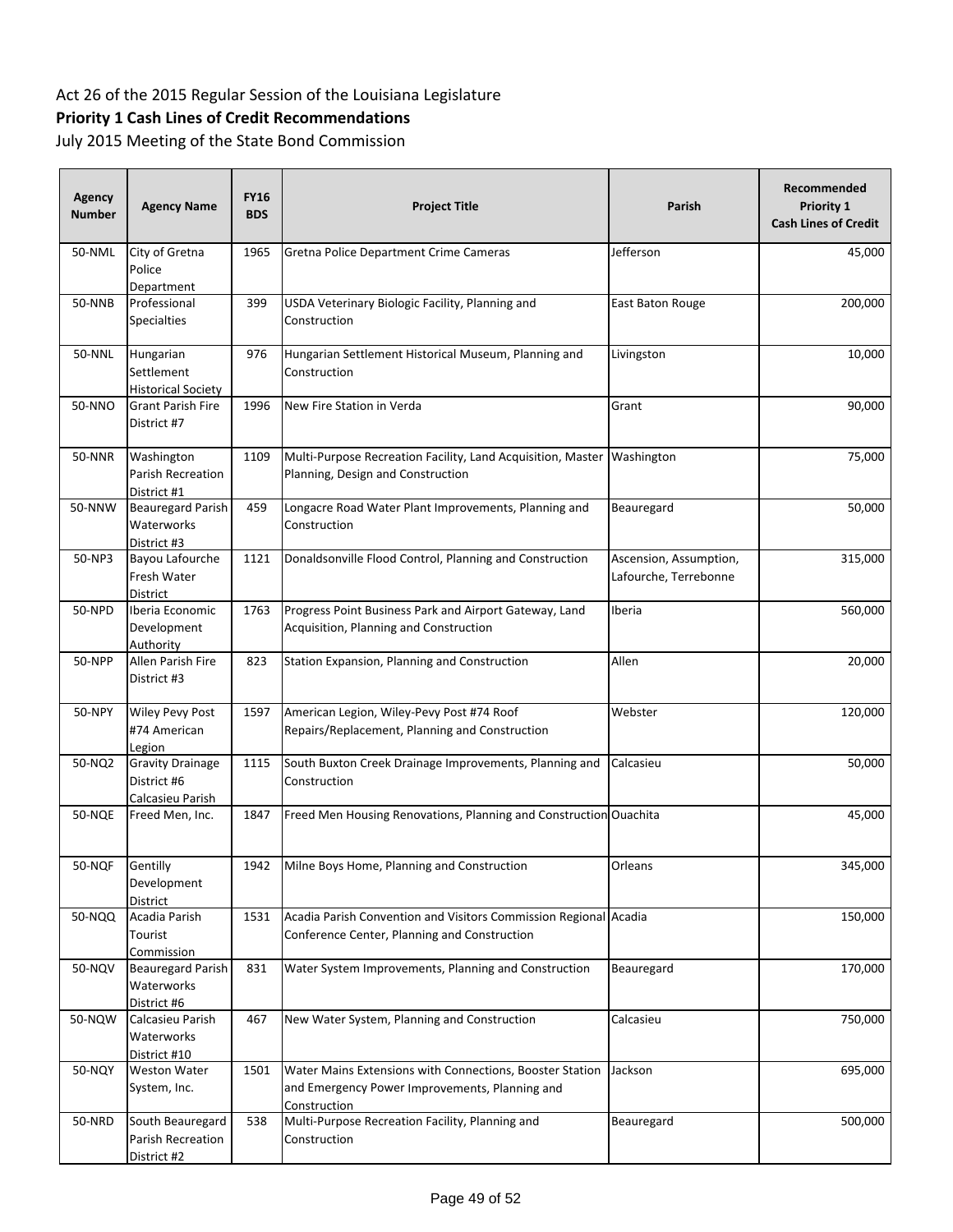Act 26 of the 2015 Regular Session of the Louisiana Legislature

**Priority 1 Cash Lines of Credit Recommendations**

July 2015 Meeting of the State Bond Commission

| Agency Number | Agency Name | FY16 BDS | Project Title | Parish | Recommended Priority 1 Cash Lines of Credit |
|---|---|---|---|---|---|
| 50-NML | City of Gretna Police Department | 1965 | Gretna Police Department Crime Cameras | Jefferson | 45,000 |
| 50-NNB | Professional Specialties | 399 | USDA Veterinary Biologic Facility, Planning and Construction | East Baton Rouge | 200,000 |
| 50-NNL | Hungarian Settlement Historical Society | 976 | Hungarian Settlement Historical Museum, Planning and Construction | Livingston | 10,000 |
| 50-NNO | Grant Parish Fire District #7 | 1996 | New Fire Station in Verda | Grant | 90,000 |
| 50-NNR | Washington Parish Recreation District #1 | 1109 | Multi-Purpose Recreation Facility, Land Acquisition, Master Planning, Design and Construction | Washington | 75,000 |
| 50-NNW | Beauregard Parish Waterworks District #3 | 459 | Longacre Road Water Plant Improvements, Planning and Construction | Beauregard | 50,000 |
| 50-NP3 | Bayou Lafourche Fresh Water District | 1121 | Donaldsonville Flood Control, Planning and Construction | Ascension, Assumption, Lafourche, Terrebonne | 315,000 |
| 50-NPD | Iberia Economic Development Authority | 1763 | Progress Point Business Park and Airport Gateway, Land Acquisition, Planning and Construction | Iberia | 560,000 |
| 50-NPP | Allen Parish Fire District #3 | 823 | Station Expansion, Planning and Construction | Allen | 20,000 |
| 50-NPY | Wiley Pevy Post #74 American Legion | 1597 | American Legion, Wiley-Pevy Post #74 Roof Repairs/Replacement, Planning and Construction | Webster | 120,000 |
| 50-NQ2 | Gravity Drainage District #6 Calcasieu Parish | 1115 | South Buxton Creek Drainage Improvements, Planning and Construction | Calcasieu | 50,000 |
| 50-NQE | Freed Men, Inc. | 1847 | Freed Men Housing Renovations, Planning and Construction | Ouachita | 45,000 |
| 50-NQF | Gentilly Development District | 1942 | Milne Boys Home, Planning and Construction | Orleans | 345,000 |
| 50-NQQ | Acadia Parish Tourist Commission | 1531 | Acadia Parish Convention and Visitors Commission Regional Conference Center, Planning and Construction | Acadia | 150,000 |
| 50-NQV | Beauregard Parish Waterworks District #6 | 831 | Water System Improvements, Planning and Construction | Beauregard | 170,000 |
| 50-NQW | Calcasieu Parish Waterworks District #10 | 467 | New Water System, Planning and Construction | Calcasieu | 750,000 |
| 50-NQY | Weston Water System, Inc. | 1501 | Water Mains Extensions with Connections, Booster Station and Emergency Power Improvements, Planning and Construction | Jackson | 695,000 |
| 50-NRD | South Beauregard Parish Recreation District #2 | 538 | Multi-Purpose Recreation Facility, Planning and Construction | Beauregard | 500,000 |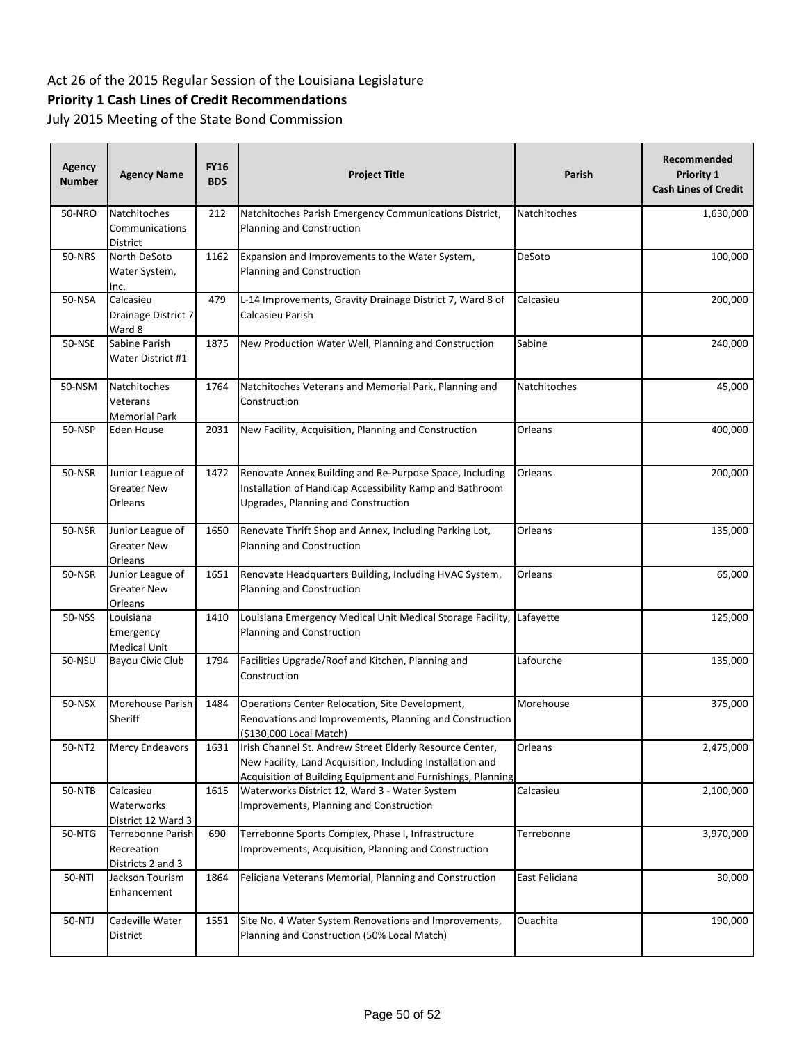Act 26 of the 2015 Regular Session of the Louisiana Legislature

**Priority 1 Cash Lines of Credit Recommendations**

July 2015 Meeting of the State Bond Commission

| Agency Number | Agency Name | FY16 BDS | Project Title | Parish | Recommended Priority 1 Cash Lines of Credit |
|---|---|---|---|---|---|
| 50-NRO | Natchitoches Communications District | 212 | Natchitoches Parish Emergency Communications District, Planning and Construction | Natchitoches | 1,630,000 |
| 50-NRS | North DeSoto Water System, Inc. | 1162 | Expansion and Improvements to the Water System, Planning and Construction | DeSoto | 100,000 |
| 50-NSA | Calcasieu Drainage District 7 Ward 8 | 479 | L-14 Improvements, Gravity Drainage District 7, Ward 8 of Calcasieu Parish | Calcasieu | 200,000 |
| 50-NSE | Sabine Parish Water District #1 | 1875 | New Production Water Well, Planning and Construction | Sabine | 240,000 |
| 50-NSM | Natchitoches Veterans Memorial Park | 1764 | Natchitoches Veterans and Memorial Park, Planning and Construction | Natchitoches | 45,000 |
| 50-NSP | Eden House | 2031 | New Facility, Acquisition, Planning and Construction | Orleans | 400,000 |
| 50-NSR | Junior League of Greater New Orleans | 1472 | Renovate Annex Building and Re-Purpose Space, Including Installation of Handicap Accessibility Ramp and Bathroom Upgrades, Planning and Construction | Orleans | 200,000 |
| 50-NSR | Junior League of Greater New Orleans | 1650 | Renovate Thrift Shop and Annex, Including Parking Lot, Planning and Construction | Orleans | 135,000 |
| 50-NSR | Junior League of Greater New Orleans | 1651 | Renovate Headquarters Building, Including HVAC System, Planning and Construction | Orleans | 65,000 |
| 50-NSS | Louisiana Emergency Medical Unit | 1410 | Louisiana Emergency Medical Unit Medical Storage Facility, Planning and Construction | Lafayette | 125,000 |
| 50-NSU | Bayou Civic Club | 1794 | Facilities Upgrade/Roof and Kitchen, Planning and Construction | Lafourche | 135,000 |
| 50-NSX | Morehouse Parish Sheriff | 1484 | Operations Center Relocation, Site Development, Renovations and Improvements, Planning and Construction ($130,000 Local Match) | Morehouse | 375,000 |
| 50-NT2 | Mercy Endeavors | 1631 | Irish Channel St. Andrew Street Elderly Resource Center, New Facility, Land Acquisition, Including Installation and Acquisition of Building Equipment and Furnishings, Planning | Orleans | 2,475,000 |
| 50-NTB | Calcasieu Waterworks District 12 Ward 3 | 1615 | Waterworks District 12, Ward 3 - Water System Improvements, Planning and Construction | Calcasieu | 2,100,000 |
| 50-NTG | Terrebonne Parish Recreation Districts 2 and 3 | 690 | Terrebonne Sports Complex, Phase I, Infrastructure Improvements, Acquisition, Planning and Construction | Terrebonne | 3,970,000 |
| 50-NTI | Jackson Tourism Enhancement | 1864 | Feliciana Veterans Memorial, Planning and Construction | East Feliciana | 30,000 |
| 50-NTJ | Cadeville Water District | 1551 | Site No. 4 Water System Renovations and Improvements, Planning and Construction (50% Local Match) | Ouachita | 190,000 |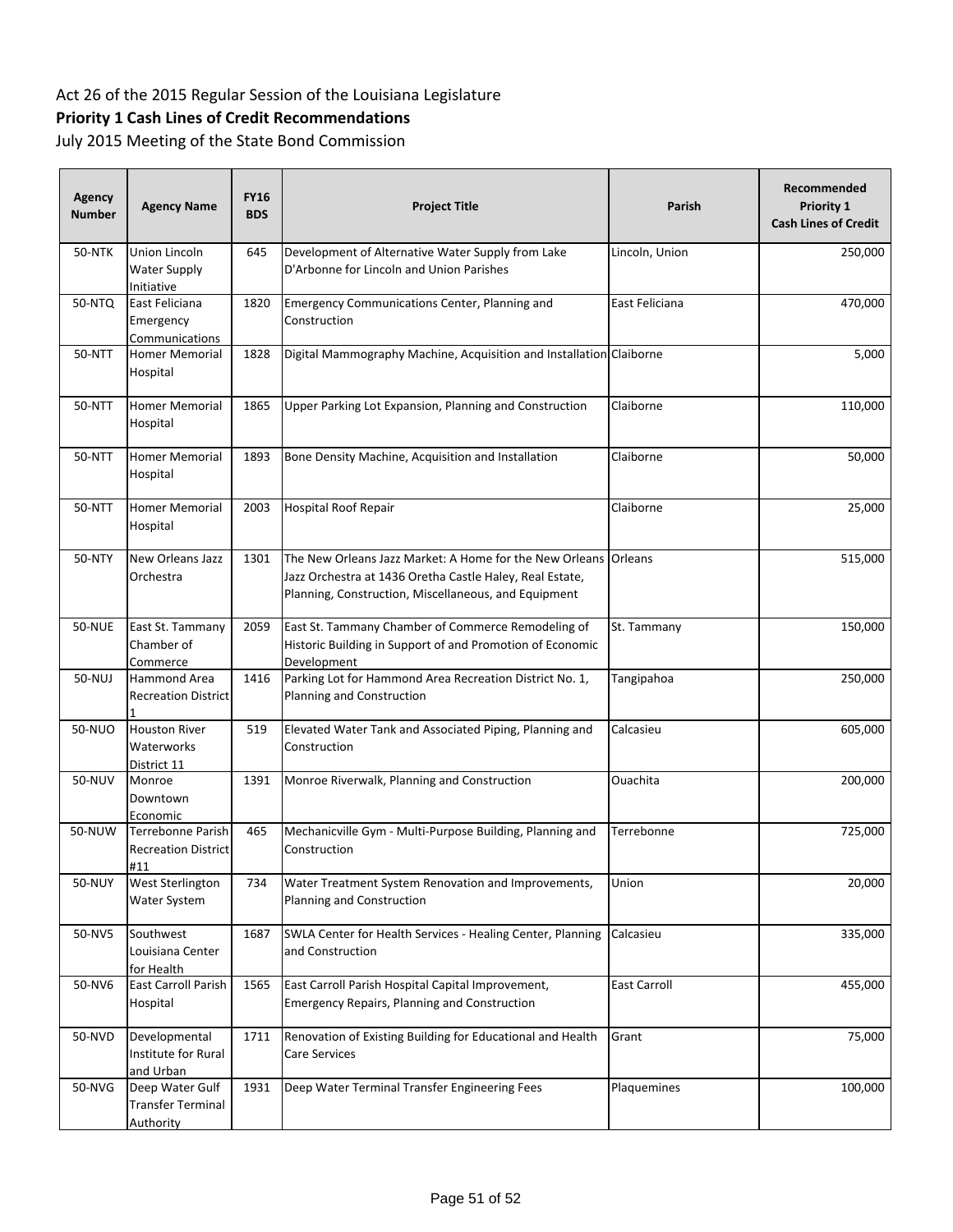Act 26 of the 2015 Regular Session of the Louisiana Legislature

**Priority 1 Cash Lines of Credit Recommendations**

July 2015 Meeting of the State Bond Commission

| Agency Number | Agency Name | FY16 BDS | Project Title | Parish | Recommended Priority 1 Cash Lines of Credit |
|---|---|---|---|---|---|
| 50-NTK | Union Lincoln Water Supply Initiative | 645 | Development of Alternative Water Supply from Lake D'Arbonne for Lincoln and Union Parishes | Lincoln, Union | 250,000 |
| 50-NTQ | East Feliciana Emergency Communications | 1820 | Emergency Communications Center, Planning and Construction | East Feliciana | 470,000 |
| 50-NTT | Homer Memorial Hospital | 1828 | Digital Mammography Machine, Acquisition and Installation | Claiborne | 5,000 |
| 50-NTT | Homer Memorial Hospital | 1865 | Upper Parking Lot Expansion, Planning and Construction | Claiborne | 110,000 |
| 50-NTT | Homer Memorial Hospital | 1893 | Bone Density Machine, Acquisition and Installation | Claiborne | 50,000 |
| 50-NTT | Homer Memorial Hospital | 2003 | Hospital Roof Repair | Claiborne | 25,000 |
| 50-NTY | New Orleans Jazz Orchestra | 1301 | The New Orleans Jazz Market: A Home for the New Orleans Jazz Orchestra at 1436 Oretha Castle Haley, Real Estate, Planning, Construction, Miscellaneous, and Equipment | Orleans | 515,000 |
| 50-NUE | East St. Tammany Chamber of Commerce | 2059 | East St. Tammany Chamber of Commerce Remodeling of Historic Building in Support of and Promotion of Economic Development | St. Tammany | 150,000 |
| 50-NUJ | Hammond Area Recreation District 1 | 1416 | Parking Lot for Hammond Area Recreation District No. 1, Planning and Construction | Tangipahoa | 250,000 |
| 50-NUO | Houston River Waterworks District 11 | 519 | Elevated Water Tank and Associated Piping, Planning and Construction | Calcasieu | 605,000 |
| 50-NUV | Monroe Downtown Economic | 1391 | Monroe Riverwalk, Planning and Construction | Ouachita | 200,000 |
| 50-NUW | Terrebonne Parish Recreation District #11 | 465 | Mechanicville Gym - Multi-Purpose Building, Planning and Construction | Terrebonne | 725,000 |
| 50-NUY | West Sterlington Water System | 734 | Water Treatment System Renovation and Improvements, Planning and Construction | Union | 20,000 |
| 50-NV5 | Southwest Louisiana Center for Health | 1687 | SWLA Center for Health Services - Healing Center, Planning and Construction | Calcasieu | 335,000 |
| 50-NV6 | East Carroll Parish Hospital | 1565 | East Carroll Parish Hospital Capital Improvement, Emergency Repairs, Planning and Construction | East Carroll | 455,000 |
| 50-NVD | Developmental Institute for Rural and Urban | 1711 | Renovation of Existing Building for Educational and Health Care Services | Grant | 75,000 |
| 50-NVG | Deep Water Gulf Transfer Terminal Authority | 1931 | Deep Water Terminal Transfer Engineering Fees | Plaquemines | 100,000 |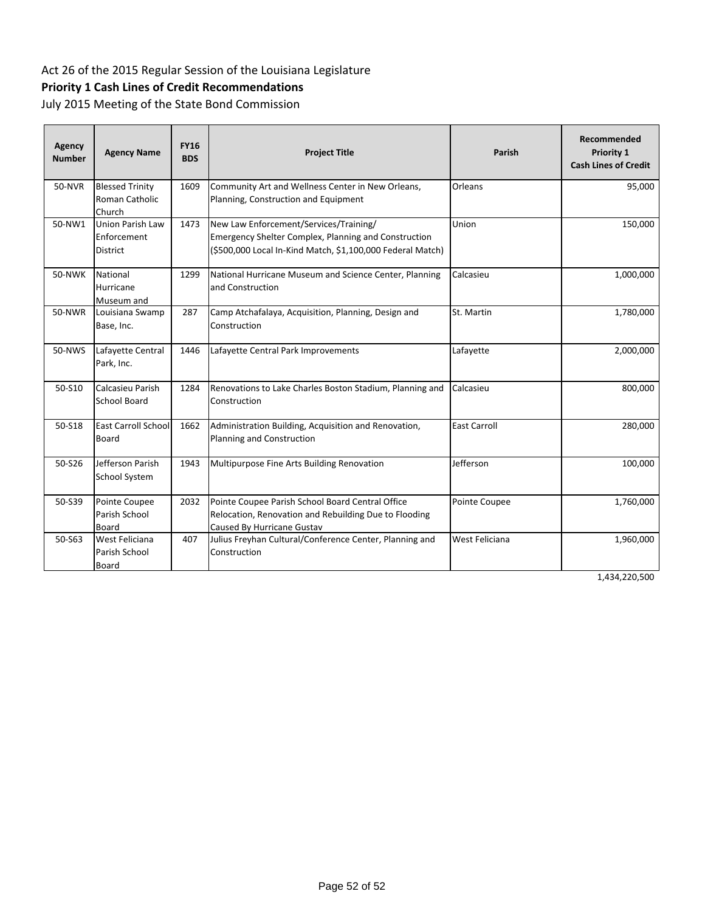Act 26 of the 2015 Regular Session of the Louisiana Legislature

**Priority 1 Cash Lines of Credit Recommendations**

July 2015 Meeting of the State Bond Commission

| Agency Number | Agency Name | FY16 BDS | Project Title | Parish | Recommended Priority 1 Cash Lines of Credit |
|---|---|---|---|---|---|
| 50-NVR | Blessed Trinity Roman Catholic Church | 1609 | Community Art and Wellness Center in New Orleans, Planning, Construction and Equipment | Orleans | 95,000 |
| 50-NW1 | Union Parish Law Enforcement District | 1473 | New Law Enforcement/Services/Training/ Emergency Shelter Complex, Planning and Construction ($500,000 Local In-Kind Match, $1,100,000 Federal Match) | Union | 150,000 |
| 50-NWK | National Hurricane Museum and | 1299 | National Hurricane Museum and Science Center, Planning and Construction | Calcasieu | 1,000,000 |
| 50-NWR | Louisiana Swamp Base, Inc. | 287 | Camp Atchafalaya, Acquisition, Planning, Design and Construction | St. Martin | 1,780,000 |
| 50-NWS | Lafayette Central Park, Inc. | 1446 | Lafayette Central Park Improvements | Lafayette | 2,000,000 |
| 50-S10 | Calcasieu Parish School Board | 1284 | Renovations to Lake Charles Boston Stadium, Planning and Construction | Calcasieu | 800,000 |
| 50-S18 | East Carroll School Board | 1662 | Administration Building, Acquisition and Renovation, Planning and Construction | East Carroll | 280,000 |
| 50-S26 | Jefferson Parish School System | 1943 | Multipurpose Fine Arts Building Renovation | Jefferson | 100,000 |
| 50-S39 | Pointe Coupee Parish School Board | 2032 | Pointe Coupee Parish School Board Central Office Relocation, Renovation and Rebuilding Due to Flooding Caused By Hurricane Gustav | Pointe Coupee | 1,760,000 |
| 50-S63 | West Feliciana Parish School Board | 407 | Julius Freyhan Cultural/Conference Center, Planning and Construction | West Feliciana | 1,960,000 |
| | | | | | 1,434,220,500 |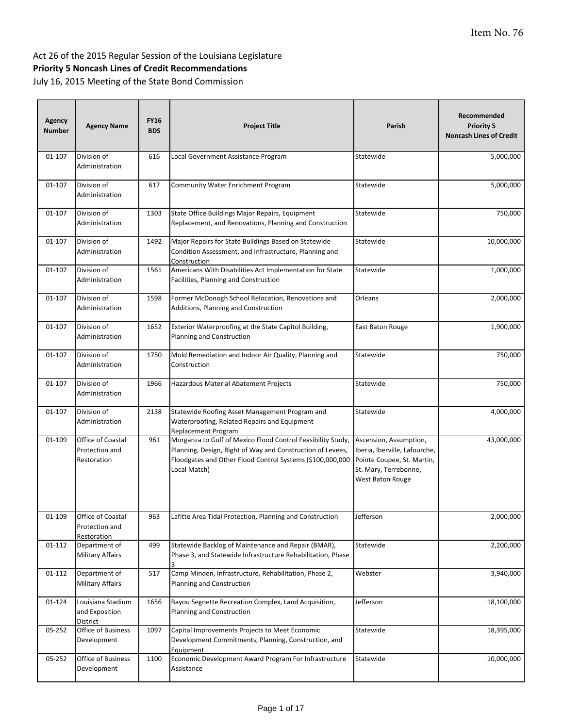Item No. 76

Act 26 of the 2015 Regular Session of the Louisiana Legislature

**Priority 5 Noncash Lines of Credit Recommendations**

July 16, 2015 Meeting of the State Bond Commission

| Agency Number | Agency Name | FY16 BDS | Project Title | Parish | Recommended Priority 5 Noncash Lines of Credit |
|---|---|---|---|---|---|
| 01-107 | Division of Administration | 616 | Local Government Assistance Program | Statewide | 5,000,000 |
| 01-107 | Division of Administration | 617 | Community Water Enrichment Program | Statewide | 5,000,000 |
| 01-107 | Division of Administration | 1303 | State Office Buildings Major Repairs, Equipment Replacement, and Renovations, Planning and Construction | Statewide | 750,000 |
| 01-107 | Division of Administration | 1492 | Major Repairs for State Buildings Based on Statewide Condition Assessment, and Infrastructure, Planning and Construction | Statewide | 10,000,000 |
| 01-107 | Division of Administration | 1561 | Americans With Disabilities Act Implementation for State Facilities, Planning and Construction | Statewide | 1,000,000 |
| 01-107 | Division of Administration | 1598 | Former McDonogh School Relocation, Renovations and Additions, Planning and Construction | Orleans | 2,000,000 |
| 01-107 | Division of Administration | 1652 | Exterior Waterproofing at the State Capitol Building, Planning and Construction | East Baton Rouge | 1,900,000 |
| 01-107 | Division of Administration | 1750 | Mold Remediation and Indoor Air Quality, Planning and Construction | Statewide | 750,000 |
| 01-107 | Division of Administration | 1966 | Hazardous Material Abatement Projects | Statewide | 750,000 |
| 01-107 | Division of Administration | 2138 | Statewide Roofing Asset Management Program and Waterproofing, Related Repairs and Equipment Replacement Program | Statewide | 4,000,000 |
| 01-109 | Office of Coastal Protection and Restoration | 961 | Morganza to Gulf of Mexico Flood Control Feasibility Study, Planning, Design, Right of Way and Construction of Levees, Floodgates and Other Flood Control Systems ($100,000,000 Local Match) | Ascension, Assumption, Iberia, Iberville, Lafourche, Pointe Coupee, St. Martin, St. Mary, Terrebonne, West Baton Rouge | 43,000,000 |
| 01-109 | Office of Coastal Protection and Restoration | 963 | Lafitte Area Tidal Protection, Planning and Construction | Jefferson | 2,000,000 |
| 01-112 | Department of Military Affairs | 499 | Statewide Backlog of Maintenance and Repair (BMAR), Phase 3, and Statewide Infrastructure Rehabilitation, Phase 3 | Statewide | 2,200,000 |
| 01-112 | Department of Military Affairs | 517 | Camp Minden, Infrastructure, Rehabilitation, Phase 2, Planning and Construction | Webster | 3,940,000 |
| 01-124 | Louisiana Stadium and Exposition District | 1656 | Bayou Segnette Recreation Complex, Land Acquisition, Planning and Construction | Jefferson | 18,100,000 |
| 05-252 | Office of Business Development | 1097 | Capital Improvements Projects to Meet Economic Development Commitments, Planning, Construction, and Equipment | Statewide | 18,395,000 |
| 05-252 | Office of Business Development | 1100 | Economic Development Award Program For Infrastructure Assistance | Statewide | 10,000,000 |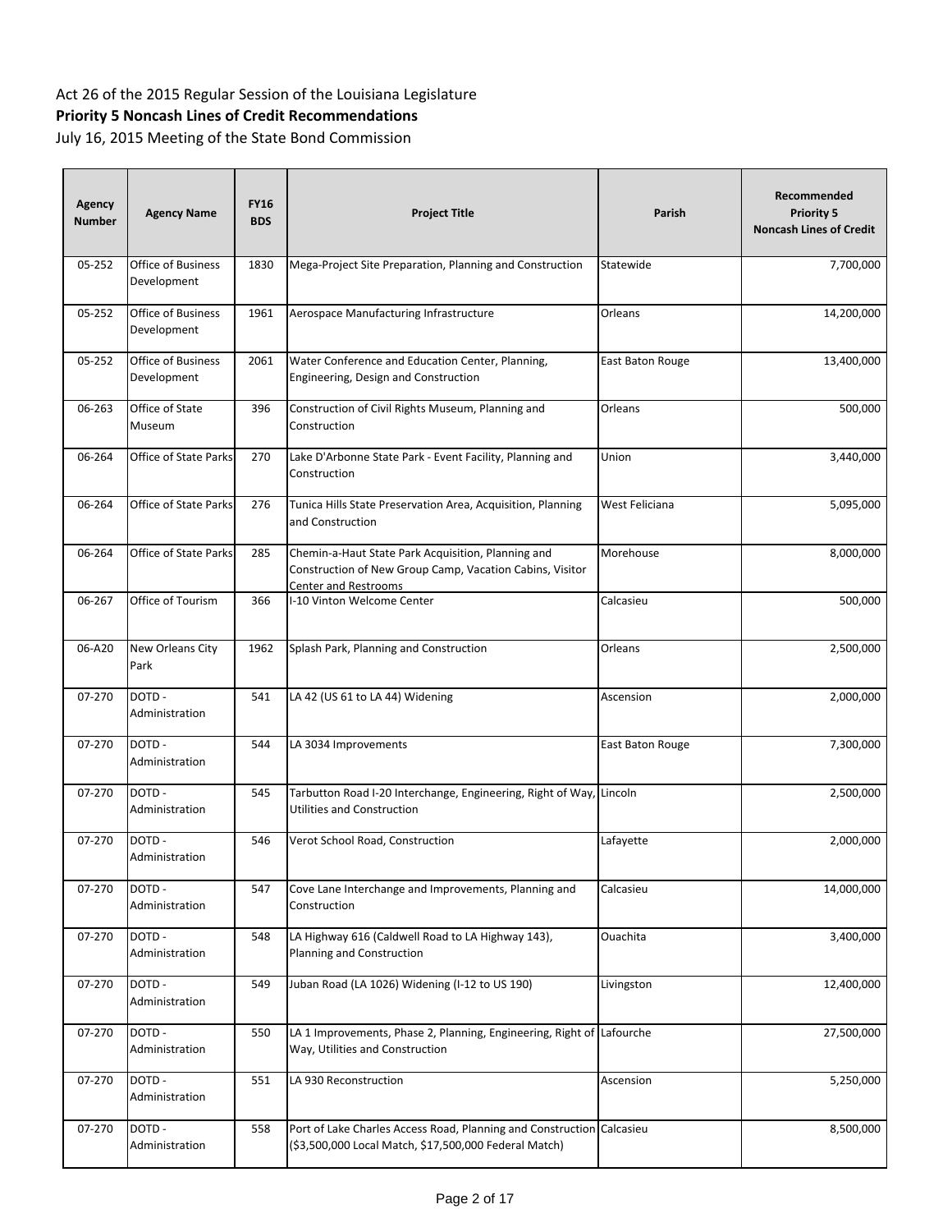Act 26 of the 2015 Regular Session of the Louisiana Legislature

**Priority 5 Noncash Lines of Credit Recommendations**

July 16, 2015 Meeting of the State Bond Commission

| Agency Number | Agency Name | FY16 BDS | Project Title | Parish | Recommended Priority 5 Noncash Lines of Credit |
|---|---|---|---|---|---|
| 05-252 | Office of Business Development | 1830 | Mega-Project Site Preparation, Planning and Construction | Statewide | 7,700,000 |
| 05-252 | Office of Business Development | 1961 | Aerospace Manufacturing Infrastructure | Orleans | 14,200,000 |
| 05-252 | Office of Business Development | 2061 | Water Conference and Education Center, Planning, Engineering, Design and Construction | East Baton Rouge | 13,400,000 |
| 06-263 | Office of State Museum | 396 | Construction of Civil Rights Museum, Planning and Construction | Orleans | 500,000 |
| 06-264 | Office of State Parks | 270 | Lake D'Arbonne State Park - Event Facility, Planning and Construction | Union | 3,440,000 |
| 06-264 | Office of State Parks | 276 | Tunica Hills State Preservation Area, Acquisition, Planning and Construction | West Feliciana | 5,095,000 |
| 06-264 | Office of State Parks | 285 | Chemin-a-Haut State Park Acquisition, Planning and Construction of New Group Camp, Vacation Cabins, Visitor Center and Restrooms | Morehouse | 8,000,000 |
| 06-267 | Office of Tourism | 366 | I-10 Vinton Welcome Center | Calcasieu | 500,000 |
| 06-A20 | New Orleans City Park | 1962 | Splash Park, Planning and Construction | Orleans | 2,500,000 |
| 07-270 | DOTD - Administration | 541 | LA 42 (US 61 to LA 44) Widening | Ascension | 2,000,000 |
| 07-270 | DOTD - Administration | 544 | LA 3034 Improvements | East Baton Rouge | 7,300,000 |
| 07-270 | DOTD - Administration | 545 | Tarbutton Road I-20 Interchange, Engineering, Right of Way, Utilities and Construction | Lincoln | 2,500,000 |
| 07-270 | DOTD - Administration | 546 | Verot School Road, Construction | Lafayette | 2,000,000 |
| 07-270 | DOTD - Administration | 547 | Cove Lane Interchange and Improvements, Planning and Construction | Calcasieu | 14,000,000 |
| 07-270 | DOTD - Administration | 548 | LA Highway 616 (Caldwell Road to LA Highway 143), Planning and Construction | Ouachita | 3,400,000 |
| 07-270 | DOTD - Administration | 549 | Juban Road (LA 1026) Widening (I-12 to US 190) | Livingston | 12,400,000 |
| 07-270 | DOTD - Administration | 550 | LA 1 Improvements, Phase 2, Planning, Engineering, Right of Way, Utilities and Construction | Lafourche | 27,500,000 |
| 07-270 | DOTD - Administration | 551 | LA 930 Reconstruction | Ascension | 5,250,000 |
| 07-270 | DOTD - Administration | 558 | Port of Lake Charles Access Road, Planning and Construction ($3,500,000 Local Match, $17,500,000 Federal Match) | Calcasieu | 8,500,000 |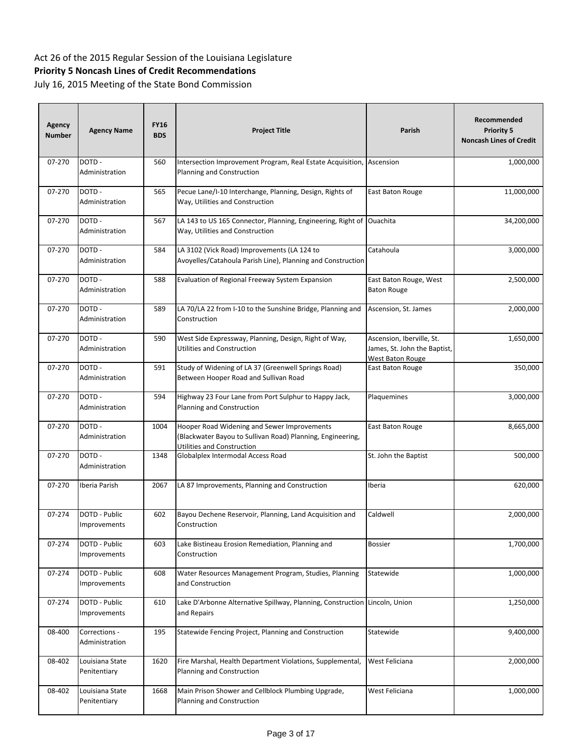Act 26 of the 2015 Regular Session of the Louisiana Legislature

**Priority 5 Noncash Lines of Credit Recommendations**

July 16, 2015 Meeting of the State Bond Commission

| Agency Number | Agency Name | FY16 BDS | Project Title | Parish | Recommended Priority 5 Noncash Lines of Credit |
|---|---|---|---|---|---|
| 07-270 | DOTD - Administration | 560 | Intersection Improvement Program, Real Estate Acquisition, Planning and Construction | Ascension | 1,000,000 |
| 07-270 | DOTD - Administration | 565 | Pecue Lane/I-10 Interchange, Planning, Design, Rights of Way, Utilities and Construction | East Baton Rouge | 11,000,000 |
| 07-270 | DOTD - Administration | 567 | LA 143 to US 165 Connector, Planning, Engineering, Right of Way, Utilities and Construction | Ouachita | 34,200,000 |
| 07-270 | DOTD - Administration | 584 | LA 3102 (Vick Road) Improvements (LA 124 to Avoyelles/Catahoula Parish Line), Planning and Construction | Catahoula | 3,000,000 |
| 07-270 | DOTD - Administration | 588 | Evaluation of Regional Freeway System Expansion | East Baton Rouge, West Baton Rouge | 2,500,000 |
| 07-270 | DOTD - Administration | 589 | LA 70/LA 22 from I-10 to the Sunshine Bridge, Planning and Construction | Ascension, St. James | 2,000,000 |
| 07-270 | DOTD - Administration | 590 | West Side Expressway, Planning, Design, Right of Way, Utilities and Construction | Ascension, Iberville, St. James, St. John the Baptist, West Baton Rouge | 1,650,000 |
| 07-270 | DOTD - Administration | 591 | Study of Widening of LA 37 (Greenwell Springs Road) Between Hooper Road and Sullivan Road | East Baton Rouge | 350,000 |
| 07-270 | DOTD - Administration | 594 | Highway 23 Four Lane from Port Sulphur to Happy Jack, Planning and Construction | Plaquemines | 3,000,000 |
| 07-270 | DOTD - Administration | 1004 | Hooper Road Widening and Sewer Improvements (Blackwater Bayou to Sullivan Road) Planning, Engineering, Utilities and Construction | East Baton Rouge | 8,665,000 |
| 07-270 | DOTD - Administration | 1348 | Globalplex Intermodal Access Road | St. John the Baptist | 500,000 |
| 07-270 | Iberia Parish | 2067 | LA 87 Improvements, Planning and Construction | Iberia | 620,000 |
| 07-274 | DOTD - Public Improvements | 602 | Bayou Dechene Reservoir, Planning, Land Acquisition and Construction | Caldwell | 2,000,000 |
| 07-274 | DOTD - Public Improvements | 603 | Lake Bistineau Erosion Remediation, Planning and Construction | Bossier | 1,700,000 |
| 07-274 | DOTD - Public Improvements | 608 | Water Resources Management Program, Studies, Planning and Construction | Statewide | 1,000,000 |
| 07-274 | DOTD - Public Improvements | 610 | Lake D'Arbonne Alternative Spillway, Planning, Construction and Repairs | Lincoln, Union | 1,250,000 |
| 08-400 | Corrections - Administration | 195 | Statewide Fencing Project, Planning and Construction | Statewide | 9,400,000 |
| 08-402 | Louisiana State Penitentiary | 1620 | Fire Marshal, Health Department Violations, Supplemental, Planning and Construction | West Feliciana | 2,000,000 |
| 08-402 | Louisiana State Penitentiary | 1668 | Main Prison Shower and Cellblock Plumbing Upgrade, Planning and Construction | West Feliciana | 1,000,000 |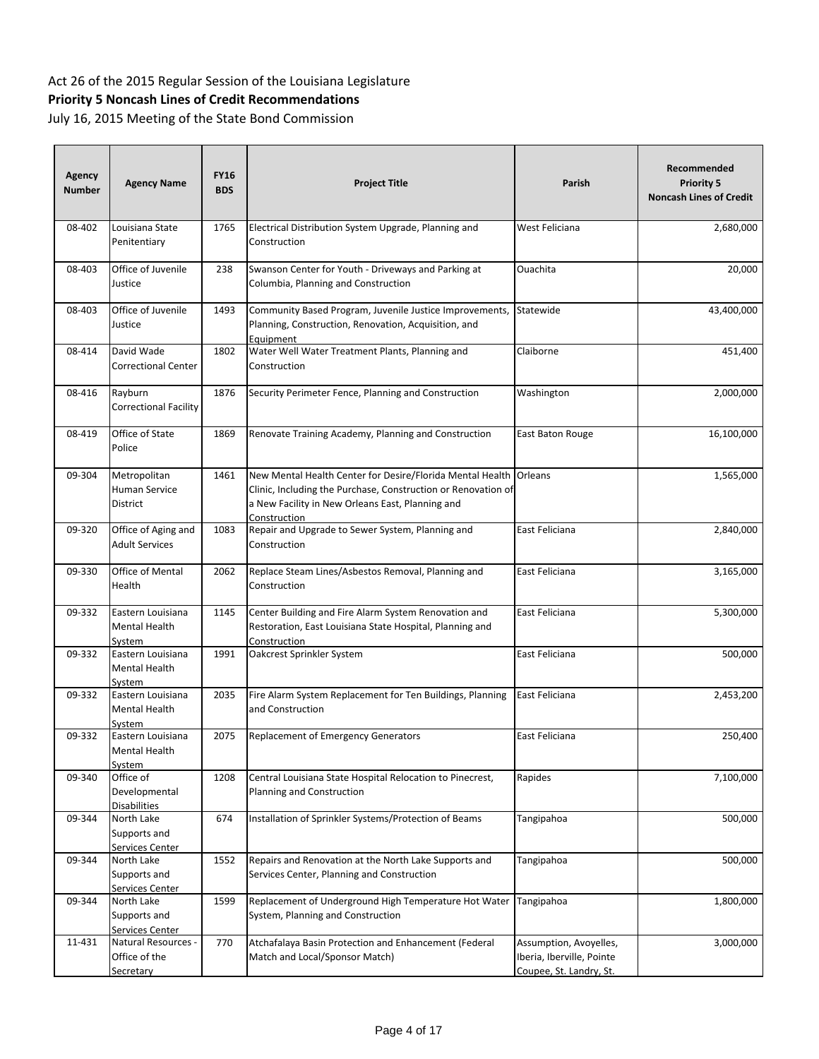Act 26 of the 2015 Regular Session of the Louisiana Legislature

**Priority 5 Noncash Lines of Credit Recommendations**

July 16, 2015 Meeting of the State Bond Commission

| Agency Number | Agency Name | FY16 BDS | Project Title | Parish | Recommended Priority 5 Noncash Lines of Credit |
|---|---|---|---|---|---|
| 08-402 | Louisiana State Penitentiary | 1765 | Electrical Distribution System Upgrade, Planning and Construction | West Feliciana | 2,680,000 |
| 08-403 | Office of Juvenile Justice | 238 | Swanson Center for Youth - Driveways and Parking at Columbia, Planning and Construction | Ouachita | 20,000 |
| 08-403 | Office of Juvenile Justice | 1493 | Community Based Program, Juvenile Justice Improvements, Planning, Construction, Renovation, Acquisition, and Equipment | Statewide | 43,400,000 |
| 08-414 | David Wade Correctional Center | 1802 | Water Well Water Treatment Plants, Planning and Construction | Claiborne | 451,400 |
| 08-416 | Rayburn Correctional Facility | 1876 | Security Perimeter Fence, Planning and Construction | Washington | 2,000,000 |
| 08-419 | Office of State Police | 1869 | Renovate Training Academy, Planning and Construction | East Baton Rouge | 16,100,000 |
| 09-304 | Metropolitan Human Service District | 1461 | New Mental Health Center for Desire/Florida Mental Health Clinic, Including the Purchase, Construction or Renovation of a New Facility in New Orleans East, Planning and Construction | Orleans | 1,565,000 |
| 09-320 | Office of Aging and Adult Services | 1083 | Repair and Upgrade to Sewer System, Planning and Construction | East Feliciana | 2,840,000 |
| 09-330 | Office of Mental Health | 2062 | Replace Steam Lines/Asbestos Removal, Planning and Construction | East Feliciana | 3,165,000 |
| 09-332 | Eastern Louisiana Mental Health System | 1145 | Center Building and Fire Alarm System Renovation and Restoration, East Louisiana State Hospital, Planning and Construction | East Feliciana | 5,300,000 |
| 09-332 | Eastern Louisiana Mental Health System | 1991 | Oakcrest Sprinkler System | East Feliciana | 500,000 |
| 09-332 | Eastern Louisiana Mental Health System | 2035 | Fire Alarm System Replacement for Ten Buildings, Planning and Construction | East Feliciana | 2,453,200 |
| 09-332 | Eastern Louisiana Mental Health System | 2075 | Replacement of Emergency Generators | East Feliciana | 250,400 |
| 09-340 | Office of Developmental Disabilities | 1208 | Central Louisiana State Hospital Relocation to Pinecrest, Planning and Construction | Rapides | 7,100,000 |
| 09-344 | North Lake Supports and Services Center | 674 | Installation of Sprinkler Systems/Protection of Beams | Tangipahoa | 500,000 |
| 09-344 | North Lake Supports and Services Center | 1552 | Repairs and Renovation at the North Lake Supports and Services Center, Planning and Construction | Tangipahoa | 500,000 |
| 09-344 | North Lake Supports and Services Center | 1599 | Replacement of Underground High Temperature Hot Water System, Planning and Construction | Tangipahoa | 1,800,000 |
| 11-431 | Natural Resources - Office of the Secretary | 770 | Atchafalaya Basin Protection and Enhancement (Federal Match and Local/Sponsor Match) | Assumption, Avoyelles, Iberia, Iberville, Pointe Coupee, St. Landry, St. | 3,000,000 |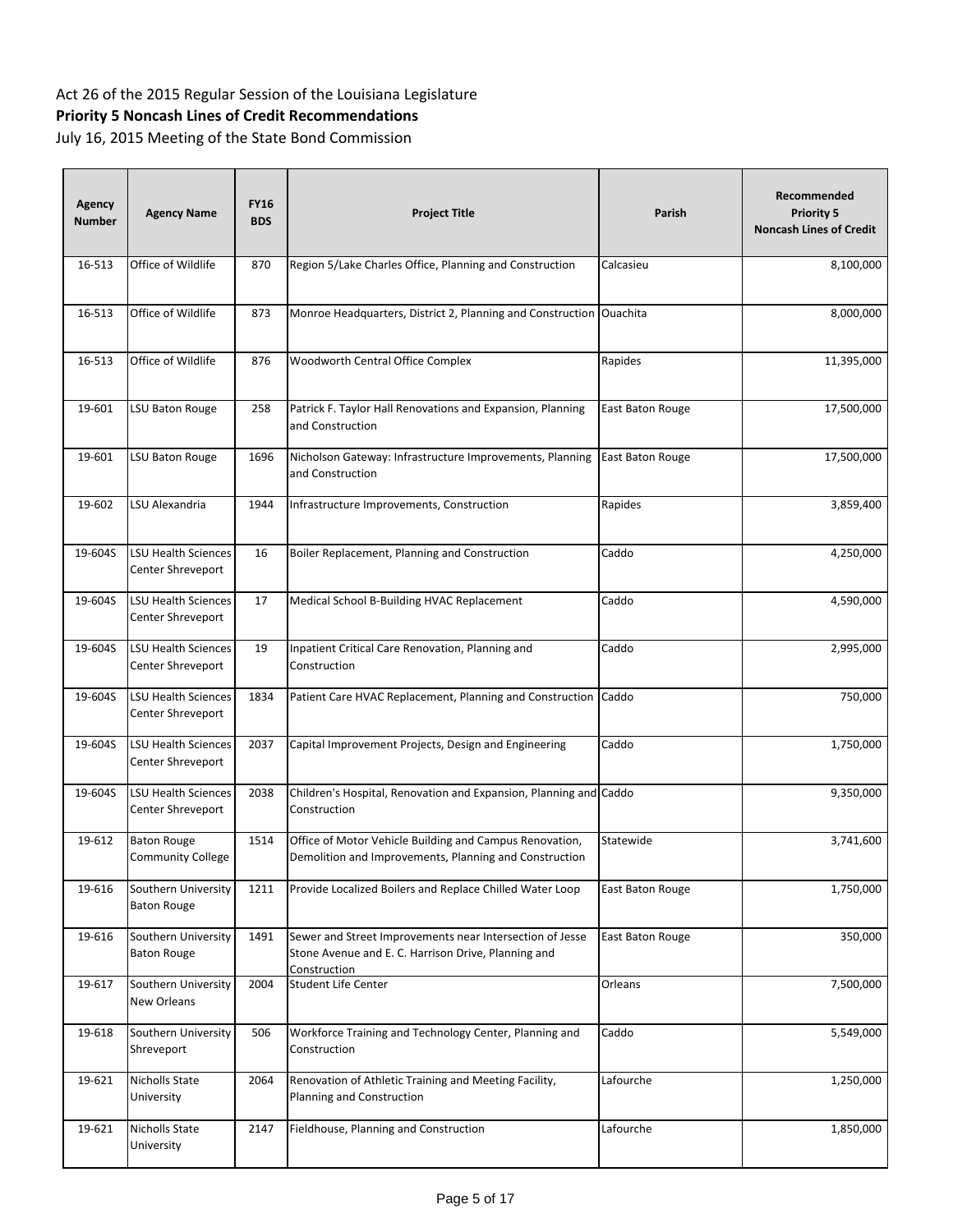Act 26 of the 2015 Regular Session of the Louisiana Legislature

**Priority 5 Noncash Lines of Credit Recommendations**

July 16, 2015 Meeting of the State Bond Commission

| Agency Number | Agency Name | FY16 BDS | Project Title | Parish | Recommended Priority 5 Noncash Lines of Credit |
|---|---|---|---|---|---|
| 16-513 | Office of Wildlife | 870 | Region 5/Lake Charles Office, Planning and Construction | Calcasieu | 8,100,000 |
| 16-513 | Office of Wildlife | 873 | Monroe Headquarters, District 2, Planning and Construction | Ouachita | 8,000,000 |
| 16-513 | Office of Wildlife | 876 | Woodworth Central Office Complex | Rapides | 11,395,000 |
| 19-601 | LSU Baton Rouge | 258 | Patrick F. Taylor Hall Renovations and Expansion, Planning and Construction | East Baton Rouge | 17,500,000 |
| 19-601 | LSU Baton Rouge | 1696 | Nicholson Gateway: Infrastructure Improvements, Planning and Construction | East Baton Rouge | 17,500,000 |
| 19-602 | LSU Alexandria | 1944 | Infrastructure Improvements, Construction | Rapides | 3,859,400 |
| 19-604S | LSU Health Sciences Center Shreveport | 16 | Boiler Replacement, Planning and Construction | Caddo | 4,250,000 |
| 19-604S | LSU Health Sciences Center Shreveport | 17 | Medical School B-Building HVAC Replacement | Caddo | 4,590,000 |
| 19-604S | LSU Health Sciences Center Shreveport | 19 | Inpatient Critical Care Renovation, Planning and Construction | Caddo | 2,995,000 |
| 19-604S | LSU Health Sciences Center Shreveport | 1834 | Patient Care HVAC Replacement, Planning and Construction | Caddo | 750,000 |
| 19-604S | LSU Health Sciences Center Shreveport | 2037 | Capital Improvement Projects, Design and Engineering | Caddo | 1,750,000 |
| 19-604S | LSU Health Sciences Center Shreveport | 2038 | Children's Hospital, Renovation and Expansion, Planning and Construction | Caddo | 9,350,000 |
| 19-612 | Baton Rouge Community College | 1514 | Office of Motor Vehicle Building and Campus Renovation, Demolition and Improvements, Planning and Construction | Statewide | 3,741,600 |
| 19-616 | Southern University Baton Rouge | 1211 | Provide Localized Boilers and Replace Chilled Water Loop | East Baton Rouge | 1,750,000 |
| 19-616 | Southern University Baton Rouge | 1491 | Sewer and Street Improvements near Intersection of Jesse Stone Avenue and E. C. Harrison Drive, Planning and Construction | East Baton Rouge | 350,000 |
| 19-617 | Southern University New Orleans | 2004 | Student Life Center | Orleans | 7,500,000 |
| 19-618 | Southern University Shreveport | 506 | Workforce Training and Technology Center, Planning and Construction | Caddo | 5,549,000 |
| 19-621 | Nicholls State University | 2064 | Renovation of Athletic Training and Meeting Facility, Planning and Construction | Lafourche | 1,250,000 |
| 19-621 | Nicholls State University | 2147 | Fieldhouse, Planning and Construction | Lafourche | 1,850,000 |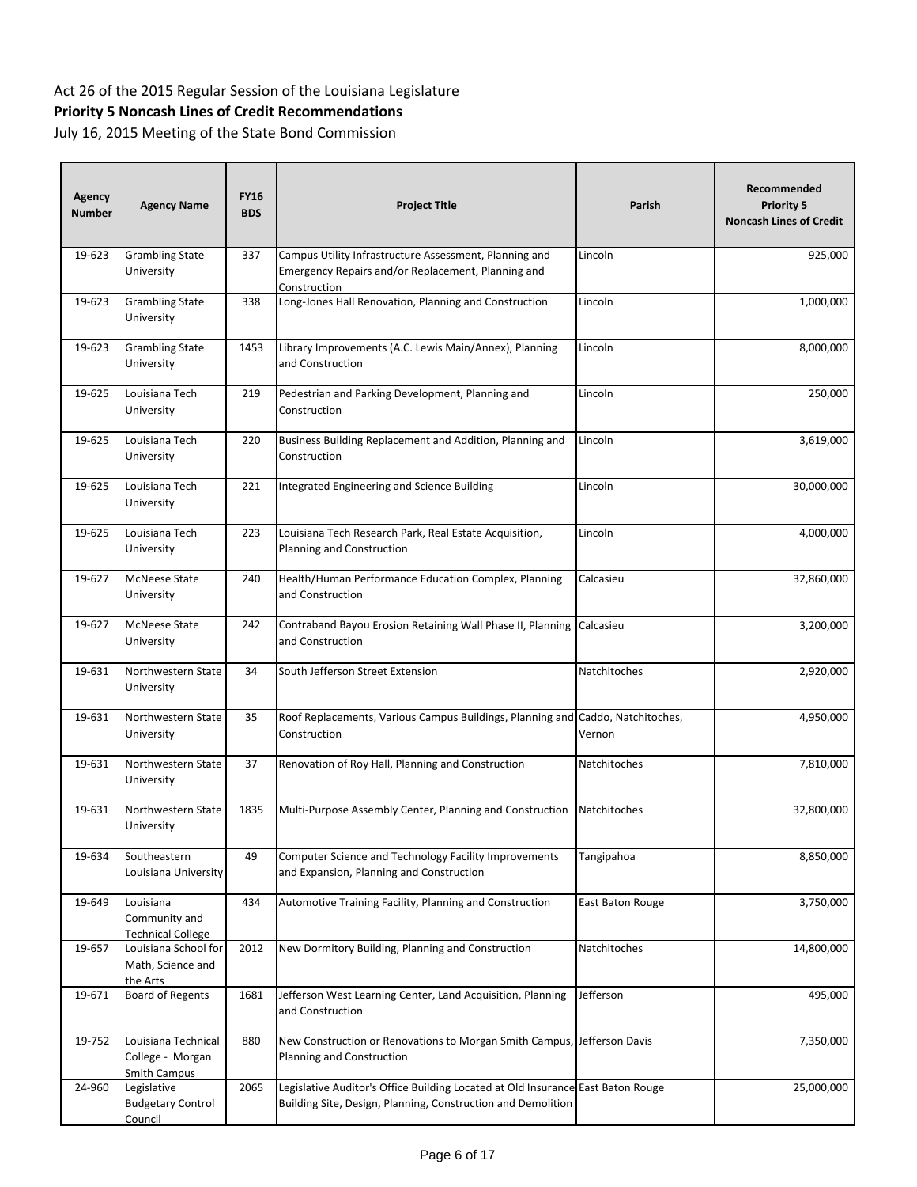Act 26 of the 2015 Regular Session of the Louisiana Legislature

**Priority 5 Noncash Lines of Credit Recommendations**

July 16, 2015 Meeting of the State Bond Commission

| Agency Number | Agency Name | FY16 BDS | Project Title | Parish | Recommended Priority 5 Noncash Lines of Credit |
|---|---|---|---|---|---|
| 19-623 | Grambling State University | 337 | Campus Utility Infrastructure Assessment, Planning and Emergency Repairs and/or Replacement, Planning and Construction | Lincoln | 925,000 |
| 19-623 | Grambling State University | 338 | Long-Jones Hall Renovation, Planning and Construction | Lincoln | 1,000,000 |
| 19-623 | Grambling State University | 1453 | Library Improvements (A.C. Lewis Main/Annex), Planning and Construction | Lincoln | 8,000,000 |
| 19-625 | Louisiana Tech University | 219 | Pedestrian and Parking Development, Planning and Construction | Lincoln | 250,000 |
| 19-625 | Louisiana Tech University | 220 | Business Building Replacement and Addition, Planning and Construction | Lincoln | 3,619,000 |
| 19-625 | Louisiana Tech University | 221 | Integrated Engineering and Science Building | Lincoln | 30,000,000 |
| 19-625 | Louisiana Tech University | 223 | Louisiana Tech Research Park, Real Estate Acquisition, Planning and Construction | Lincoln | 4,000,000 |
| 19-627 | McNeese State University | 240 | Health/Human Performance Education Complex, Planning and Construction | Calcasieu | 32,860,000 |
| 19-627 | McNeese State University | 242 | Contraband Bayou Erosion Retaining Wall Phase II, Planning and Construction | Calcasieu | 3,200,000 |
| 19-631 | Northwestern State University | 34 | South Jefferson Street Extension | Natchitoches | 2,920,000 |
| 19-631 | Northwestern State University | 35 | Roof Replacements, Various Campus Buildings, Planning and Construction | Caddo, Natchitoches, Vernon | 4,950,000 |
| 19-631 | Northwestern State University | 37 | Renovation of Roy Hall, Planning and Construction | Natchitoches | 7,810,000 |
| 19-631 | Northwestern State University | 1835 | Multi-Purpose Assembly Center, Planning and Construction | Natchitoches | 32,800,000 |
| 19-634 | Southeastern Louisiana University | 49 | Computer Science and Technology Facility Improvements and Expansion, Planning and Construction | Tangipahoa | 8,850,000 |
| 19-649 | Louisiana Community and Technical College | 434 | Automotive Training Facility, Planning and Construction | East Baton Rouge | 3,750,000 |
| 19-657 | Louisiana School for Math, Science and the Arts | 2012 | New Dormitory Building, Planning and Construction | Natchitoches | 14,800,000 |
| 19-671 | Board of Regents | 1681 | Jefferson West Learning Center, Land Acquisition, Planning and Construction | Jefferson | 495,000 |
| 19-752 | Louisiana Technical College - Morgan Smith Campus | 880 | New Construction or Renovations to Morgan Smith Campus, Planning and Construction | Jefferson Davis | 7,350,000 |
| 24-960 | Legislative Budgetary Control Council | 2065 | Legislative Auditor's Office Building Located at Old Insurance Building Site, Design, Planning, Construction and Demolition | East Baton Rouge | 25,000,000 |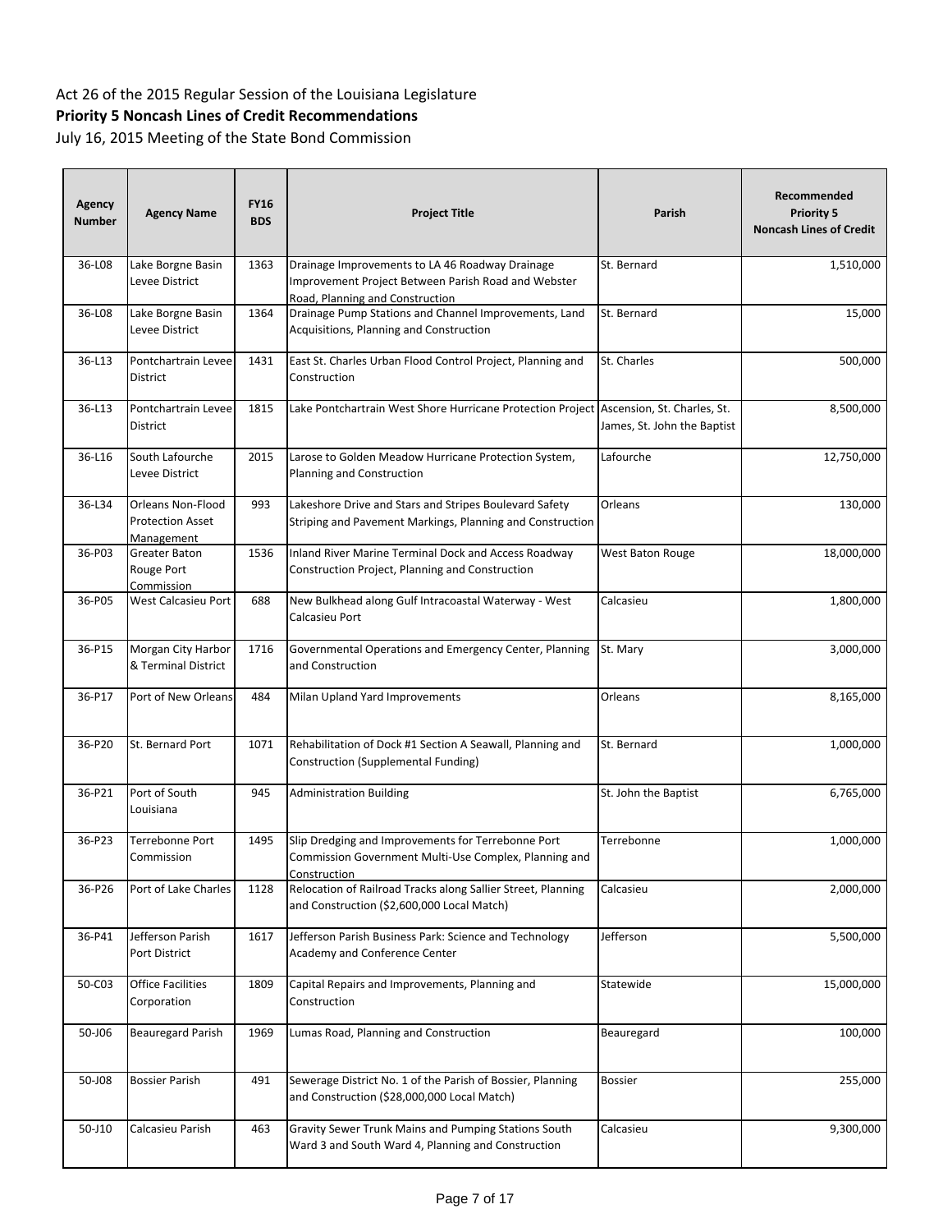Act 26 of the 2015 Regular Session of the Louisiana Legislature

**Priority 5 Noncash Lines of Credit Recommendations**

July 16, 2015 Meeting of the State Bond Commission

| Agency Number | Agency Name | FY16 BDS | Project Title | Parish | Recommended Priority 5 Noncash Lines of Credit |
|---|---|---|---|---|---|
| 36-L08 | Lake Borgne Basin Levee District | 1363 | Drainage Improvements to LA 46 Roadway Drainage Improvement Project Between Parish Road and Webster Road, Planning and Construction | St. Bernard | 1,510,000 |
| 36-L08 | Lake Borgne Basin Levee District | 1364 | Drainage Pump Stations and Channel Improvements, Land Acquisitions, Planning and Construction | St. Bernard | 15,000 |
| 36-L13 | Pontchartrain Levee District | 1431 | East St. Charles Urban Flood Control Project, Planning and Construction | St. Charles | 500,000 |
| 36-L13 | Pontchartrain Levee District | 1815 | Lake Pontchartrain West Shore Hurricane Protection Project | Ascension, St. Charles, St. James, St. John the Baptist | 8,500,000 |
| 36-L16 | South Lafourche Levee District | 2015 | Larose to Golden Meadow Hurricane Protection System, Planning and Construction | Lafourche | 12,750,000 |
| 36-L34 | Orleans Non-Flood Protection Asset Management | 993 | Lakeshore Drive and Stars and Stripes Boulevard Safety Striping and Pavement Markings, Planning and Construction | Orleans | 130,000 |
| 36-P03 | Greater Baton Rouge Port Commission | 1536 | Inland River Marine Terminal Dock and Access Roadway Construction Project, Planning and Construction | West Baton Rouge | 18,000,000 |
| 36-P05 | West Calcasieu Port | 688 | New Bulkhead along Gulf Intracoastal Waterway - West Calcasieu Port | Calcasieu | 1,800,000 |
| 36-P15 | Morgan City Harbor & Terminal District | 1716 | Governmental Operations and Emergency Center, Planning and Construction | St. Mary | 3,000,000 |
| 36-P17 | Port of New Orleans | 484 | Milan Upland Yard Improvements | Orleans | 8,165,000 |
| 36-P20 | St. Bernard Port | 1071 | Rehabilitation of Dock #1 Section A Seawall, Planning and Construction (Supplemental Funding) | St. Bernard | 1,000,000 |
| 36-P21 | Port of South Louisiana | 945 | Administration Building | St. John the Baptist | 6,765,000 |
| 36-P23 | Terrebonne Port Commission | 1495 | Slip Dredging and Improvements for Terrebonne Port Commission Government Multi-Use Complex, Planning and Construction | Terrebonne | 1,000,000 |
| 36-P26 | Port of Lake Charles | 1128 | Relocation of Railroad Tracks along Sallier Street, Planning and Construction ($2,600,000 Local Match) | Calcasieu | 2,000,000 |
| 36-P41 | Jefferson Parish Port District | 1617 | Jefferson Parish Business Park: Science and Technology Academy and Conference Center | Jefferson | 5,500,000 |
| 50-C03 | Office Facilities Corporation | 1809 | Capital Repairs and Improvements, Planning and Construction | Statewide | 15,000,000 |
| 50-J06 | Beauregard Parish | 1969 | Lumas Road, Planning and Construction | Beauregard | 100,000 |
| 50-J08 | Bossier Parish | 491 | Sewerage District No. 1 of the Parish of Bossier, Planning and Construction ($28,000,000 Local Match) | Bossier | 255,000 |
| 50-J10 | Calcasieu Parish | 463 | Gravity Sewer Trunk Mains and Pumping Stations South Ward 3 and South Ward 4, Planning and Construction | Calcasieu | 9,300,000 |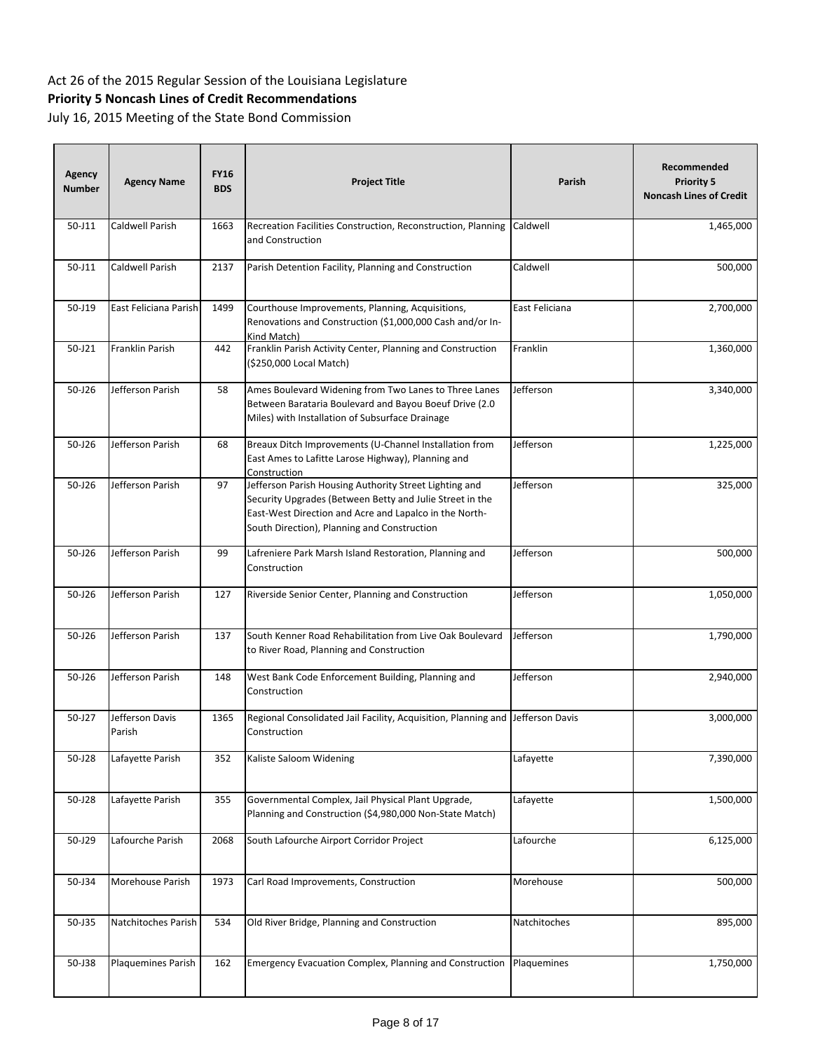Act 26 of the 2015 Regular Session of the Louisiana Legislature

**Priority 5 Noncash Lines of Credit Recommendations**

July 16, 2015 Meeting of the State Bond Commission

| Agency Number | Agency Name | FY16 BDS | Project Title | Parish | Recommended Priority 5 Noncash Lines of Credit |
|---|---|---|---|---|---|
| 50-J11 | Caldwell Parish | 1663 | Recreation Facilities Construction, Reconstruction, Planning and Construction | Caldwell | 1,465,000 |
| 50-J11 | Caldwell Parish | 2137 | Parish Detention Facility, Planning and Construction | Caldwell | 500,000 |
| 50-J19 | East Feliciana Parish | 1499 | Courthouse Improvements, Planning, Acquisitions, Renovations and Construction ($1,000,000 Cash and/or In-Kind Match) | East Feliciana | 2,700,000 |
| 50-J21 | Franklin Parish | 442 | Franklin Parish Activity Center, Planning and Construction ($250,000 Local Match) | Franklin | 1,360,000 |
| 50-J26 | Jefferson Parish | 58 | Ames Boulevard Widening from Two Lanes to Three Lanes Between Barataria Boulevard and Bayou Boeuf Drive (2.0 Miles) with Installation of Subsurface Drainage | Jefferson | 3,340,000 |
| 50-J26 | Jefferson Parish | 68 | Breaux Ditch Improvements (U-Channel Installation from East Ames to Lafitte Larose Highway), Planning and Construction | Jefferson | 1,225,000 |
| 50-J26 | Jefferson Parish | 97 | Jefferson Parish Housing Authority Street Lighting and Security Upgrades (Between Betty and Julie Street in the East-West Direction and Acre and Lapalco in the North-South Direction), Planning and Construction | Jefferson | 325,000 |
| 50-J26 | Jefferson Parish | 99 | Lafreniere Park Marsh Island Restoration, Planning and Construction | Jefferson | 500,000 |
| 50-J26 | Jefferson Parish | 127 | Riverside Senior Center, Planning and Construction | Jefferson | 1,050,000 |
| 50-J26 | Jefferson Parish | 137 | South Kenner Road Rehabilitation from Live Oak Boulevard to River Road, Planning and Construction | Jefferson | 1,790,000 |
| 50-J26 | Jefferson Parish | 148 | West Bank Code Enforcement Building, Planning and Construction | Jefferson | 2,940,000 |
| 50-J27 | Jefferson Davis Parish | 1365 | Regional Consolidated Jail Facility, Acquisition, Planning and Construction | Jefferson Davis | 3,000,000 |
| 50-J28 | Lafayette Parish | 352 | Kaliste Saloom Widening | Lafayette | 7,390,000 |
| 50-J28 | Lafayette Parish | 355 | Governmental Complex, Jail Physical Plant Upgrade, Planning and Construction ($4,980,000 Non-State Match) | Lafayette | 1,500,000 |
| 50-J29 | Lafourche Parish | 2068 | South Lafourche Airport Corridor Project | Lafourche | 6,125,000 |
| 50-J34 | Morehouse Parish | 1973 | Carl Road Improvements, Construction | Morehouse | 500,000 |
| 50-J35 | Natchitoches Parish | 534 | Old River Bridge, Planning and Construction | Natchitoches | 895,000 |
| 50-J38 | Plaquemines Parish | 162 | Emergency Evacuation Complex, Planning and Construction | Plaquemines | 1,750,000 |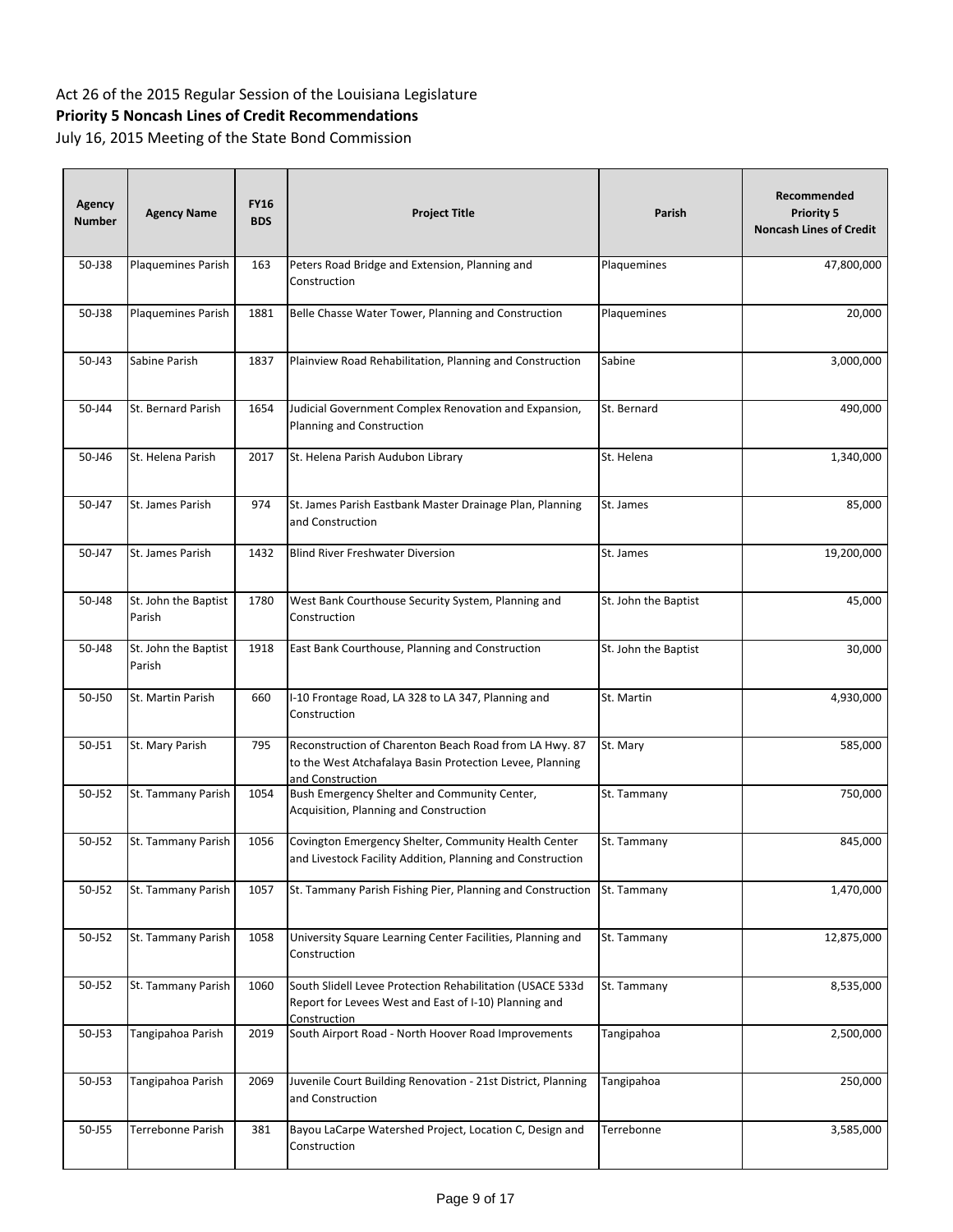Act 26 of the 2015 Regular Session of the Louisiana Legislature

**Priority 5 Noncash Lines of Credit Recommendations**

July 16, 2015 Meeting of the State Bond Commission

| Agency Number | Agency Name | FY16 BDS | Project Title | Parish | Recommended Priority 5 Noncash Lines of Credit |
|---|---|---|---|---|---|
| 50-J38 | Plaquemines Parish | 163 | Peters Road Bridge and Extension, Planning and Construction | Plaquemines | 47,800,000 |
| 50-J38 | Plaquemines Parish | 1881 | Belle Chasse Water Tower, Planning and Construction | Plaquemines | 20,000 |
| 50-J43 | Sabine Parish | 1837 | Plainview Road Rehabilitation, Planning and Construction | Sabine | 3,000,000 |
| 50-J44 | St. Bernard Parish | 1654 | Judicial Government Complex Renovation and Expansion, Planning and Construction | St. Bernard | 490,000 |
| 50-J46 | St. Helena Parish | 2017 | St. Helena Parish Audubon Library | St. Helena | 1,340,000 |
| 50-J47 | St. James Parish | 974 | St. James Parish Eastbank Master Drainage Plan, Planning and Construction | St. James | 85,000 |
| 50-J47 | St. James Parish | 1432 | Blind River Freshwater Diversion | St. James | 19,200,000 |
| 50-J48 | St. John the Baptist Parish | 1780 | West Bank Courthouse Security System, Planning and Construction | St. John the Baptist | 45,000 |
| 50-J48 | St. John the Baptist Parish | 1918 | East Bank Courthouse, Planning and Construction | St. John the Baptist | 30,000 |
| 50-J50 | St. Martin Parish | 660 | I-10 Frontage Road, LA 328 to LA 347, Planning and Construction | St. Martin | 4,930,000 |
| 50-J51 | St. Mary Parish | 795 | Reconstruction of Charenton Beach Road from LA Hwy. 87 to the West Atchafalaya Basin Protection Levee, Planning and Construction | St. Mary | 585,000 |
| 50-J52 | St. Tammany Parish | 1054 | Bush Emergency Shelter and Community Center, Acquisition, Planning and Construction | St. Tammany | 750,000 |
| 50-J52 | St. Tammany Parish | 1056 | Covington Emergency Shelter, Community Health Center and Livestock Facility Addition, Planning and Construction | St. Tammany | 845,000 |
| 50-J52 | St. Tammany Parish | 1057 | St. Tammany Parish Fishing Pier, Planning and Construction | St. Tammany | 1,470,000 |
| 50-J52 | St. Tammany Parish | 1058 | University Square Learning Center Facilities, Planning and Construction | St. Tammany | 12,875,000 |
| 50-J52 | St. Tammany Parish | 1060 | South Slidell Levee Protection Rehabilitation (USACE 533d Report for Levees West and East of I-10) Planning and Construction | St. Tammany | 8,535,000 |
| 50-J53 | Tangipahoa Parish | 2019 | South Airport Road - North Hoover Road Improvements | Tangipahoa | 2,500,000 |
| 50-J53 | Tangipahoa Parish | 2069 | Juvenile Court Building Renovation - 21st District, Planning and Construction | Tangipahoa | 250,000 |
| 50-J55 | Terrebonne Parish | 381 | Bayou LaCarpe Watershed Project, Location C, Design and Construction | Terrebonne | 3,585,000 |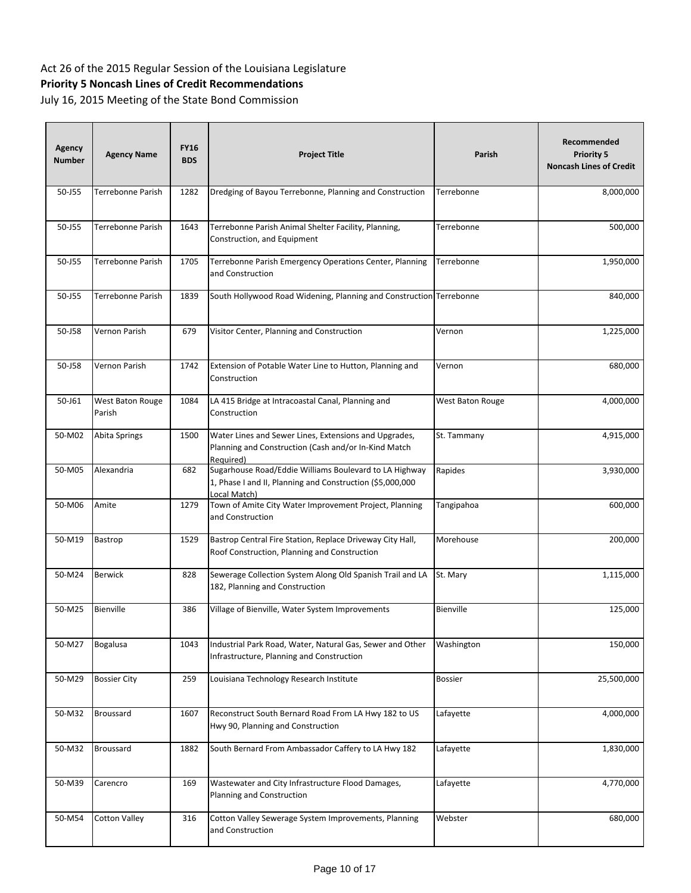Act 26 of the 2015 Regular Session of the Louisiana Legislature

**Priority 5 Noncash Lines of Credit Recommendations**

July 16, 2015 Meeting of the State Bond Commission

| Agency Number | Agency Name | FY16 BDS | Project Title | Parish | Recommended Priority 5 Noncash Lines of Credit |
|---|---|---|---|---|---|
| 50-J55 | Terrebonne Parish | 1282 | Dredging of Bayou Terrebonne, Planning and Construction | Terrebonne | 8,000,000 |
| 50-J55 | Terrebonne Parish | 1643 | Terrebonne Parish Animal Shelter Facility, Planning, Construction, and Equipment | Terrebonne | 500,000 |
| 50-J55 | Terrebonne Parish | 1705 | Terrebonne Parish Emergency Operations Center, Planning and Construction | Terrebonne | 1,950,000 |
| 50-J55 | Terrebonne Parish | 1839 | South Hollywood Road Widening, Planning and Construction | Terrebonne | 840,000 |
| 50-J58 | Vernon Parish | 679 | Visitor Center, Planning and Construction | Vernon | 1,225,000 |
| 50-J58 | Vernon Parish | 1742 | Extension of Potable Water Line to Hutton, Planning and Construction | Vernon | 680,000 |
| 50-J61 | West Baton Rouge Parish | 1084 | LA 415 Bridge at Intracoastal Canal, Planning and Construction | West Baton Rouge | 4,000,000 |
| 50-M02 | Abita Springs | 1500 | Water Lines and Sewer Lines, Extensions and Upgrades, Planning and Construction (Cash and/or In-Kind Match Required) | St. Tammany | 4,915,000 |
| 50-M05 | Alexandria | 682 | Sugarhouse Road/Eddie Williams Boulevard to LA Highway 1, Phase I and II, Planning and Construction ($5,000,000 Local Match) | Rapides | 3,930,000 |
| 50-M06 | Amite | 1279 | Town of Amite City Water Improvement Project, Planning and Construction | Tangipahoa | 600,000 |
| 50-M19 | Bastrop | 1529 | Bastrop Central Fire Station, Replace Driveway City Hall, Roof Construction, Planning and Construction | Morehouse | 200,000 |
| 50-M24 | Berwick | 828 | Sewerage Collection System Along Old Spanish Trail and LA 182, Planning and Construction | St. Mary | 1,115,000 |
| 50-M25 | Bienville | 386 | Village of Bienville, Water System Improvements | Bienville | 125,000 |
| 50-M27 | Bogalusa | 1043 | Industrial Park Road, Water, Natural Gas, Sewer and Other Infrastructure, Planning and Construction | Washington | 150,000 |
| 50-M29 | Bossier City | 259 | Louisiana Technology Research Institute | Bossier | 25,500,000 |
| 50-M32 | Broussard | 1607 | Reconstruct South Bernard Road From LA Hwy 182 to US Hwy 90, Planning and Construction | Lafayette | 4,000,000 |
| 50-M32 | Broussard | 1882 | South Bernard From Ambassador Caffery to LA Hwy 182 | Lafayette | 1,830,000 |
| 50-M39 | Carencro | 169 | Wastewater and City Infrastructure Flood Damages, Planning and Construction | Lafayette | 4,770,000 |
| 50-M54 | Cotton Valley | 316 | Cotton Valley Sewerage System Improvements, Planning and Construction | Webster | 680,000 |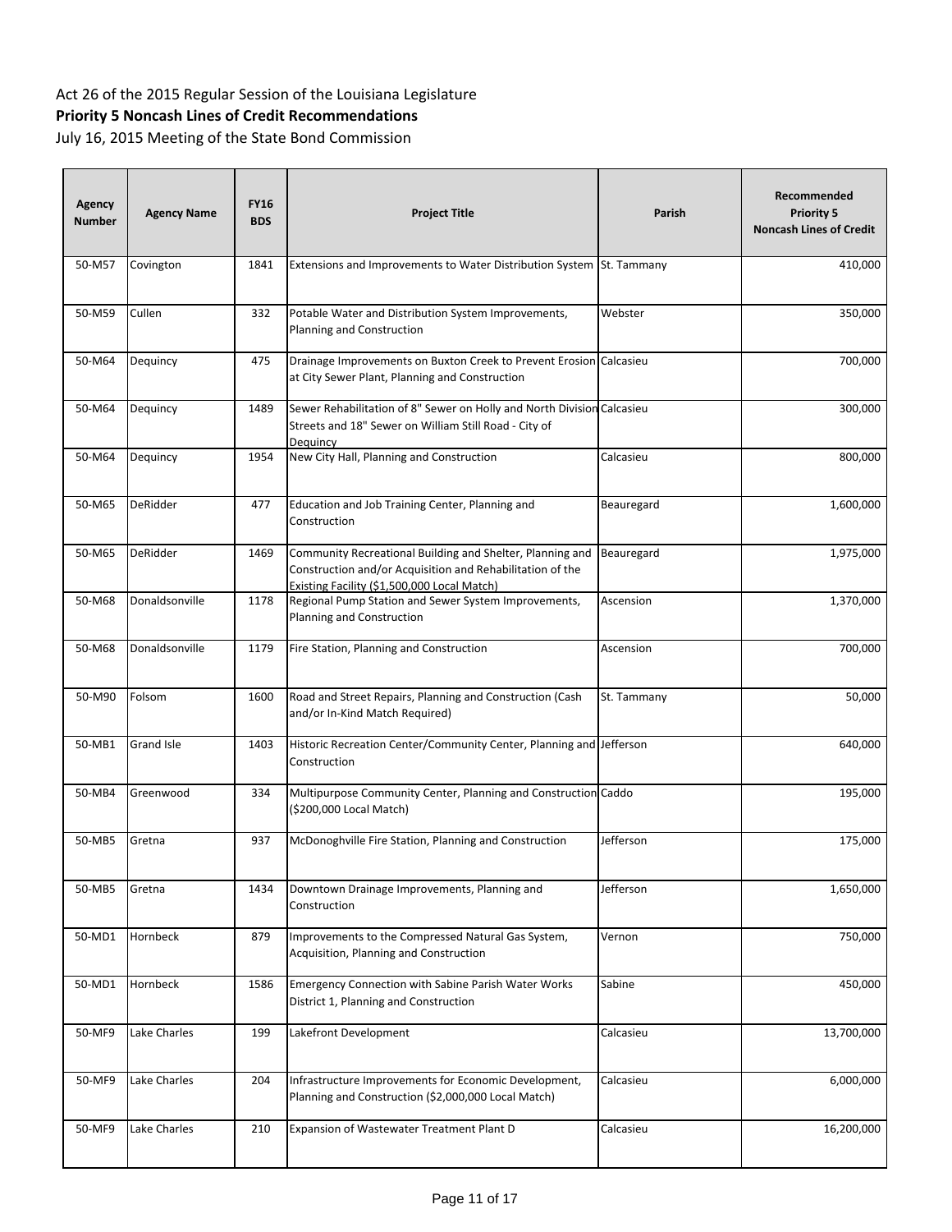Act 26 of the 2015 Regular Session of the Louisiana Legislature

**Priority 5 Noncash Lines of Credit Recommendations**

July 16, 2015 Meeting of the State Bond Commission

| Agency Number | Agency Name | FY16 BDS | Project Title | Parish | Recommended Priority 5 Noncash Lines of Credit |
|---|---|---|---|---|---|
| 50-M57 | Covington | 1841 | Extensions and Improvements to Water Distribution System | St. Tammany | 410,000 |
| 50-M59 | Cullen | 332 | Potable Water and Distribution System Improvements, Planning and Construction | Webster | 350,000 |
| 50-M64 | Dequincy | 475 | Drainage Improvements on Buxton Creek to Prevent Erosion at City Sewer Plant, Planning and Construction | Calcasieu | 700,000 |
| 50-M64 | Dequincy | 1489 | Sewer Rehabilitation of 8" Sewer on Holly and North Division Streets and 18" Sewer on William Still Road - City of Dequincy | Calcasieu | 300,000 |
| 50-M64 | Dequincy | 1954 | New City Hall, Planning and Construction | Calcasieu | 800,000 |
| 50-M65 | DeRidder | 477 | Education and Job Training Center, Planning and Construction | Beauregard | 1,600,000 |
| 50-M65 | DeRidder | 1469 | Community Recreational Building and Shelter, Planning and Construction and/or Acquisition and Rehabilitation of the Existing Facility ($1,500,000 Local Match) | Beauregard | 1,975,000 |
| 50-M68 | Donaldsonville | 1178 | Regional Pump Station and Sewer System Improvements, Planning and Construction | Ascension | 1,370,000 |
| 50-M68 | Donaldsonville | 1179 | Fire Station, Planning and Construction | Ascension | 700,000 |
| 50-M90 | Folsom | 1600 | Road and Street Repairs, Planning and Construction (Cash and/or In-Kind Match Required) | St. Tammany | 50,000 |
| 50-MB1 | Grand Isle | 1403 | Historic Recreation Center/Community Center, Planning and Construction | Jefferson | 640,000 |
| 50-MB4 | Greenwood | 334 | Multipurpose Community Center, Planning and Construction ($200,000 Local Match) | Caddo | 195,000 |
| 50-MB5 | Gretna | 937 | McDonoghville Fire Station, Planning and Construction | Jefferson | 175,000 |
| 50-MB5 | Gretna | 1434 | Downtown Drainage Improvements, Planning and Construction | Jefferson | 1,650,000 |
| 50-MD1 | Hornbeck | 879 | Improvements to the Compressed Natural Gas System, Acquisition, Planning and Construction | Vernon | 750,000 |
| 50-MD1 | Hornbeck | 1586 | Emergency Connection with Sabine Parish Water Works District 1, Planning and Construction | Sabine | 450,000 |
| 50-MF9 | Lake Charles | 199 | Lakefront Development | Calcasieu | 13,700,000 |
| 50-MF9 | Lake Charles | 204 | Infrastructure Improvements for Economic Development, Planning and Construction ($2,000,000 Local Match) | Calcasieu | 6,000,000 |
| 50-MF9 | Lake Charles | 210 | Expansion of Wastewater Treatment Plant D | Calcasieu | 16,200,000 |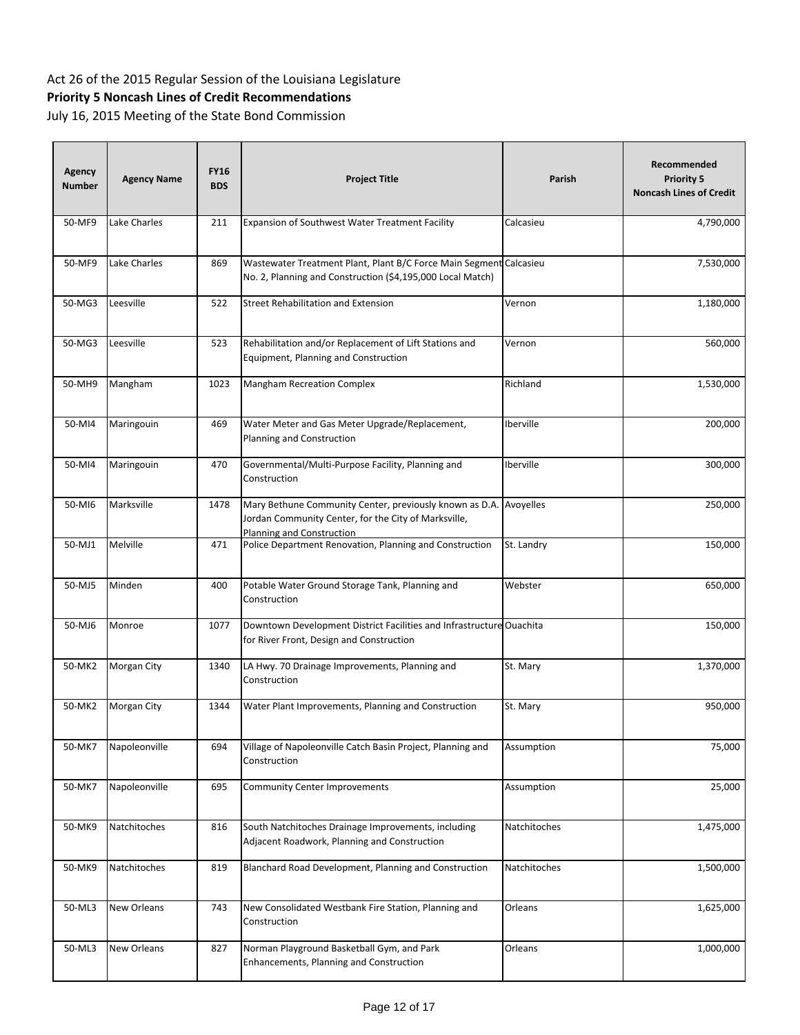Act 26 of the 2015 Regular Session of the Louisiana Legislature

**Priority 5 Noncash Lines of Credit Recommendations**

July 16, 2015 Meeting of the State Bond Commission

| Agency Number | Agency Name | FY16 BDS | Project Title | Parish | Recommended Priority 5 Noncash Lines of Credit |
|---|---|---|---|---|---|
| 50-MF9 | Lake Charles | 211 | Expansion of Southwest Water Treatment Facility | Calcasieu | 4,790,000 |
| 50-MF9 | Lake Charles | 869 | Wastewater Treatment Plant, Plant B/C Force Main Segment No. 2, Planning and Construction ($4,195,000 Local Match) | Calcasieu | 7,530,000 |
| 50-MG3 | Leesville | 522 | Street Rehabilitation and Extension | Vernon | 1,180,000 |
| 50-MG3 | Leesville | 523 | Rehabilitation and/or Replacement of Lift Stations and Equipment, Planning and Construction | Vernon | 560,000 |
| 50-MH9 | Mangham | 1023 | Mangham Recreation Complex | Richland | 1,530,000 |
| 50-MI4 | Maringouin | 469 | Water Meter and Gas Meter Upgrade/Replacement, Planning and Construction | Iberville | 200,000 |
| 50-MI4 | Maringouin | 470 | Governmental/Multi-Purpose Facility, Planning and Construction | Iberville | 300,000 |
| 50-MI6 | Marksville | 1478 | Mary Bethune Community Center, previously known as D.A. Jordan Community Center, for the City of Marksville, Planning and Construction | Avoyelles | 250,000 |
| 50-MJ1 | Melville | 471 | Police Department Renovation, Planning and Construction | St. Landry | 150,000 |
| 50-MJ5 | Minden | 400 | Potable Water Ground Storage Tank, Planning and Construction | Webster | 650,000 |
| 50-MJ6 | Monroe | 1077 | Downtown Development District Facilities and Infrastructure for River Front, Design and Construction | Ouachita | 150,000 |
| 50-MK2 | Morgan City | 1340 | LA Hwy. 70 Drainage Improvements, Planning and Construction | St. Mary | 1,370,000 |
| 50-MK2 | Morgan City | 1344 | Water Plant Improvements, Planning and Construction | St. Mary | 950,000 |
| 50-MK7 | Napoleonville | 694 | Village of Napoleonville Catch Basin Project, Planning and Construction | Assumption | 75,000 |
| 50-MK7 | Napoleonville | 695 | Community Center Improvements | Assumption | 25,000 |
| 50-MK9 | Natchitoches | 816 | South Natchitoches Drainage Improvements, including Adjacent Roadwork, Planning and Construction | Natchitoches | 1,475,000 |
| 50-MK9 | Natchitoches | 819 | Blanchard Road Development, Planning and Construction | Natchitoches | 1,500,000 |
| 50-ML3 | New Orleans | 743 | New Consolidated Westbank Fire Station, Planning and Construction | Orleans | 1,625,000 |
| 50-ML3 | New Orleans | 827 | Norman Playground Basketball Gym, and Park Enhancements, Planning and Construction | Orleans | 1,000,000 |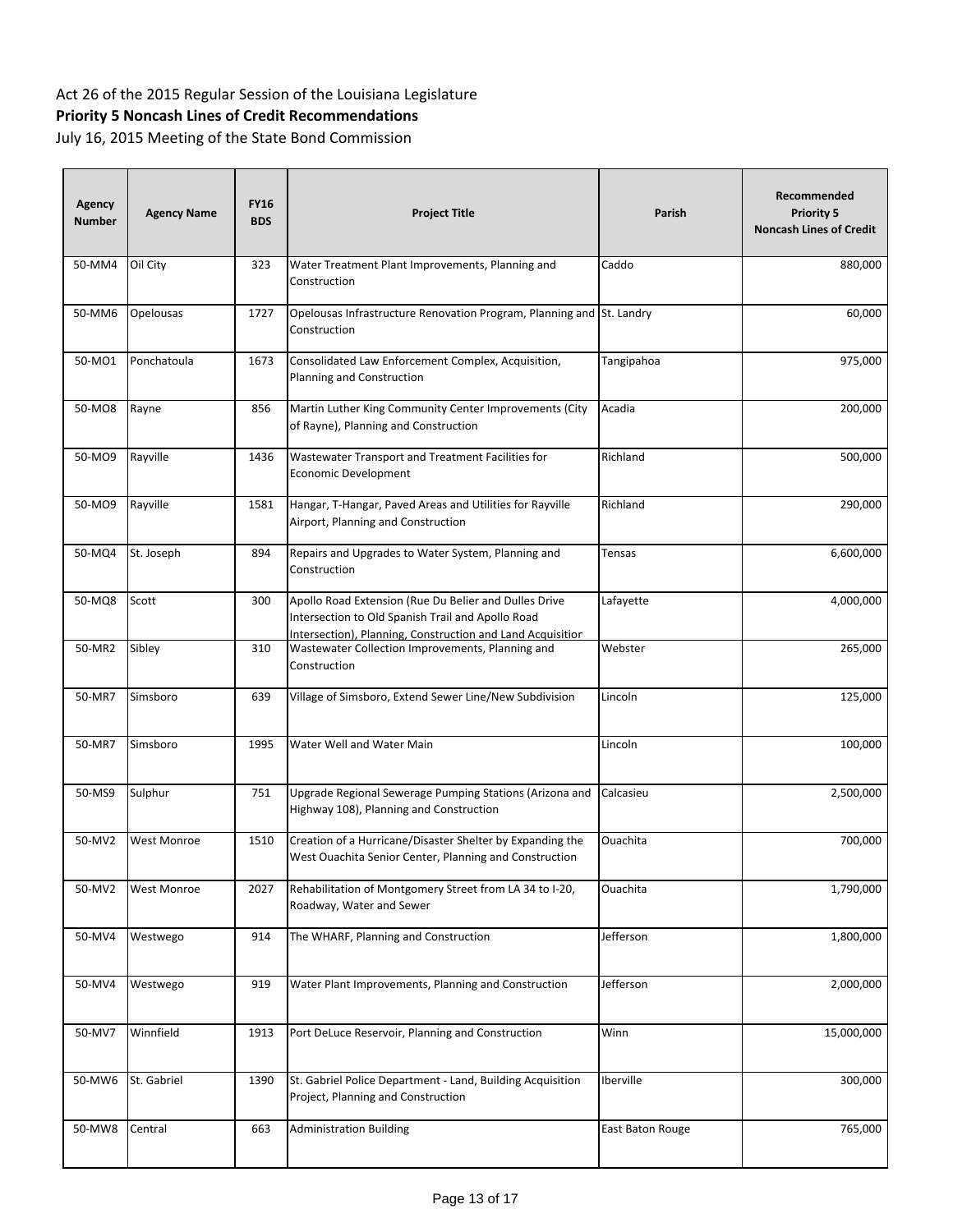Act 26 of the 2015 Regular Session of the Louisiana Legislature

**Priority 5 Noncash Lines of Credit Recommendations**

July 16, 2015 Meeting of the State Bond Commission

| Agency Number | Agency Name | FY16 BDS | Project Title | Parish | Recommended Priority 5 Noncash Lines of Credit |
|---|---|---|---|---|---|
| 50-MM4 | Oil City | 323 | Water Treatment Plant Improvements, Planning and Construction | Caddo | 880,000 |
| 50-MM6 | Opelousas | 1727 | Opelousas Infrastructure Renovation Program, Planning and Construction | St. Landry | 60,000 |
| 50-MO1 | Ponchatoula | 1673 | Consolidated Law Enforcement Complex, Acquisition, Planning and Construction | Tangipahoa | 975,000 |
| 50-MO8 | Rayne | 856 | Martin Luther King Community Center Improvements (City of Rayne), Planning and Construction | Acadia | 200,000 |
| 50-MO9 | Rayville | 1436 | Wastewater Transport and Treatment Facilities for Economic Development | Richland | 500,000 |
| 50-MO9 | Rayville | 1581 | Hangar, T-Hangar, Paved Areas and Utilities for Rayville Airport, Planning and Construction | Richland | 290,000 |
| 50-MQ4 | St. Joseph | 894 | Repairs and Upgrades to Water System, Planning and Construction | Tensas | 6,600,000 |
| 50-MQ8 | Scott | 300 | Apollo Road Extension (Rue Du Belier and Dulles Drive Intersection to Old Spanish Trail and Apollo Road Intersection), Planning, Construction and Land Acquisition | Lafayette | 4,000,000 |
| 50-MR2 | Sibley | 310 | Wastewater Collection Improvements, Planning and Construction | Webster | 265,000 |
| 50-MR7 | Simsboro | 639 | Village of Simsboro, Extend Sewer Line/New Subdivision | Lincoln | 125,000 |
| 50-MR7 | Simsboro | 1995 | Water Well and Water Main | Lincoln | 100,000 |
| 50-MS9 | Sulphur | 751 | Upgrade Regional Sewerage Pumping Stations (Arizona and Highway 108), Planning and Construction | Calcasieu | 2,500,000 |
| 50-MV2 | West Monroe | 1510 | Creation of a Hurricane/Disaster Shelter by Expanding the West Ouachita Senior Center, Planning and Construction | Ouachita | 700,000 |
| 50-MV2 | West Monroe | 2027 | Rehabilitation of Montgomery Street from LA 34 to I-20, Roadway, Water and Sewer | Ouachita | 1,790,000 |
| 50-MV4 | Westwego | 914 | The WHARF, Planning and Construction | Jefferson | 1,800,000 |
| 50-MV4 | Westwego | 919 | Water Plant Improvements, Planning and Construction | Jefferson | 2,000,000 |
| 50-MV7 | Winnfield | 1913 | Port DeLuce Reservoir, Planning and Construction | Winn | 15,000,000 |
| 50-MW6 | St. Gabriel | 1390 | St. Gabriel Police Department - Land, Building Acquisition Project, Planning and Construction | Iberville | 300,000 |
| 50-MW8 | Central | 663 | Administration Building | East Baton Rouge | 765,000 |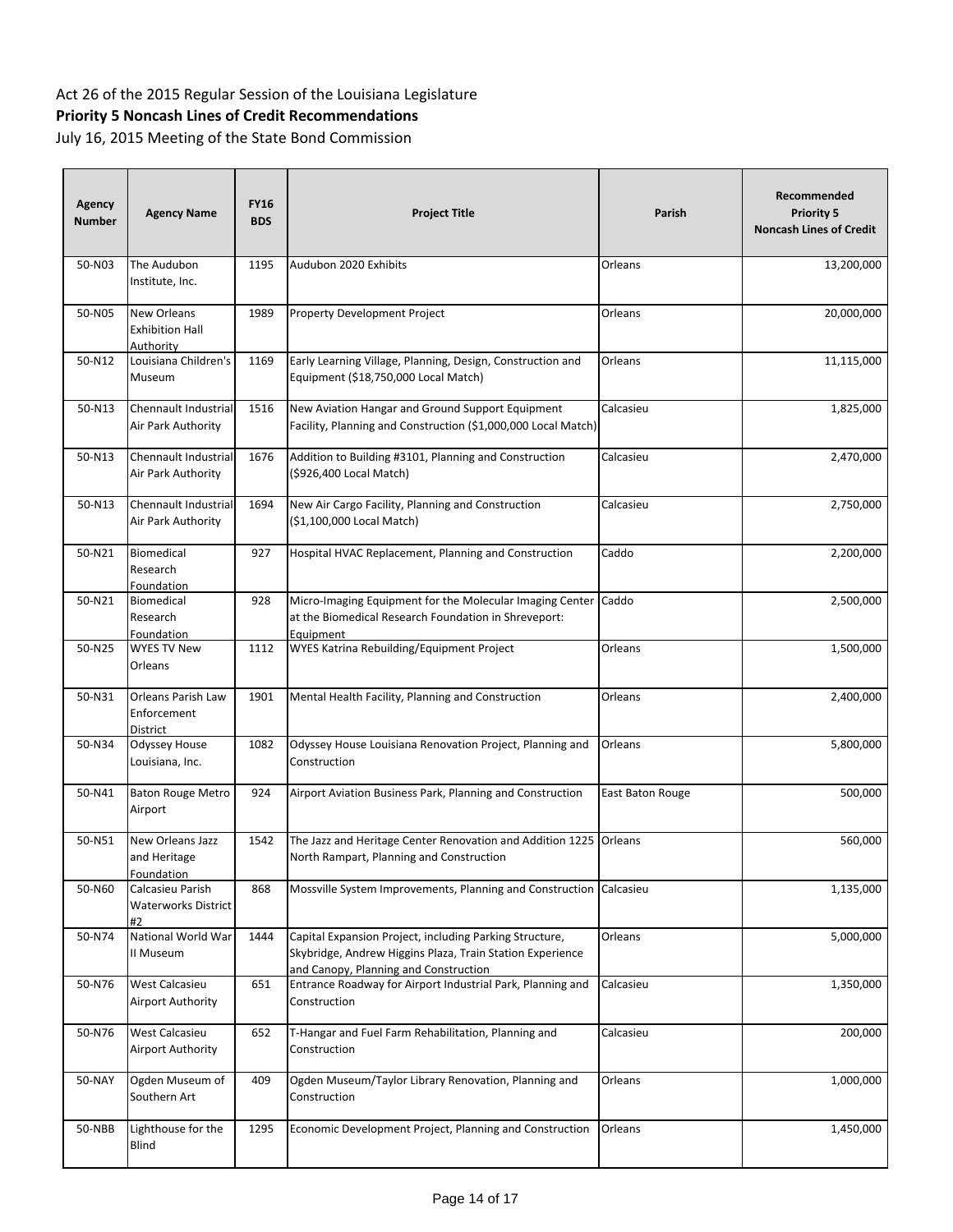Act 26 of the 2015 Regular Session of the Louisiana Legislature

**Priority 5 Noncash Lines of Credit Recommendations**

July 16, 2015 Meeting of the State Bond Commission

| Agency Number | Agency Name | FY16 BDS | Project Title | Parish | Recommended Priority 5 Noncash Lines of Credit |
|---|---|---|---|---|---|
| 50-N03 | The Audubon Institute, Inc. | 1195 | Audubon 2020 Exhibits | Orleans | 13,200,000 |
| 50-N05 | New Orleans Exhibition Hall Authority | 1989 | Property Development Project | Orleans | 20,000,000 |
| 50-N12 | Louisiana Children's Museum | 1169 | Early Learning Village, Planning, Design, Construction and Equipment ($18,750,000 Local Match) | Orleans | 11,115,000 |
| 50-N13 | Chennault Industrial Air Park Authority | 1516 | New Aviation Hangar and Ground Support Equipment Facility, Planning and Construction ($1,000,000 Local Match) | Calcasieu | 1,825,000 |
| 50-N13 | Chennault Industrial Air Park Authority | 1676 | Addition to Building #3101, Planning and Construction ($926,400 Local Match) | Calcasieu | 2,470,000 |
| 50-N13 | Chennault Industrial Air Park Authority | 1694 | New Air Cargo Facility, Planning and Construction ($1,100,000 Local Match) | Calcasieu | 2,750,000 |
| 50-N21 | Biomedical Research Foundation | 927 | Hospital HVAC Replacement, Planning and Construction | Caddo | 2,200,000 |
| 50-N21 | Biomedical Research Foundation | 928 | Micro-Imaging Equipment for the Molecular Imaging Center at the Biomedical Research Foundation in Shreveport: Equipment | Caddo | 2,500,000 |
| 50-N25 | WYES TV New Orleans | 1112 | WYES Katrina Rebuilding/Equipment Project | Orleans | 1,500,000 |
| 50-N31 | Orleans Parish Law Enforcement District | 1901 | Mental Health Facility, Planning and Construction | Orleans | 2,400,000 |
| 50-N34 | Odyssey House Louisiana, Inc. | 1082 | Odyssey House Louisiana Renovation Project, Planning and Construction | Orleans | 5,800,000 |
| 50-N41 | Baton Rouge Metro Airport | 924 | Airport Aviation Business Park, Planning and Construction | East Baton Rouge | 500,000 |
| 50-N51 | New Orleans Jazz and Heritage Foundation | 1542 | The Jazz and Heritage Center Renovation and Addition 1225 North Rampart, Planning and Construction | Orleans | 560,000 |
| 50-N60 | Calcasieu Parish Waterworks District #2 | 868 | Mossville System Improvements, Planning and Construction | Calcasieu | 1,135,000 |
| 50-N74 | National World War II Museum | 1444 | Capital Expansion Project, including Parking Structure, Skybridge, Andrew Higgins Plaza, Train Station Experience and Canopy, Planning and Construction | Orleans | 5,000,000 |
| 50-N76 | West Calcasieu Airport Authority | 651 | Entrance Roadway for Airport Industrial Park, Planning and Construction | Calcasieu | 1,350,000 |
| 50-N76 | West Calcasieu Airport Authority | 652 | T-Hangar and Fuel Farm Rehabilitation, Planning and Construction | Calcasieu | 200,000 |
| 50-NAY | Ogden Museum of Southern Art | 409 | Ogden Museum/Taylor Library Renovation, Planning and Construction | Orleans | 1,000,000 |
| 50-NBB | Lighthouse for the Blind | 1295 | Economic Development Project, Planning and Construction | Orleans | 1,450,000 |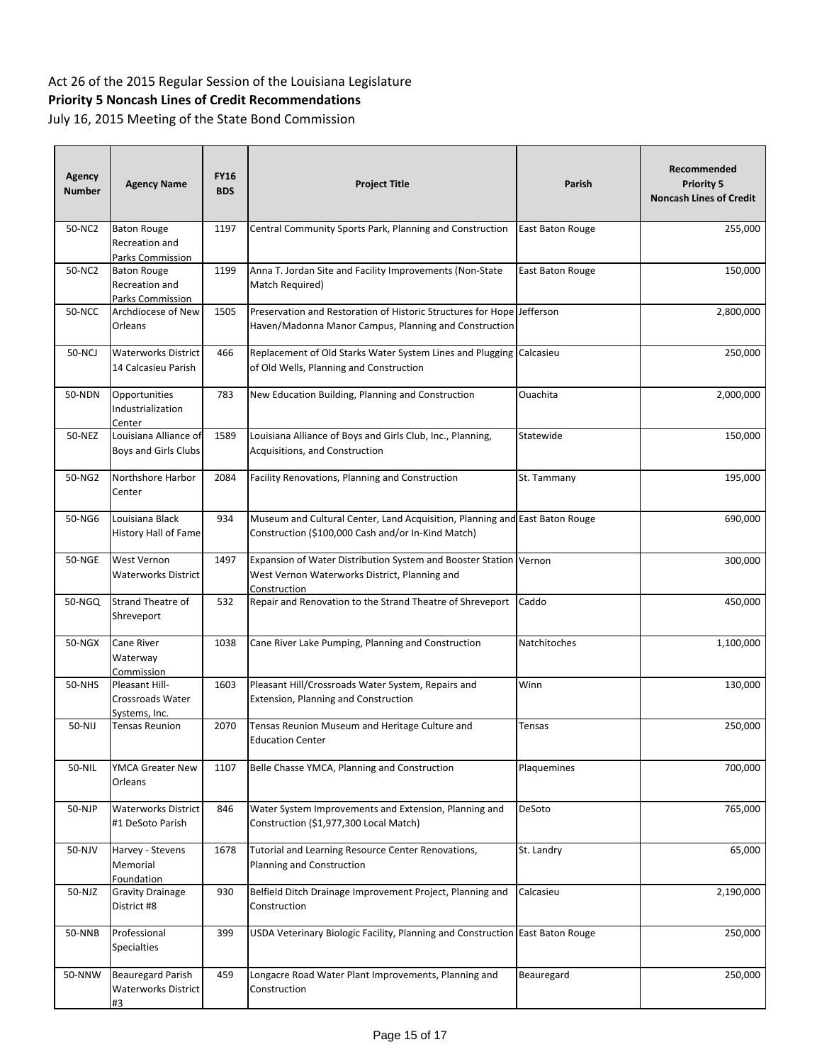Act 26 of the 2015 Regular Session of the Louisiana Legislature

**Priority 5 Noncash Lines of Credit Recommendations**

July 16, 2015 Meeting of the State Bond Commission

| Agency Number | Agency Name | FY16 BDS | Project Title | Parish | Recommended Priority 5 Noncash Lines of Credit |
|---|---|---|---|---|---|
| 50-NC2 | Baton Rouge Recreation and Parks Commission | 1197 | Central Community Sports Park, Planning and Construction | East Baton Rouge | 255,000 |
| 50-NC2 | Baton Rouge Recreation and Parks Commission | 1199 | Anna T. Jordan Site and Facility Improvements (Non-State Match Required) | East Baton Rouge | 150,000 |
| 50-NCC | Archdiocese of New Orleans | 1505 | Preservation and Restoration of Historic Structures for Hope Haven/Madonna Manor Campus, Planning and Construction | Jefferson | 2,800,000 |
| 50-NCJ | Waterworks District 14 Calcasieu Parish | 466 | Replacement of Old Starks Water System Lines and Plugging of Old Wells, Planning and Construction | Calcasieu | 250,000 |
| 50-NDN | Opportunities Industrialization Center | 783 | New Education Building, Planning and Construction | Ouachita | 2,000,000 |
| 50-NEZ | Louisiana Alliance of Boys and Girls Clubs | 1589 | Louisiana Alliance of Boys and Girls Club, Inc., Planning, Acquisitions, and Construction | Statewide | 150,000 |
| 50-NG2 | Northshore Harbor Center | 2084 | Facility Renovations, Planning and Construction | St. Tammany | 195,000 |
| 50-NG6 | Louisiana Black History Hall of Fame | 934 | Museum and Cultural Center, Land Acquisition, Planning and Construction ($100,000 Cash and/or In-Kind Match) | East Baton Rouge | 690,000 |
| 50-NGE | West Vernon Waterworks District | 1497 | Expansion of Water Distribution System and Booster Station West Vernon Waterworks District, Planning and Construction | Vernon | 300,000 |
| 50-NGQ | Strand Theatre of Shreveport | 532 | Repair and Renovation to the Strand Theatre of Shreveport | Caddo | 450,000 |
| 50-NGX | Cane River Waterway Commission | 1038 | Cane River Lake Pumping, Planning and Construction | Natchitoches | 1,100,000 |
| 50-NHS | Pleasant Hill-Crossroads Water Systems, Inc. | 1603 | Pleasant Hill/Crossroads Water System, Repairs and Extension, Planning and Construction | Winn | 130,000 |
| 50-NIJ | Tensas Reunion | 2070 | Tensas Reunion Museum and Heritage Culture and Education Center | Tensas | 250,000 |
| 50-NIL | YMCA Greater New Orleans | 1107 | Belle Chasse YMCA, Planning and Construction | Plaquemines | 700,000 |
| 50-NJP | Waterworks District #1 DeSoto Parish | 846 | Water System Improvements and Extension, Planning and Construction ($1,977,300 Local Match) | DeSoto | 765,000 |
| 50-NJV | Harvey - Stevens Memorial Foundation | 1678 | Tutorial and Learning Resource Center Renovations, Planning and Construction | St. Landry | 65,000 |
| 50-NJZ | Gravity Drainage District #8 | 930 | Belfield Ditch Drainage Improvement Project, Planning and Construction | Calcasieu | 2,190,000 |
| 50-NNB | Professional Specialties | 399 | USDA Veterinary Biologic Facility, Planning and Construction | East Baton Rouge | 250,000 |
| 50-NNW | Beauregard Parish Waterworks District #3 | 459 | Longacre Road Water Plant Improvements, Planning and Construction | Beauregard | 250,000 |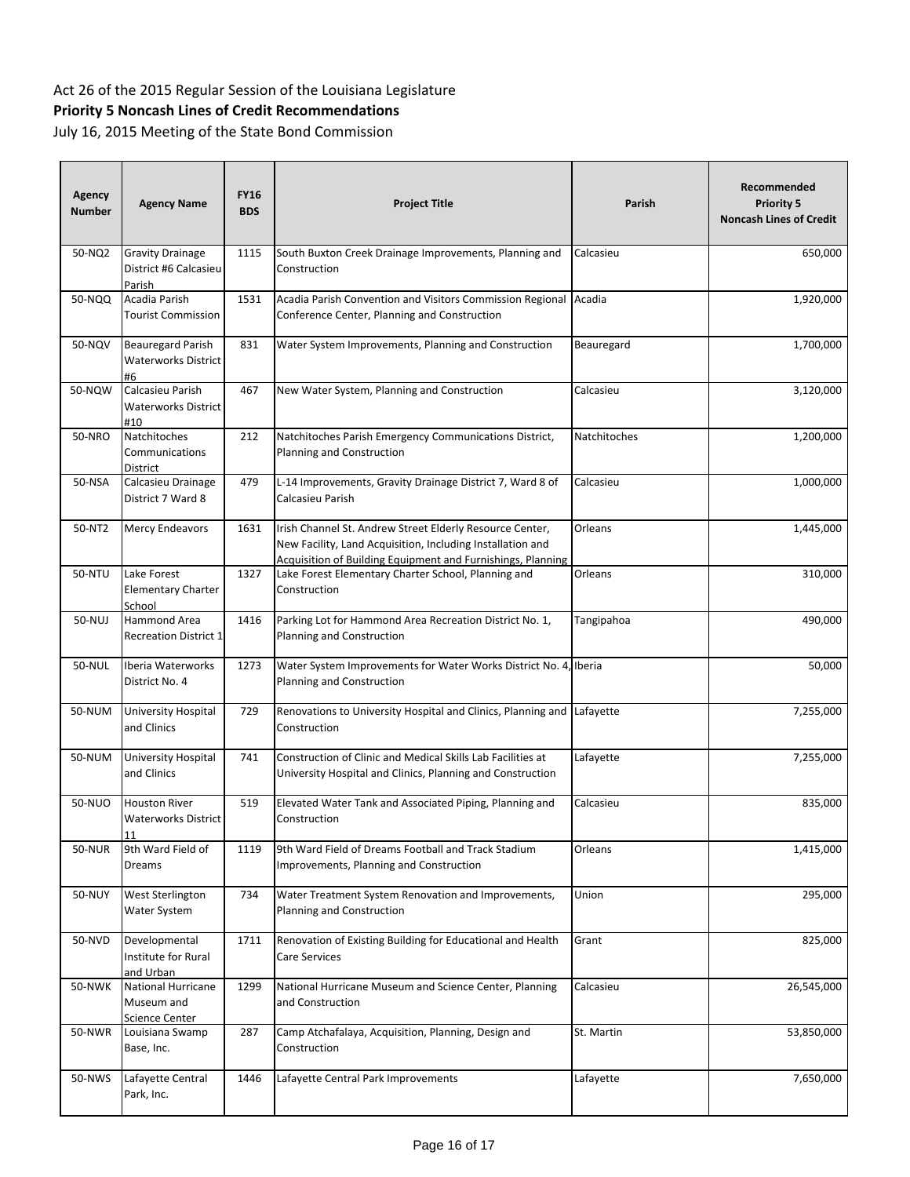Act 26 of the 2015 Regular Session of the Louisiana Legislature

**Priority 5 Noncash Lines of Credit Recommendations**

July 16, 2015 Meeting of the State Bond Commission

| Agency Number | Agency Name | FY16 BDS | Project Title | Parish | Recommended Priority 5 Noncash Lines of Credit |
|---|---|---|---|---|---|
| 50-NQ2 | Gravity Drainage District #6 Calcasieu Parish | 1115 | South Buxton Creek Drainage Improvements, Planning and Construction | Calcasieu | 650,000 |
| 50-NQQ | Acadia Parish Tourist Commission | 1531 | Acadia Parish Convention and Visitors Commission Regional Conference Center, Planning and Construction | Acadia | 1,920,000 |
| 50-NQV | Beauregard Parish Waterworks District #6 | 831 | Water System Improvements, Planning and Construction | Beauregard | 1,700,000 |
| 50-NQW | Calcasieu Parish Waterworks District #10 | 467 | New Water System, Planning and Construction | Calcasieu | 3,120,000 |
| 50-NRO | Natchitoches Communications District | 212 | Natchitoches Parish Emergency Communications District, Planning and Construction | Natchitoches | 1,200,000 |
| 50-NSA | Calcasieu Drainage District 7 Ward 8 | 479 | L-14 Improvements, Gravity Drainage District 7, Ward 8 of Calcasieu Parish | Calcasieu | 1,000,000 |
| 50-NT2 | Mercy Endeavors | 1631 | Irish Channel St. Andrew Street Elderly Resource Center, New Facility, Land Acquisition, Including Installation and Acquisition of Building Equipment and Furnishings, Planning | Orleans | 1,445,000 |
| 50-NTU | Lake Forest Elementary Charter School | 1327 | Lake Forest Elementary Charter School, Planning and Construction | Orleans | 310,000 |
| 50-NUJ | Hammond Area Recreation District 1 | 1416 | Parking Lot for Hammond Area Recreation District No. 1, Planning and Construction | Tangipahoa | 490,000 |
| 50-NUL | Iberia Waterworks District No. 4 | 1273 | Water System Improvements for Water Works District No. 4, Planning and Construction | Iberia | 50,000 |
| 50-NUM | University Hospital and Clinics | 729 | Renovations to University Hospital and Clinics, Planning and Construction | Lafayette | 7,255,000 |
| 50-NUM | University Hospital and Clinics | 741 | Construction of Clinic and Medical Skills Lab Facilities at University Hospital and Clinics, Planning and Construction | Lafayette | 7,255,000 |
| 50-NUO | Houston River Waterworks District 11 | 519 | Elevated Water Tank and Associated Piping, Planning and Construction | Calcasieu | 835,000 |
| 50-NUR | 9th Ward Field of Dreams | 1119 | 9th Ward Field of Dreams Football and Track Stadium Improvements, Planning and Construction | Orleans | 1,415,000 |
| 50-NUY | West Sterlington Water System | 734 | Water Treatment System Renovation and Improvements, Planning and Construction | Union | 295,000 |
| 50-NVD | Developmental Institute for Rural and Urban | 1711 | Renovation of Existing Building for Educational and Health Care Services | Grant | 825,000 |
| 50-NWK | National Hurricane Museum and Science Center | 1299 | National Hurricane Museum and Science Center, Planning and Construction | Calcasieu | 26,545,000 |
| 50-NWR | Louisiana Swamp Base, Inc. | 287 | Camp Atchafalaya, Acquisition, Planning, Design and Construction | St. Martin | 53,850,000 |
| 50-NWS | Lafayette Central Park, Inc. | 1446 | Lafayette Central Park Improvements | Lafayette | 7,650,000 |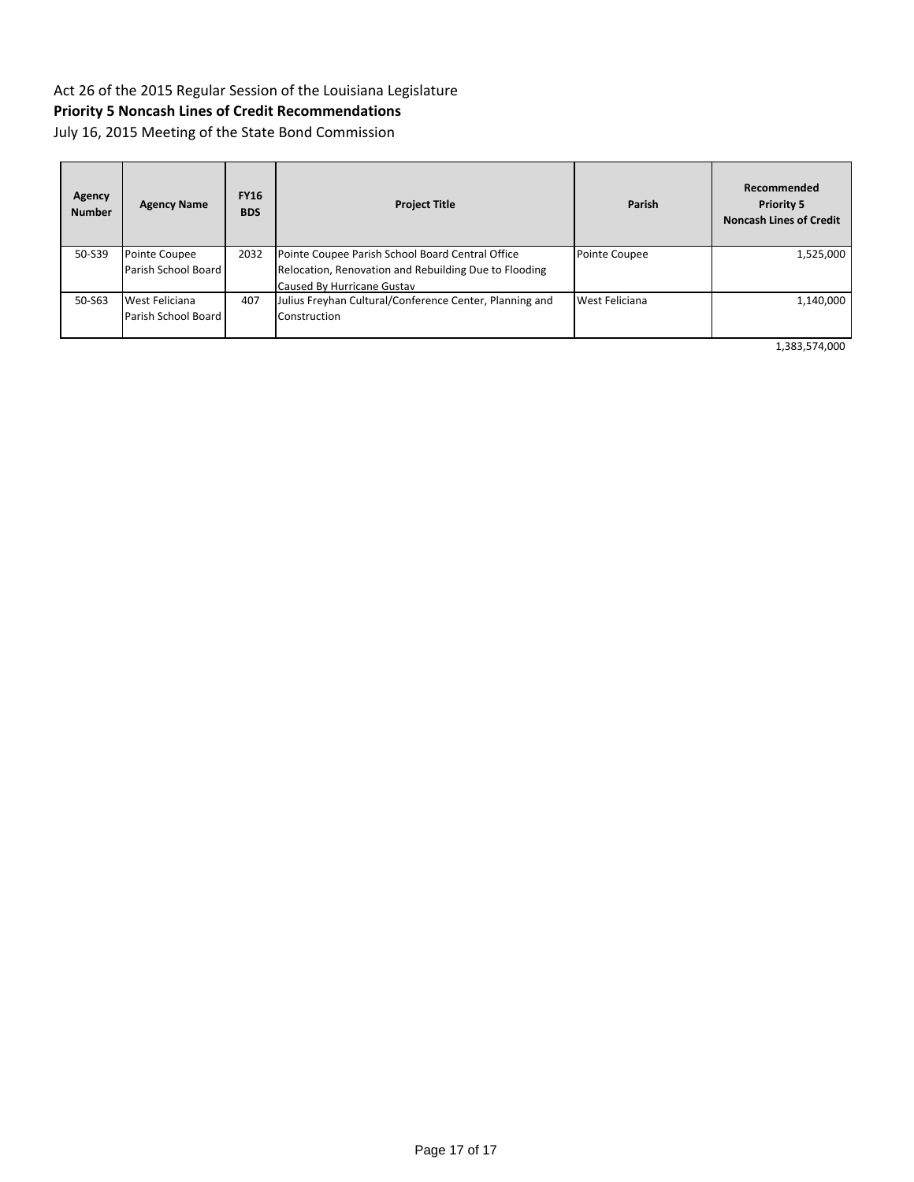Act 26 of the 2015 Regular Session of the Louisiana Legislature

**Priority 5 Noncash Lines of Credit Recommendations**

July 16, 2015 Meeting of the State Bond Commission

| Agency Number | Agency Name | FY16 BDS | Project Title | Parish | Recommended Priority 5 Noncash Lines of Credit |
|---|---|---|---|---|---|
| 50-S39 | Pointe Coupee Parish School Board | 2032 | Pointe Coupee Parish School Board Central Office Relocation, Renovation and Rebuilding Due to Flooding Caused By Hurricane Gustav | Pointe Coupee | 1,525,000 |
| 50-S63 | West Feliciana Parish School Board | 407 | Julius Freyhan Cultural/Conference Center, Planning and Construction | West Feliciana | 1,140,000 |
| | | | | | 1,383,574,000 |